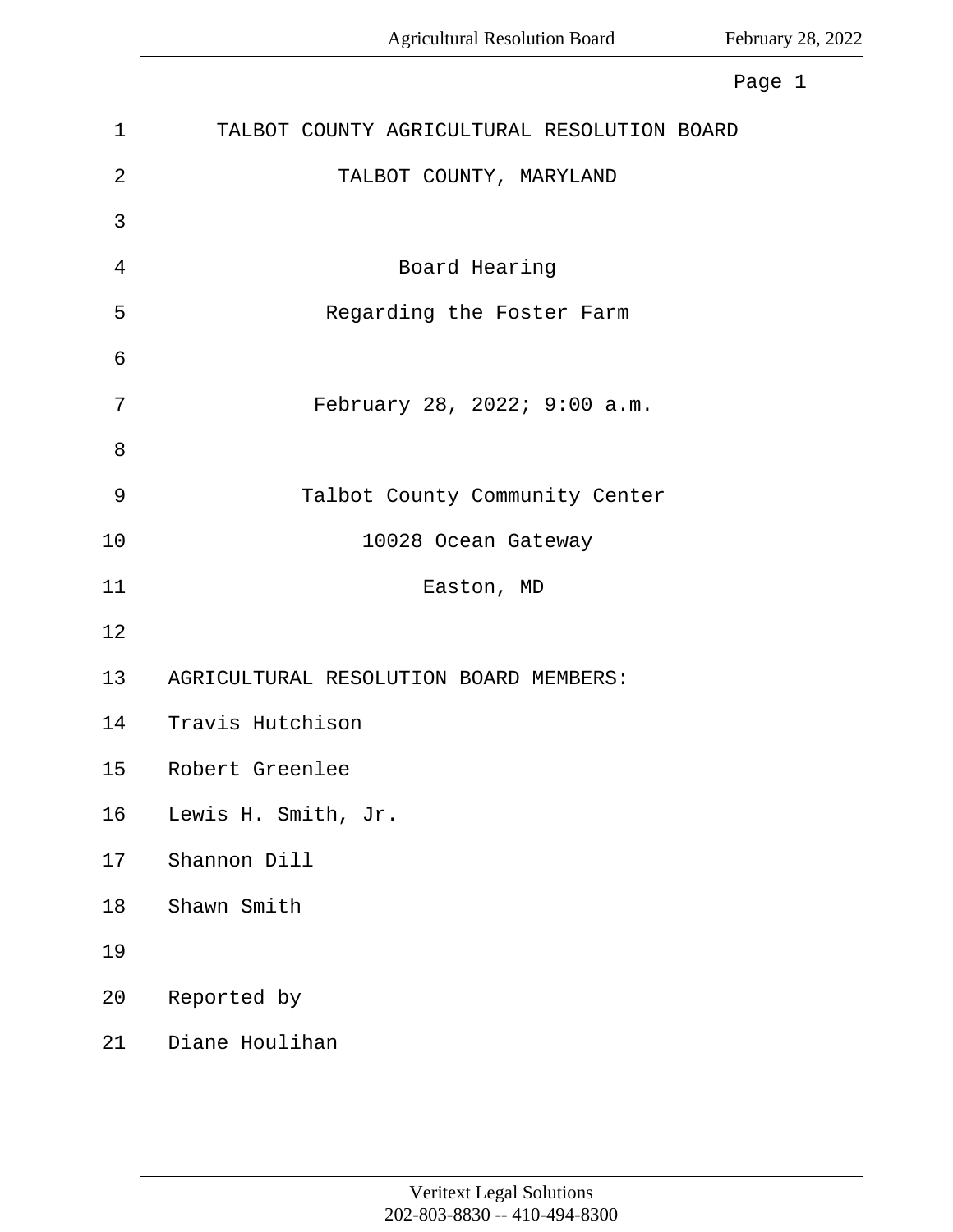TALBOT COUNTY AGRICULTURAL RESOLUTION BOARD

TALBOT COUNTY, MARYLAND

Board Hearing

Regarding the Foster Farm

February 28, 2022; 9:00 a.m.

Talbot County Community Center

10028 Ocean Gateway

Easton, MD

AGRICULTURAL RESOLUTION BOARD MEMBERS:

Travis Hutchison

Robert Greenlee

Lewis H. Smith, Jr.

Shannon Dill

Shawn Smith

Reported by

Diane Houlihan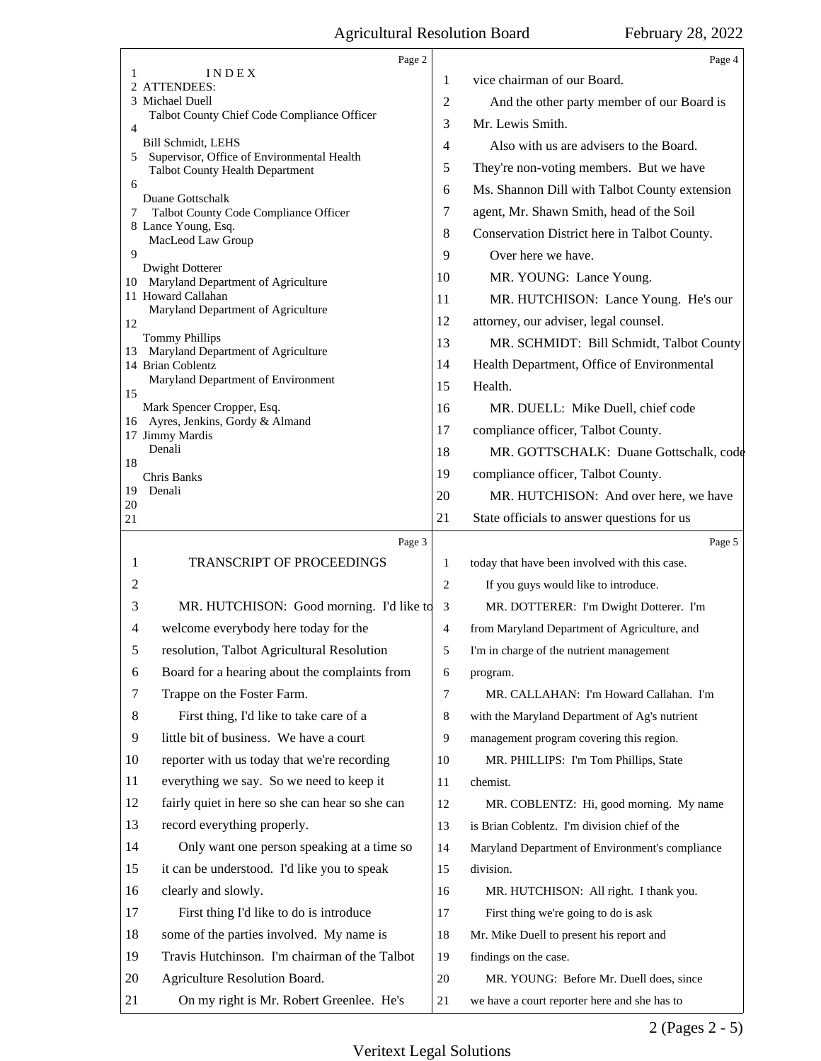Page 2

I N D E X

ATTENDEES:

Michael Duell
Talbot County Chief Code Compliance Officer

Bill Schmidt, LEHS
Supervisor, Office of Environmental Health
Talbot County Health Department

Duane Gottschalk
Talbot County Code Compliance Officer

Lance Young, Esq.
MacLeod Law Group

Dwight Dotterer
Maryland Department of Agriculture

Howard Callahan
Maryland Department of Agriculture

Tommy Phillips
Maryland Department of Agriculture

Brian Coblentz
Maryland Department of Environment

Mark Spencer Cropper, Esq.
Ayres, Jenkins, Gordy & Almand

Jimmy Mardis
Denali

Chris Banks
Denali

Page 3

TRANSCRIPT OF PROCEEDINGS

MR. HUTCHISON: Good morning. I'd like to welcome everybody here today for the resolution, Talbot Agricultural Resolution Board for a hearing about the complaints from Trappe on the Foster Farm.

First thing, I'd like to take care of a little bit of business. We have a court reporter with us today that we're recording everything we say. So we need to keep it fairly quiet in here so she can hear so she can record everything properly.

Only want one person speaking at a time so it can be understood. I'd like you to speak clearly and slowly.

First thing I'd like to do is introduce some of the parties involved. My name is Travis Hutchinson. I'm chairman of the Talbot Agriculture Resolution Board.

On my right is Mr. Robert Greenlee. He's

Page 4

vice chairman of our Board.

And the other party member of our Board is Mr. Lewis Smith.

Also with us are advisers to the Board. They're non-voting members. But we have Ms. Shannon Dill with Talbot County extension agent, Mr. Shawn Smith, head of the Soil Conservation District here in Talbot County.

Over here we have.

MR. YOUNG: Lance Young.

MR. HUTCHISON: Lance Young. He's our attorney, our adviser, legal counsel.

MR. SCHMIDT: Bill Schmidt, Talbot County Health Department, Office of Environmental Health.

MR. DUELL: Mike Duell, chief code compliance officer, Talbot County.

MR. GOTTSCHALK: Duane Gottschalk, code compliance officer, Talbot County.

MR. HUTCHISON: And over here, we have State officials to answer questions for us

Page 5

today that have been involved with this case.

If you guys would like to introduce.

MR. DOTTERER: I'm Dwight Dotterer. I'm from Maryland Department of Agriculture, and I'm in charge of the nutrient management program.

MR. CALLAHAN: I'm Howard Callahan. I'm with the Maryland Department of Ag's nutrient management program covering this region.

MR. PHILLIPS: I'm Tom Phillips, State chemist.

MR. COBLENTZ: Hi, good morning. My name is Brian Coblentz. I'm division chief of the Maryland Department of Environment's compliance division.

MR. HUTCHISON: All right. I thank you.

First thing we're going to do is ask Mr. Mike Duell to present his report and findings on the case.

MR. YOUNG: Before Mr. Duell does, since we have a court reporter here and she has to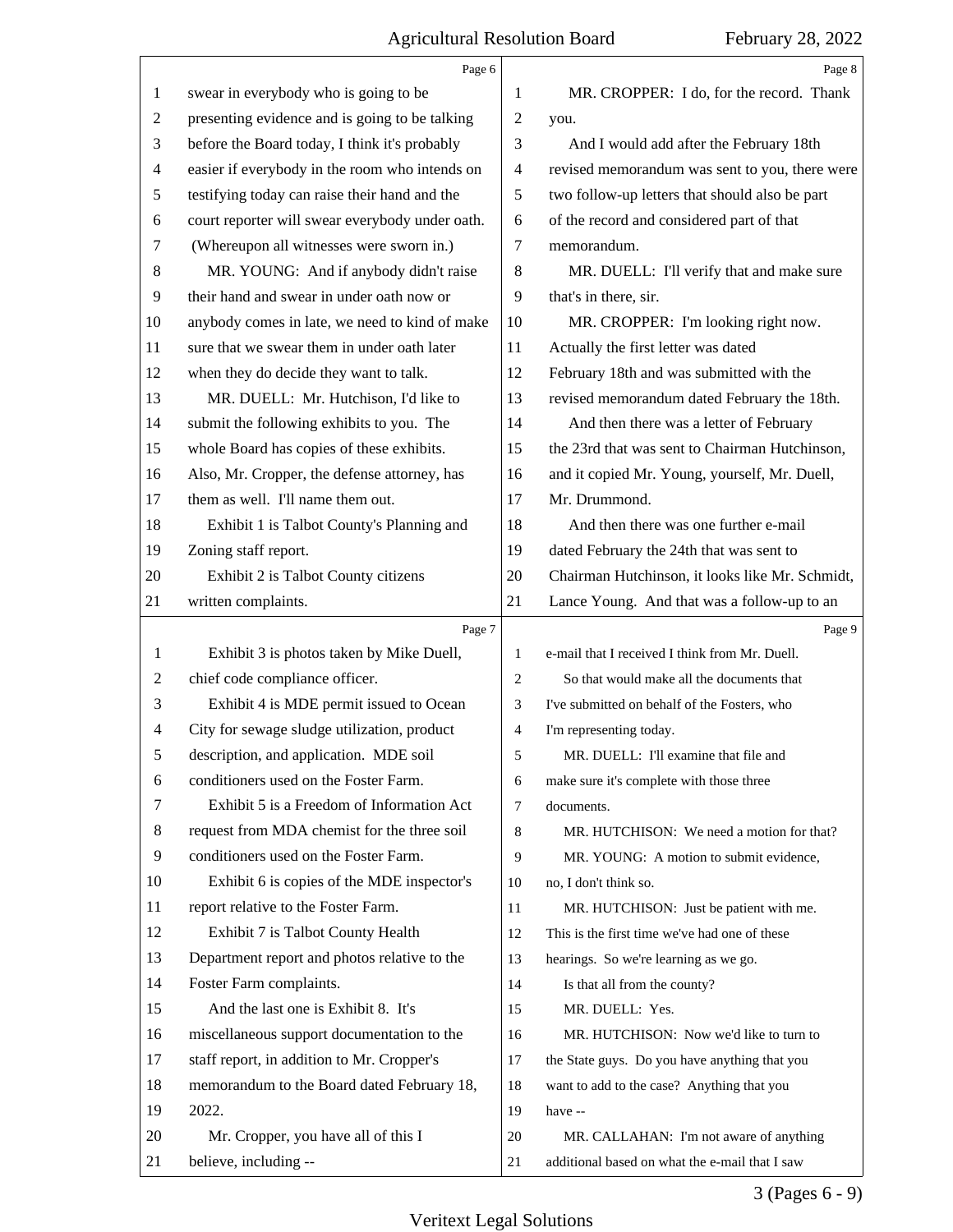swear in everybody who is going to be presenting evidence and is going to be talking before the Board today, I think it's probably easier if everybody in the room who intends on testifying today can raise their hand and the court reporter will swear everybody under oath.

(Whereupon all witnesses were sworn in.)

MR. YOUNG: And if anybody didn't raise their hand and swear in under oath now or anybody comes in late, we need to kind of make sure that we swear them in under oath later when they do decide they want to talk.

MR. DUELL: Mr. Hutchison, I'd like to submit the following exhibits to you. The whole Board has copies of these exhibits. Also, Mr. Cropper, the defense attorney, has them as well. I'll name them out.

Exhibit 1 is Talbot County's Planning and Zoning staff report.

Exhibit 2 is Talbot County citizens written complaints.

Exhibit 3 is photos taken by Mike Duell, chief code compliance officer.

Exhibit 4 is MDE permit issued to Ocean City for sewage sludge utilization, product description, and application. MDE soil conditioners used on the Foster Farm.

Exhibit 5 is a Freedom of Information Act request from MDA chemist for the three soil conditioners used on the Foster Farm.

Exhibit 6 is copies of the MDE inspector's report relative to the Foster Farm.

Exhibit 7 is Talbot County Health Department report and photos relative to the Foster Farm complaints.

And the last one is Exhibit 8. It's miscellaneous support documentation to the staff report, in addition to Mr. Cropper's memorandum to the Board dated February 18, 2022.

Mr. Cropper, you have all of this I believe, including --

MR. CROPPER: I do, for the record. Thank you.

And I would add after the February 18th revised memorandum was sent to you, there were two follow-up letters that should also be part of the record and considered part of that memorandum.

MR. DUELL: I'll verify that and make sure that's in there, sir.

MR. CROPPER: I'm looking right now. Actually the first letter was dated February 18th and was submitted with the revised memorandum dated February the 18th.

And then there was a letter of February the 23rd that was sent to Chairman Hutchinson, and it copied Mr. Young, yourself, Mr. Duell, Mr. Drummond.

And then there was one further e-mail dated February the 24th that was sent to Chairman Hutchinson, it looks like Mr. Schmidt, Lance Young. And that was a follow-up to an e-mail that I received I think from Mr. Duell.

So that would make all the documents that I've submitted on behalf of the Fosters, who I'm representing today.

MR. DUELL: I'll examine that file and make sure it's complete with those three documents.

MR. HUTCHISON: We need a motion for that?

MR. YOUNG: A motion to submit evidence, no, I don't think so.

MR. HUTCHISON: Just be patient with me. This is the first time we've had one of these hearings. So we're learning as we go.

Is that all from the county?

MR. DUELL: Yes.

MR. HUTCHISON: Now we'd like to turn to the State guys. Do you have anything that you want to add to the case? Anything that you have --

MR. CALLAHAN: I'm not aware of anything additional based on what the e-mail that I saw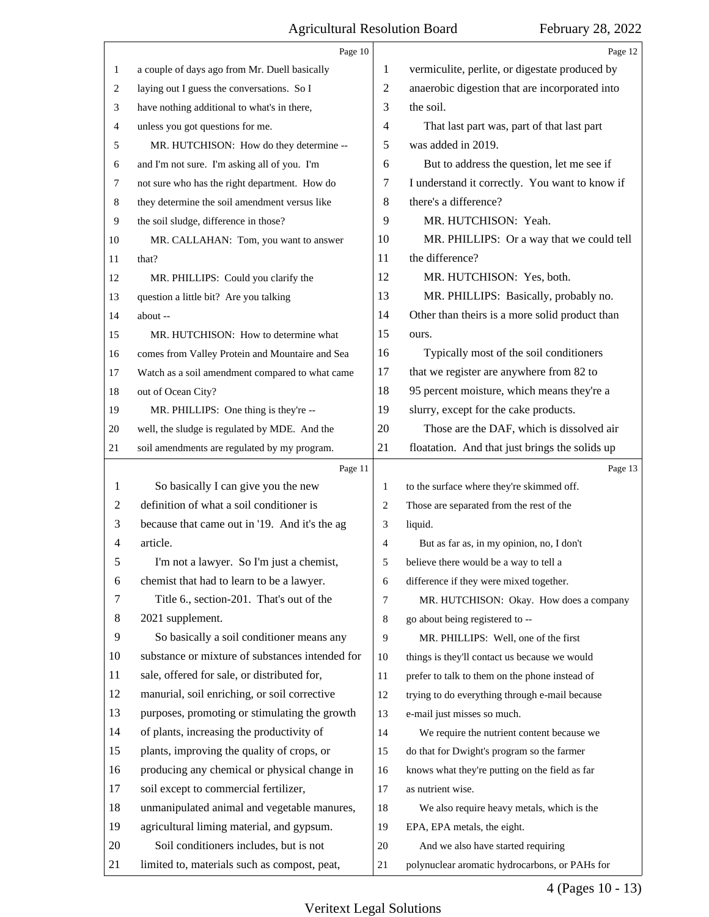a couple of days ago from Mr. Duell basically laying out I guess the conversations. So I have nothing additional to what's in there, unless you got questions for me.

MR. HUTCHISON: How do they determine -- and I'm not sure. I'm asking all of you. I'm not sure who has the right department. How do they determine the soil amendment versus like the soil sludge, difference in those?

MR. CALLAHAN: Tom, you want to answer that?

MR. PHILLIPS: Could you clarify the question a little bit? Are you talking about --

MR. HUTCHISON: How to determine what comes from Valley Protein and Mountaire and Sea Watch as a soil amendment compared to what came out of Ocean City?

MR. PHILLIPS: One thing is they're -- well, the sludge is regulated by MDE. And the soil amendments are regulated by my program.

So basically I can give you the new definition of what a soil conditioner is because that came out in '19. And it's the ag article.

I'm not a lawyer. So I'm just a chemist, chemist that had to learn to be a lawyer.

Title 6., section-201. That's out of the 2021 supplement.

So basically a soil conditioner means any substance or mixture of substances intended for sale, offered for sale, or distributed for, manurial, soil enriching, or soil corrective purposes, promoting or stimulating the growth of plants, increasing the productivity of plants, improving the quality of crops, or producing any chemical or physical change in soil except to commercial fertilizer, unmanipulated animal and vegetable manures, agricultural liming material, and gypsum.

Soil conditioners includes, but is not limited to, materials such as compost, peat, vermiculite, perlite, or digestate produced by anaerobic digestion that are incorporated into the soil.

That last part was, part of that last part was added in 2019.

But to address the question, let me see if I understand it correctly. You want to know if there's a difference?

MR. HUTCHISON: Yeah.

MR. PHILLIPS: Or a way that we could tell the difference?

MR. HUTCHISON: Yes, both.

MR. PHILLIPS: Basically, probably no. Other than theirs is a more solid product than ours.

Typically most of the soil conditioners that we register are anywhere from 82 to 95 percent moisture, which means they're a slurry, except for the cake products.

Those are the DAF, which is dissolved air floatation. And that just brings the solids up to the surface where they're skimmed off. Those are separated from the rest of the liquid.

But as far as, in my opinion, no, I don't believe there would be a way to tell a difference if they were mixed together.

MR. HUTCHISON: Okay. How does a company go about being registered to --

MR. PHILLIPS: Well, one of the first things is they'll contact us because we would prefer to talk to them on the phone instead of trying to do everything through e-mail because e-mail just misses so much.

We require the nutrient content because we do that for Dwight's program so the farmer knows what they're putting on the field as far as nutrient wise.

We also require heavy metals, which is the EPA, EPA metals, the eight.

And we also have started requiring polynuclear aromatic hydrocarbons, or PAHs for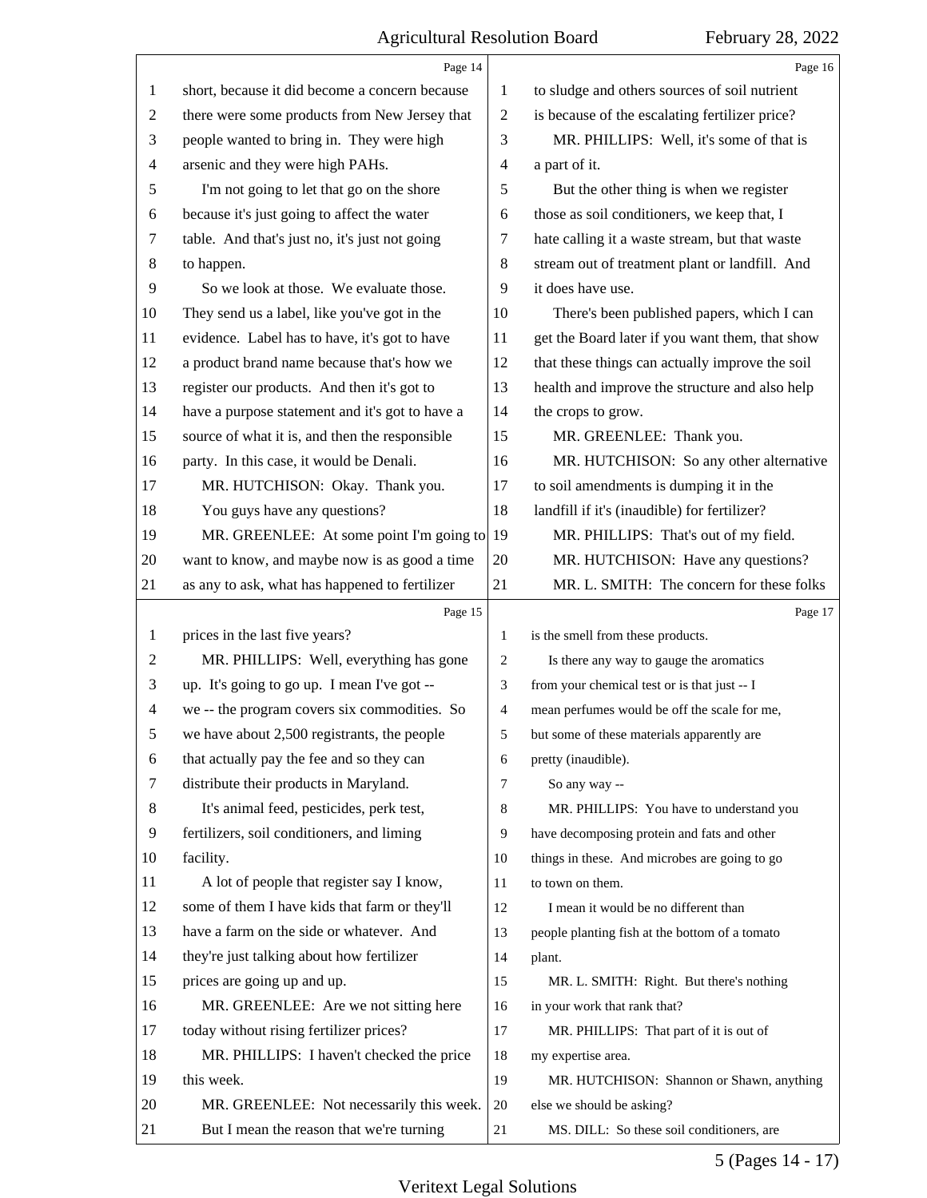Page 14

short, because it did become a concern because there were some products from New Jersey that people wanted to bring in. They were high arsenic and they were high PAHs.

I'm not going to let that go on the shore because it's just going to affect the water table. And that's just no, it's just not going to happen.

So we look at those. We evaluate those. They send us a label, like you've got in the evidence. Label has to have, it's got to have a product brand name because that's how we register our products. And then it's got to have a purpose statement and it's got to have a source of what it is, and then the responsible party. In this case, it would be Denali.

MR. HUTCHISON: Okay. Thank you.

You guys have any questions?

MR. GREENLEE: At some point I'm going to want to know, and maybe now is as good a time as any to ask, what has happened to fertilizer

Page 15

prices in the last five years?

MR. PHILLIPS: Well, everything has gone up. It's going to go up. I mean I've got -- we -- the program covers six commodities. So we have about 2,500 registrants, the people that actually pay the fee and so they can distribute their products in Maryland.

It's animal feed, pesticides, perk test, fertilizers, soil conditioners, and liming facility.

A lot of people that register say I know, some of them I have kids that farm or they'll have a farm on the side or whatever. And they're just talking about how fertilizer prices are going up and up.

MR. GREENLEE: Are we not sitting here today without rising fertilizer prices?

MR. PHILLIPS: I haven't checked the price this week.

MR. GREENLEE: Not necessarily this week.

But I mean the reason that we're turning

Page 16

to sludge and others sources of soil nutrient is because of the escalating fertilizer price?

MR. PHILLIPS: Well, it's some of that is a part of it.

But the other thing is when we register those as soil conditioners, we keep that, I hate calling it a waste stream, but that waste stream out of treatment plant or landfill. And it does have use.

There's been published papers, which I can get the Board later if you want them, that show that these things can actually improve the soil health and improve the structure and also help the crops to grow.

MR. GREENLEE: Thank you.

MR. HUTCHISON: So any other alternative to soil amendments is dumping it in the landfill if it's (inaudible) for fertilizer?

MR. PHILLIPS: That's out of my field.

MR. HUTCHISON: Have any questions?

MR. L. SMITH: The concern for these folks

Page 17

is the smell from these products.

Is there any way to gauge the aromatics from your chemical test or is that just -- I mean perfumes would be off the scale for me, but some of these materials apparently are pretty (inaudible).

So any way --

MR. PHILLIPS: You have to understand you have decomposing protein and fats and other things in these. And microbes are going to go to town on them.

I mean it would be no different than people planting fish at the bottom of a tomato plant.

MR. L. SMITH: Right. But there's nothing in your work that rank that?

MR. PHILLIPS: That part of it is out of my expertise area.

MR. HUTCHISON: Shannon or Shawn, anything else we should be asking?

MS. DILL: So these soil conditioners, are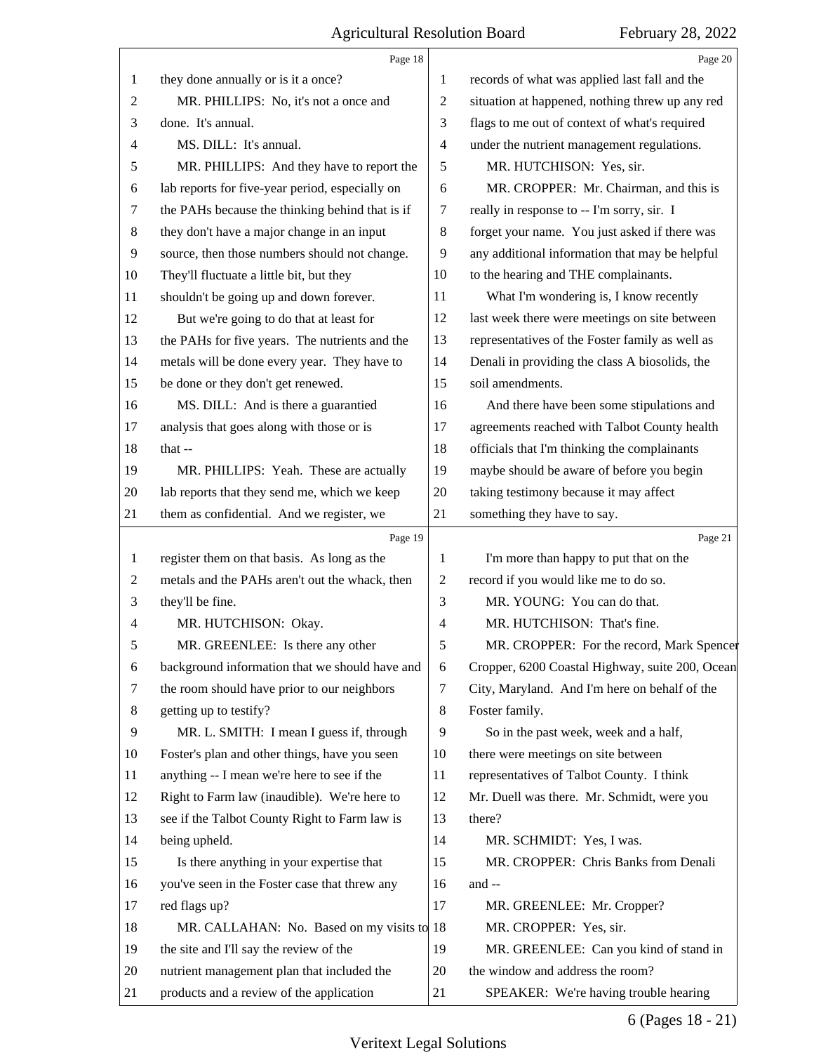they done annually or is it a once?

MR. PHILLIPS: No, it's not a once and done. It's annual.

MS. DILL: It's annual.

MR. PHILLIPS: And they have to report the lab reports for five-year period, especially on the PAHs because the thinking behind that is if they don't have a major change in an input source, then those numbers should not change. They'll fluctuate a little bit, but they shouldn't be going up and down forever.

But we're going to do that at least for the PAHs for five years. The nutrients and the metals will be done every year. They have to be done or they don't get renewed.

MS. DILL: And is there a guarantied analysis that goes along with those or is that --

MR. PHILLIPS: Yeah. These are actually lab reports that they send me, which we keep them as confidential. And we register, we register them on that basis. As long as the metals and the PAHs aren't out the whack, then they'll be fine.

MR. HUTCHISON: Okay.

MR. GREENLEE: Is there any other background information that we should have and the room should have prior to our neighbors getting up to testify?

MR. L. SMITH: I mean I guess if, through Foster's plan and other things, have you seen anything -- I mean we're here to see if the Right to Farm law (inaudible). We're here to see if the Talbot County Right to Farm law is being upheld.

Is there anything in your expertise that you've seen in the Foster case that threw any red flags up?

MR. CALLAHAN: No. Based on my visits to the site and I'll say the review of the nutrient management plan that included the products and a review of the application records of what was applied last fall and the situation at happened, nothing threw up any red flags to me out of context of what's required under the nutrient management regulations.

MR. HUTCHISON: Yes, sir.

MR. CROPPER: Mr. Chairman, and this is really in response to -- I'm sorry, sir. I forget your name. You just asked if there was any additional information that may be helpful to the hearing and THE complainants.

What I'm wondering is, I know recently last week there were meetings on site between representatives of the Foster family as well as Denali in providing the class A biosolids, the soil amendments.

And there have been some stipulations and agreements reached with Talbot County health officials that I'm thinking the complainants maybe should be aware of before you begin taking testimony because it may affect something they have to say.

I'm more than happy to put that on the record if you would like me to do so.

MR. YOUNG: You can do that.

MR. HUTCHISON: That's fine.

MR. CROPPER: For the record, Mark Spencer Cropper, 6200 Coastal Highway, suite 200, Ocean City, Maryland. And I'm here on behalf of the Foster family.

So in the past week, week and a half, there were meetings on site between representatives of Talbot County. I think Mr. Duell was there. Mr. Schmidt, were you there?

MR. SCHMIDT: Yes, I was.

MR. CROPPER: Chris Banks from Denali and --

MR. GREENLEE: Mr. Cropper?

MR. CROPPER: Yes, sir.

MR. GREENLEE: Can you kind of stand in the window and address the room?

SPEAKER: We're having trouble hearing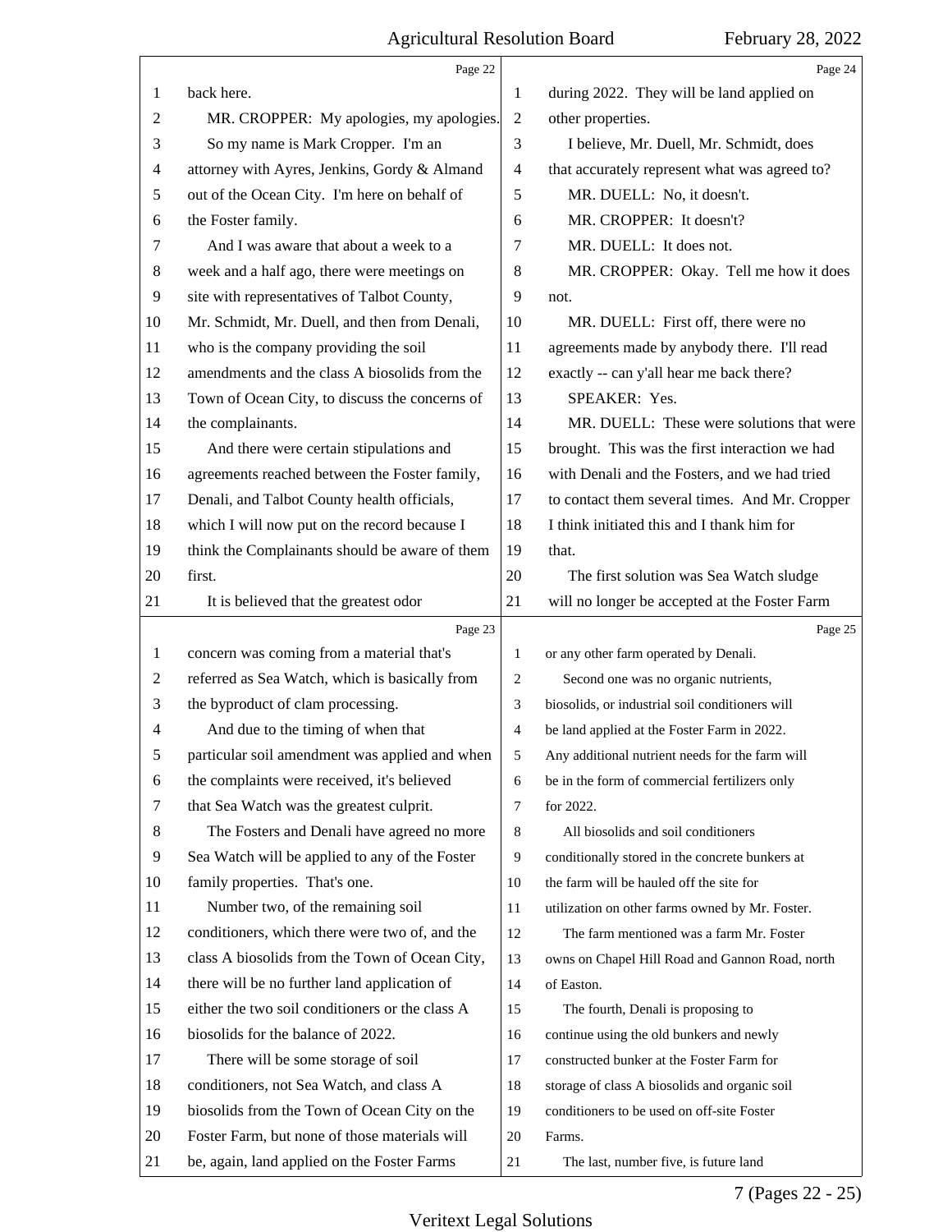back here.

MR. CROPPER: My apologies, my apologies.

So my name is Mark Cropper. I'm an attorney with Ayres, Jenkins, Gordy & Almand out of the Ocean City. I'm here on behalf of the Foster family.

And I was aware that about a week to a week and a half ago, there were meetings on site with representatives of Talbot County, Mr. Schmidt, Mr. Duell, and then from Denali, who is the company providing the soil amendments and the class A biosolids from the Town of Ocean City, to discuss the concerns of the complainants.

And there were certain stipulations and agreements reached between the Foster family, Denali, and Talbot County health officials, which I will now put on the record because I think the Complainants should be aware of them first.

It is believed that the greatest odor concern was coming from a material that's referred as Sea Watch, which is basically from the byproduct of clam processing.

And due to the timing of when that particular soil amendment was applied and when the complaints were received, it's believed that Sea Watch was the greatest culprit.

The Fosters and Denali have agreed no more Sea Watch will be applied to any of the Foster family properties. That's one.

Number two, of the remaining soil conditioners, which there were two of, and the class A biosolids from the Town of Ocean City, there will be no further land application of either the two soil conditioners or the class A biosolids for the balance of 2022.

There will be some storage of soil conditioners, not Sea Watch, and class A biosolids from the Town of Ocean City on the Foster Farm, but none of those materials will be, again, land applied on the Foster Farms during 2022. They will be land applied on other properties.

I believe, Mr. Duell, Mr. Schmidt, does that accurately represent what was agreed to?

MR. DUELL: No, it doesn't.

MR. CROPPER: It doesn't?

MR. DUELL: It does not.

MR. CROPPER: Okay. Tell me how it does not.

MR. DUELL: First off, there were no agreements made by anybody there. I'll read exactly -- can y'all hear me back there?

SPEAKER: Yes.

MR. DUELL: These were solutions that were brought. This was the first interaction we had with Denali and the Fosters, and we had tried to contact them several times. And Mr. Cropper I think initiated this and I thank him for that.

The first solution was Sea Watch sludge will no longer be accepted at the Foster Farm or any other farm operated by Denali.

Second one was no organic nutrients, biosolids, or industrial soil conditioners will be land applied at the Foster Farm in 2022. Any additional nutrient needs for the farm will be in the form of commercial fertilizers only for 2022.

All biosolids and soil conditioners conditionally stored in the concrete bunkers at the farm will be hauled off the site for utilization on other farms owned by Mr. Foster.

The farm mentioned was a farm Mr. Foster owns on Chapel Hill Road and Gannon Road, north of Easton.

The fourth, Denali is proposing to continue using the old bunkers and newly constructed bunker at the Foster Farm for storage of class A biosolids and organic soil conditioners to be used on off-site Foster Farms.

The last, number five, is future land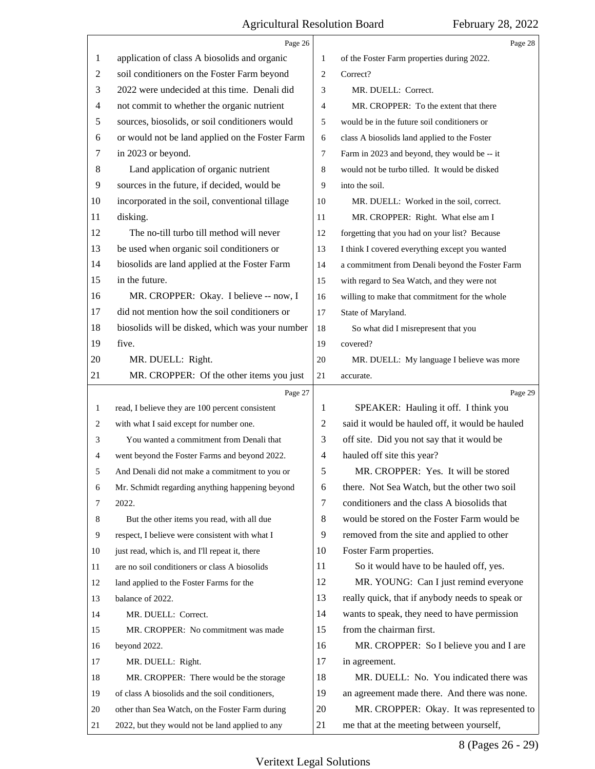Page 26

application of class A biosolids and organic soil conditioners on the Foster Farm beyond 2022 were undecided at this time. Denali did not commit to whether the organic nutrient sources, biosolids, or soil conditioners would or would not be land applied on the Foster Farm in 2023 or beyond.

Land application of organic nutrient sources in the future, if decided, would be incorporated in the soil, conventional tillage disking.

The no-till turbo till method will never be used when organic soil conditioners or biosolids are land applied at the Foster Farm in the future.

MR. CROPPER: Okay. I believe -- now, I did not mention how the soil conditioners or biosolids will be disked, which was your number five.

MR. DUELL: Right.

MR. CROPPER: Of the other items you just

Page 27

read, I believe they are 100 percent consistent with what I said except for number one.

You wanted a commitment from Denali that went beyond the Foster Farms and beyond 2022. And Denali did not make a commitment to you or Mr. Schmidt regarding anything happening beyond 2022.

But the other items you read, with all due respect, I believe were consistent with what I just read, which is, and I'll repeat it, there are no soil conditioners or class A biosolids land applied to the Foster Farms for the balance of 2022.

MR. DUELL: Correct.

MR. CROPPER: No commitment was made beyond 2022.

MR. DUELL: Right.

MR. CROPPER: There would be the storage of class A biosolids and the soil conditioners, other than Sea Watch, on the Foster Farm during 2022, but they would not be land applied to any

Page 28

of the Foster Farm properties during 2022. Correct?

MR. DUELL: Correct.

MR. CROPPER: To the extent that there would be in the future soil conditioners or class A biosolids land applied to the Foster Farm in 2023 and beyond, they would be -- it would not be turbo tilled. It would be disked into the soil.

MR. DUELL: Worked in the soil, correct.

MR. CROPPER: Right. What else am I forgetting that you had on your list? Because I think I covered everything except you wanted a commitment from Denali beyond the Foster Farm with regard to Sea Watch, and they were not willing to make that commitment for the whole State of Maryland.

So what did I misrepresent that you covered?

MR. DUELL: My language I believe was more accurate.

Page 29

SPEAKER: Hauling it off. I think you said it would be hauled off, it would be hauled off site. Did you not say that it would be hauled off site this year?

MR. CROPPER: Yes. It will be stored there. Not Sea Watch, but the other two soil conditioners and the class A biosolids that would be stored on the Foster Farm would be removed from the site and applied to other Foster Farm properties.

So it would have to be hauled off, yes.

MR. YOUNG: Can I just remind everyone really quick, that if anybody needs to speak or wants to speak, they need to have permission from the chairman first.

MR. CROPPER: So I believe you and I are in agreement.

MR. DUELL: No. You indicated there was an agreement made there. And there was none.

MR. CROPPER: Okay. It was represented to me that at the meeting between yourself,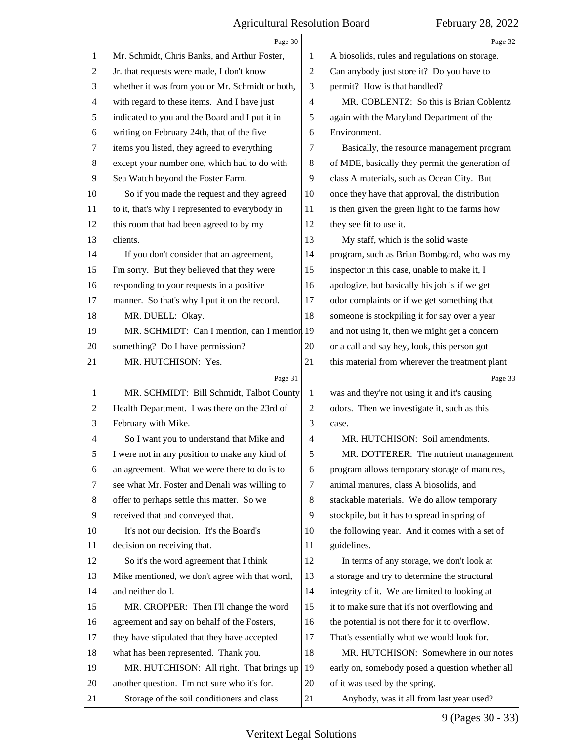Mr. Schmidt, Chris Banks, and Arthur Foster, Jr. that requests were made, I don't know whether it was from you or Mr. Schmidt or both, with regard to these items. And I have just indicated to you and the Board and I put it in writing on February 24th, that of the five items you listed, they agreed to everything except your number one, which had to do with Sea Watch beyond the Foster Farm.

So if you made the request and they agreed to it, that's why I represented to everybody in this room that had been agreed to by my clients.

If you don't consider that an agreement, I'm sorry. But they believed that they were responding to your requests in a positive manner. So that's why I put it on the record.

MR. DUELL: Okay.

MR. SCHMIDT: Can I mention, can I mention something? Do I have permission?

MR. HUTCHISON: Yes.

MR. SCHMIDT: Bill Schmidt, Talbot County Health Department. I was there on the 23rd of February with Mike.

So I want you to understand that Mike and I were not in any position to make any kind of an agreement. What we were there to do is to see what Mr. Foster and Denali was willing to offer to perhaps settle this matter. So we received that and conveyed that.

It's not our decision. It's the Board's decision on receiving that.

So it's the word agreement that I think Mike mentioned, we don't agree with that word, and neither do I.

MR. CROPPER: Then I'll change the word agreement and say on behalf of the Fosters, they have stipulated that they have accepted what has been represented. Thank you.

MR. HUTCHISON: All right. That brings up another question. I'm not sure who it's for.

Storage of the soil conditioners and class A biosolids, rules and regulations on storage. Can anybody just store it? Do you have to permit? How is that handled?

MR. COBLENTZ: So this is Brian Coblentz again with the Maryland Department of the Environment.

Basically, the resource management program of MDE, basically they permit the generation of class A materials, such as Ocean City. But once they have that approval, the distribution is then given the green light to the farms how they see fit to use it.

My staff, which is the solid waste program, such as Brian Bombgard, who was my inspector in this case, unable to make it, I apologize, but basically his job is if we get odor complaints or if we get something that someone is stockpiling it for say over a year and not using it, then we might get a concern or a call and say hey, look, this person got this material from wherever the treatment plant was and they're not using it and it's causing odors. Then we investigate it, such as this case.

MR. HUTCHISON: Soil amendments.

MR. DOTTERER: The nutrient management program allows temporary storage of manures, animal manures, class A biosolids, and stackable materials. We do allow temporary stockpile, but it has to spread in spring of the following year. And it comes with a set of guidelines.

In terms of any storage, we don't look at a storage and try to determine the structural integrity of it. We are limited to looking at it to make sure that it's not overflowing and the potential is not there for it to overflow. That's essentially what we would look for.

MR. HUTCHISON: Somewhere in our notes early on, somebody posed a question whether all of it was used by the spring.

Anybody, was it all from last year used?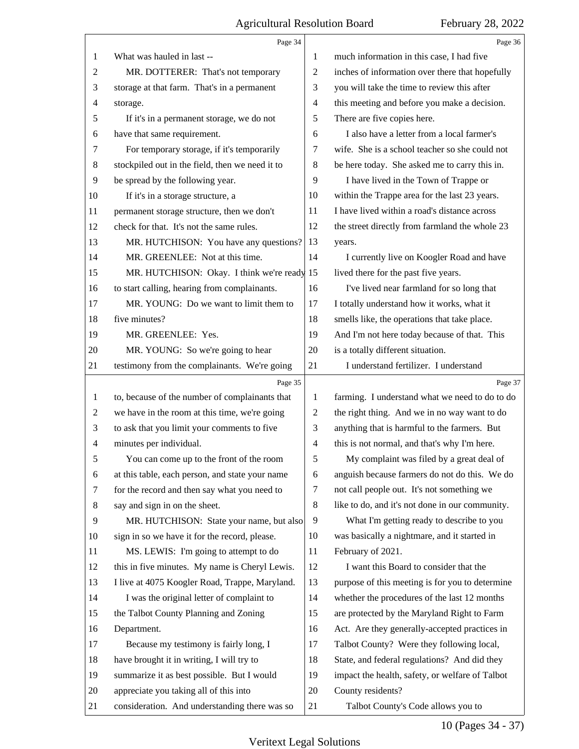Page 34

1 What was hauled in last --
2 MR. DOTTERER: That's not temporary
3 storage at that farm. That's in a permanent
4 storage.
5 If it's in a permanent storage, we do not
6 have that same requirement.
7 For temporary storage, if it's temporarily
8 stockpiled out in the field, then we need it to
9 be spread by the following year.
10 If it's in a storage structure, a
11 permanent storage structure, then we don't
12 check for that. It's not the same rules.
13 MR. HUTCHISON: You have any questions?
14 MR. GREENLEE: Not at this time.
15 MR. HUTCHISON: Okay. I think we're ready
16 to start calling, hearing from complainants.
17 MR. YOUNG: Do we want to limit them to
18 five minutes?
19 MR. GREENLEE: Yes.
20 MR. YOUNG: So we're going to hear
21 testimony from the complainants. We're going

Page 35

1 to, because of the number of complainants that
2 we have in the room at this time, we're going
3 to ask that you limit your comments to five
4 minutes per individual.
5 You can come up to the front of the room
6 at this table, each person, and state your name
7 for the record and then say what you need to
8 say and sign in on the sheet.
9 MR. HUTCHISON: State your name, but also
10 sign in so we have it for the record, please.
11 MS. LEWIS: I'm going to attempt to do
12 this in five minutes. My name is Cheryl Lewis.
13 I live at 4075 Koogler Road, Trappe, Maryland.
14 I was the original letter of complaint to
15 the Talbot County Planning and Zoning
16 Department.
17 Because my testimony is fairly long, I
18 have brought it in writing, I will try to
19 summarize it as best possible. But I would
20 appreciate you taking all of this into
21 consideration. And understanding there was so

Page 36

1 much information in this case, I had five
2 inches of information over there that hopefully
3 you will take the time to review this after
4 this meeting and before you make a decision.
5 There are five copies here.
6 I also have a letter from a local farmer's
7 wife. She is a school teacher so she could not
8 be here today. She asked me to carry this in.
9 I have lived in the Town of Trappe or
10 within the Trappe area for the last 23 years.
11 I have lived within a road's distance across
12 the street directly from farmland the whole 23
13 years.
14 I currently live on Koogler Road and have
15 lived there for the past five years.
16 I've lived near farmland for so long that
17 I totally understand how it works, what it
18 smells like, the operations that take place.
19 And I'm not here today because of that. This
20 is a totally different situation.
21 I understand fertilizer. I understand

Page 37

1 farming. I understand what we need to do to do
2 the right thing. And we in no way want to do
3 anything that is harmful to the farmers. But
4 this is not normal, and that's why I'm here.
5 My complaint was filed by a great deal of
6 anguish because farmers do not do this. We do
7 not call people out. It's not something we
8 like to do, and it's not done in our community.
9 What I'm getting ready to describe to you
10 was basically a nightmare, and it started in
11 February of 2021.
12 I want this Board to consider that the
13 purpose of this meeting is for you to determine
14 whether the procedures of the last 12 months
15 are protected by the Maryland Right to Farm
16 Act. Are they generally-accepted practices in
17 Talbot County? Were they following local,
18 State, and federal regulations? And did they
19 impact the health, safety, or welfare of Talbot
20 County residents?
21 Talbot County's Code allows you to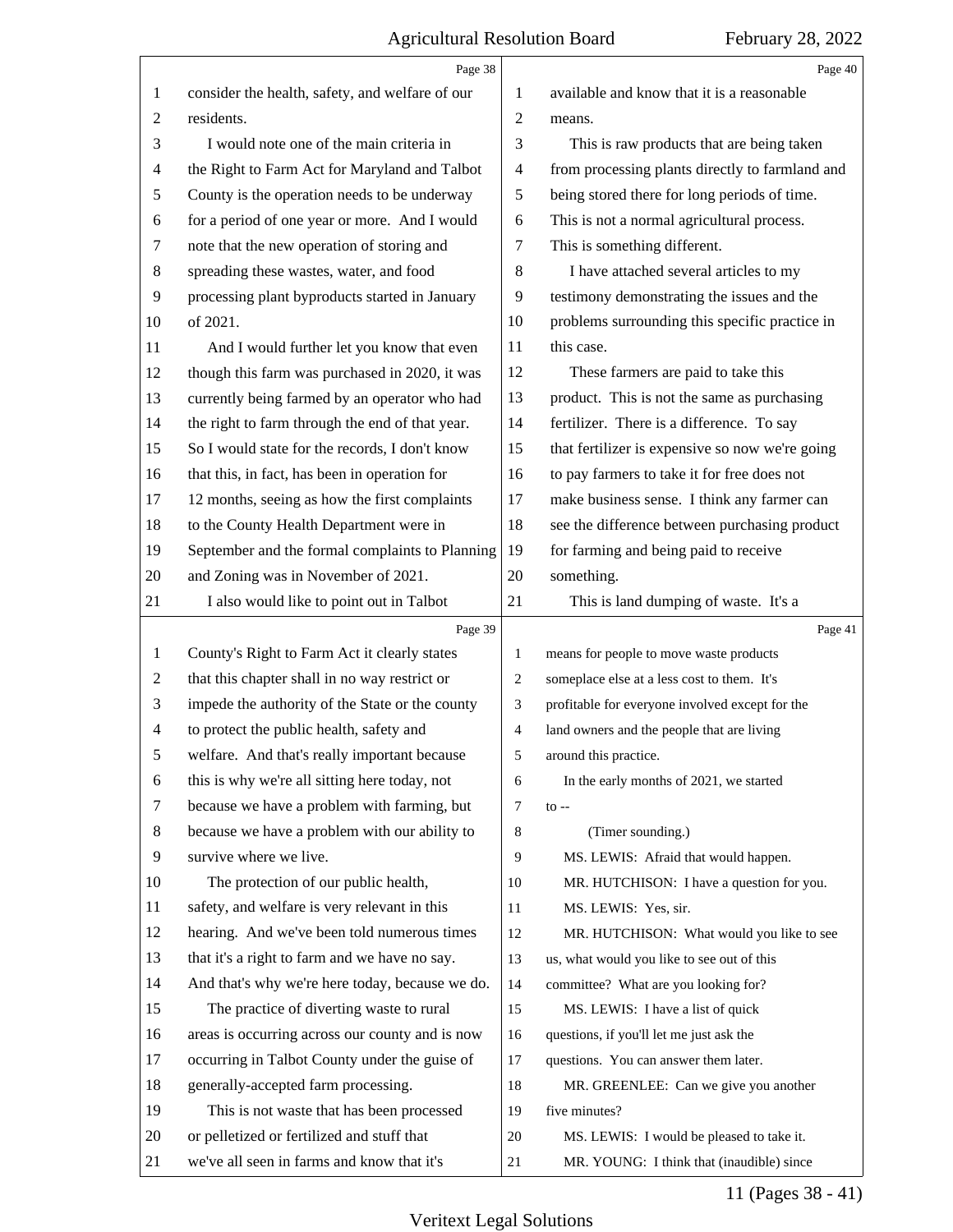Page 38

1 consider the health, safety, and welfare of our
2 residents.
3 I would note one of the main criteria in
4 the Right to Farm Act for Maryland and Talbot
5 County is the operation needs to be underway
6 for a period of one year or more. And I would
7 note that the new operation of storing and
8 spreading these wastes, water, and food
9 processing plant byproducts started in January
10 of 2021.
11 And I would further let you know that even
12 though this farm was purchased in 2020, it was
13 currently being farmed by an operator who had
14 the right to farm through the end of that year.
15 So I would state for the records, I don't know
16 that this, in fact, has been in operation for
17 12 months, seeing as how the first complaints
18 to the County Health Department were in
19 September and the formal complaints to Planning
20 and Zoning was in November of 2021.
21 I also would like to point out in Talbot

Page 39

1 County's Right to Farm Act it clearly states
2 that this chapter shall in no way restrict or
3 impede the authority of the State or the county
4 to protect the public health, safety and
5 welfare. And that's really important because
6 this is why we're all sitting here today, not
7 because we have a problem with farming, but
8 because we have a problem with our ability to
9 survive where we live.
10 The protection of our public health,
11 safety, and welfare is very relevant in this
12 hearing. And we've been told numerous times
13 that it's a right to farm and we have no say.
14 And that's why we're here today, because we do.
15 The practice of diverting waste to rural
16 areas is occurring across our county and is now
17 occurring in Talbot County under the guise of
18 generally-accepted farm processing.
19 This is not waste that has been processed
20 or pelletized or fertilized and stuff that
21 we've all seen in farms and know that it's

Page 40

1 available and know that it is a reasonable
2 means.
3 This is raw products that are being taken
4 from processing plants directly to farmland and
5 being stored there for long periods of time.
6 This is not a normal agricultural process.
7 This is something different.
8 I have attached several articles to my
9 testimony demonstrating the issues and the
10 problems surrounding this specific practice in
11 this case.
12 These farmers are paid to take this
13 product. This is not the same as purchasing
14 fertilizer. There is a difference. To say
15 that fertilizer is expensive so now we're going
16 to pay farmers to take it for free does not
17 make business sense. I think any farmer can
18 see the difference between purchasing product
19 for farming and being paid to receive
20 something.
21 This is land dumping of waste. It's a

Page 41

1 means for people to move waste products
2 someplace else at a less cost to them. It's
3 profitable for everyone involved except for the
4 land owners and the people that are living
5 around this practice.
6 In the early months of 2021, we started
7 to --
8 (Timer sounding.)
9 MS. LEWIS: Afraid that would happen.
10 MR. HUTCHISON: I have a question for you.
11 MS. LEWIS: Yes, sir.
12 MR. HUTCHISON: What would you like to see
13 us, what would you like to see out of this
14 committee? What are you looking for?
15 MS. LEWIS: I have a list of quick
16 questions, if you'll let me just ask the
17 questions. You can answer them later.
18 MR. GREENLEE: Can we give you another
19 five minutes?
20 MS. LEWIS: I would be pleased to take it.
21 MR. YOUNG: I think that (inaudible) since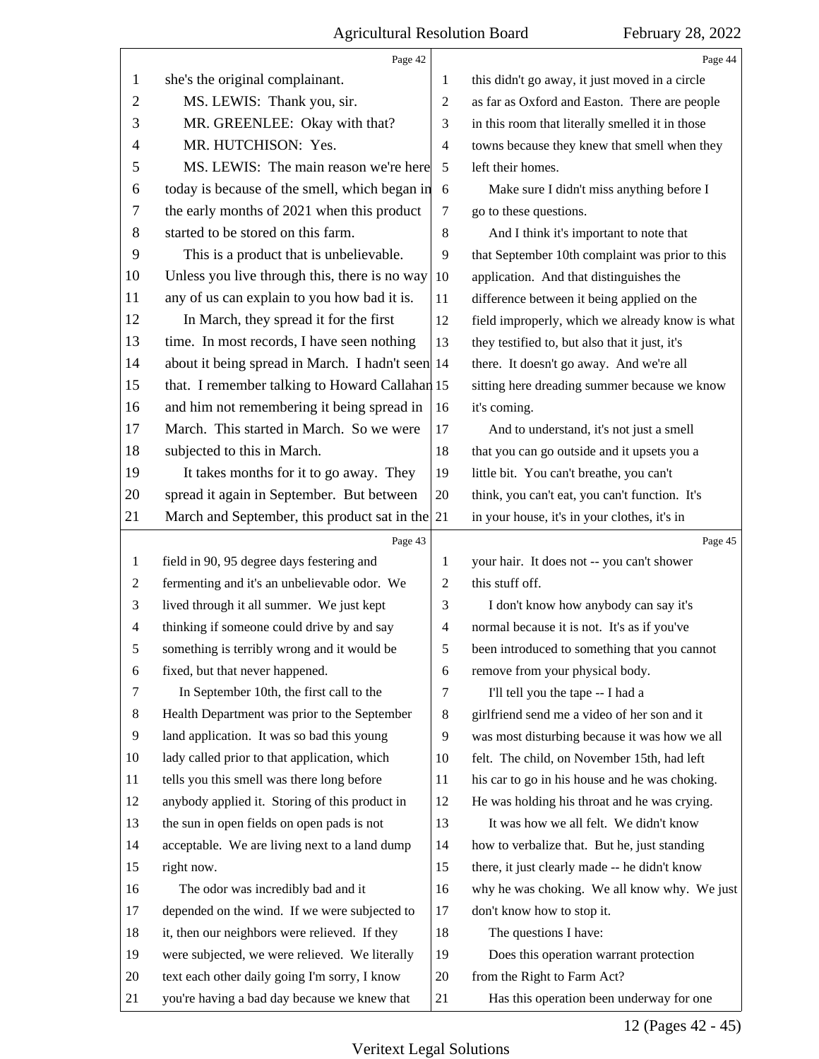she's the original complainant.

MS. LEWIS: Thank you, sir.

MR. GREENLEE: Okay with that?

MR. HUTCHISON: Yes.

MS. LEWIS: The main reason we're here today is because of the smell, which began in the early months of 2021 when this product started to be stored on this farm.

This is a product that is unbelievable. Unless you live through this, there is no way any of us can explain to you how bad it is.

In March, they spread it for the first time. In most records, I have seen nothing about it being spread in March. I hadn't seen that. I remember talking to Howard Callahan and him not remembering it being spread in March. This started in March. So we were subjected to this in March.

It takes months for it to go away. They spread it again in September. But between March and September, this product sat in the field in 90, 95 degree days festering and fermenting and it's an unbelievable odor. We lived through it all summer. We just kept thinking if someone could drive by and say something is terribly wrong and it would be fixed, but that never happened.

In September 10th, the first call to the Health Department was prior to the September land application. It was so bad this young lady called prior to that application, which tells you this smell was there long before anybody applied it. Storing of this product in the sun in open fields on open pads is not acceptable. We are living next to a land dump right now.

The odor was incredibly bad and it depended on the wind. If we were subjected to it, then our neighbors were relieved. If they were subjected, we were relieved. We literally text each other daily going I'm sorry, I know you're having a bad day because we knew that this didn't go away, it just moved in a circle as far as Oxford and Easton. There are people in this room that literally smelled it in those towns because they knew that smell when they left their homes.

Make sure I didn't miss anything before I go to these questions.

And I think it's important to note that that September 10th complaint was prior to this application. And that distinguishes the difference between it being applied on the field improperly, which we already know is what they testified to, but also that it just, it's there. It doesn't go away. And we're all sitting here dreading summer because we know it's coming.

And to understand, it's not just a smell that you can go outside and it upsets you a little bit. You can't breathe, you can't think, you can't eat, you can't function. It's in your house, it's in your clothes, it's in your hair. It does not -- you can't shower this stuff off.

I don't know how anybody can say it's normal because it is not. It's as if you've been introduced to something that you cannot remove from your physical body.

I'll tell you the tape -- I had a girlfriend send me a video of her son and it was most disturbing because it was how we all felt. The child, on November 15th, had left his car to go in his house and he was choking. He was holding his throat and he was crying.

It was how we all felt. We didn't know how to verbalize that. But he, just standing there, it just clearly made -- he didn't know why he was choking. We all know why. We just don't know how to stop it.

The questions I have:

Does this operation warrant protection from the Right to Farm Act?

Has this operation been underway for one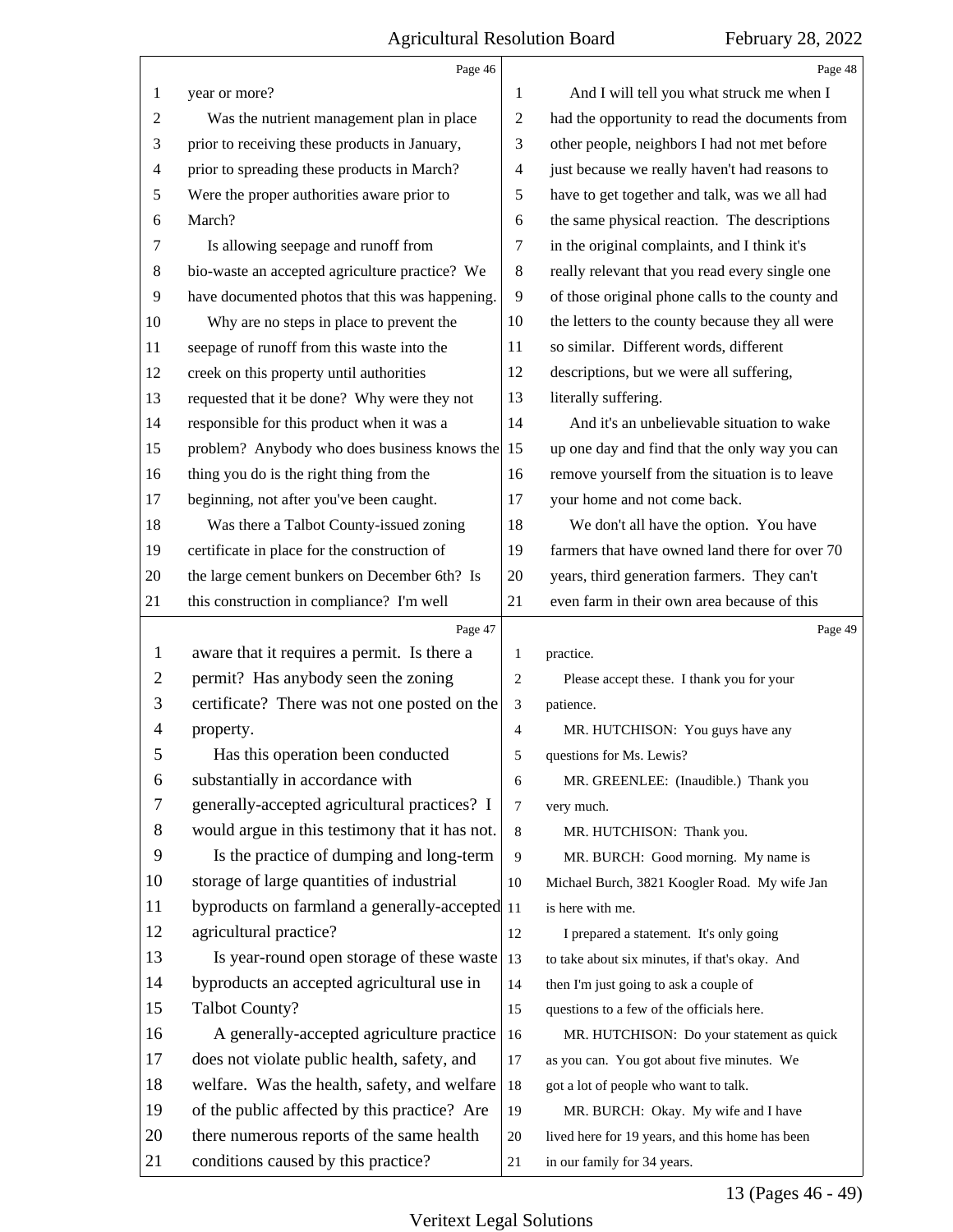year or more?

Was the nutrient management plan in place prior to receiving these products in January, prior to spreading these products in March? Were the proper authorities aware prior to March?

Is allowing seepage and runoff from bio-waste an accepted agriculture practice? We have documented photos that this was happening.

Why are no steps in place to prevent the seepage of runoff from this waste into the creek on this property until authorities requested that it be done? Why were they not responsible for this product when it was a problem? Anybody who does business knows the thing you do is the right thing from the beginning, not after you've been caught.

Was there a Talbot County-issued zoning certificate in place for the construction of the large cement bunkers on December 6th? Is this construction in compliance? I'm well aware that it requires a permit. Is there a permit? Has anybody seen the zoning certificate? There was not one posted on the property.

Has this operation been conducted substantially in accordance with generally-accepted agricultural practices? I would argue in this testimony that it has not.

Is the practice of dumping and long-term storage of large quantities of industrial byproducts on farmland a generally-accepted agricultural practice?

Is year-round open storage of these waste byproducts an accepted agricultural use in Talbot County?

A generally-accepted agriculture practice does not violate public health, safety, and welfare. Was the health, safety, and welfare of the public affected by this practice? Are there numerous reports of the same health conditions caused by this practice?

And I will tell you what struck me when I had the opportunity to read the documents from other people, neighbors I had not met before just because we really haven't had reasons to have to get together and talk, was we all had the same physical reaction. The descriptions in the original complaints, and I think it's really relevant that you read every single one of those original phone calls to the county and the letters to the county because they all were so similar. Different words, different descriptions, but we were all suffering, literally suffering.

And it's an unbelievable situation to wake up one day and find that the only way you can remove yourself from the situation is to leave your home and not come back.

We don't all have the option. You have farmers that have owned land there for over 70 years, third generation farmers. They can't even farm in their own area because of this practice.

Please accept these. I thank you for your patience.

MR. HUTCHISON: You guys have any questions for Ms. Lewis?

MR. GREENLEE: (Inaudible.) Thank you very much.

MR. HUTCHISON: Thank you.

MR. BURCH: Good morning. My name is Michael Burch, 3821 Koogler Road. My wife Jan is here with me.

I prepared a statement. It's only going to take about six minutes, if that's okay. And then I'm just going to ask a couple of questions to a few of the officials here.

MR. HUTCHISON: Do your statement as quick as you can. You got about five minutes. We got a lot of people who want to talk.

MR. BURCH: Okay. My wife and I have lived here for 19 years, and this home has been in our family for 34 years.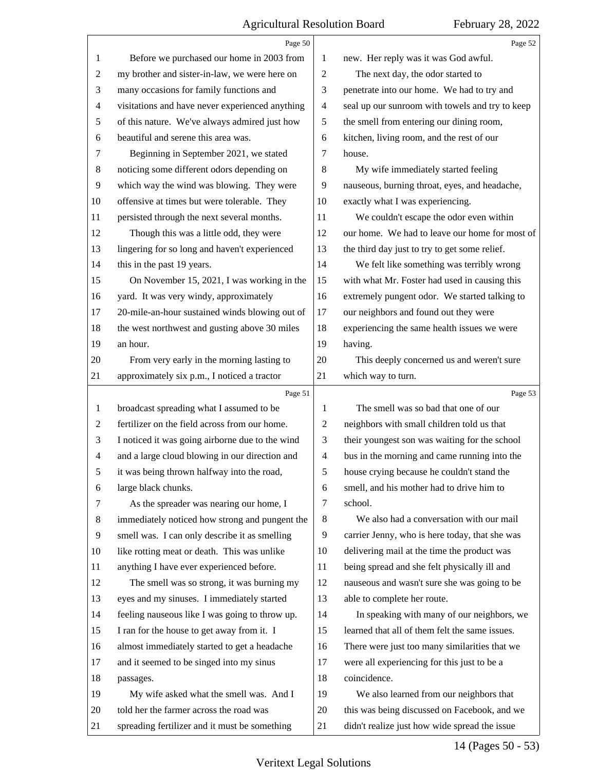Page 50

Before we purchased our home in 2003 from my brother and sister-in-law, we were here on many occasions for family functions and visitations and have never experienced anything of this nature. We've always admired just how beautiful and serene this area was.

Beginning in September 2021, we stated noticing some different odors depending on which way the wind was blowing. They were offensive at times but were tolerable. They persisted through the next several months.

Though this was a little odd, they were lingering for so long and haven't experienced this in the past 19 years.

On November 15, 2021, I was working in the yard. It was very windy, approximately 20-mile-an-hour sustained winds blowing out of the west northwest and gusting above 30 miles an hour.

From very early in the morning lasting to approximately six p.m., I noticed a tractor

Page 51

broadcast spreading what I assumed to be fertilizer on the field across from our home. I noticed it was going airborne due to the wind and a large cloud blowing in our direction and it was being thrown halfway into the road, large black chunks.

As the spreader was nearing our home, I immediately noticed how strong and pungent the smell was. I can only describe it as smelling like rotting meat or death. This was unlike anything I have ever experienced before.

The smell was so strong, it was burning my eyes and my sinuses. I immediately started feeling nauseous like I was going to throw up. I ran for the house to get away from it. I almost immediately started to get a headache and it seemed to be singed into my sinus passages.

My wife asked what the smell was. And I told her the farmer across the road was spreading fertilizer and it must be something

Page 52

new. Her reply was it was God awful.

The next day, the odor started to penetrate into our home. We had to try and seal up our sunroom with towels and try to keep the smell from entering our dining room, kitchen, living room, and the rest of our house.

My wife immediately started feeling nauseous, burning throat, eyes, and headache, exactly what I was experiencing.

We couldn't escape the odor even within our home. We had to leave our home for most of the third day just to try to get some relief.

We felt like something was terribly wrong with what Mr. Foster had used in causing this extremely pungent odor. We started talking to our neighbors and found out they were experiencing the same health issues we were having.

This deeply concerned us and weren't sure which way to turn.

Page 53

The smell was so bad that one of our neighbors with small children told us that their youngest son was waiting for the school bus in the morning and came running into the house crying because he couldn't stand the smell, and his mother had to drive him to school.

We also had a conversation with our mail carrier Jenny, who is here today, that she was delivering mail at the time the product was being spread and she felt physically ill and nauseous and wasn't sure she was going to be able to complete her route.

In speaking with many of our neighbors, we learned that all of them felt the same issues. There were just too many similarities that we were all experiencing for this just to be a coincidence.

We also learned from our neighbors that this was being discussed on Facebook, and we didn't realize just how wide spread the issue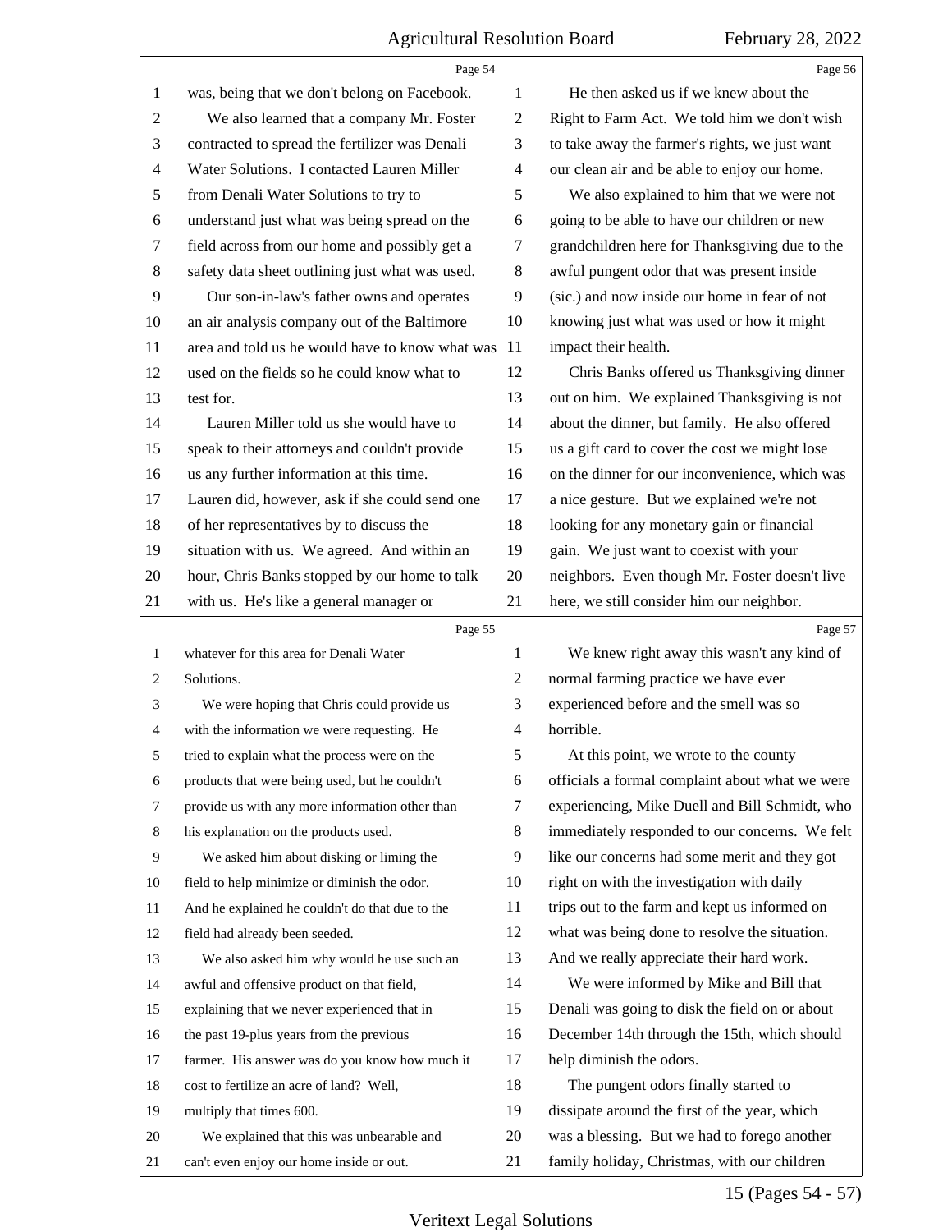Page 54

1 was, being that we don't belong on Facebook.
2 We also learned that a company Mr. Foster
3 contracted to spread the fertilizer was Denali
4 Water Solutions. I contacted Lauren Miller
5 from Denali Water Solutions to try to
6 understand just what was being spread on the
7 field across from our home and possibly get a
8 safety data sheet outlining just what was used.
9 Our son-in-law's father owns and operates
10 an air analysis company out of the Baltimore
11 area and told us he would have to know what was
12 used on the fields so he could know what to
13 test for.
14 Lauren Miller told us she would have to
15 speak to their attorneys and couldn't provide
16 us any further information at this time.
17 Lauren did, however, ask if she could send one
18 of her representatives by to discuss the
19 situation with us. We agreed. And within an
20 hour, Chris Banks stopped by our home to talk
21 with us. He's like a general manager or

Page 55

1 whatever for this area for Denali Water
2 Solutions.
3 We were hoping that Chris could provide us
4 with the information we were requesting. He
5 tried to explain what the process were on the
6 products that were being used, but he couldn't
7 provide us with any more information other than
8 his explanation on the products used.
9 We asked him about disking or liming the
10 field to help minimize or diminish the odor.
11 And he explained he couldn't do that due to the
12 field had already been seeded.
13 We also asked him why would he use such an
14 awful and offensive product on that field,
15 explaining that we never experienced that in
16 the past 19-plus years from the previous
17 farmer. His answer was do you know how much it
18 cost to fertilize an acre of land? Well,
19 multiply that times 600.
20 We explained that this was unbearable and
21 can't even enjoy our home inside or out.

Page 56

1 He then asked us if we knew about the
2 Right to Farm Act. We told him we don't wish
3 to take away the farmer's rights, we just want
4 our clean air and be able to enjoy our home.
5 We also explained to him that we were not
6 going to be able to have our children or new
7 grandchildren here for Thanksgiving due to the
8 awful pungent odor that was present inside
9 (sic.) and now inside our home in fear of not
10 knowing just what was used or how it might
11 impact their health.
12 Chris Banks offered us Thanksgiving dinner
13 out on him. We explained Thanksgiving is not
14 about the dinner, but family. He also offered
15 us a gift card to cover the cost we might lose
16 on the dinner for our inconvenience, which was
17 a nice gesture. But we explained we're not
18 looking for any monetary gain or financial
19 gain. We just want to coexist with your
20 neighbors. Even though Mr. Foster doesn't live
21 here, we still consider him our neighbor.

Page 57

1 We knew right away this wasn't any kind of
2 normal farming practice we have ever
3 experienced before and the smell was so
4 horrible.
5 At this point, we wrote to the county
6 officials a formal complaint about what we were
7 experiencing, Mike Duell and Bill Schmidt, who
8 immediately responded to our concerns. We felt
9 like our concerns had some merit and they got
10 right on with the investigation with daily
11 trips out to the farm and kept us informed on
12 what was being done to resolve the situation.
13 And we really appreciate their hard work.
14 We were informed by Mike and Bill that
15 Denali was going to disk the field on or about
16 December 14th through the 15th, which should
17 help diminish the odors.
18 The pungent odors finally started to
19 dissipate around the first of the year, which
20 was a blessing. But we had to forego another
21 family holiday, Christmas, with our children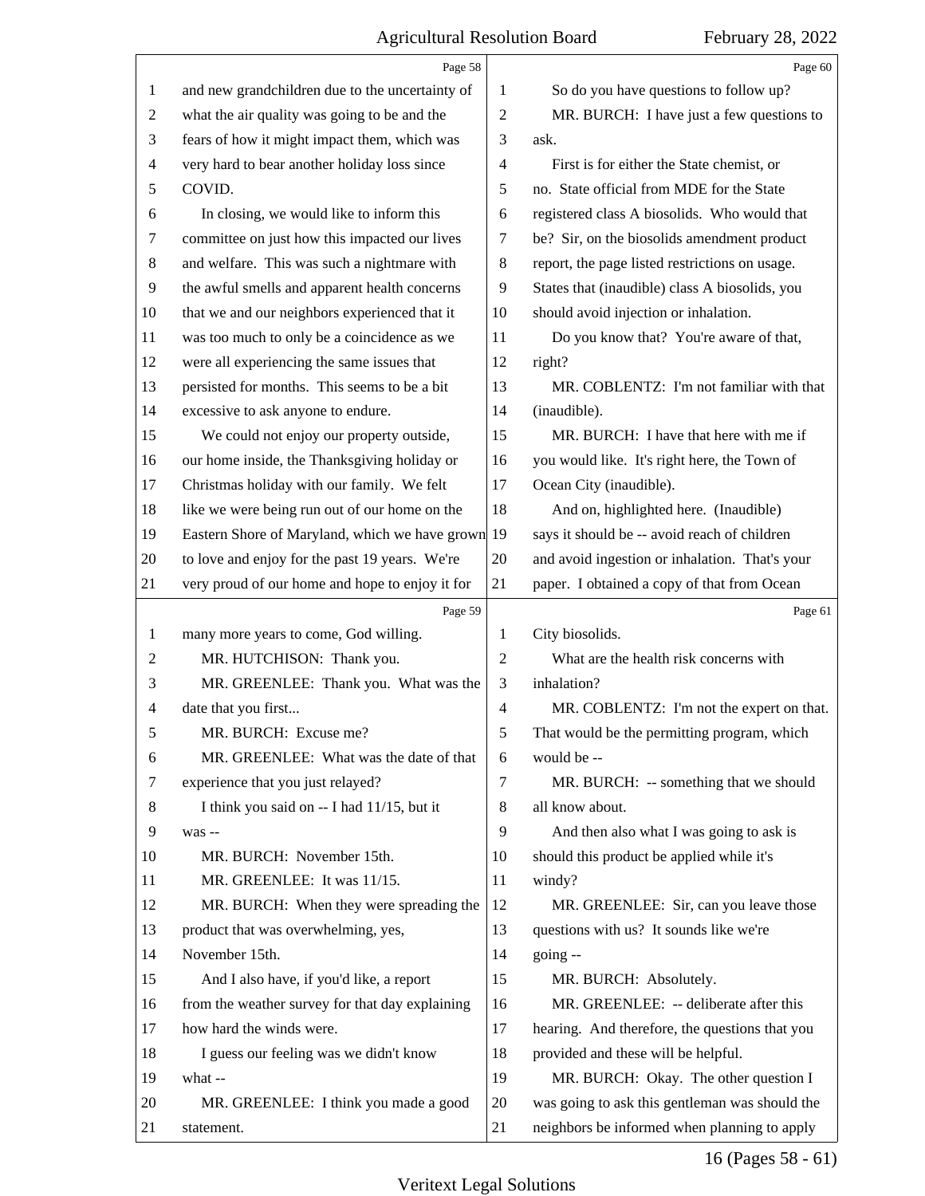Page 58

1 and new grandchildren due to the uncertainty of
2 what the air quality was going to be and the
3 fears of how it might impact them, which was
4 very hard to bear another holiday loss since
5 COVID.
6 In closing, we would like to inform this
7 committee on just how this impacted our lives
8 and welfare. This was such a nightmare with
9 the awful smells and apparent health concerns
10 that we and our neighbors experienced that it
11 was too much to only be a coincidence as we
12 were all experiencing the same issues that
13 persisted for months. This seems to be a bit
14 excessive to ask anyone to endure.
15 We could not enjoy our property outside,
16 our home inside, the Thanksgiving holiday or
17 Christmas holiday with our family. We felt
18 like we were being run out of our home on the
19 Eastern Shore of Maryland, which we have grown
20 to love and enjoy for the past 19 years. We're
21 very proud of our home and hope to enjoy it for

Page 59

1 many more years to come, God willing.
2 MR. HUTCHISON: Thank you.
3 MR. GREENLEE: Thank you. What was the
4 date that you first...
5 MR. BURCH: Excuse me?
6 MR. GREENLEE: What was the date of that
7 experience that you just relayed?
8 I think you said on -- I had 11/15, but it
9 was --
10 MR. BURCH: November 15th.
11 MR. GREENLEE: It was 11/15.
12 MR. BURCH: When they were spreading the
13 product that was overwhelming, yes,
14 November 15th.
15 And I also have, if you'd like, a report
16 from the weather survey for that day explaining
17 how hard the winds were.
18 I guess our feeling was we didn't know
19 what --
20 MR. GREENLEE: I think you made a good
21 statement.

Page 60

1 So do you have questions to follow up?
2 MR. BURCH: I have just a few questions to
3 ask.
4 First is for either the State chemist, or
5 no. State official from MDE for the State
6 registered class A biosolids. Who would that
7 be? Sir, on the biosolids amendment product
8 report, the page listed restrictions on usage.
9 States that (inaudible) class A biosolids, you
10 should avoid injection or inhalation.
11 Do you know that? You're aware of that,
12 right?
13 MR. COBLENTZ: I'm not familiar with that
14 (inaudible).
15 MR. BURCH: I have that here with me if
16 you would like. It's right here, the Town of
17 Ocean City (inaudible).
18 And on, highlighted here. (Inaudible)
19 says it should be -- avoid reach of children
20 and avoid ingestion or inhalation. That's your
21 paper. I obtained a copy of that from Ocean

Page 61

1 City biosolids.
2 What are the health risk concerns with
3 inhalation?
4 MR. COBLENTZ: I'm not the expert on that.
5 That would be the permitting program, which
6 would be --
7 MR. BURCH: -- something that we should
8 all know about.
9 And then also what I was going to ask is
10 should this product be applied while it's
11 windy?
12 MR. GREENLEE: Sir, can you leave those
13 questions with us? It sounds like we're
14 going --
15 MR. BURCH: Absolutely.
16 MR. GREENLEE: -- deliberate after this
17 hearing. And therefore, the questions that you
18 provided and these will be helpful.
19 MR. BURCH: Okay. The other question I
20 was going to ask this gentleman was should the
21 neighbors be informed when planning to apply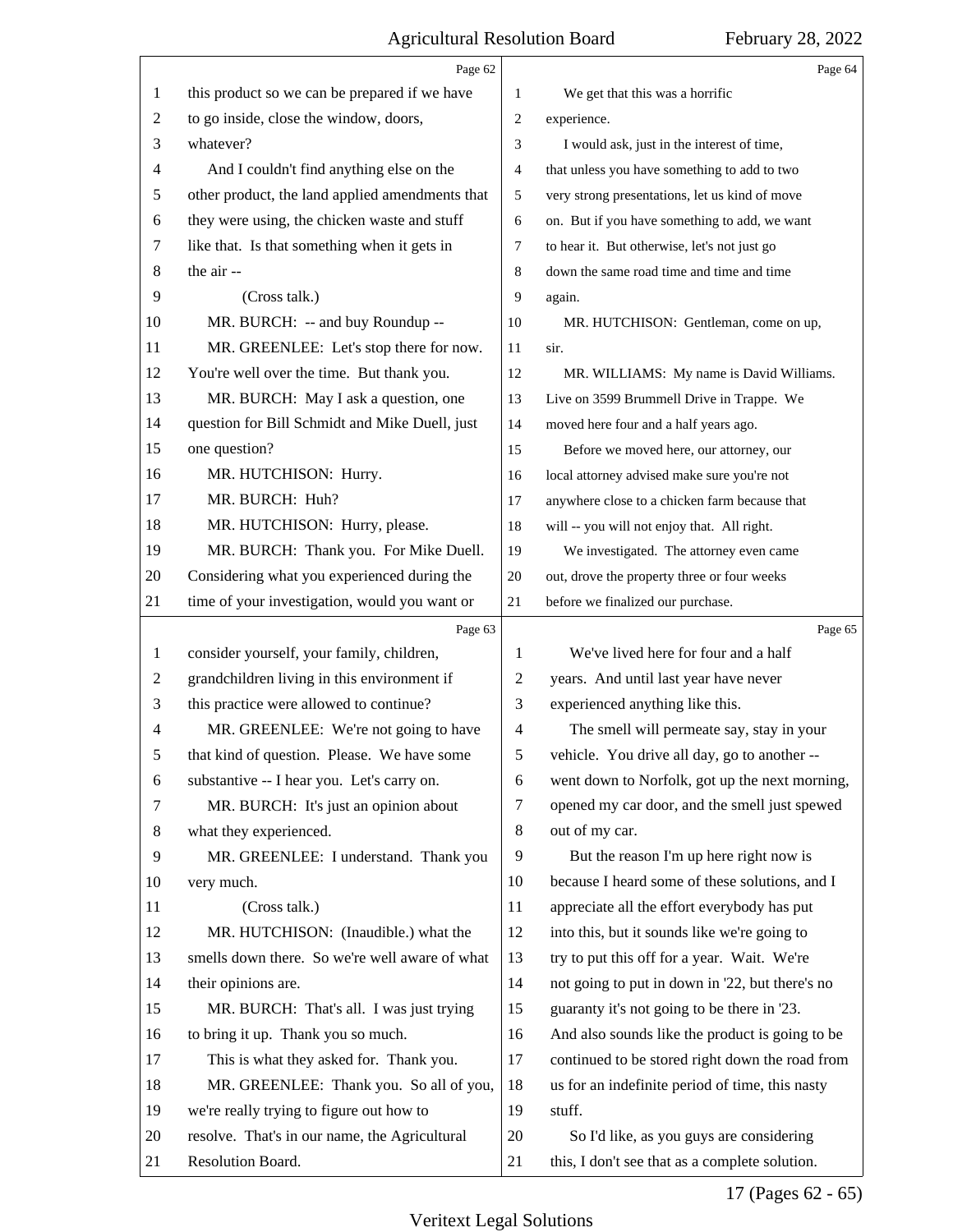this product so we can be prepared if we have to go inside, close the window, doors, whatever?

And I couldn't find anything else on the other product, the land applied amendments that they were using, the chicken waste and stuff like that. Is that something when it gets in the air --

(Cross talk.)

MR. BURCH: -- and buy Roundup --

MR. GREENLEE: Let's stop there for now. You're well over the time. But thank you.

MR. BURCH: May I ask a question, one question for Bill Schmidt and Mike Duell, just one question?

MR. HUTCHISON: Hurry.

MR. BURCH: Huh?

MR. HUTCHISON: Hurry, please.

MR. BURCH: Thank you. For Mike Duell. Considering what you experienced during the time of your investigation, would you want or consider yourself, your family, children, grandchildren living in this environment if this practice were allowed to continue?

MR. GREENLEE: We're not going to have that kind of question. Please. We have some substantive -- I hear you. Let's carry on.

MR. BURCH: It's just an opinion about what they experienced.

MR. GREENLEE: I understand. Thank you very much.

(Cross talk.)

MR. HUTCHISON: (Inaudible.) what the smells down there. So we're well aware of what their opinions are.

MR. BURCH: That's all. I was just trying to bring it up. Thank you so much.

This is what they asked for. Thank you.

MR. GREENLEE: Thank you. So all of you, we're really trying to figure out how to resolve. That's in our name, the Agricultural Resolution Board.

We get that this was a horrific experience.

I would ask, just in the interest of time, that unless you have something to add to two very strong presentations, let us kind of move on. But if you have something to add, we want to hear it. But otherwise, let's not just go down the same road time and time and time again.

MR. HUTCHISON: Gentleman, come on up, sir.

MR. WILLIAMS: My name is David Williams. Live on 3599 Brummell Drive in Trappe. We moved here four and a half years ago.

Before we moved here, our attorney, our local attorney advised make sure you're not anywhere close to a chicken farm because that will -- you will not enjoy that. All right.

We investigated. The attorney even came out, drove the property three or four weeks before we finalized our purchase.

We've lived here for four and a half years. And until last year have never experienced anything like this.

The smell will permeate say, stay in your vehicle. You drive all day, go to another -- went down to Norfolk, got up the next morning, opened my car door, and the smell just spewed out of my car.

But the reason I'm up here right now is because I heard some of these solutions, and I appreciate all the effort everybody has put into this, but it sounds like we're going to try to put this off for a year. Wait. We're not going to put in down in '22, but there's no guaranty it's not going to be there in '23. And also sounds like the product is going to be continued to be stored right down the road from us for an indefinite period of time, this nasty stuff.

So I'd like, as you guys are considering this, I don't see that as a complete solution.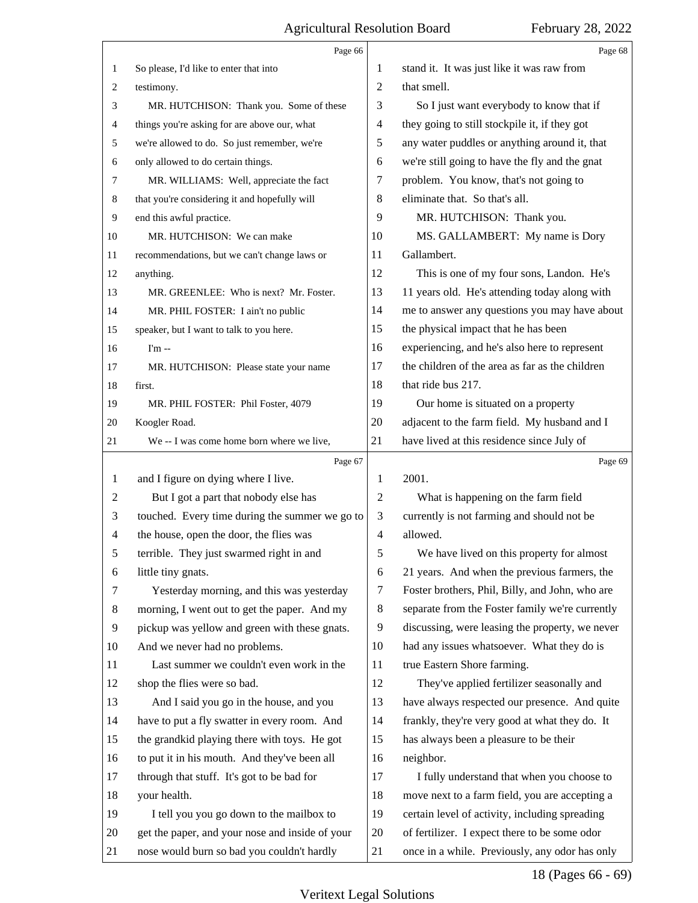Page 66

1 So please, I'd like to enter that into
2 testimony.
3 MR. HUTCHISON: Thank you. Some of these
4 things you're asking for are above our, what
5 we're allowed to do. So just remember, we're
6 only allowed to do certain things.
7 MR. WILLIAMS: Well, appreciate the fact
8 that you're considering it and hopefully will
9 end this awful practice.
10 MR. HUTCHISON: We can make
11 recommendations, but we can't change laws or
12 anything.
13 MR. GREENLEE: Who is next? Mr. Foster.
14 MR. PHIL FOSTER: I ain't no public
15 speaker, but I want to talk to you here.
16 I'm --
17 MR. HUTCHISON: Please state your name
18 first.
19 MR. PHIL FOSTER: Phil Foster, 4079
20 Koogler Road.
21 We -- I was come home born where we live,

Page 67

1 and I figure on dying where I live.
2 But I got a part that nobody else has
3 touched. Every time during the summer we go to
4 the house, open the door, the flies was
5 terrible. They just swarmed right in and
6 little tiny gnats.
7 Yesterday morning, and this was yesterday
8 morning, I went out to get the paper. And my
9 pickup was yellow and green with these gnats.
10 And we never had no problems.
11 Last summer we couldn't even work in the
12 shop the flies were so bad.
13 And I said you go in the house, and you
14 have to put a fly swatter in every room. And
15 the grandkid playing there with toys. He got
16 to put it in his mouth. And they've been all
17 through that stuff. It's got to be bad for
18 your health.
19 I tell you you go down to the mailbox to
20 get the paper, and your nose and inside of your
21 nose would burn so bad you couldn't hardly

Page 68

1 stand it. It was just like it was raw from
2 that smell.
3 So I just want everybody to know that if
4 they going to still stockpile it, if they got
5 any water puddles or anything around it, that
6 we're still going to have the fly and the gnat
7 problem. You know, that's not going to
8 eliminate that. So that's all.
9 MR. HUTCHISON: Thank you.
10 MS. GALLAMBERT: My name is Dory
11 Gallambert.
12 This is one of my four sons, Landon. He's
13 11 years old. He's attending today along with
14 me to answer any questions you may have about
15 the physical impact that he has been
16 experiencing, and he's also here to represent
17 the children of the area as far as the children
18 that ride bus 217.
19 Our home is situated on a property
20 adjacent to the farm field. My husband and I
21 have lived at this residence since July of

Page 69

1 2001.
2 What is happening on the farm field
3 currently is not farming and should not be
4 allowed.
5 We have lived on this property for almost
6 21 years. And when the previous farmers, the
7 Foster brothers, Phil, Billy, and John, who are
8 separate from the Foster family we're currently
9 discussing, were leasing the property, we never
10 had any issues whatsoever. What they do is
11 true Eastern Shore farming.
12 They've applied fertilizer seasonally and
13 have always respected our presence. And quite
14 frankly, they're very good at what they do. It
15 has always been a pleasure to be their
16 neighbor.
17 I fully understand that when you choose to
18 move next to a farm field, you are accepting a
19 certain level of activity, including spreading
20 of fertilizer. I expect there to be some odor
21 once in a while. Previously, any odor has only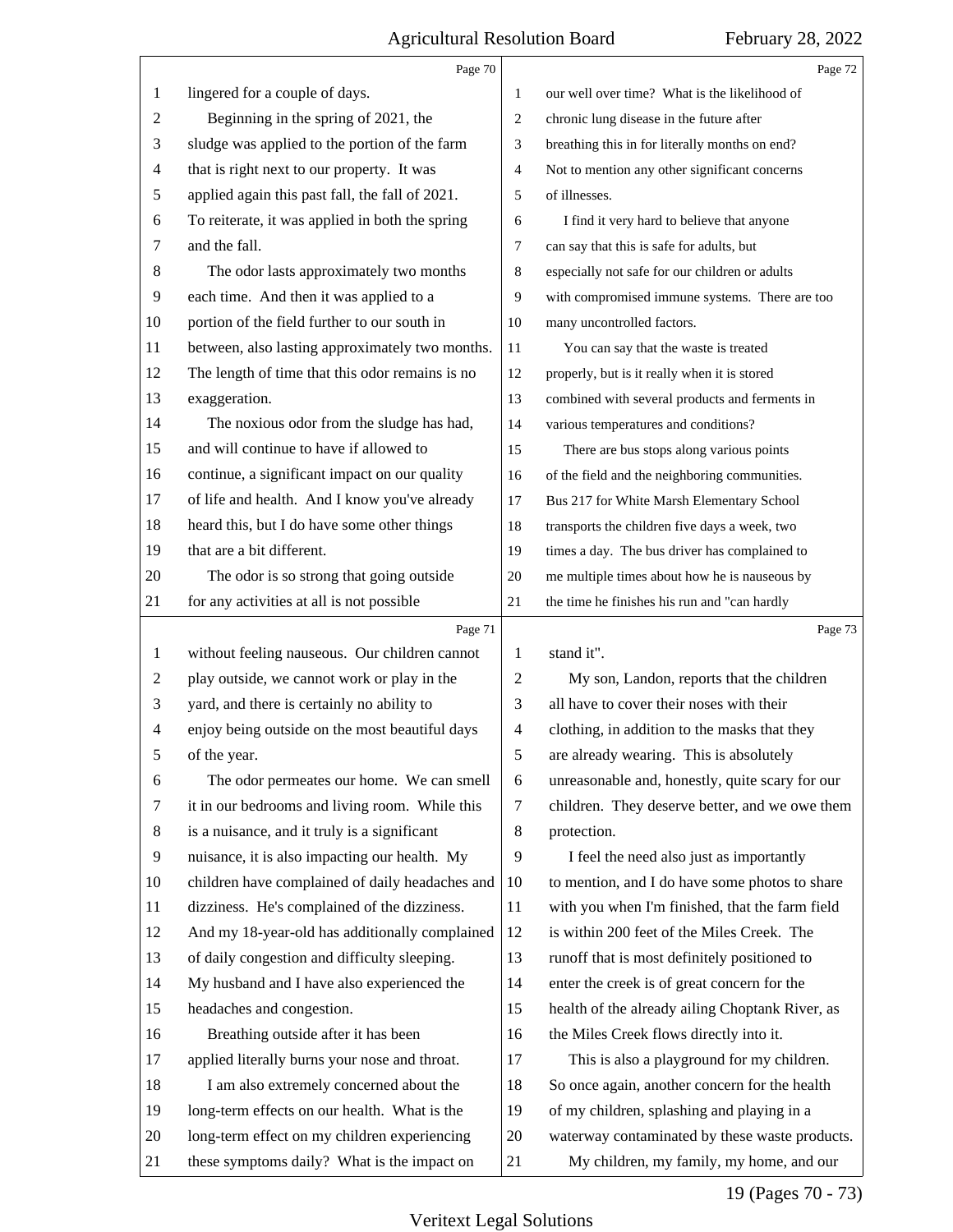lingered for a couple of days.

Beginning in the spring of 2021, the sludge was applied to the portion of the farm that is right next to our property. It was applied again this past fall, the fall of 2021. To reiterate, it was applied in both the spring and the fall.

The odor lasts approximately two months each time. And then it was applied to a portion of the field further to our south in between, also lasting approximately two months. The length of time that this odor remains is no exaggeration.

The noxious odor from the sludge has had, and will continue to have if allowed to continue, a significant impact on our quality of life and health. And I know you've already heard this, but I do have some other things that are a bit different.

The odor is so strong that going outside for any activities at all is not possible without feeling nauseous. Our children cannot play outside, we cannot work or play in the yard, and there is certainly no ability to enjoy being outside on the most beautiful days of the year.

The odor permeates our home. We can smell it in our bedrooms and living room. While this is a nuisance, and it truly is a significant nuisance, it is also impacting our health. My children have complained of daily headaches and dizziness. He's complained of the dizziness. And my 18-year-old has additionally complained of daily congestion and difficulty sleeping. My husband and I have also experienced the headaches and congestion.

Breathing outside after it has been applied literally burns your nose and throat.

I am also extremely concerned about the long-term effects on our health. What is the long-term effect on my children experiencing these symptoms daily? What is the impact on our well over time? What is the likelihood of chronic lung disease in the future after breathing this in for literally months on end? Not to mention any other significant concerns of illnesses.

I find it very hard to believe that anyone can say that this is safe for adults, but especially not safe for our children or adults with compromised immune systems. There are too many uncontrolled factors.

You can say that the waste is treated properly, but is it really when it is stored combined with several products and ferments in various temperatures and conditions?

There are bus stops along various points of the field and the neighboring communities. Bus 217 for White Marsh Elementary School transports the children five days a week, two times a day. The bus driver has complained to me multiple times about how he is nauseous by the time he finishes his run and "can hardly stand it".

My son, Landon, reports that the children all have to cover their noses with their clothing, in addition to the masks that they are already wearing. This is absolutely unreasonable and, honestly, quite scary for our children. They deserve better, and we owe them protection.

I feel the need also just as importantly to mention, and I do have some photos to share with you when I'm finished, that the farm field is within 200 feet of the Miles Creek. The runoff that is most definitely positioned to enter the creek is of great concern for the health of the already ailing Choptank River, as the Miles Creek flows directly into it.

This is also a playground for my children. So once again, another concern for the health of my children, splashing and playing in a waterway contaminated by these waste products.

My children, my family, my home, and our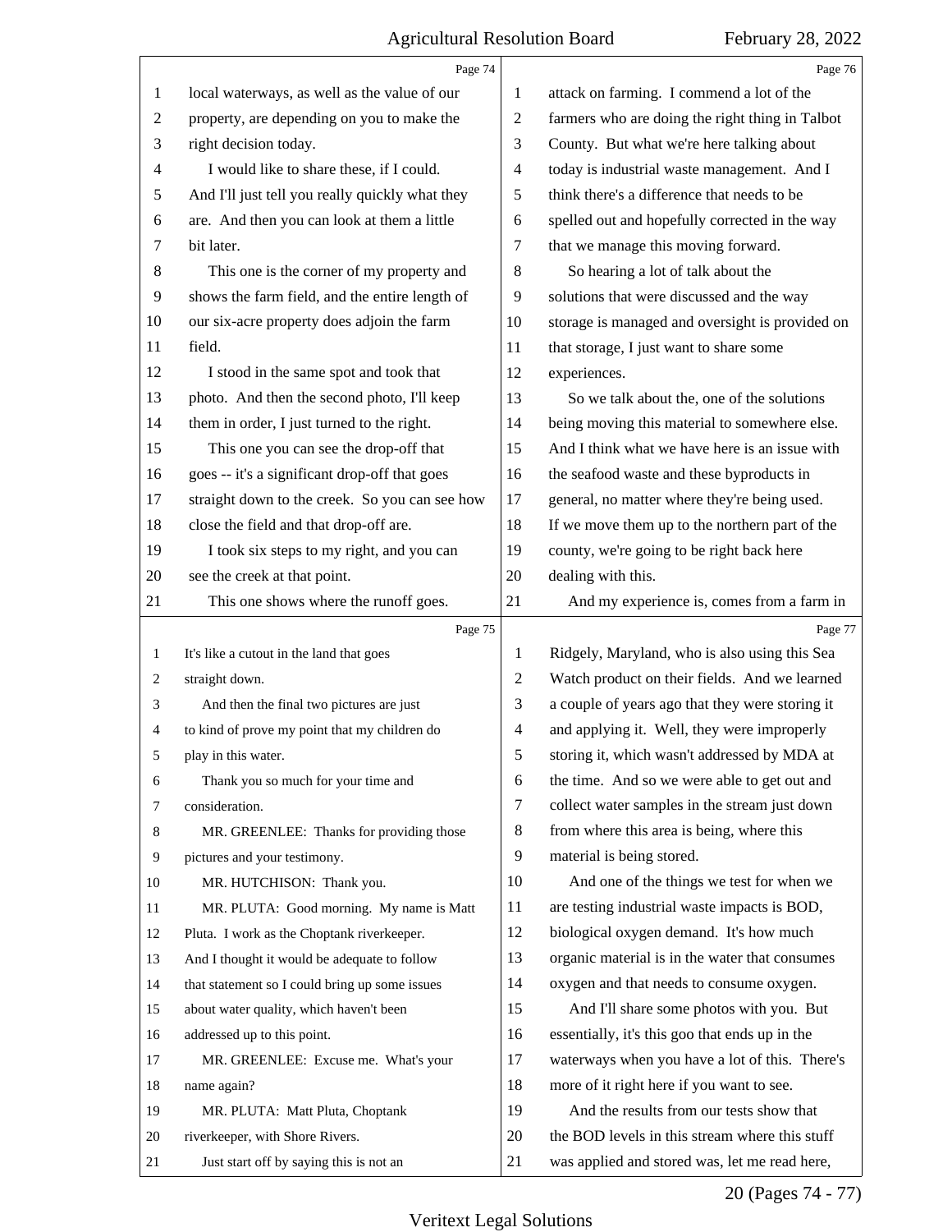local waterways, as well as the value of our property, are depending on you to make the right decision today.

I would like to share these, if I could. And I'll just tell you really quickly what they are. And then you can look at them a little bit later.

This one is the corner of my property and shows the farm field, and the entire length of our six-acre property does adjoin the farm field.

I stood in the same spot and took that photo. And then the second photo, I'll keep them in order, I just turned to the right.

This one you can see the drop-off that goes -- it's a significant drop-off that goes straight down to the creek. So you can see how close the field and that drop-off are.

I took six steps to my right, and you can see the creek at that point.

This one shows where the runoff goes. It's like a cutout in the land that goes straight down.

And then the final two pictures are just to kind of prove my point that my children do play in this water.

Thank you so much for your time and consideration.

MR. GREENLEE: Thanks for providing those pictures and your testimony.

MR. HUTCHISON: Thank you.

MR. PLUTA: Good morning. My name is Matt Pluta. I work as the Choptank riverkeeper. And I thought it would be adequate to follow that statement so I could bring up some issues about water quality, which haven't been addressed up to this point.

MR. GREENLEE: Excuse me. What's your name again?

MR. PLUTA: Matt Pluta, Choptank riverkeeper, with Shore Rivers.

Just start off by saying this is not an attack on farming. I commend a lot of the farmers who are doing the right thing in Talbot County. But what we're here talking about today is industrial waste management. And I think there's a difference that needs to be spelled out and hopefully corrected in the way that we manage this moving forward.

So hearing a lot of talk about the solutions that were discussed and the way storage is managed and oversight is provided on that storage, I just want to share some experiences.

So we talk about the, one of the solutions being moving this material to somewhere else. And I think what we have here is an issue with the seafood waste and these byproducts in general, no matter where they're being used. If we move them up to the northern part of the county, we're going to be right back here dealing with this.

And my experience is, comes from a farm in Ridgely, Maryland, who is also using this Sea Watch product on their fields. And we learned a couple of years ago that they were storing it and applying it. Well, they were improperly storing it, which wasn't addressed by MDA at the time. And so we were able to get out and collect water samples in the stream just down from where this area is being, where this material is being stored.

And one of the things we test for when we are testing industrial waste impacts is BOD, biological oxygen demand. It's how much organic material is in the water that consumes oxygen and that needs to consume oxygen.

And I'll share some photos with you. But essentially, it's this goo that ends up in the waterways when you have a lot of this. There's more of it right here if you want to see.

And the results from our tests show that the BOD levels in this stream where this stuff was applied and stored was, let me read here,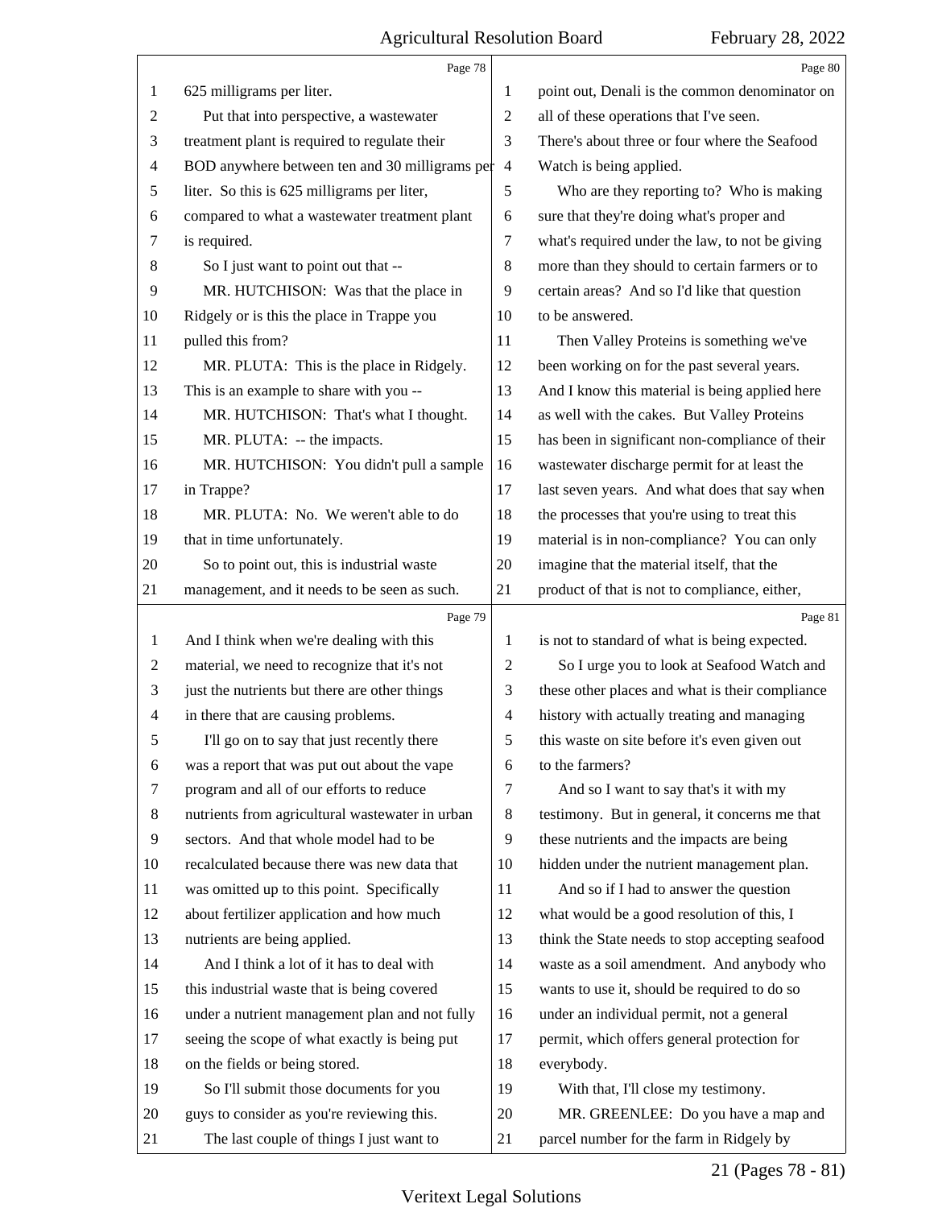625 milligrams per liter.

Put that into perspective, a wastewater treatment plant is required to regulate their BOD anywhere between ten and 30 milligrams per liter. So this is 625 milligrams per liter, compared to what a wastewater treatment plant is required.

So I just want to point out that --

MR. HUTCHISON: Was that the place in Ridgely or is this the place in Trappe you pulled this from?

MR. PLUTA: This is the place in Ridgely. This is an example to share with you --

MR. HUTCHISON: That's what I thought.

MR. PLUTA: -- the impacts.

MR. HUTCHISON: You didn't pull a sample in Trappe?

MR. PLUTA: No. We weren't able to do that in time unfortunately.

So to point out, this is industrial waste management, and it needs to be seen as such. And I think when we're dealing with this material, we need to recognize that it's not just the nutrients but there are other things in there that are causing problems.

I'll go on to say that just recently there was a report that was put out about the vape program and all of our efforts to reduce nutrients from agricultural wastewater in urban sectors. And that whole model had to be recalculated because there was new data that was omitted up to this point. Specifically about fertilizer application and how much nutrients are being applied.

And I think a lot of it has to deal with this industrial waste that is being covered under a nutrient management plan and not fully seeing the scope of what exactly is being put on the fields or being stored.

So I'll submit those documents for you guys to consider as you're reviewing this.

The last couple of things I just want to point out, Denali is the common denominator on all of these operations that I've seen. There's about three or four where the Seafood Watch is being applied.

Who are they reporting to? Who is making sure that they're doing what's proper and what's required under the law, to not be giving more than they should to certain farmers or to certain areas? And so I'd like that question to be answered.

Then Valley Proteins is something we've been working on for the past several years. And I know this material is being applied here as well with the cakes. But Valley Proteins has been in significant non-compliance of their wastewater discharge permit for at least the last seven years. And what does that say when the processes that you're using to treat this material is in non-compliance? You can only imagine that the material itself, that the product of that is not to compliance, either, is not to standard of what is being expected.

So I urge you to look at Seafood Watch and these other places and what is their compliance history with actually treating and managing this waste on site before it's even given out to the farmers?

And so I want to say that's it with my testimony. But in general, it concerns me that these nutrients and the impacts are being hidden under the nutrient management plan.

And so if I had to answer the question what would be a good resolution of this, I think the State needs to stop accepting seafood waste as a soil amendment. And anybody who wants to use it, should be required to do so under an individual permit, not a general permit, which offers general protection for everybody.

With that, I'll close my testimony.

MR. GREENLEE: Do you have a map and parcel number for the farm in Ridgely by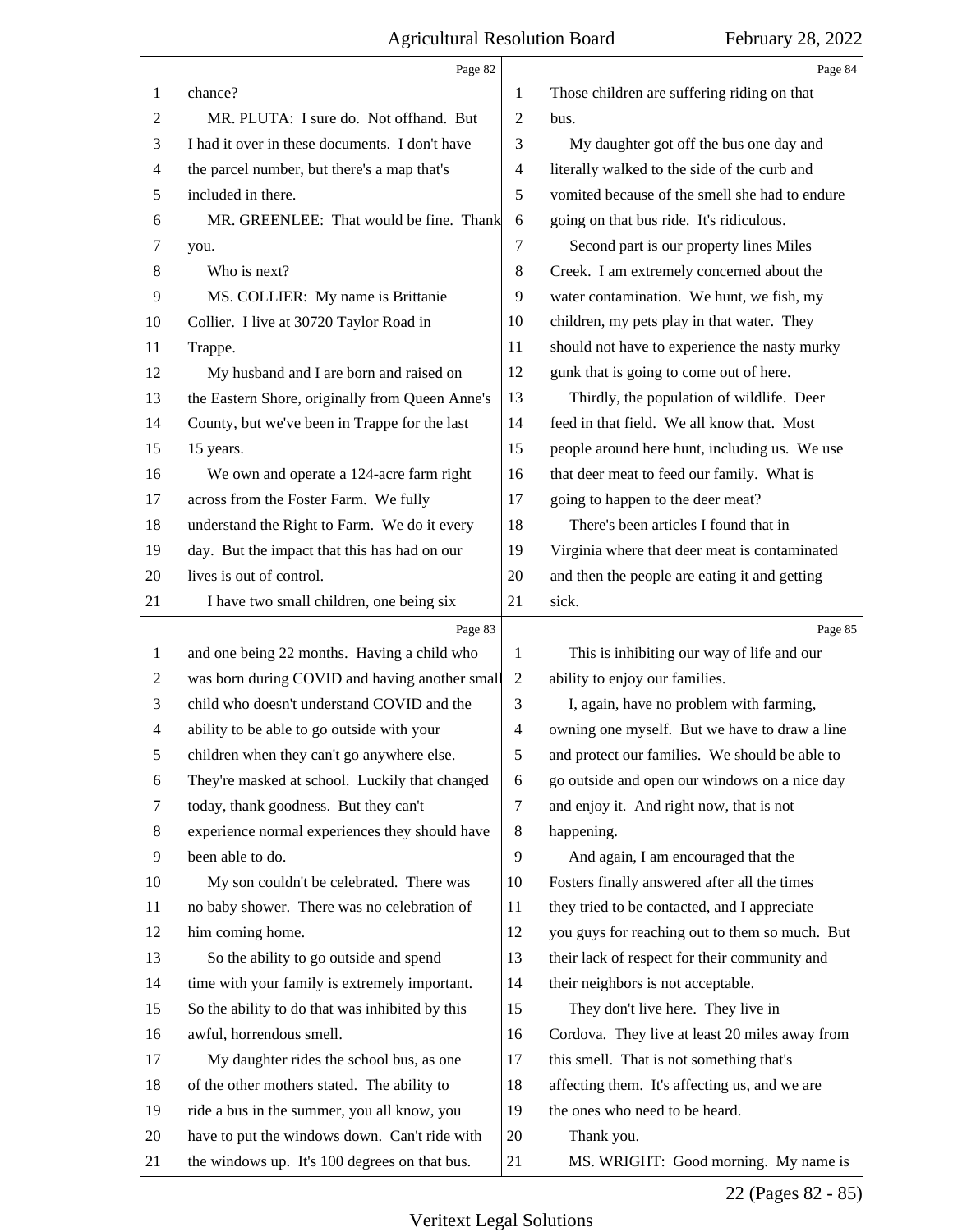chance?

MR. PLUTA: I sure do. Not offhand. But I had it over in these documents. I don't have the parcel number, but there's a map that's included in there.

MR. GREENLEE: That would be fine. Thank you.

Who is next?

MS. COLLIER: My name is Brittanie Collier. I live at 30720 Taylor Road in Trappe.

My husband and I are born and raised on the Eastern Shore, originally from Queen Anne's County, but we've been in Trappe for the last 15 years.

We own and operate a 124-acre farm right across from the Foster Farm. We fully understand the Right to Farm. We do it every day. But the impact that this has had on our lives is out of control.

I have two small children, one being six and one being 22 months. Having a child who was born during COVID and having another small child who doesn't understand COVID and the ability to be able to go outside with your children when they can't go anywhere else. They're masked at school. Luckily that changed today, thank goodness. But they can't experience normal experiences they should have been able to do.

My son couldn't be celebrated. There was no baby shower. There was no celebration of him coming home.

So the ability to go outside and spend time with your family is extremely important. So the ability to do that was inhibited by this awful, horrendous smell.

My daughter rides the school bus, as one of the other mothers stated. The ability to ride a bus in the summer, you all know, you have to put the windows down. Can't ride with the windows up. It's 100 degrees on that bus. Those children are suffering riding on that bus.

My daughter got off the bus one day and literally walked to the side of the curb and vomited because of the smell she had to endure going on that bus ride. It's ridiculous.

Second part is our property lines Miles Creek. I am extremely concerned about the water contamination. We hunt, we fish, my children, my pets play in that water. They should not have to experience the nasty murky gunk that is going to come out of here.

Thirdly, the population of wildlife. Deer feed in that field. We all know that. Most people around here hunt, including us. We use that deer meat to feed our family. What is going to happen to the deer meat?

There's been articles I found that in Virginia where that deer meat is contaminated and then the people are eating it and getting sick.

This is inhibiting our way of life and our ability to enjoy our families.

I, again, have no problem with farming, owning one myself. But we have to draw a line and protect our families. We should be able to go outside and open our windows on a nice day and enjoy it. And right now, that is not happening.

And again, I am encouraged that the Fosters finally answered after all the times they tried to be contacted, and I appreciate you guys for reaching out to them so much. But their lack of respect for their community and their neighbors is not acceptable.

They don't live here. They live in Cordova. They live at least 20 miles away from this smell. That is not something that's affecting them. It's affecting us, and we are the ones who need to be heard.

Thank you.

MS. WRIGHT: Good morning. My name is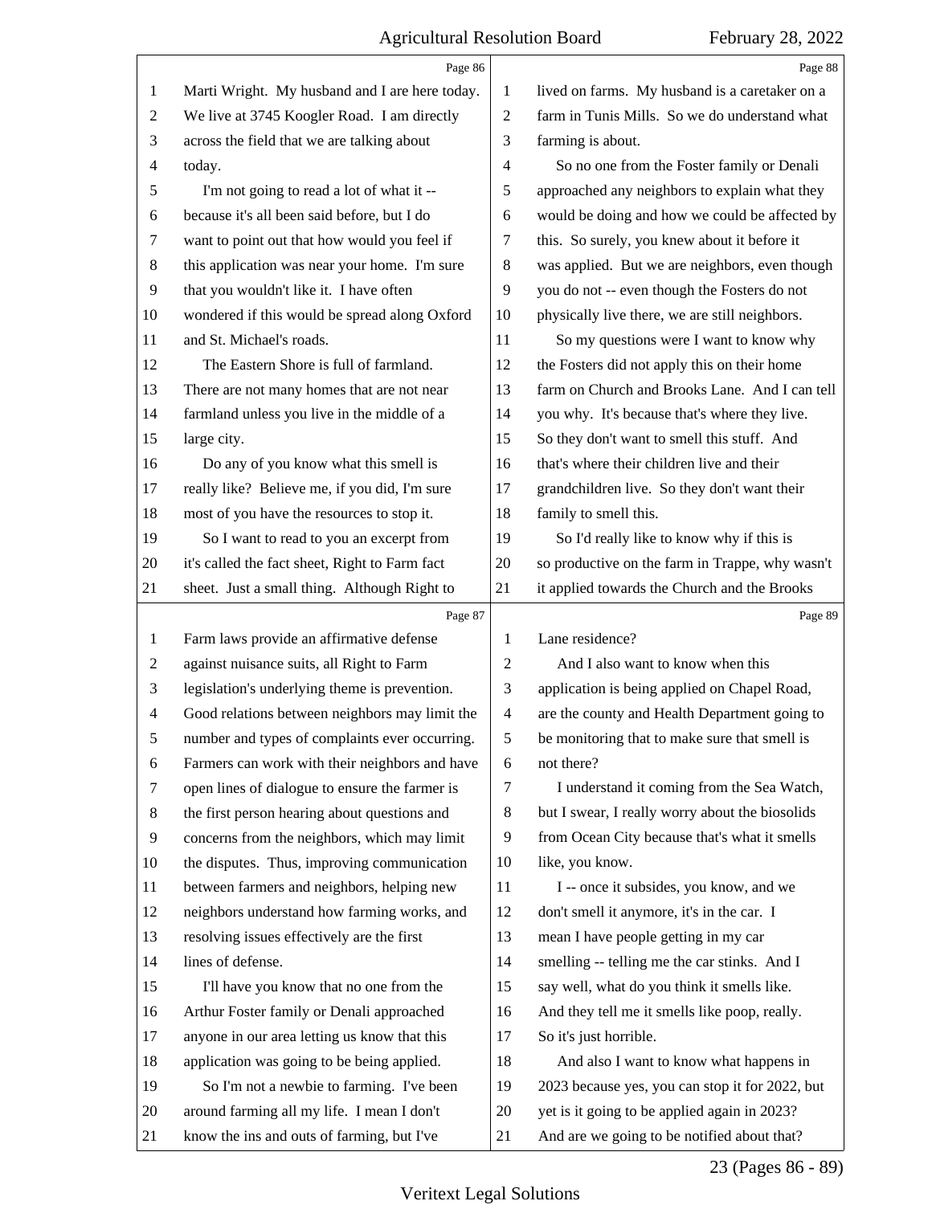Marti Wright. My husband and I are here today. We live at 3745 Koogler Road. I am directly across the field that we are talking about today.

I'm not going to read a lot of what it -- because it's all been said before, but I do want to point out that how would you feel if this application was near your home. I'm sure that you wouldn't like it. I have often wondered if this would be spread along Oxford and St. Michael's roads.

The Eastern Shore is full of farmland. There are not many homes that are not near farmland unless you live in the middle of a large city.

Do any of you know what this smell is really like? Believe me, if you did, I'm sure most of you have the resources to stop it.

So I want to read to you an excerpt from it's called the fact sheet, Right to Farm fact sheet. Just a small thing. Although Right to Farm laws provide an affirmative defense against nuisance suits, all Right to Farm legislation's underlying theme is prevention. Good relations between neighbors may limit the number and types of complaints ever occurring. Farmers can work with their neighbors and have open lines of dialogue to ensure the farmer is the first person hearing about questions and concerns from the neighbors, which may limit the disputes. Thus, improving communication between farmers and neighbors, helping new neighbors understand how farming works, and resolving issues effectively are the first lines of defense.

I'll have you know that no one from the Arthur Foster family or Denali approached anyone in our area letting us know that this application was going to be being applied.

So I'm not a newbie to farming. I've been around farming all my life. I mean I don't know the ins and outs of farming, but I've lived on farms. My husband is a caretaker on a farm in Tunis Mills. So we do understand what farming is about.

So no one from the Foster family or Denali approached any neighbors to explain what they would be doing and how we could be affected by this. So surely, you knew about it before it was applied. But we are neighbors, even though you do not -- even though the Fosters do not physically live there, we are still neighbors.

So my questions were I want to know why the Fosters did not apply this on their home farm on Church and Brooks Lane. And I can tell you why. It's because that's where they live. So they don't want to smell this stuff. And that's where their children live and their grandchildren live. So they don't want their family to smell this.

So I'd really like to know why if this is so productive on the farm in Trappe, why wasn't it applied towards the Church and the Brooks Lane residence?

And I also want to know when this application is being applied on Chapel Road, are the county and Health Department going to be monitoring that to make sure that smell is not there?

I understand it coming from the Sea Watch, but I swear, I really worry about the biosolids from Ocean City because that's what it smells like, you know.

I -- once it subsides, you know, and we don't smell it anymore, it's in the car. I mean I have people getting in my car smelling -- telling me the car stinks. And I say well, what do you think it smells like. And they tell me it smells like poop, really. So it's just horrible.

And also I want to know what happens in 2023 because yes, you can stop it for 2022, but yet is it going to be applied again in 2023? And are we going to be notified about that?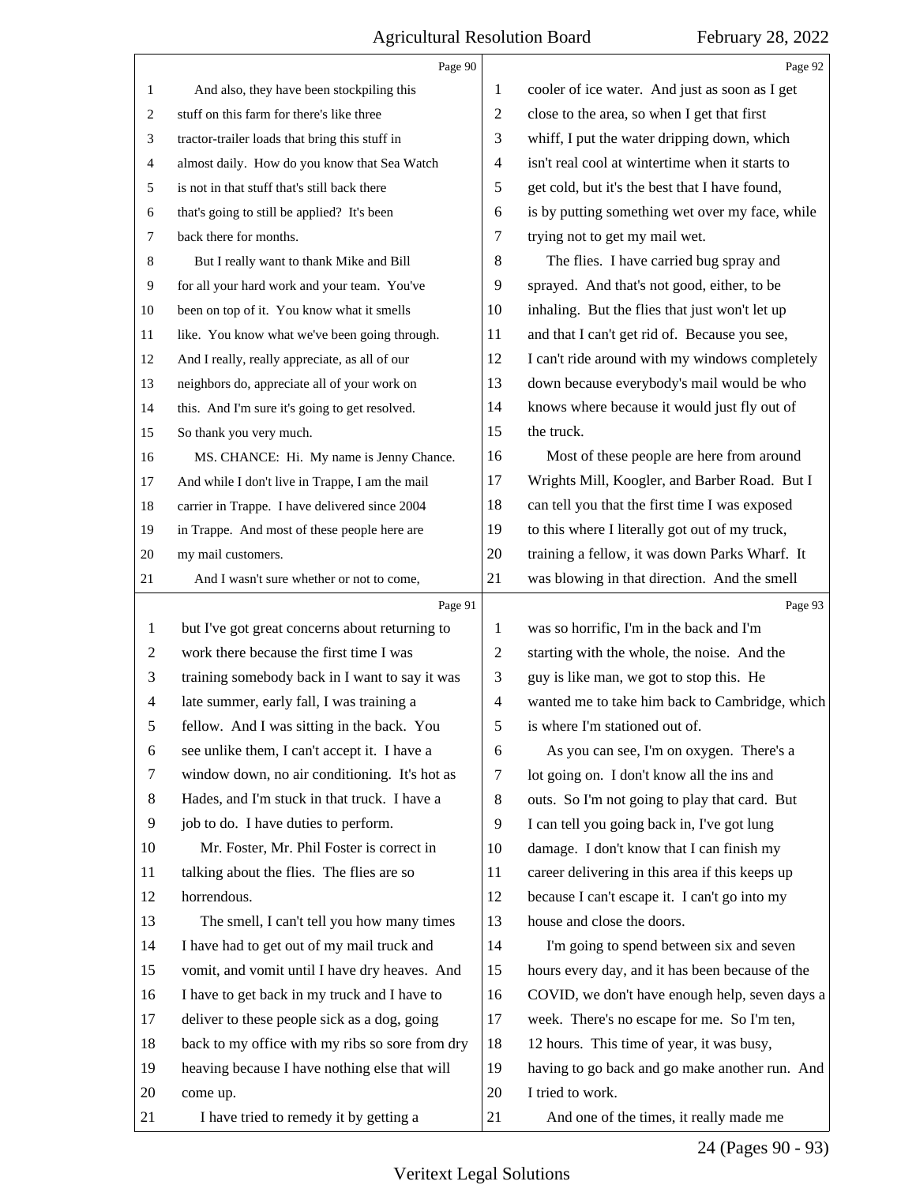And also, they have been stockpiling this stuff on this farm for there's like three tractor-trailer loads that bring this stuff in almost daily. How do you know that Sea Watch is not in that stuff that's still back there that's going to still be applied? It's been back there for months.

But I really want to thank Mike and Bill for all your hard work and your team. You've been on top of it. You know what it smells like. You know what we've been going through. And I really, really appreciate, as all of our neighbors do, appreciate all of your work on this. And I'm sure it's going to get resolved. So thank you very much.

MS. CHANCE: Hi. My name is Jenny Chance. And while I don't live in Trappe, I am the mail carrier in Trappe. I have delivered since 2004 in Trappe. And most of these people here are my mail customers.

And I wasn't sure whether or not to come, but I've got great concerns about returning to work there because the first time I was training somebody back in I want to say it was late summer, early fall, I was training a fellow. And I was sitting in the back. You see unlike them, I can't accept it. I have a window down, no air conditioning. It's hot as Hades, and I'm stuck in that truck. I have a job to do. I have duties to perform.

Mr. Foster, Mr. Phil Foster is correct in talking about the flies. The flies are so horrendous.

The smell, I can't tell you how many times I have had to get out of my mail truck and vomit, and vomit until I have dry heaves. And I have to get back in my truck and I have to deliver to these people sick as a dog, going back to my office with my ribs so sore from dry heaving because I have nothing else that will come up.

I have tried to remedy it by getting a cooler of ice water. And just as soon as I get close to the area, so when I get that first whiff, I put the water dripping down, which isn't real cool at wintertime when it starts to get cold, but it's the best that I have found, is by putting something wet over my face, while trying not to get my mail wet.

The flies. I have carried bug spray and sprayed. And that's not good, either, to be inhaling. But the flies that just won't let up and that I can't get rid of. Because you see, I can't ride around with my windows completely down because everybody's mail would be who knows where because it would just fly out of the truck.

Most of these people are here from around Wrights Mill, Koogler, and Barber Road. But I can tell you that the first time I was exposed to this where I literally got out of my truck, training a fellow, it was down Parks Wharf. It was blowing in that direction. And the smell was so horrific, I'm in the back and I'm starting with the whole, the noise. And the guy is like man, we got to stop this. He wanted me to take him back to Cambridge, which is where I'm stationed out of.

As you can see, I'm on oxygen. There's a lot going on. I don't know all the ins and outs. So I'm not going to play that card. But I can tell you going back in, I've got lung damage. I don't know that I can finish my career delivering in this area if this keeps up because I can't escape it. I can't go into my house and close the doors.

I'm going to spend between six and seven hours every day, and it has been because of the COVID, we don't have enough help, seven days a week. There's no escape for me. So I'm ten, 12 hours. This time of year, it was busy, having to go back and go make another run. And I tried to work.

And one of the times, it really made me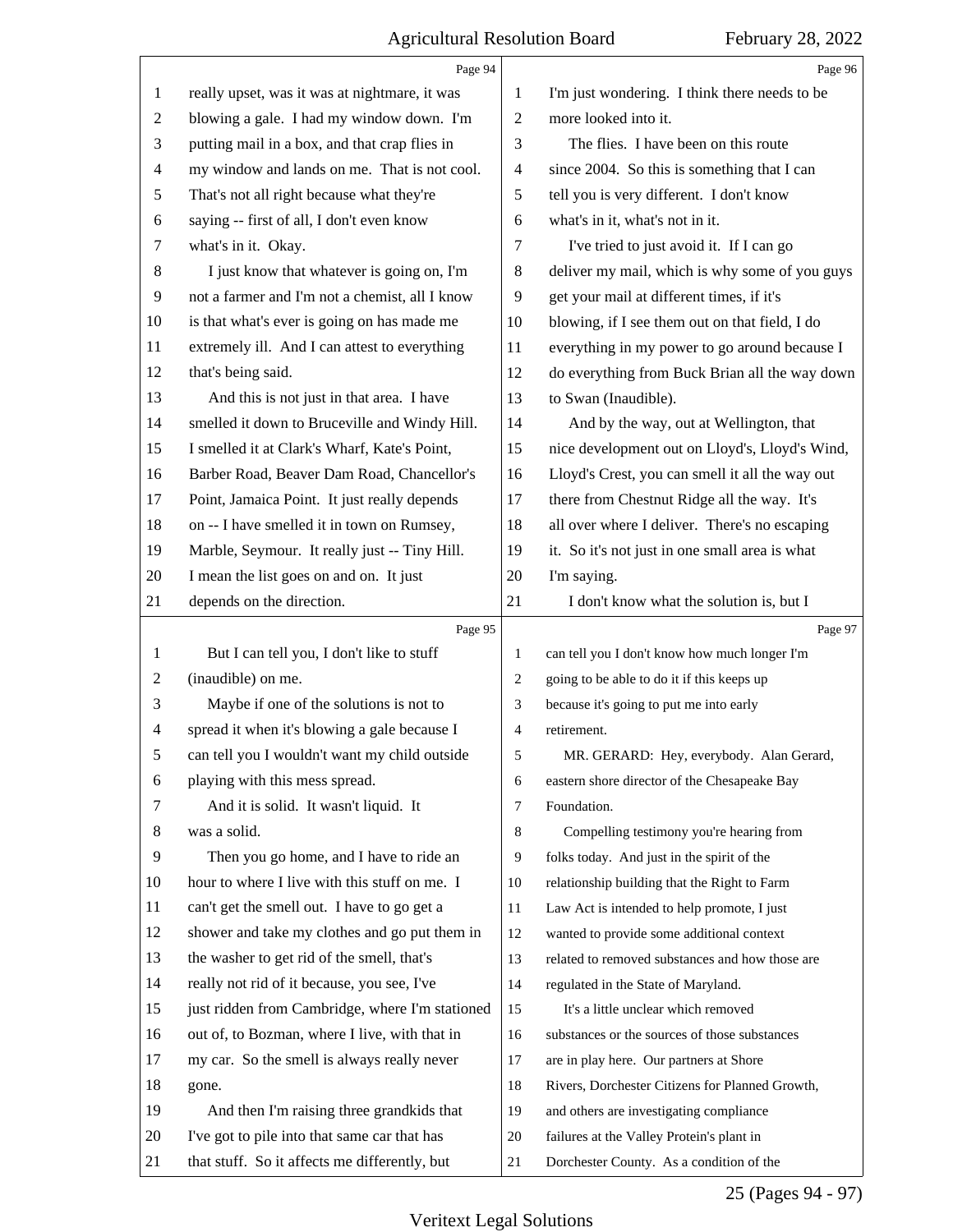really upset, was it was at nightmare, it was blowing a gale. I had my window down. I'm putting mail in a box, and that crap flies in my window and lands on me. That is not cool. That's not all right because what they're saying -- first of all, I don't even know what's in it. Okay.

I just know that whatever is going on, I'm not a farmer and I'm not a chemist, all I know is that what's ever is going on has made me extremely ill. And I can attest to everything that's being said.

And this is not just in that area. I have smelled it down to Bruceville and Windy Hill. I smelled it at Clark's Wharf, Kate's Point, Barber Road, Beaver Dam Road, Chancellor's Point, Jamaica Point. It just really depends on -- I have smelled it in town on Rumsey, Marble, Seymour. It really just -- Tiny Hill. I mean the list goes on and on. It just depends on the direction.

But I can tell you, I don't like to stuff (inaudible) on me.

Maybe if one of the solutions is not to spread it when it's blowing a gale because I can tell you I wouldn't want my child outside playing with this mess spread.

And it is solid. It wasn't liquid. It was a solid.

Then you go home, and I have to ride an hour to where I live with this stuff on me. I can't get the smell out. I have to go get a shower and take my clothes and go put them in the washer to get rid of the smell, that's really not rid of it because, you see, I've just ridden from Cambridge, where I'm stationed out of, to Bozman, where I live, with that in my car. So the smell is always really never gone.

And then I'm raising three grandkids that I've got to pile into that same car that has that stuff. So it affects me differently, but I'm just wondering. I think there needs to be more looked into it.

The flies. I have been on this route since 2004. So this is something that I can tell you is very different. I don't know what's in it, what's not in it.

I've tried to just avoid it. If I can go deliver my mail, which is why some of you guys get your mail at different times, if it's blowing, if I see them out on that field, I do everything in my power to go around because I do everything from Buck Brian all the way down to Swan (Inaudible).

And by the way, out at Wellington, that nice development out on Lloyd's, Lloyd's Wind, Lloyd's Crest, you can smell it all the way out there from Chestnut Ridge all the way. It's all over where I deliver. There's no escaping it. So it's not just in one small area is what I'm saying.

I don't know what the solution is, but I can tell you I don't know how much longer I'm going to be able to do it if this keeps up because it's going to put me into early retirement.

MR. GERARD: Hey, everybody. Alan Gerard, eastern shore director of the Chesapeake Bay Foundation.

Compelling testimony you're hearing from folks today. And just in the spirit of the relationship building that the Right to Farm Law Act is intended to help promote, I just wanted to provide some additional context related to removed substances and how those are regulated in the State of Maryland.

It's a little unclear which removed substances or the sources of those substances are in play here. Our partners at Shore Rivers, Dorchester Citizens for Planned Growth, and others are investigating compliance failures at the Valley Protein's plant in Dorchester County. As a condition of the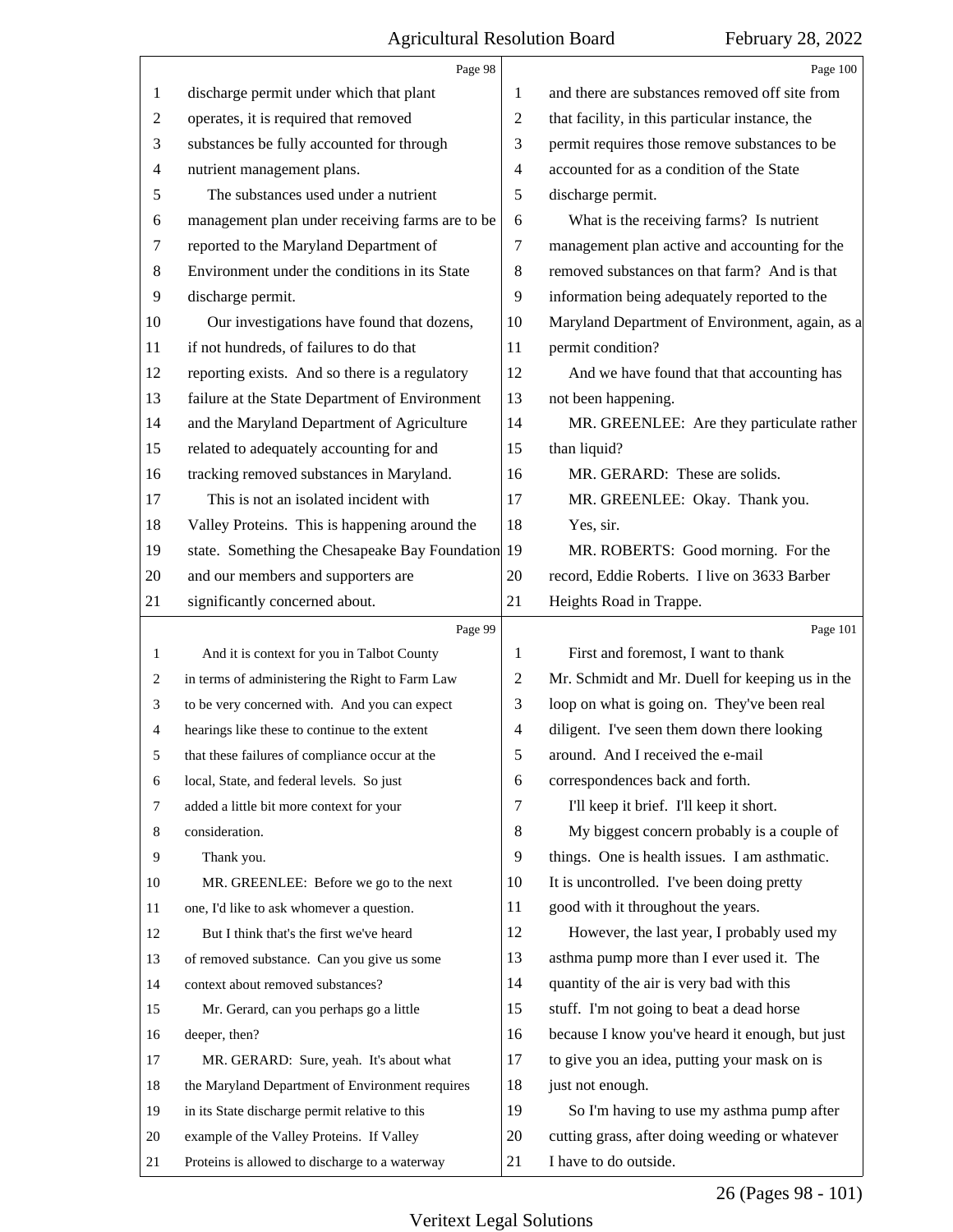discharge permit under which that plant operates, it is required that removed substances be fully accounted for through nutrient management plans.

The substances used under a nutrient management plan under receiving farms are to be reported to the Maryland Department of Environment under the conditions in its State discharge permit.

Our investigations have found that dozens, if not hundreds, of failures to do that reporting exists. And so there is a regulatory failure at the State Department of Environment and the Maryland Department of Agriculture related to adequately accounting for and tracking removed substances in Maryland.

This is not an isolated incident with Valley Proteins. This is happening around the state. Something the Chesapeake Bay Foundation and our members and supporters are significantly concerned about.

And it is context for you in Talbot County in terms of administering the Right to Farm Law to be very concerned with. And you can expect hearings like these to continue to the extent that these failures of compliance occur at the local, State, and federal levels. So just added a little bit more context for your consideration.

Thank you.

MR. GREENLEE: Before we go to the next one, I'd like to ask whomever a question.

But I think that's the first we've heard of removed substance. Can you give us some context about removed substances?

Mr. Gerard, can you perhaps go a little deeper, then?

MR. GERARD: Sure, yeah. It's about what the Maryland Department of Environment requires in its State discharge permit relative to this example of the Valley Proteins. If Valley Proteins is allowed to discharge to a waterway and there are substances removed off site from that facility, in this particular instance, the permit requires those remove substances to be accounted for as a condition of the State discharge permit.

What is the receiving farms? Is nutrient management plan active and accounting for the removed substances on that farm? And is that information being adequately reported to the Maryland Department of Environment, again, as a permit condition?

And we have found that that accounting has not been happening.

MR. GREENLEE: Are they particulate rather than liquid?

MR. GERARD: These are solids.

MR. GREENLEE: Okay. Thank you.

Yes, sir.

MR. ROBERTS: Good morning. For the record, Eddie Roberts. I live on 3633 Barber Heights Road in Trappe.

First and foremost, I want to thank Mr. Schmidt and Mr. Duell for keeping us in the loop on what is going on. They've been real diligent. I've seen them down there looking around. And I received the e-mail correspondences back and forth.

I'll keep it brief. I'll keep it short.

My biggest concern probably is a couple of things. One is health issues. I am asthmatic. It is uncontrolled. I've been doing pretty good with it throughout the years.

However, the last year, I probably used my asthma pump more than I ever used it. The quantity of the air is very bad with this stuff. I'm not going to beat a dead horse because I know you've heard it enough, but just to give you an idea, putting your mask on is just not enough.

So I'm having to use my asthma pump after cutting grass, after doing weeding or whatever I have to do outside.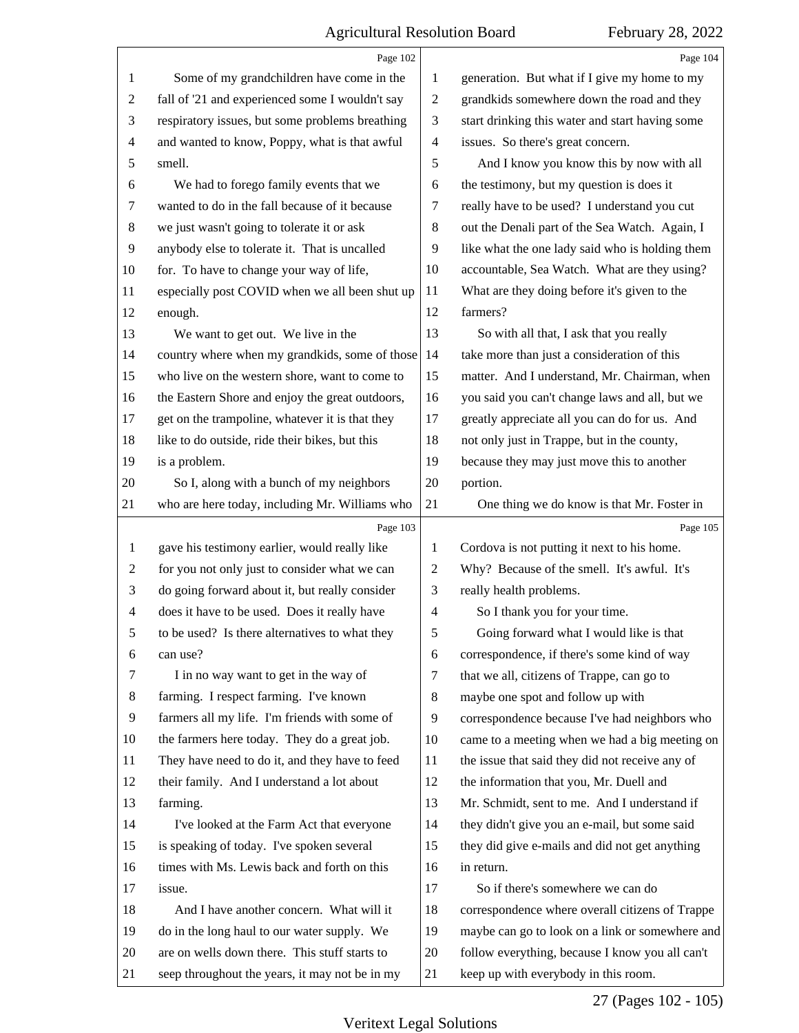Page 102

1 Some of my grandchildren have come in the
2 fall of '21 and experienced some I wouldn't say
3 respiratory issues, but some problems breathing
4 and wanted to know, Poppy, what is that awful
5 smell.
6 We had to forego family events that we
7 wanted to do in the fall because of it because
8 we just wasn't going to tolerate it or ask
9 anybody else to tolerate it. That is uncalled
10 for. To have to change your way of life,
11 especially post COVID when we all been shut up
12 enough.
13 We want to get out. We live in the
14 country where when my grandkids, some of those
15 who live on the western shore, want to come to
16 the Eastern Shore and enjoy the great outdoors,
17 get on the trampoline, whatever it is that they
18 like to do outside, ride their bikes, but this
19 is a problem.
20 So I, along with a bunch of my neighbors
21 who are here today, including Mr. Williams who

Page 103

1 gave his testimony earlier, would really like
2 for you not only just to consider what we can
3 do going forward about it, but really consider
4 does it have to be used. Does it really have
5 to be used? Is there alternatives to what they
6 can use?
7 I in no way want to get in the way of
8 farming. I respect farming. I've known
9 farmers all my life. I'm friends with some of
10 the farmers here today. They do a great job.
11 They have need to do it, and they have to feed
12 their family. And I understand a lot about
13 farming.
14 I've looked at the Farm Act that everyone
15 is speaking of today. I've spoken several
16 times with Ms. Lewis back and forth on this
17 issue.
18 And I have another concern. What will it
19 do in the long haul to our water supply. We
20 are on wells down there. This stuff starts to
21 seep throughout the years, it may not be in my

Page 104

1 generation. But what if I give my home to my
2 grandkids somewhere down the road and they
3 start drinking this water and start having some
4 issues. So there's great concern.
5 And I know you know this by now with all
6 the testimony, but my question is does it
7 really have to be used? I understand you cut
8 out the Denali part of the Sea Watch. Again, I
9 like what the one lady said who is holding them
10 accountable, Sea Watch. What are they using?
11 What are they doing before it's given to the
12 farmers?
13 So with all that, I ask that you really
14 take more than just a consideration of this
15 matter. And I understand, Mr. Chairman, when
16 you said you can't change laws and all, but we
17 greatly appreciate all you can do for us. And
18 not only just in Trappe, but in the county,
19 because they may just move this to another
20 portion.
21 One thing we do know is that Mr. Foster in

Page 105

1 Cordova is not putting it next to his home.
2 Why? Because of the smell. It's awful. It's
3 really health problems.
4 So I thank you for your time.
5 Going forward what I would like is that
6 correspondence, if there's some kind of way
7 that we all, citizens of Trappe, can go to
8 maybe one spot and follow up with
9 correspondence because I've had neighbors who
10 came to a meeting when we had a big meeting on
11 the issue that said they did not receive any of
12 the information that you, Mr. Duell and
13 Mr. Schmidt, sent to me. And I understand if
14 they didn't give you an e-mail, but some said
15 they did give e-mails and did not get anything
16 in return.
17 So if there's somewhere we can do
18 correspondence where overall citizens of Trappe
19 maybe can go to look on a link or somewhere and
20 follow everything, because I know you all can't
21 keep up with everybody in this room.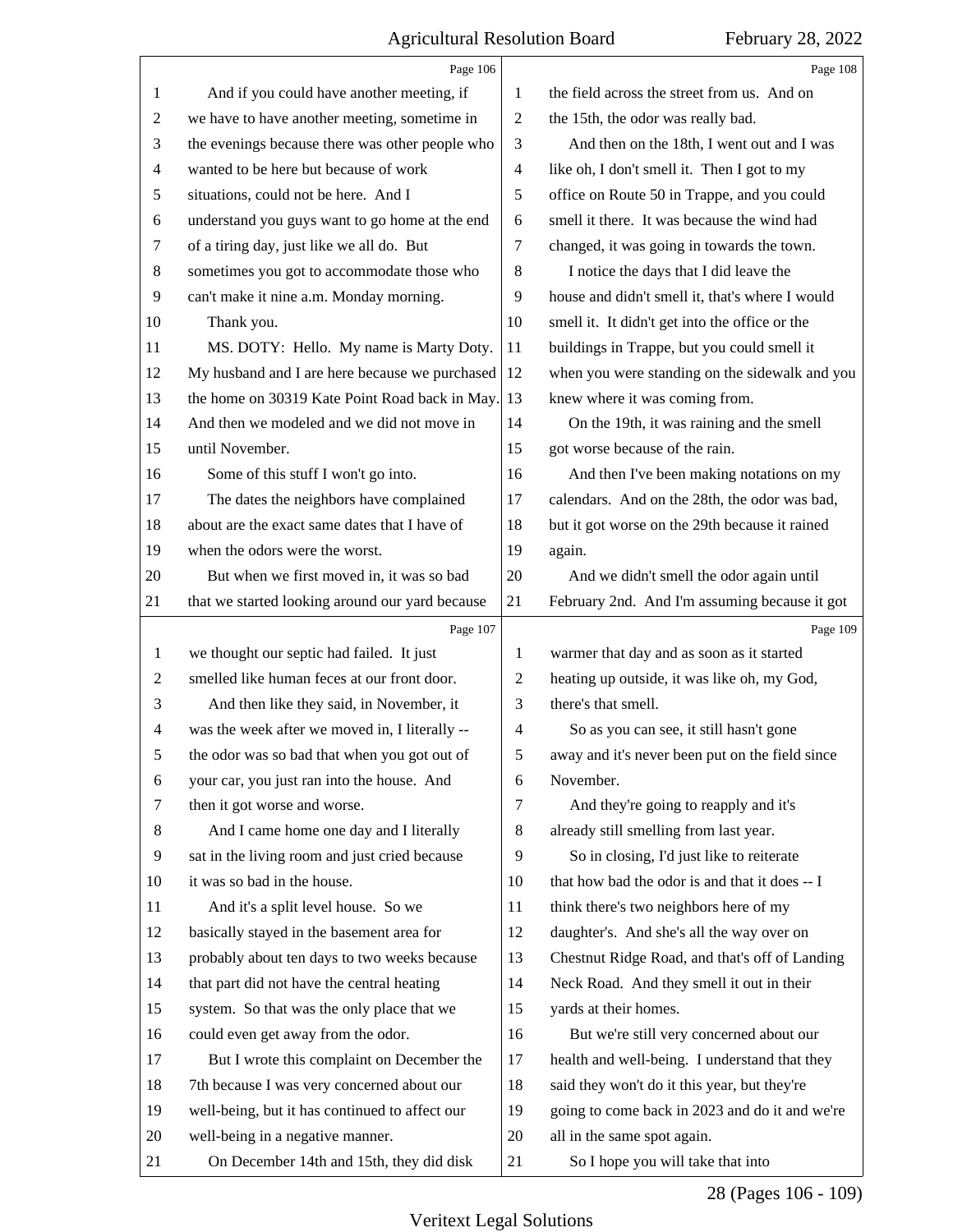And if you could have another meeting, if we have to have another meeting, sometime in the evenings because there was other people who wanted to be here but because of work situations, could not be here. And I understand you guys want to go home at the end of a tiring day, just like we all do. But sometimes you got to accommodate those who can't make it nine a.m. Monday morning.

Thank you.

MS. DOTY: Hello. My name is Marty Doty. My husband and I are here because we purchased the home on 30319 Kate Point Road back in May. And then we modeled and we did not move in until November.

Some of this stuff I won't go into.

The dates the neighbors have complained about are the exact same dates that I have of when the odors were the worst.

But when we first moved in, it was so bad that we started looking around our yard because we thought our septic had failed. It just smelled like human feces at our front door.

And then like they said, in November, it was the week after we moved in, I literally -- the odor was so bad that when you got out of your car, you just ran into the house. And then it got worse and worse.

And I came home one day and I literally sat in the living room and just cried because it was so bad in the house.

And it's a split level house. So we basically stayed in the basement area for probably about ten days to two weeks because that part did not have the central heating system. So that was the only place that we could even get away from the odor.

But I wrote this complaint on December the 7th because I was very concerned about our well-being, but it has continued to affect our well-being in a negative manner.

On December 14th and 15th, they did disk the field across the street from us. And on the 15th, the odor was really bad.

And then on the 18th, I went out and I was like oh, I don't smell it. Then I got to my office on Route 50 in Trappe, and you could smell it there. It was because the wind had changed, it was going in towards the town.

I notice the days that I did leave the house and didn't smell it, that's where I would smell it. It didn't get into the office or the buildings in Trappe, but you could smell it when you were standing on the sidewalk and you knew where it was coming from.

On the 19th, it was raining and the smell got worse because of the rain.

And then I've been making notations on my calendars. And on the 28th, the odor was bad, but it got worse on the 29th because it rained again.

And we didn't smell the odor again until February 2nd. And I'm assuming because it got warmer that day and as soon as it started heating up outside, it was like oh, my God, there's that smell.

So as you can see, it still hasn't gone away and it's never been put on the field since November.

And they're going to reapply and it's already still smelling from last year.

So in closing, I'd just like to reiterate that how bad the odor is and that it does -- I think there's two neighbors here of my daughter's. And she's all the way over on Chestnut Ridge Road, and that's off of Landing Neck Road. And they smell it out in their yards at their homes.

But we're still very concerned about our health and well-being. I understand that they said they won't do it this year, but they're going to come back in 2023 and do it and we're all in the same spot again.

So I hope you will take that into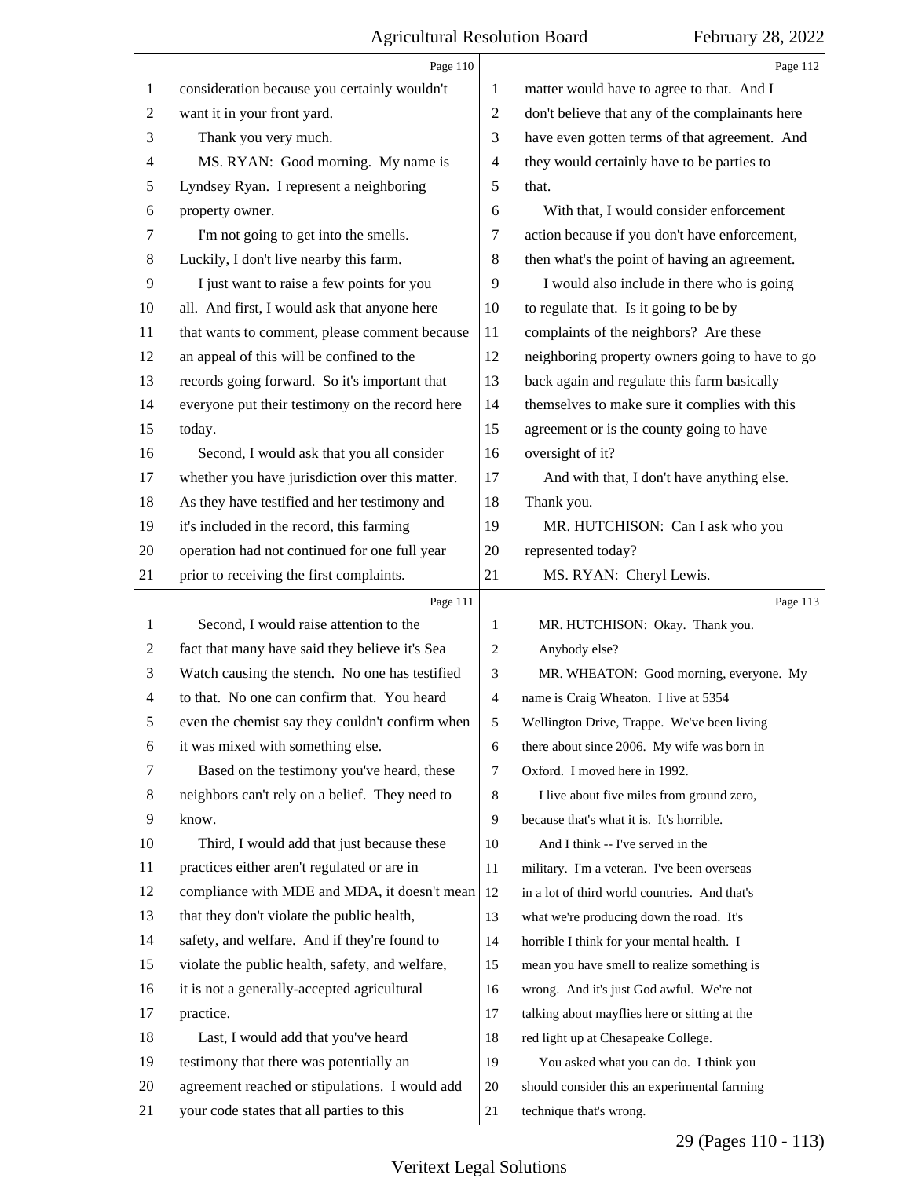consideration because you certainly wouldn't want it in your front yard.

Thank you very much.

MS. RYAN: Good morning. My name is Lyndsey Ryan. I represent a neighboring property owner.

I'm not going to get into the smells. Luckily, I don't live nearby this farm.

I just want to raise a few points for you all. And first, I would ask that anyone here that wants to comment, please comment because an appeal of this will be confined to the records going forward. So it's important that everyone put their testimony on the record here today.

Second, I would ask that you all consider whether you have jurisdiction over this matter. As they have testified and her testimony and it's included in the record, this farming operation had not continued for one full year prior to receiving the first complaints.

Second, I would raise attention to the fact that many have said they believe it's Sea Watch causing the stench. No one has testified to that. No one can confirm that. You heard even the chemist say they couldn't confirm when it was mixed with something else.

Based on the testimony you've heard, these neighbors can't rely on a belief. They need to know.

Third, I would add that just because these practices either aren't regulated or are in compliance with MDE and MDA, it doesn't mean that they don't violate the public health, safety, and welfare. And if they're found to violate the public health, safety, and welfare, it is not a generally-accepted agricultural practice.

Last, I would add that you've heard testimony that there was potentially an agreement reached or stipulations. I would add your code states that all parties to this matter would have to agree to that. And I don't believe that any of the complainants here have even gotten terms of that agreement. And they would certainly have to be parties to that.

With that, I would consider enforcement action because if you don't have enforcement, then what's the point of having an agreement.

I would also include in there who is going to regulate that. Is it going to be by complaints of the neighbors? Are these neighboring property owners going to have to go back again and regulate this farm basically themselves to make sure it complies with this agreement or is the county going to have oversight of it?

And with that, I don't have anything else. Thank you.

MR. HUTCHISON: Can I ask who you represented today?

MS. RYAN: Cheryl Lewis.

MR. HUTCHISON: Okay. Thank you. Anybody else?

MR. WHEATON: Good morning, everyone. My name is Craig Wheaton. I live at 5354 Wellington Drive, Trappe. We've been living there about since 2006. My wife was born in Oxford. I moved here in 1992.

I live about five miles from ground zero, because that's what it is. It's horrible.

And I think -- I've served in the military. I'm a veteran. I've been overseas in a lot of third world countries. And that's what we're producing down the road. It's horrible I think for your mental health. I mean you have smell to realize something is wrong. And it's just God awful. We're not talking about mayflies here or sitting at the red light up at Chesapeake College.

You asked what you can do. I think you should consider this an experimental farming technique that's wrong.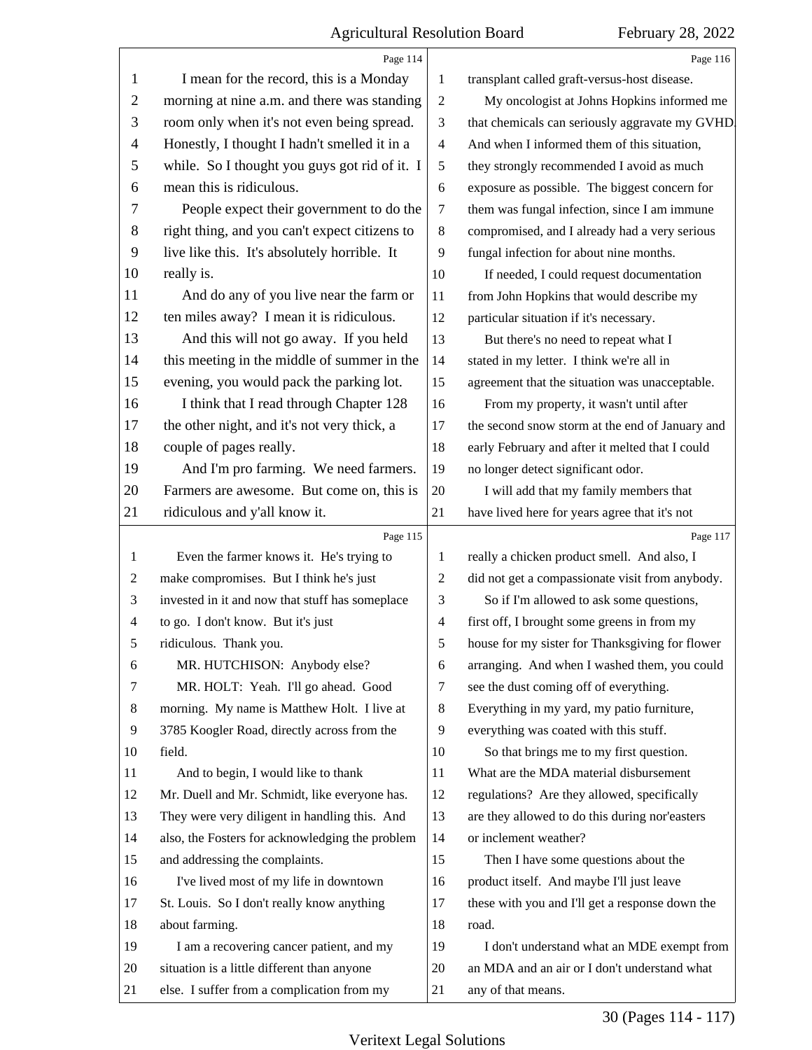I mean for the record, this is a Monday morning at nine a.m. and there was standing room only when it's not even being spread. Honestly, I thought I hadn't smelled it in a while. So I thought you guys got rid of it. I mean this is ridiculous.

People expect their government to do the right thing, and you can't expect citizens to live like this. It's absolutely horrible. It really is.

And do any of you live near the farm or ten miles away? I mean it is ridiculous.

And this will not go away. If you held this meeting in the middle of summer in the evening, you would pack the parking lot.

I think that I read through Chapter 128 the other night, and it's not very thick, a couple of pages really.

And I'm pro farming. We need farmers. Farmers are awesome. But come on, this is ridiculous and y'all know it.

Even the farmer knows it. He's trying to make compromises. But I think he's just invested in it and now that stuff has someplace to go. I don't know. But it's just ridiculous. Thank you.

MR. HUTCHISON: Anybody else?

MR. HOLT: Yeah. I'll go ahead. Good morning. My name is Matthew Holt. I live at 3785 Koogler Road, directly across from the field.

And to begin, I would like to thank Mr. Duell and Mr. Schmidt, like everyone has. They were very diligent in handling this. And also, the Fosters for acknowledging the problem and addressing the complaints.

I've lived most of my life in downtown St. Louis. So I don't really know anything about farming.

I am a recovering cancer patient, and my situation is a little different than anyone else. I suffer from a complication from my transplant called graft-versus-host disease.

My oncologist at Johns Hopkins informed me that chemicals can seriously aggravate my GVHD. And when I informed them of this situation, they strongly recommended I avoid as much exposure as possible. The biggest concern for them was fungal infection, since I am immune compromised, and I already had a very serious fungal infection for about nine months.

If needed, I could request documentation from John Hopkins that would describe my particular situation if it's necessary.

But there's no need to repeat what I stated in my letter. I think we're all in agreement that the situation was unacceptable.

From my property, it wasn't until after the second snow storm at the end of January and early February and after it melted that I could no longer detect significant odor.

I will add that my family members that have lived here for years agree that it's not really a chicken product smell. And also, I did not get a compassionate visit from anybody.

So if I'm allowed to ask some questions, first off, I brought some greens in from my house for my sister for Thanksgiving for flower arranging. And when I washed them, you could see the dust coming off of everything. Everything in my yard, my patio furniture, everything was coated with this stuff.

So that brings me to my first question. What are the MDA material disbursement regulations? Are they allowed, specifically are they allowed to do this during nor'easters or inclement weather?

Then I have some questions about the product itself. And maybe I'll just leave these with you and I'll get a response down the road.

I don't understand what an MDE exempt from an MDA and an air or I don't understand what any of that means.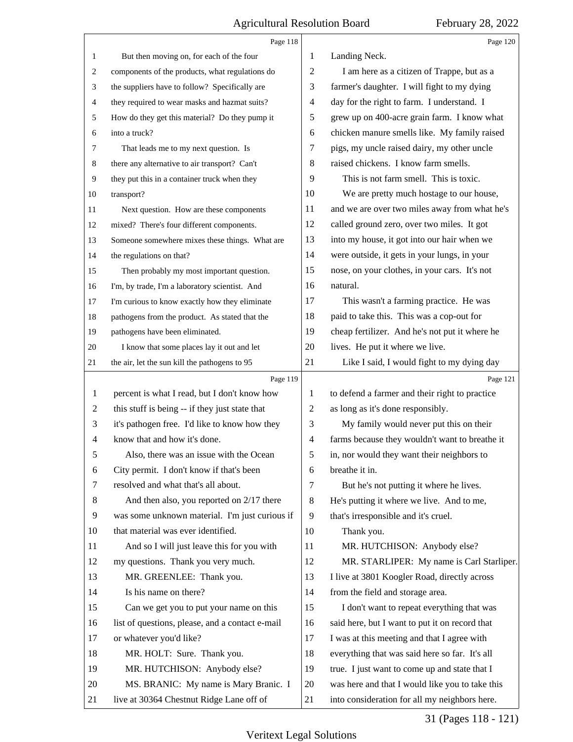But then moving on, for each of the four components of the products, what regulations do the suppliers have to follow? Specifically are they required to wear masks and hazmat suits? How do they get this material? Do they pump it into a truck?

That leads me to my next question. Is there any alternative to air transport? Can't they put this in a container truck when they transport?

Next question. How are these components mixed? There's four different components. Someone somewhere mixes these things. What are the regulations on that?

Then probably my most important question. I'm, by trade, I'm a laboratory scientist. And I'm curious to know exactly how they eliminate pathogens from the product. As stated that the pathogens have been eliminated.

I know that some places lay it out and let the air, let the sun kill the pathogens to 95 percent is what I read, but I don't know how this stuff is being -- if they just state that it's pathogen free. I'd like to know how they know that and how it's done.

Also, there was an issue with the Ocean City permit. I don't know if that's been resolved and what that's all about.

And then also, you reported on 2/17 there was some unknown material. I'm just curious if that material was ever identified.

And so I will just leave this for you with my questions. Thank you very much.

MR. GREENLEE: Thank you.

Is his name on there?

Can we get you to put your name on this list of questions, please, and a contact e-mail or whatever you'd like?

MR. HOLT: Sure. Thank you.

MR. HUTCHISON: Anybody else?

MS. BRANIC: My name is Mary Branic. I live at 30364 Chestnut Ridge Lane off of Landing Neck.

I am here as a citizen of Trappe, but as a farmer's daughter. I will fight to my dying day for the right to farm. I understand. I grew up on 400-acre grain farm. I know what chicken manure smells like. My family raised pigs, my uncle raised dairy, my other uncle raised chickens. I know farm smells.

This is not farm smell. This is toxic.

We are pretty much hostage to our house, and we are over two miles away from what he's called ground zero, over two miles. It got into my house, it got into our hair when we were outside, it gets in your lungs, in your nose, on your clothes, in your cars. It's not natural.

This wasn't a farming practice. He was paid to take this. This was a cop-out for cheap fertilizer. And he's not put it where he lives. He put it where we live.

Like I said, I would fight to my dying day to defend a farmer and their right to practice as long as it's done responsibly.

My family would never put this on their farms because they wouldn't want to breathe it in, nor would they want their neighbors to breathe it in.

But he's not putting it where he lives. He's putting it where we live. And to me, that's irresponsible and it's cruel.

Thank you.

MR. HUTCHISON: Anybody else?

MR. STARLIPER: My name is Carl Starliper. I live at 3801 Koogler Road, directly across from the field and storage area.

I don't want to repeat everything that was said here, but I want to put it on record that I was at this meeting and that I agree with everything that was said here so far. It's all true. I just want to come up and state that I was here and that I would like you to take this into consideration for all my neighbors here.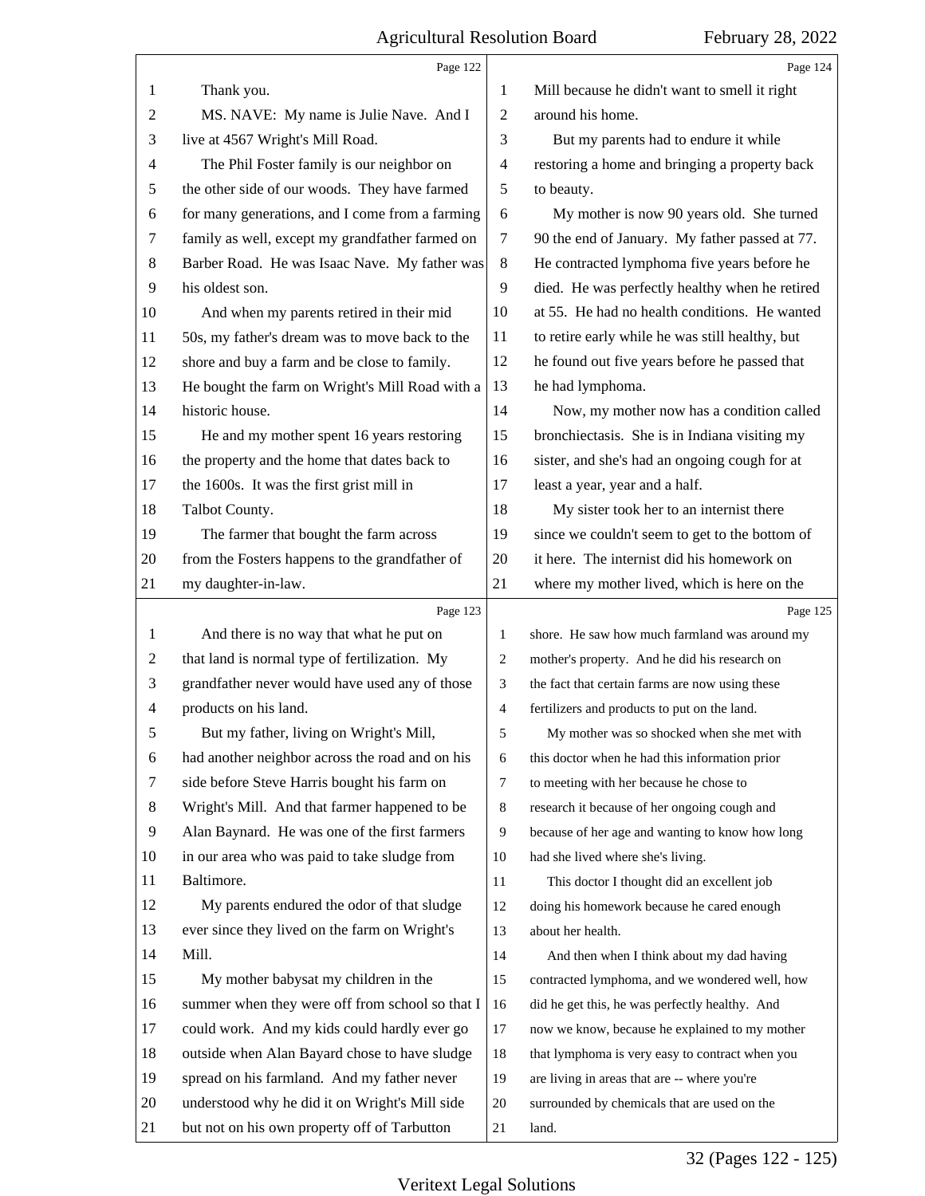Page 122

Thank you.

MS. NAVE: My name is Julie Nave. And I live at 4567 Wright's Mill Road.

The Phil Foster family is our neighbor on the other side of our woods. They have farmed for many generations, and I come from a farming family as well, except my grandfather farmed on Barber Road. He was Isaac Nave. My father was his oldest son.

And when my parents retired in their mid 50s, my father's dream was to move back to the shore and buy a farm and be close to family. He bought the farm on Wright's Mill Road with a historic house.

He and my mother spent 16 years restoring the property and the home that dates back to the 1600s. It was the first grist mill in Talbot County.

The farmer that bought the farm across from the Fosters happens to the grandfather of my daughter-in-law.

Page 123

And there is no way that what he put on that land is normal type of fertilization. My grandfather never would have used any of those products on his land.

But my father, living on Wright's Mill, had another neighbor across the road and on his side before Steve Harris bought his farm on Wright's Mill. And that farmer happened to be Alan Baynard. He was one of the first farmers in our area who was paid to take sludge from Baltimore.

My parents endured the odor of that sludge ever since they lived on the farm on Wright's Mill.

My mother babysat my children in the summer when they were off from school so that I could work. And my kids could hardly ever go outside when Alan Bayard chose to have sludge spread on his farmland. And my father never understood why he did it on Wright's Mill side but not on his own property off of Tarbutton

Page 124

Mill because he didn't want to smell it right around his home.

But my parents had to endure it while restoring a home and bringing a property back to beauty.

My mother is now 90 years old. She turned 90 the end of January. My father passed at 77. He contracted lymphoma five years before he died. He was perfectly healthy when he retired at 55. He had no health conditions. He wanted to retire early while he was still healthy, but he found out five years before he passed that he had lymphoma.

Now, my mother now has a condition called bronchiectasis. She is in Indiana visiting my sister, and she's had an ongoing cough for at least a year, year and a half.

My sister took her to an internist there since we couldn't seem to get to the bottom of it here. The internist did his homework on where my mother lived, which is here on the

Page 125

shore. He saw how much farmland was around my mother's property. And he did his research on the fact that certain farms are now using these fertilizers and products to put on the land.

My mother was so shocked when she met with this doctor when he had this information prior to meeting with her because he chose to research it because of her ongoing cough and because of her age and wanting to know how long had she lived where she's living.

This doctor I thought did an excellent job doing his homework because he cared enough about her health.

And then when I think about my dad having contracted lymphoma, and we wondered well, how did he get this, he was perfectly healthy. And now we know, because he explained to my mother that lymphoma is very easy to contract when you are living in areas that are -- where you're surrounded by chemicals that are used on the land.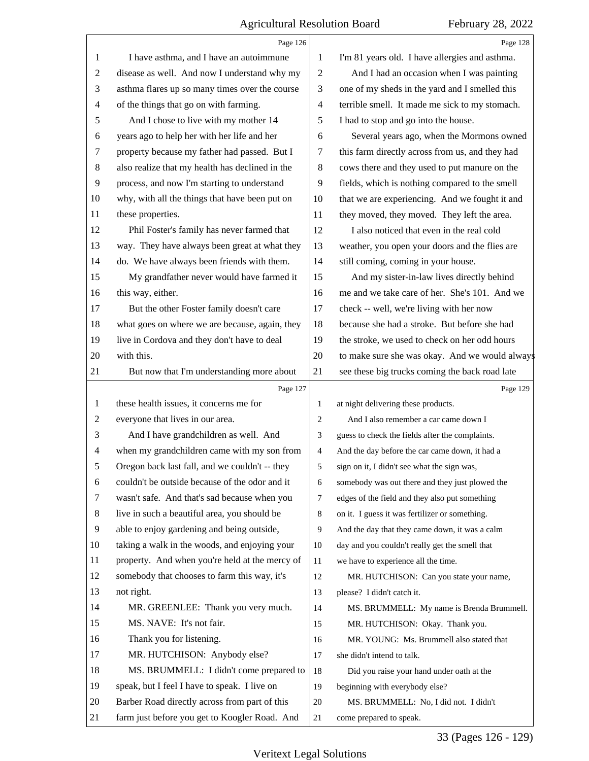I have asthma, and I have an autoimmune disease as well. And now I understand why my asthma flares up so many times over the course of the things that go on with farming.

And I chose to live with my mother 14 years ago to help her with her life and her property because my father had passed. But I also realize that my health has declined in the process, and now I'm starting to understand why, with all the things that have been put on these properties.

Phil Foster's family has never farmed that way. They have always been great at what they do. We have always been friends with them.

My grandfather never would have farmed it this way, either.

But the other Foster family doesn't care what goes on where we are because, again, they live in Cordova and they don't have to deal with this.

But now that I'm understanding more about these health issues, it concerns me for everyone that lives in our area.

And I have grandchildren as well. And when my grandchildren came with my son from Oregon back last fall, and we couldn't -- they couldn't be outside because of the odor and it wasn't safe. And that's sad because when you live in such a beautiful area, you should be able to enjoy gardening and being outside, taking a walk in the woods, and enjoying your property. And when you're held at the mercy of somebody that chooses to farm this way, it's not right.

MR. GREENLEE: Thank you very much.

MS. NAVE: It's not fair.

Thank you for listening.

MR. HUTCHISON: Anybody else?

MS. BRUMMELL: I didn't come prepared to speak, but I feel I have to speak. I live on Barber Road directly across from part of this farm just before you get to Koogler Road. And I'm 81 years old. I have allergies and asthma.

And I had an occasion when I was painting one of my sheds in the yard and I smelled this terrible smell. It made me sick to my stomach. I had to stop and go into the house.

Several years ago, when the Mormons owned this farm directly across from us, and they had cows there and they used to put manure on the fields, which is nothing compared to the smell that we are experiencing. And we fought it and they moved, they moved. They left the area.

I also noticed that even in the real cold weather, you open your doors and the flies are still coming, coming in your house.

And my sister-in-law lives directly behind me and we take care of her. She's 101. And we check -- well, we're living with her now because she had a stroke. But before she had the stroke, we used to check on her odd hours to make sure she was okay. And we would always see these big trucks coming the back road late at night delivering these products.

And I also remember a car came down I guess to check the fields after the complaints. And the day before the car came down, it had a sign on it, I didn't see what the sign was, somebody was out there and they just plowed the edges of the field and they also put something on it. I guess it was fertilizer or something. And the day that they came down, it was a calm day and you couldn't really get the smell that we have to experience all the time.

MR. HUTCHISON: Can you state your name, please? I didn't catch it.

MS. BRUMMELL: My name is Brenda Brummell.

MR. HUTCHISON: Okay. Thank you.

MR. YOUNG: Ms. Brummell also stated that she didn't intend to talk.

Did you raise your hand under oath at the beginning with everybody else?

MS. BRUMMELL: No, I did not. I didn't come prepared to speak.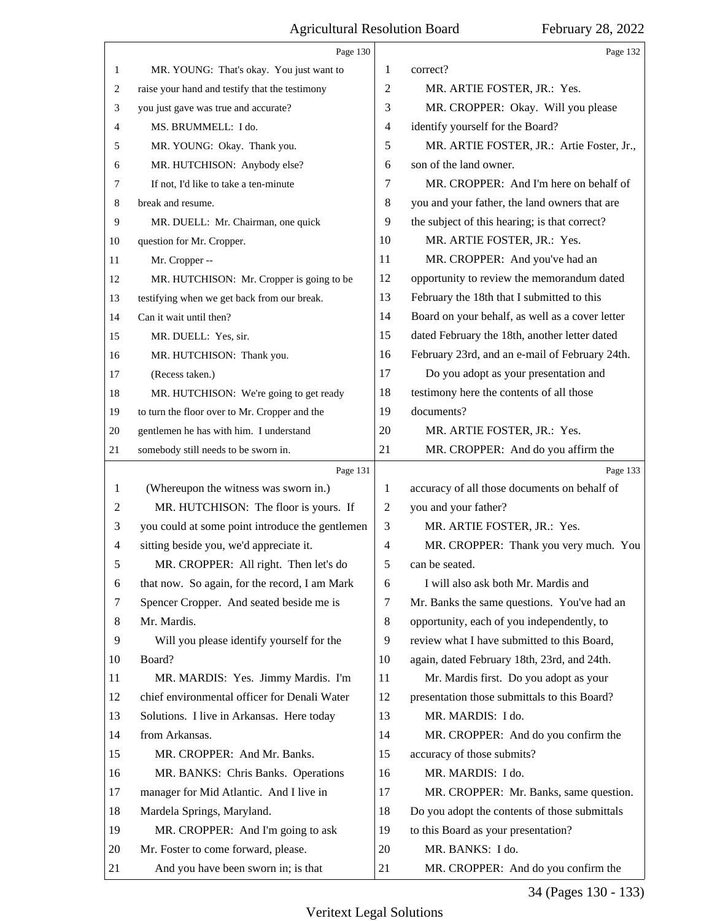Page 130

1 MR. YOUNG: That's okay. You just want to
2 raise your hand and testify that the testimony
3 you just gave was true and accurate?
4 MS. BRUMMELL: I do.
5 MR. YOUNG: Okay. Thank you.
6 MR. HUTCHISON: Anybody else?
7 If not, I'd like to take a ten-minute
8 break and resume.
9 MR. DUELL: Mr. Chairman, one quick
10 question for Mr. Cropper.
11 Mr. Cropper --
12 MR. HUTCHISON: Mr. Cropper is going to be
13 testifying when we get back from our break.
14 Can it wait until then?
15 MR. DUELL: Yes, sir.
16 MR. HUTCHISON: Thank you.
17 (Recess taken.)
18 MR. HUTCHISON: We're going to get ready
19 to turn the floor over to Mr. Cropper and the
20 gentlemen he has with him. I understand
21 somebody still needs to be sworn in.

Page 131

1 (Whereupon the witness was sworn in.)
2 MR. HUTCHISON: The floor is yours. If
3 you could at some point introduce the gentlemen
4 sitting beside you, we'd appreciate it.
5 MR. CROPPER: All right. Then let's do
6 that now. So again, for the record, I am Mark
7 Spencer Cropper. And seated beside me is
8 Mr. Mardis.
9 Will you please identify yourself for the
10 Board?
11 MR. MARDIS: Yes. Jimmy Mardis. I'm
12 chief environmental officer for Denali Water
13 Solutions. I live in Arkansas. Here today
14 from Arkansas.
15 MR. CROPPER: And Mr. Banks.
16 MR. BANKS: Chris Banks. Operations
17 manager for Mid Atlantic. And I live in
18 Mardela Springs, Maryland.
19 MR. CROPPER: And I'm going to ask
20 Mr. Foster to come forward, please.
21 And you have been sworn in; is that

Page 132

1 correct?
2 MR. ARTIE FOSTER, JR.: Yes.
3 MR. CROPPER: Okay. Will you please
4 identify yourself for the Board?
5 MR. ARTIE FOSTER, JR.: Artie Foster, Jr.,
6 son of the land owner.
7 MR. CROPPER: And I'm here on behalf of
8 you and your father, the land owners that are
9 the subject of this hearing; is that correct?
10 MR. ARTIE FOSTER, JR.: Yes.
11 MR. CROPPER: And you've had an
12 opportunity to review the memorandum dated
13 February the 18th that I submitted to this
14 Board on your behalf, as well as a cover letter
15 dated February the 18th, another letter dated
16 February 23rd, and an e-mail of February 24th.
17 Do you adopt as your presentation and
18 testimony here the contents of all those
19 documents?
20 MR. ARTIE FOSTER, JR.: Yes.
21 MR. CROPPER: And do you affirm the

Page 133

1 accuracy of all those documents on behalf of
2 you and your father?
3 MR. ARTIE FOSTER, JR.: Yes.
4 MR. CROPPER: Thank you very much. You
5 can be seated.
6 I will also ask both Mr. Mardis and
7 Mr. Banks the same questions. You've had an
8 opportunity, each of you independently, to
9 review what I have submitted to this Board,
10 again, dated February 18th, 23rd, and 24th.
11 Mr. Mardis first. Do you adopt as your
12 presentation those submittals to this Board?
13 MR. MARDIS: I do.
14 MR. CROPPER: And do you confirm the
15 accuracy of those submits?
16 MR. MARDIS: I do.
17 MR. CROPPER: Mr. Banks, same question.
18 Do you adopt the contents of those submittals
19 to this Board as your presentation?
20 MR. BANKS: I do.
21 MR. CROPPER: And do you confirm the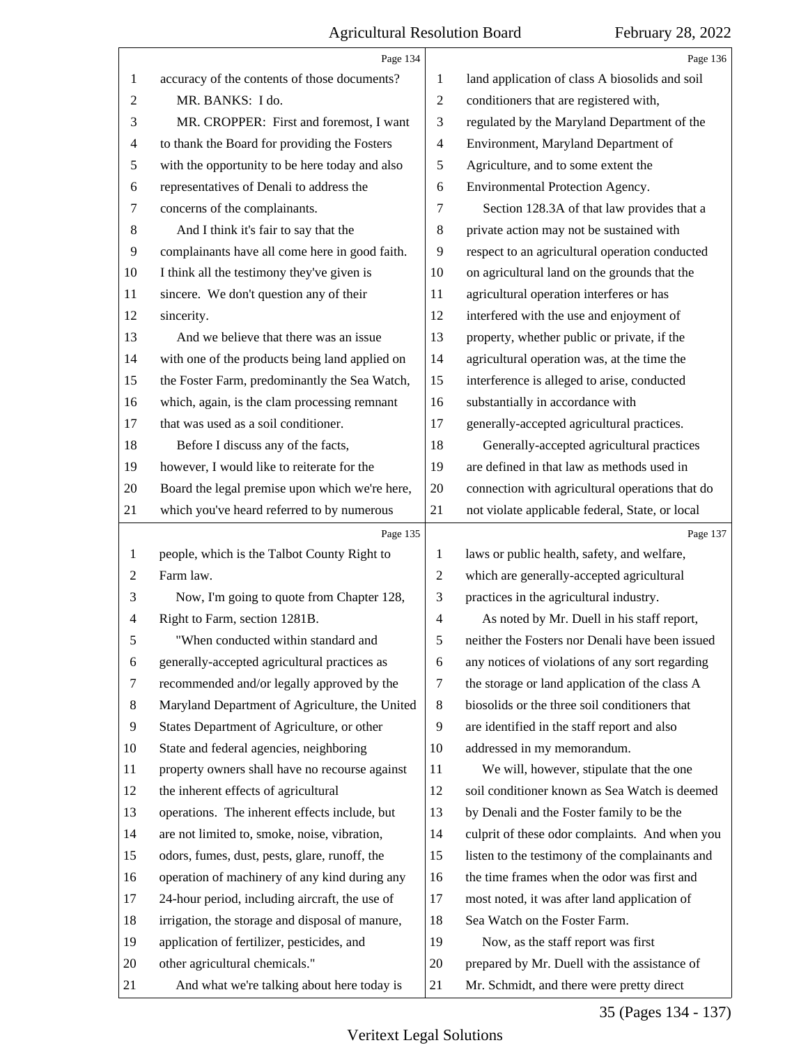accuracy of the contents of those documents?

MR. BANKS: I do.

MR. CROPPER: First and foremost, I want to thank the Board for providing the Fosters with the opportunity to be here today and also representatives of Denali to address the concerns of the complainants.

And I think it's fair to say that the complainants have all come here in good faith. I think all the testimony they've given is sincere. We don't question any of their sincerity.

And we believe that there was an issue with one of the products being land applied on the Foster Farm, predominantly the Sea Watch, which, again, is the clam processing remnant that was used as a soil conditioner.

Before I discuss any of the facts, however, I would like to reiterate for the Board the legal premise upon which we're here, which you've heard referred to by numerous people, which is the Talbot County Right to Farm law.

Now, I'm going to quote from Chapter 128, Right to Farm, section 1281B.

"When conducted within standard and generally-accepted agricultural practices as recommended and/or legally approved by the Maryland Department of Agriculture, the United States Department of Agriculture, or other State and federal agencies, neighboring property owners shall have no recourse against the inherent effects of agricultural operations. The inherent effects include, but are not limited to, smoke, noise, vibration, odors, fumes, dust, pests, glare, runoff, the operation of machinery of any kind during any 24-hour period, including aircraft, the use of irrigation, the storage and disposal of manure, application of fertilizer, pesticides, and other agricultural chemicals."

And what we're talking about here today is land application of class A biosolids and soil conditioners that are registered with, regulated by the Maryland Department of the Environment, Maryland Department of Agriculture, and to some extent the Environmental Protection Agency.

Section 128.3A of that law provides that a private action may not be sustained with respect to an agricultural operation conducted on agricultural land on the grounds that the agricultural operation interferes or has interfered with the use and enjoyment of property, whether public or private, if the agricultural operation was, at the time the interference is alleged to arise, conducted substantially in accordance with generally-accepted agricultural practices.

Generally-accepted agricultural practices are defined in that law as methods used in connection with agricultural operations that do not violate applicable federal, State, or local laws or public health, safety, and welfare, which are generally-accepted agricultural practices in the agricultural industry.

As noted by Mr. Duell in his staff report, neither the Fosters nor Denali have been issued any notices of violations of any sort regarding the storage or land application of the class A biosolids or the three soil conditioners that are identified in the staff report and also addressed in my memorandum.

We will, however, stipulate that the one soil conditioner known as Sea Watch is deemed by Denali and the Foster family to be the culprit of these odor complaints. And when you listen to the testimony of the complainants and the time frames when the odor was first and most noted, it was after land application of Sea Watch on the Foster Farm.

Now, as the staff report was first prepared by Mr. Duell with the assistance of Mr. Schmidt, and there were pretty direct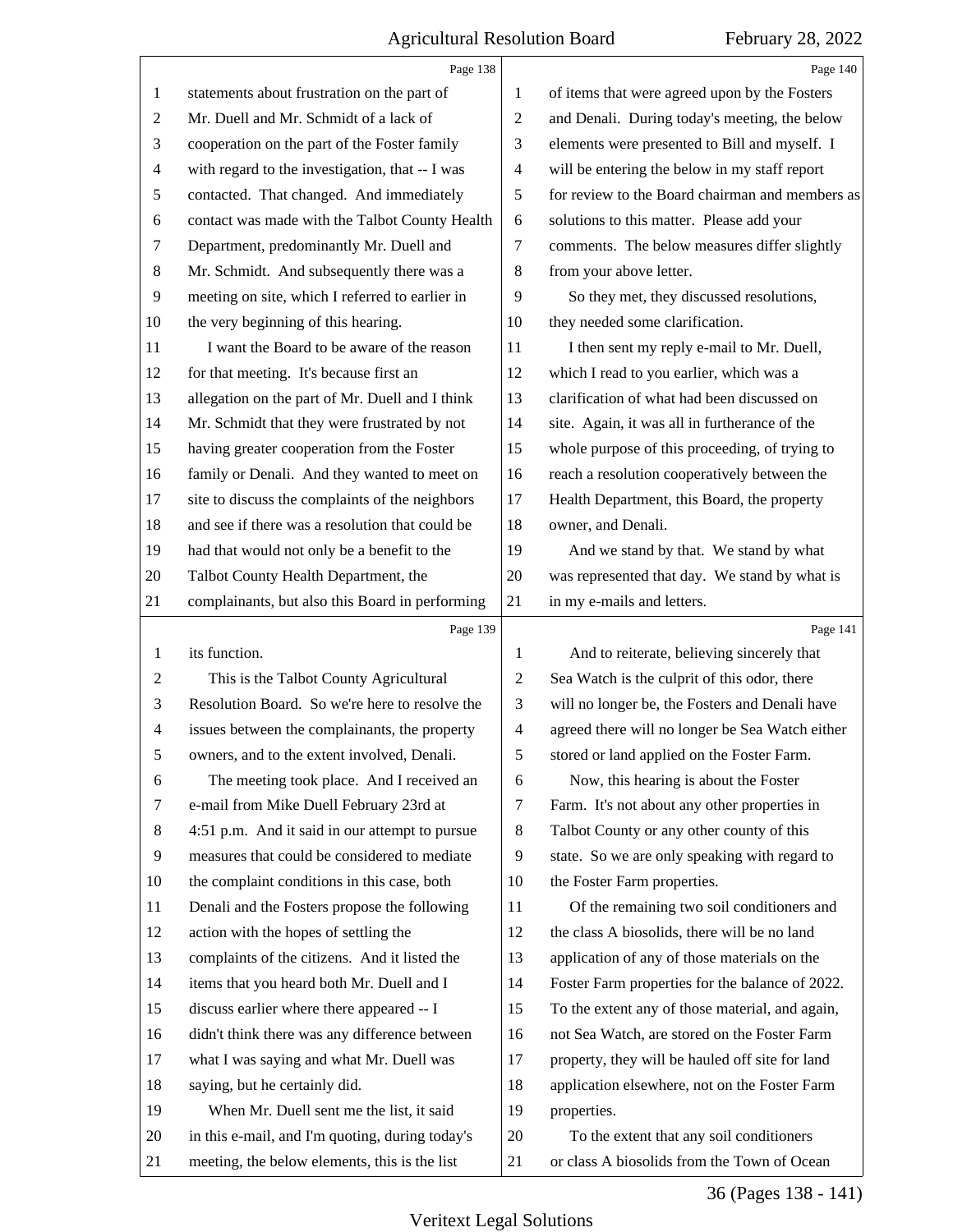Page 138

1 statements about frustration on the part of
2 Mr. Duell and Mr. Schmidt of a lack of
3 cooperation on the part of the Foster family
4 with regard to the investigation, that -- I was
5 contacted. That changed. And immediately
6 contact was made with the Talbot County Health
7 Department, predominantly Mr. Duell and
8 Mr. Schmidt. And subsequently there was a
9 meeting on site, which I referred to earlier in
10 the very beginning of this hearing.
11 I want the Board to be aware of the reason
12 for that meeting. It's because first an
13 allegation on the part of Mr. Duell and I think
14 Mr. Schmidt that they were frustrated by not
15 having greater cooperation from the Foster
16 family or Denali. And they wanted to meet on
17 site to discuss the complaints of the neighbors
18 and see if there was a resolution that could be
19 had that would not only be a benefit to the
20 Talbot County Health Department, the
21 complainants, but also this Board in performing

Page 139

1 its function.
2 This is the Talbot County Agricultural
3 Resolution Board. So we're here to resolve the
4 issues between the complainants, the property
5 owners, and to the extent involved, Denali.
6 The meeting took place. And I received an
7 e-mail from Mike Duell February 23rd at
8 4:51 p.m. And it said in our attempt to pursue
9 measures that could be considered to mediate
10 the complaint conditions in this case, both
11 Denali and the Fosters propose the following
12 action with the hopes of settling the
13 complaints of the citizens. And it listed the
14 items that you heard both Mr. Duell and I
15 discuss earlier where there appeared -- I
16 didn't think there was any difference between
17 what I was saying and what Mr. Duell was
18 saying, but he certainly did.
19 When Mr. Duell sent me the list, it said
20 in this e-mail, and I'm quoting, during today's
21 meeting, the below elements, this is the list

Page 140

1 of items that were agreed upon by the Fosters
2 and Denali. During today's meeting, the below
3 elements were presented to Bill and myself. I
4 will be entering the below in my staff report
5 for review to the Board chairman and members as
6 solutions to this matter. Please add your
7 comments. The below measures differ slightly
8 from your above letter.
9 So they met, they discussed resolutions,
10 they needed some clarification.
11 I then sent my reply e-mail to Mr. Duell,
12 which I read to you earlier, which was a
13 clarification of what had been discussed on
14 site. Again, it was all in furtherance of the
15 whole purpose of this proceeding, of trying to
16 reach a resolution cooperatively between the
17 Health Department, this Board, the property
18 owner, and Denali.
19 And we stand by that. We stand by what
20 was represented that day. We stand by what is
21 in my e-mails and letters.

Page 141

1 And to reiterate, believing sincerely that
2 Sea Watch is the culprit of this odor, there
3 will no longer be, the Fosters and Denali have
4 agreed there will no longer be Sea Watch either
5 stored or land applied on the Foster Farm.
6 Now, this hearing is about the Foster
7 Farm. It's not about any other properties in
8 Talbot County or any other county of this
9 state. So we are only speaking with regard to
10 the Foster Farm properties.
11 Of the remaining two soil conditioners and
12 the class A biosolids, there will be no land
13 application of any of those materials on the
14 Foster Farm properties for the balance of 2022.
15 To the extent any of those material, and again,
16 not Sea Watch, are stored on the Foster Farm
17 property, they will be hauled off site for land
18 application elsewhere, not on the Foster Farm
19 properties.
20 To the extent that any soil conditioners
21 or class A biosolids from the Town of Ocean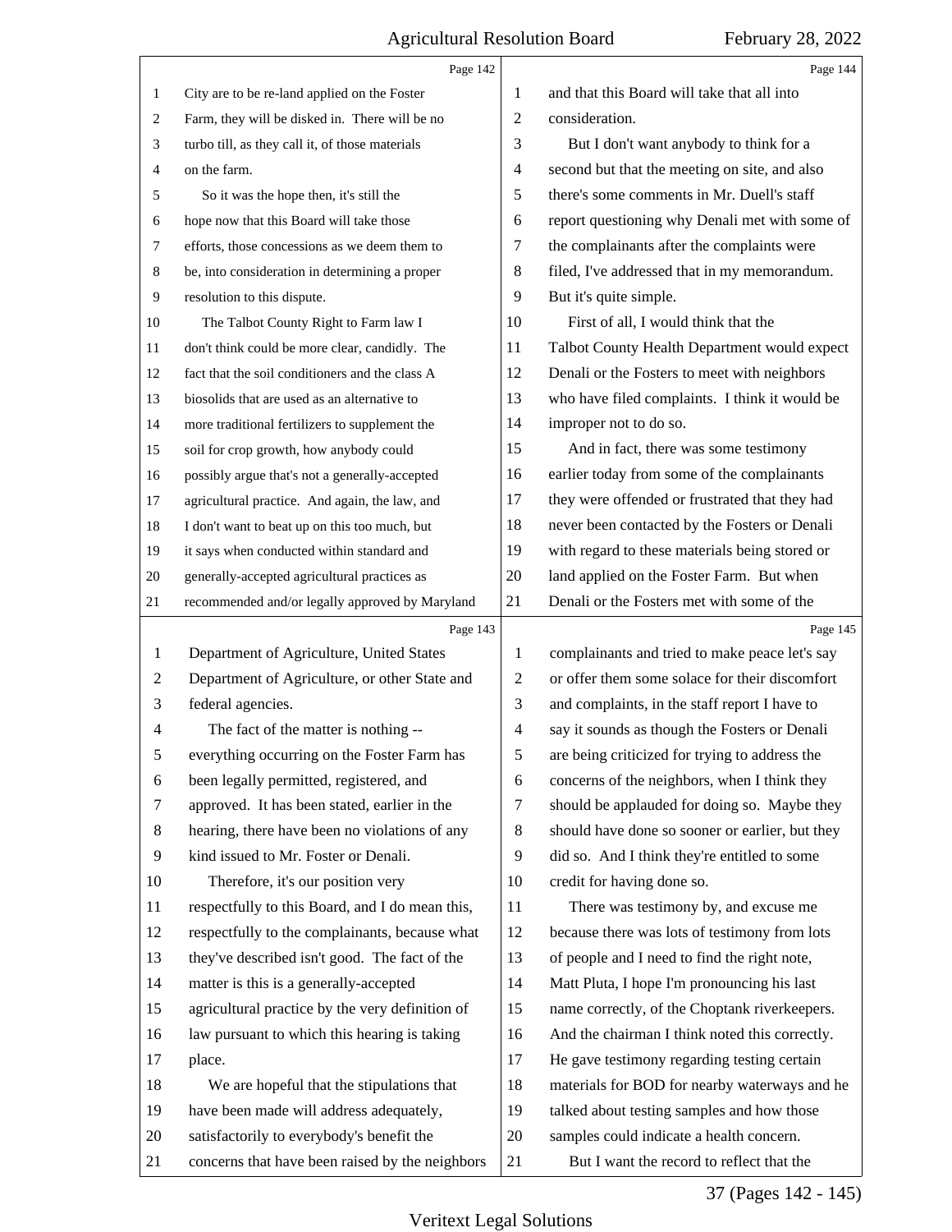City are to be re-land applied on the Foster Farm, they will be disked in. There will be no turbo till, as they call it, of those materials on the farm.

So it was the hope then, it's still the hope now that this Board will take those efforts, those concessions as we deem them to be, into consideration in determining a proper resolution to this dispute.

The Talbot County Right to Farm law I don't think could be more clear, candidly. The fact that the soil conditioners and the class A biosolids that are used as an alternative to more traditional fertilizers to supplement the soil for crop growth, how anybody could possibly argue that's not a generally-accepted agricultural practice. And again, the law, and I don't want to beat up on this too much, but it says when conducted within standard and generally-accepted agricultural practices as recommended and/or legally approved by Maryland Department of Agriculture, United States Department of Agriculture, or other State and federal agencies.

The fact of the matter is nothing -- everything occurring on the Foster Farm has been legally permitted, registered, and approved. It has been stated, earlier in the hearing, there have been no violations of any kind issued to Mr. Foster or Denali.

Therefore, it's our position very respectfully to this Board, and I do mean this, respectfully to the complainants, because what they've described isn't good. The fact of the matter is this is a generally-accepted agricultural practice by the very definition of law pursuant to which this hearing is taking place.

We are hopeful that the stipulations that have been made will address adequately, satisfactorily to everybody's benefit the concerns that have been raised by the neighbors and that this Board will take that all into consideration.

But I don't want anybody to think for a second but that the meeting on site, and also there's some comments in Mr. Duell's staff report questioning why Denali met with some of the complainants after the complaints were filed, I've addressed that in my memorandum. But it's quite simple.

First of all, I would think that the Talbot County Health Department would expect Denali or the Fosters to meet with neighbors who have filed complaints. I think it would be improper not to do so.

And in fact, there was some testimony earlier today from some of the complainants they were offended or frustrated that they had never been contacted by the Fosters or Denali with regard to these materials being stored or land applied on the Foster Farm. But when Denali or the Fosters met with some of the complainants and tried to make peace let's say or offer them some solace for their discomfort and complaints, in the staff report I have to say it sounds as though the Fosters or Denali are being criticized for trying to address the concerns of the neighbors, when I think they should be applauded for doing so. Maybe they should have done so sooner or earlier, but they did so. And I think they're entitled to some credit for having done so.

There was testimony by, and excuse me because there was lots of testimony from lots of people and I need to find the right note, Matt Pluta, I hope I'm pronouncing his last name correctly, of the Choptank riverkeepers. And the chairman I think noted this correctly. He gave testimony regarding testing certain materials for BOD for nearby waterways and he talked about testing samples and how those samples could indicate a health concern.

But I want the record to reflect that the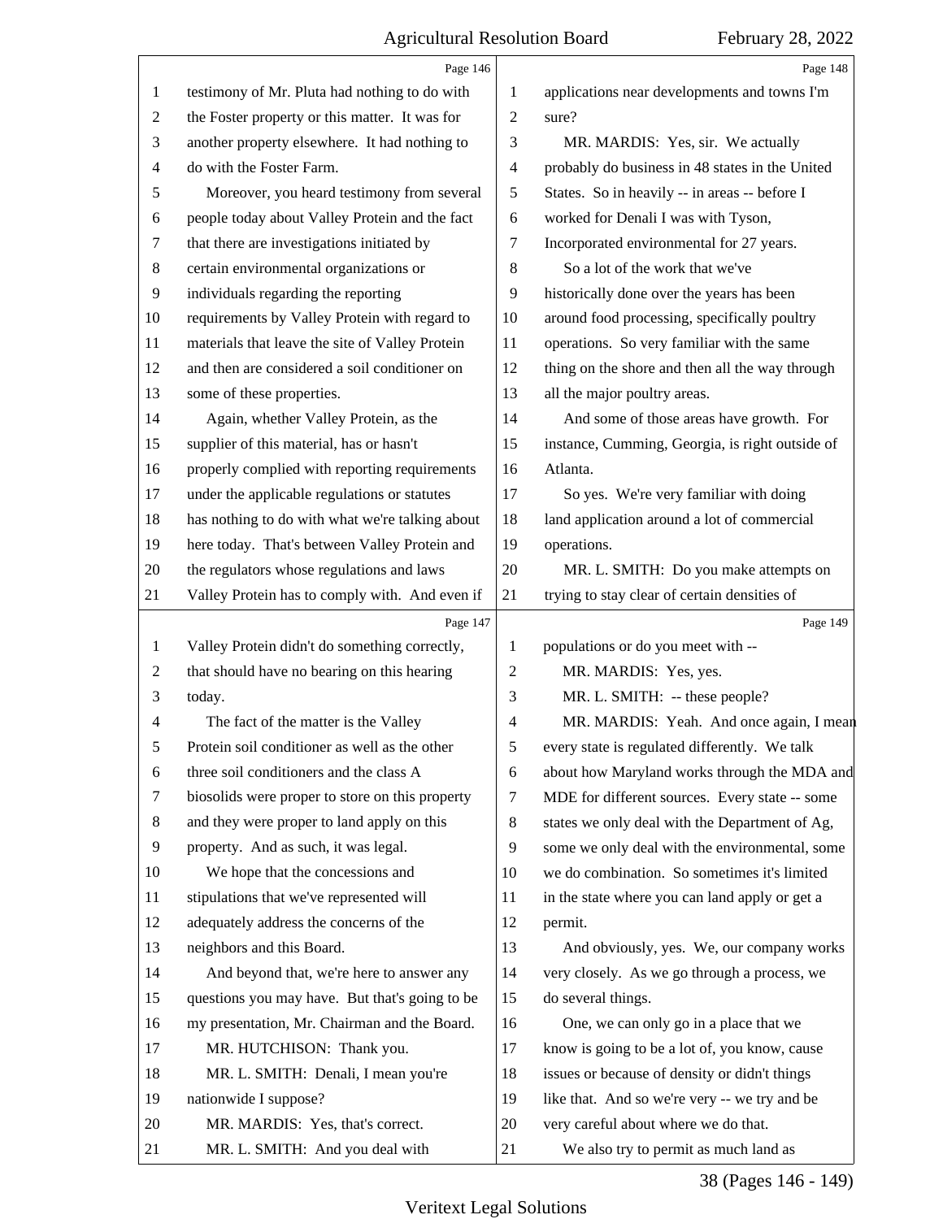Page 146

testimony of Mr. Pluta had nothing to do with the Foster property or this matter. It was for another property elsewhere. It had nothing to do with the Foster Farm.

Moreover, you heard testimony from several people today about Valley Protein and the fact that there are investigations initiated by certain environmental organizations or individuals regarding the reporting requirements by Valley Protein with regard to materials that leave the site of Valley Protein and then are considered a soil conditioner on some of these properties.

Again, whether Valley Protein, as the supplier of this material, has or hasn't properly complied with reporting requirements under the applicable regulations or statutes has nothing to do with what we're talking about here today. That's between Valley Protein and the regulators whose regulations and laws Valley Protein has to comply with. And even if

Page 147

Valley Protein didn't do something correctly, that should have no bearing on this hearing today.

The fact of the matter is the Valley Protein soil conditioner as well as the other three soil conditioners and the class A biosolids were proper to store on this property and they were proper to land apply on this property. And as such, it was legal.

We hope that the concessions and stipulations that we've represented will adequately address the concerns of the neighbors and this Board.

And beyond that, we're here to answer any questions you may have. But that's going to be my presentation, Mr. Chairman and the Board.

MR. HUTCHISON: Thank you.

MR. L. SMITH: Denali, I mean you're nationwide I suppose?

MR. MARDIS: Yes, that's correct.

MR. L. SMITH: And you deal with

Page 148

applications near developments and towns I'm sure?

MR. MARDIS: Yes, sir. We actually probably do business in 48 states in the United States. So in heavily -- in areas -- before I worked for Denali I was with Tyson, Incorporated environmental for 27 years.

So a lot of the work that we've historically done over the years has been around food processing, specifically poultry operations. So very familiar with the same thing on the shore and then all the way through all the major poultry areas.

And some of those areas have growth. For instance, Cumming, Georgia, is right outside of Atlanta.

So yes. We're very familiar with doing land application around a lot of commercial operations.

MR. L. SMITH: Do you make attempts on trying to stay clear of certain densities of

Page 149

populations or do you meet with --

MR. MARDIS: Yes, yes.

MR. L. SMITH: -- these people?

MR. MARDIS: Yeah. And once again, I mean every state is regulated differently. We talk about how Maryland works through the MDA and MDE for different sources. Every state -- some states we only deal with the Department of Ag, some we only deal with the environmental, some we do combination. So sometimes it's limited in the state where you can land apply or get a permit.

And obviously, yes. We, our company works very closely. As we go through a process, we do several things.

One, we can only go in a place that we know is going to be a lot of, you know, cause issues or because of density or didn't things like that. And so we're very -- we try and be very careful about where we do that.

We also try to permit as much land as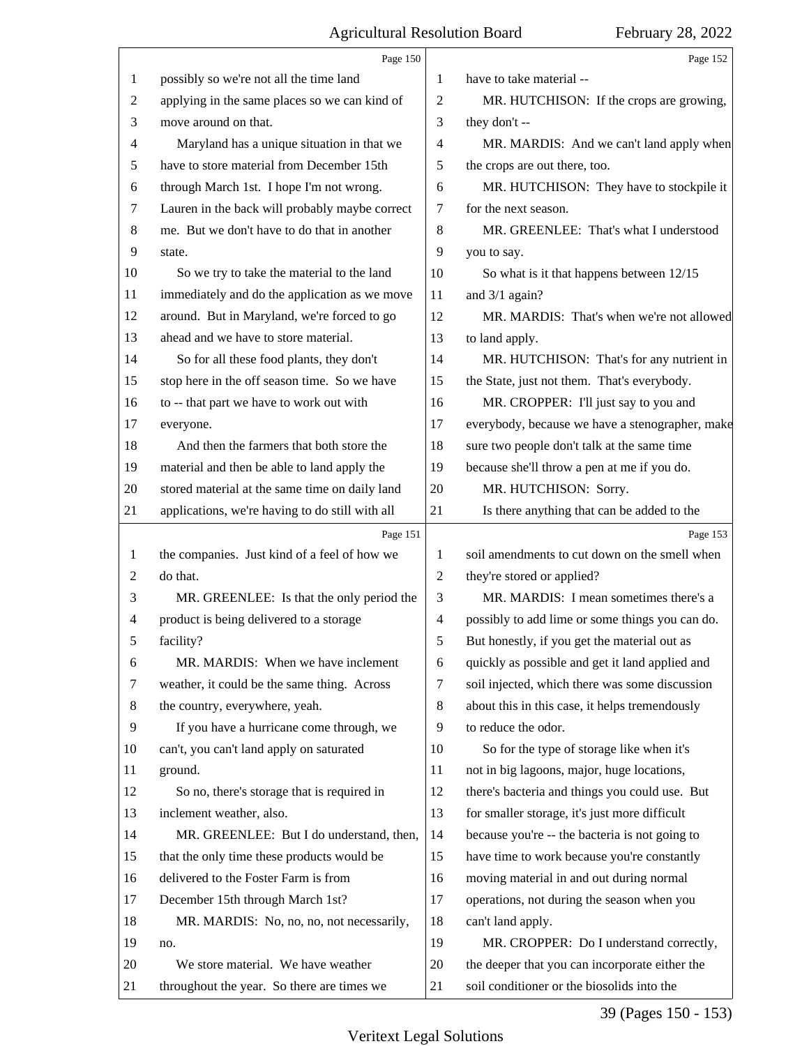possibly so we're not all the time land applying in the same places so we can kind of move around on that.

Maryland has a unique situation in that we have to store material from December 15th through March 1st. I hope I'm not wrong. Lauren in the back will probably maybe correct me. But we don't have to do that in another state.

So we try to take the material to the land immediately and do the application as we move around. But in Maryland, we're forced to go ahead and we have to store material.

So for all these food plants, they don't stop here in the off season time. So we have to -- that part we have to work out with everyone.

And then the farmers that both store the material and then be able to land apply the stored material at the same time on daily land applications, we're having to do still with all the companies. Just kind of a feel of how we do that.

MR. GREENLEE: Is that the only period the product is being delivered to a storage facility?

MR. MARDIS: When we have inclement weather, it could be the same thing. Across the country, everywhere, yeah.

If you have a hurricane come through, we can't, you can't land apply on saturated ground.

So no, there's storage that is required in inclement weather, also.

MR. GREENLEE: But I do understand, then, that the only time these products would be delivered to the Foster Farm is from December 15th through March 1st?

MR. MARDIS: No, no, no, not necessarily, no.

We store material. We have weather throughout the year. So there are times we have to take material --

MR. HUTCHISON: If the crops are growing, they don't --

MR. MARDIS: And we can't land apply when the crops are out there, too.

MR. HUTCHISON: They have to stockpile it for the next season.

MR. GREENLEE: That's what I understood you to say.

So what is it that happens between 12/15 and 3/1 again?

MR. MARDIS: That's when we're not allowed to land apply.

MR. HUTCHISON: That's for any nutrient in the State, just not them. That's everybody.

MR. CROPPER: I'll just say to you and everybody, because we have a stenographer, make sure two people don't talk at the same time because she'll throw a pen at me if you do.

MR. HUTCHISON: Sorry.

Is there anything that can be added to the soil amendments to cut down on the smell when they're stored or applied?

MR. MARDIS: I mean sometimes there's a possibly to add lime or some things you can do. But honestly, if you get the material out as quickly as possible and get it land applied and soil injected, which there was some discussion about this in this case, it helps tremendously to reduce the odor.

So for the type of storage like when it's not in big lagoons, major, huge locations, there's bacteria and things you could use. But for smaller storage, it's just more difficult because you're -- the bacteria is not going to have time to work because you're constantly moving material in and out during normal operations, not during the season when you can't land apply.

MR. CROPPER: Do I understand correctly, the deeper that you can incorporate either the soil conditioner or the biosolids into the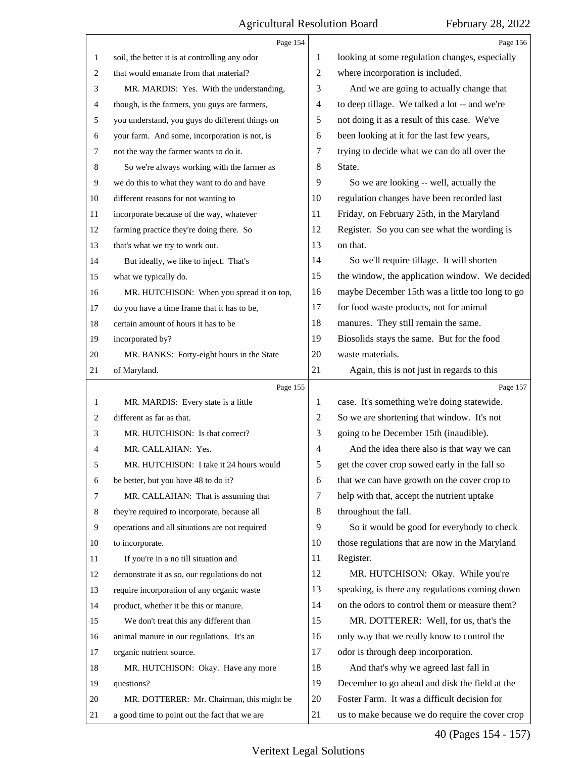soil, the better it is at controlling any odor that would emanate from that material?

MR. MARDIS: Yes. With the understanding, though, is the farmers, you guys are farmers, you understand, you guys do different things on your farm. And some, incorporation is not, is not the way the farmer wants to do it.

So we're always working with the farmer as we do this to what they want to do and have different reasons for not wanting to incorporate because of the way, whatever farming practice they're doing there. So that's what we try to work out.

But ideally, we like to inject. That's what we typically do.

MR. HUTCHISON: When you spread it on top, do you have a time frame that it has to be, certain amount of hours it has to be incorporated by?

MR. BANKS: Forty-eight hours in the State of Maryland.

MR. MARDIS: Every state is a little different as far as that.

MR. HUTCHISON: Is that correct?

MR. CALLAHAN: Yes.

MR. HUTCHISON: I take it 24 hours would be better, but you have 48 to do it?

MR. CALLAHAN: That is assuming that they're required to incorporate, because all operations and all situations are not required to incorporate.

If you're in a no till situation and demonstrate it as so, our regulations do not require incorporation of any organic waste product, whether it be this or manure.

We don't treat this any different than animal manure in our regulations. It's an organic nutrient source.

MR. HUTCHISON: Okay. Have any more questions?

MR. DOTTERER: Mr. Chairman, this might be a good time to point out the fact that we are looking at some regulation changes, especially where incorporation is included.

And we are going to actually change that to deep tillage. We talked a lot -- and we're not doing it as a result of this case. We've been looking at it for the last few years, trying to decide what we can do all over the State.

So we are looking -- well, actually the regulation changes have been recorded last Friday, on February 25th, in the Maryland Register. So you can see what the wording is on that.

So we'll require tillage. It will shorten the window, the application window. We decided maybe December 15th was a little too long to go for food waste products, not for animal manures. They still remain the same. Biosolids stays the same. But for the food waste materials.

Again, this is not just in regards to this case. It's something we're doing statewide. So we are shortening that window. It's not going to be December 15th (inaudible).

And the idea there also is that way we can get the cover crop sowed early in the fall so that we can have growth on the cover crop to help with that, accept the nutrient uptake throughout the fall.

So it would be good for everybody to check those regulations that are now in the Maryland Register.

MR. HUTCHISON: Okay. While you're speaking, is there any regulations coming down on the odors to control them or measure them?

MR. DOTTERER: Well, for us, that's the only way that we really know to control the odor is through deep incorporation.

And that's why we agreed last fall in December to go ahead and disk the field at the Foster Farm. It was a difficult decision for us to make because we do require the cover crop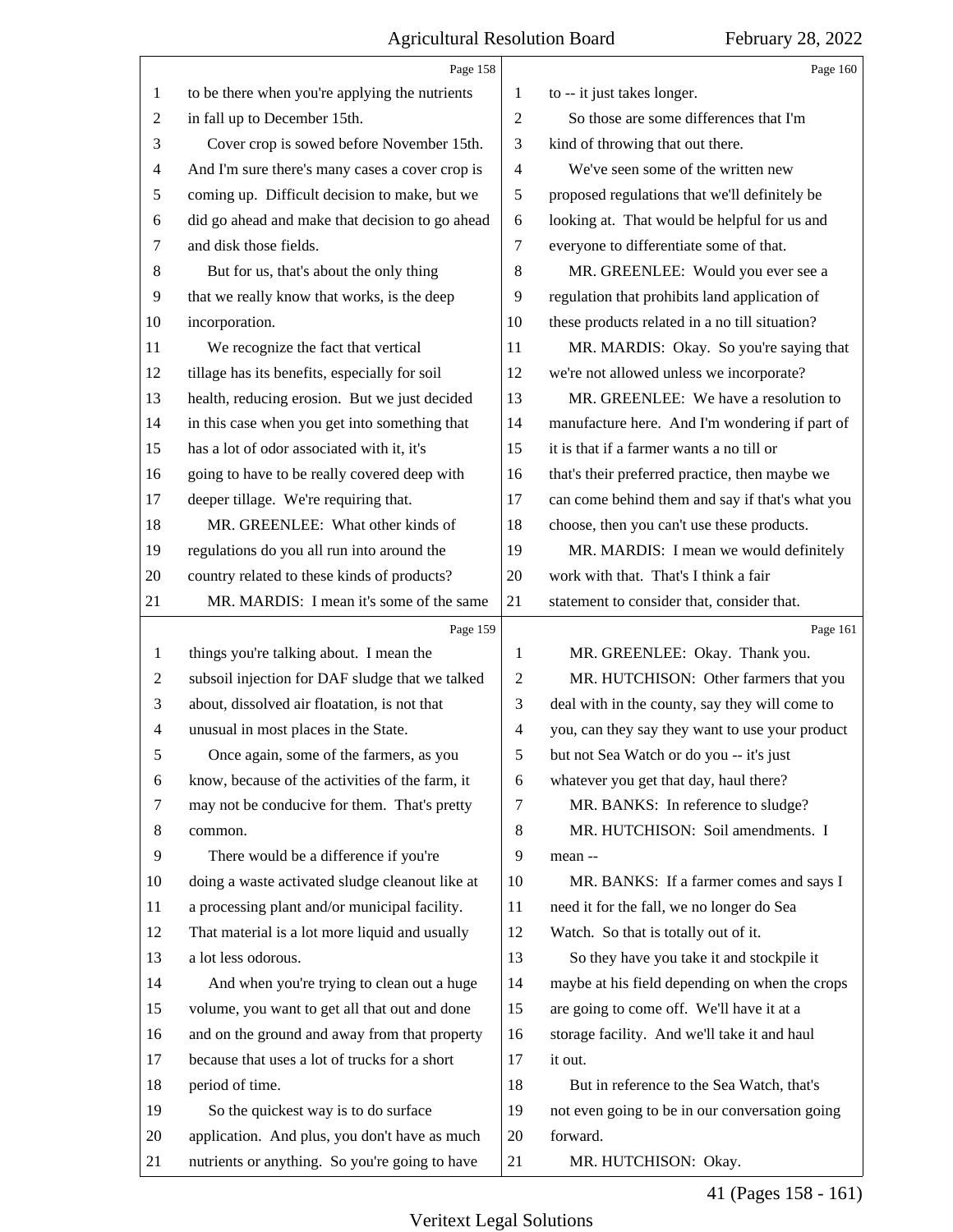Page 158

to be there when you're applying the nutrients in fall up to December 15th.

Cover crop is sowed before November 15th. And I'm sure there's many cases a cover crop is coming up. Difficult decision to make, but we did go ahead and make that decision to go ahead and disk those fields.

But for us, that's about the only thing that we really know that works, is the deep incorporation.

We recognize the fact that vertical tillage has its benefits, especially for soil health, reducing erosion. But we just decided in this case when you get into something that has a lot of odor associated with it, it's going to have to be really covered deep with deeper tillage. We're requiring that.

MR. GREENLEE: What other kinds of regulations do you all run into around the country related to these kinds of products?

MR. MARDIS: I mean it's some of the same

Page 159

things you're talking about. I mean the subsoil injection for DAF sludge that we talked about, dissolved air floatation, is not that unusual in most places in the State.

Once again, some of the farmers, as you know, because of the activities of the farm, it may not be conducive for them. That's pretty common.

There would be a difference if you're doing a waste activated sludge cleanout like at a processing plant and/or municipal facility. That material is a lot more liquid and usually a lot less odorous.

And when you're trying to clean out a huge volume, you want to get all that out and done and on the ground and away from that property because that uses a lot of trucks for a short period of time.

So the quickest way is to do surface application. And plus, you don't have as much nutrients or anything. So you're going to have

Page 160

to -- it just takes longer.

So those are some differences that I'm kind of throwing that out there.

We've seen some of the written new proposed regulations that we'll definitely be looking at. That would be helpful for us and everyone to differentiate some of that.

MR. GREENLEE: Would you ever see a regulation that prohibits land application of these products related in a no till situation?

MR. MARDIS: Okay. So you're saying that we're not allowed unless we incorporate?

MR. GREENLEE: We have a resolution to manufacture here. And I'm wondering if part of it is that if a farmer wants a no till or that's their preferred practice, then maybe we can come behind them and say if that's what you choose, then you can't use these products.

MR. MARDIS: I mean we would definitely work with that. That's I think a fair statement to consider that, consider that.

Page 161

MR. GREENLEE: Okay. Thank you.

MR. HUTCHISON: Other farmers that you deal with in the county, say they will come to you, can they say they want to use your product but not Sea Watch or do you -- it's just whatever you get that day, haul there?

MR. BANKS: In reference to sludge?

MR. HUTCHISON: Soil amendments. I mean --

MR. BANKS: If a farmer comes and says I need it for the fall, we no longer do Sea Watch. So that is totally out of it.

So they have you take it and stockpile it maybe at his field depending on when the crops are going to come off. We'll have it at a storage facility. And we'll take it and haul it out.

But in reference to the Sea Watch, that's not even going to be in our conversation going forward.

MR. HUTCHISON: Okay.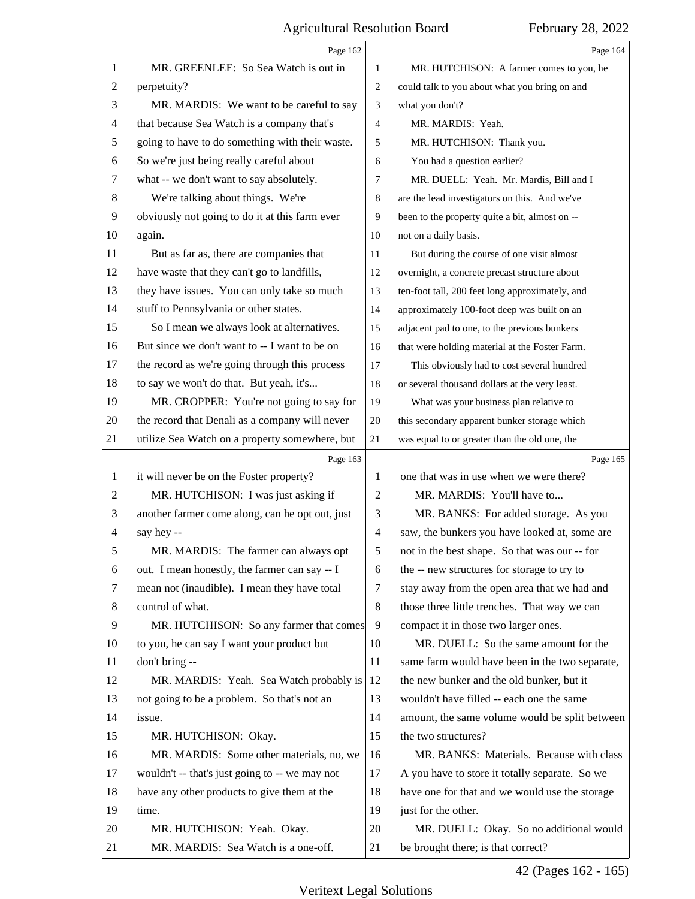Page 162

MR. GREENLEE: So Sea Watch is out in perpetuity?

MR. MARDIS: We want to be careful to say that because Sea Watch is a company that's going to have to do something with their waste. So we're just being really careful about what -- we don't want to say absolutely.

We're talking about things. We're obviously not going to do it at this farm ever again.

But as far as, there are companies that have waste that they can't go to landfills, they have issues. You can only take so much stuff to Pennsylvania or other states.

So I mean we always look at alternatives. But since we don't want to -- I want to be on the record as we're going through this process to say we won't do that. But yeah, it's...

MR. CROPPER: You're not going to say for the record that Denali as a company will never utilize Sea Watch on a property somewhere, but

Page 163

it will never be on the Foster property?

MR. HUTCHISON: I was just asking if another farmer come along, can he opt out, just say hey --

MR. MARDIS: The farmer can always opt out. I mean honestly, the farmer can say -- I mean not (inaudible). I mean they have total control of what.

MR. HUTCHISON: So any farmer that comes to you, he can say I want your product but don't bring --

MR. MARDIS: Yeah. Sea Watch probably is not going to be a problem. So that's not an issue.

MR. HUTCHISON: Okay.

MR. MARDIS: Some other materials, no, we wouldn't -- that's just going to -- we may not have any other products to give them at the time.

MR. HUTCHISON: Yeah. Okay.

MR. MARDIS: Sea Watch is a one-off.

Page 164

MR. HUTCHISON: A farmer comes to you, he could talk to you about what you bring on and what you don't?

MR. MARDIS: Yeah.

MR. HUTCHISON: Thank you.

You had a question earlier?

MR. DUELL: Yeah. Mr. Mardis, Bill and I are the lead investigators on this. And we've been to the property quite a bit, almost on -- not on a daily basis.

But during the course of one visit almost overnight, a concrete precast structure about ten-foot tall, 200 feet long approximately, and approximately 100-foot deep was built on an adjacent pad to one, to the previous bunkers that were holding material at the Foster Farm.

This obviously had to cost several hundred or several thousand dollars at the very least.

What was your business plan relative to this secondary apparent bunker storage which was equal to or greater than the old one, the

Page 165

one that was in use when we were there?

MR. MARDIS: You'll have to...

MR. BANKS: For added storage. As you saw, the bunkers you have looked at, some are not in the best shape. So that was our -- for the -- new structures for storage to try to stay away from the open area that we had and those three little trenches. That way we can compact it in those two larger ones.

MR. DUELL: So the same amount for the same farm would have been in the two separate, the new bunker and the old bunker, but it wouldn't have filled -- each one the same amount, the same volume would be split between the two structures?

MR. BANKS: Materials. Because with class A you have to store it totally separate. So we have one for that and we would use the storage just for the other.

MR. DUELL: Okay. So no additional would be brought there; is that correct?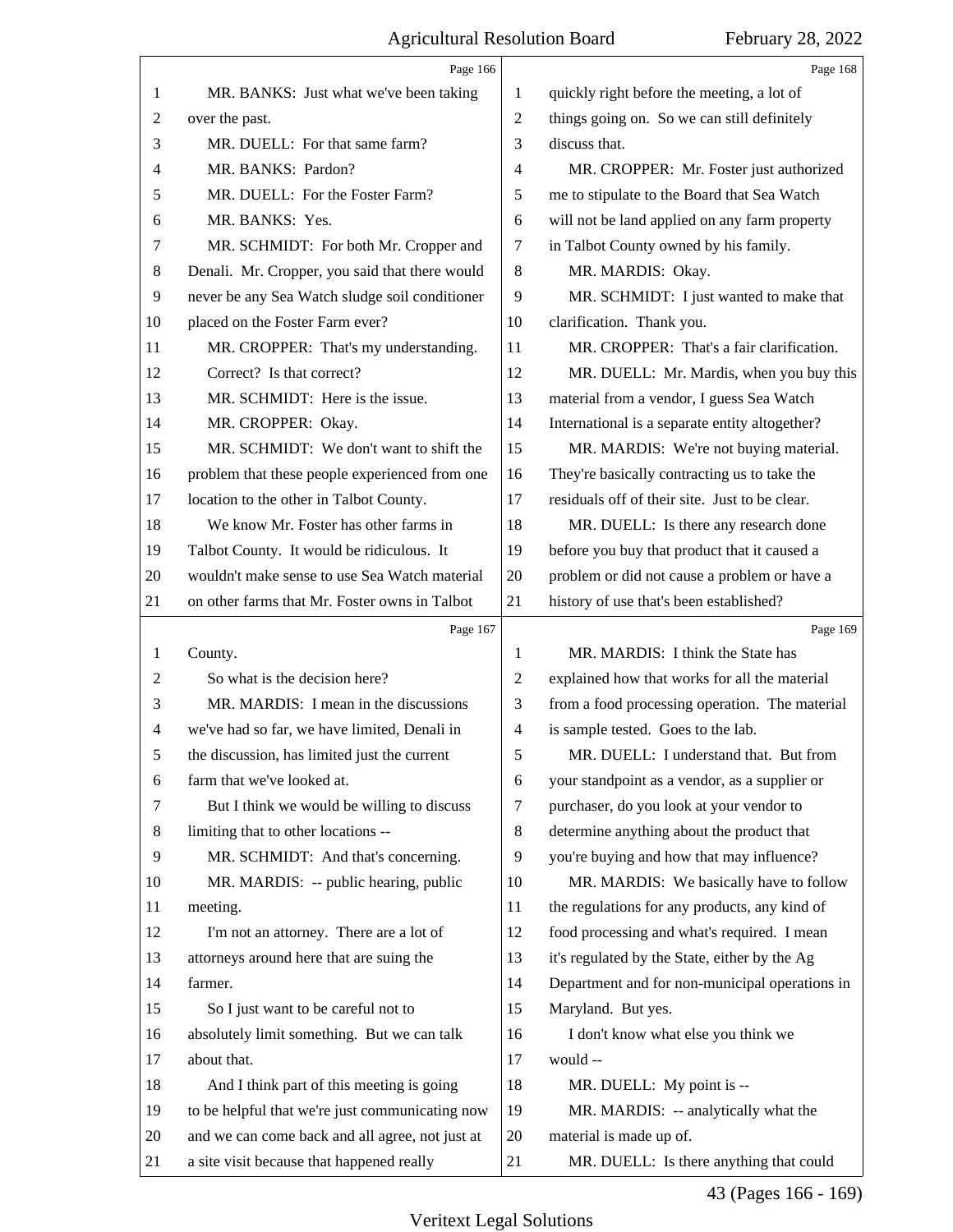Page 166

1 MR. BANKS: Just what we've been taking
2 over the past.
3 MR. DUELL: For that same farm?
4 MR. BANKS: Pardon?
5 MR. DUELL: For the Foster Farm?
6 MR. BANKS: Yes.
7 MR. SCHMIDT: For both Mr. Cropper and
8 Denali. Mr. Cropper, you said that there would
9 never be any Sea Watch sludge soil conditioner
10 placed on the Foster Farm ever?
11 MR. CROPPER: That's my understanding.
12 Correct? Is that correct?
13 MR. SCHMIDT: Here is the issue.
14 MR. CROPPER: Okay.
15 MR. SCHMIDT: We don't want to shift the
16 problem that these people experienced from one
17 location to the other in Talbot County.
18 We know Mr. Foster has other farms in
19 Talbot County. It would be ridiculous. It
20 wouldn't make sense to use Sea Watch material
21 on other farms that Mr. Foster owns in Talbot

Page 167

1 County.
2 So what is the decision here?
3 MR. MARDIS: I mean in the discussions
4 we've had so far, we have limited, Denali in
5 the discussion, has limited just the current
6 farm that we've looked at.
7 But I think we would be willing to discuss
8 limiting that to other locations --
9 MR. SCHMIDT: And that's concerning.
10 MR. MARDIS: -- public hearing, public
11 meeting.
12 I'm not an attorney. There are a lot of
13 attorneys around here that are suing the
14 farmer.
15 So I just want to be careful not to
16 absolutely limit something. But we can talk
17 about that.
18 And I think part of this meeting is going
19 to be helpful that we're just communicating now
20 and we can come back and all agree, not just at
21 a site visit because that happened really

Page 168

1 quickly right before the meeting, a lot of
2 things going on. So we can still definitely
3 discuss that.
4 MR. CROPPER: Mr. Foster just authorized
5 me to stipulate to the Board that Sea Watch
6 will not be land applied on any farm property
7 in Talbot County owned by his family.
8 MR. MARDIS: Okay.
9 MR. SCHMIDT: I just wanted to make that
10 clarification. Thank you.
11 MR. CROPPER: That's a fair clarification.
12 MR. DUELL: Mr. Mardis, when you buy this
13 material from a vendor, I guess Sea Watch
14 International is a separate entity altogether?
15 MR. MARDIS: We're not buying material.
16 They're basically contracting us to take the
17 residuals off of their site. Just to be clear.
18 MR. DUELL: Is there any research done
19 before you buy that product that it caused a
20 problem or did not cause a problem or have a
21 history of use that's been established?

Page 169

1 MR. MARDIS: I think the State has
2 explained how that works for all the material
3 from a food processing operation. The material
4 is sample tested. Goes to the lab.
5 MR. DUELL: I understand that. But from
6 your standpoint as a vendor, as a supplier or
7 purchaser, do you look at your vendor to
8 determine anything about the product that
9 you're buying and how that may influence?
10 MR. MARDIS: We basically have to follow
11 the regulations for any products, any kind of
12 food processing and what's required. I mean
13 it's regulated by the State, either by the Ag
14 Department and for non-municipal operations in
15 Maryland. But yes.
16 I don't know what else you think we
17 would --
18 MR. DUELL: My point is --
19 MR. MARDIS: -- analytically what the
20 material is made up of.
21 MR. DUELL: Is there anything that could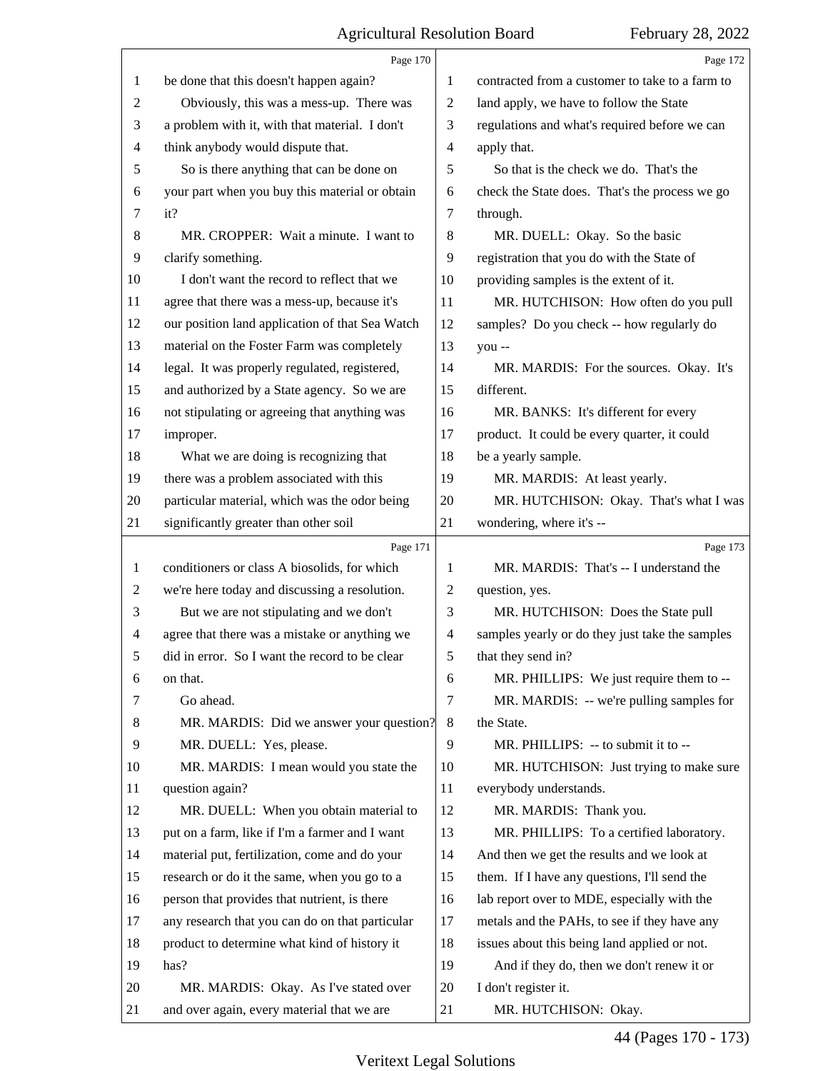Page 170

be done that this doesn't happen again?

Obviously, this was a mess-up. There was a problem with it, with that material. I don't think anybody would dispute that.

So is there anything that can be done on your part when you buy this material or obtain it?

MR. CROPPER: Wait a minute. I want to clarify something.

I don't want the record to reflect that we agree that there was a mess-up, because it's our position land application of that Sea Watch material on the Foster Farm was completely legal. It was properly regulated, registered, and authorized by a State agency. So we are not stipulating or agreeing that anything was improper.

What we are doing is recognizing that there was a problem associated with this particular material, which was the odor being significantly greater than other soil

Page 171

conditioners or class A biosolids, for which we're here today and discussing a resolution.

But we are not stipulating and we don't agree that there was a mistake or anything we did in error. So I want the record to be clear on that.

Go ahead.

MR. MARDIS: Did we answer your question?

MR. DUELL: Yes, please.

MR. MARDIS: I mean would you state the question again?

MR. DUELL: When you obtain material to put on a farm, like if I'm a farmer and I want material put, fertilization, come and do your research or do it the same, when you go to a person that provides that nutrient, is there any research that you can do on that particular product to determine what kind of history it has?

MR. MARDIS: Okay. As I've stated over and over again, every material that we are

Page 172

contracted from a customer to take to a farm to land apply, we have to follow the State regulations and what's required before we can apply that.

So that is the check we do. That's the check the State does. That's the process we go through.

MR. DUELL: Okay. So the basic registration that you do with the State of providing samples is the extent of it.

MR. HUTCHISON: How often do you pull samples? Do you check -- how regularly do you --

MR. MARDIS: For the sources. Okay. It's different.

MR. BANKS: It's different for every product. It could be every quarter, it could be a yearly sample.

MR. MARDIS: At least yearly.

MR. HUTCHISON: Okay. That's what I was wondering, where it's --

Page 173

MR. MARDIS: That's -- I understand the question, yes.

MR. HUTCHISON: Does the State pull samples yearly or do they just take the samples that they send in?

MR. PHILLIPS: We just require them to --

MR. MARDIS: -- we're pulling samples for the State.

MR. PHILLIPS: -- to submit it to --

MR. HUTCHISON: Just trying to make sure everybody understands.

MR. MARDIS: Thank you.

MR. PHILLIPS: To a certified laboratory. And then we get the results and we look at them. If I have any questions, I'll send the lab report over to MDE, especially with the metals and the PAHs, to see if they have any issues about this being land applied or not.

And if they do, then we don't renew it or I don't register it.

MR. HUTCHISON: Okay.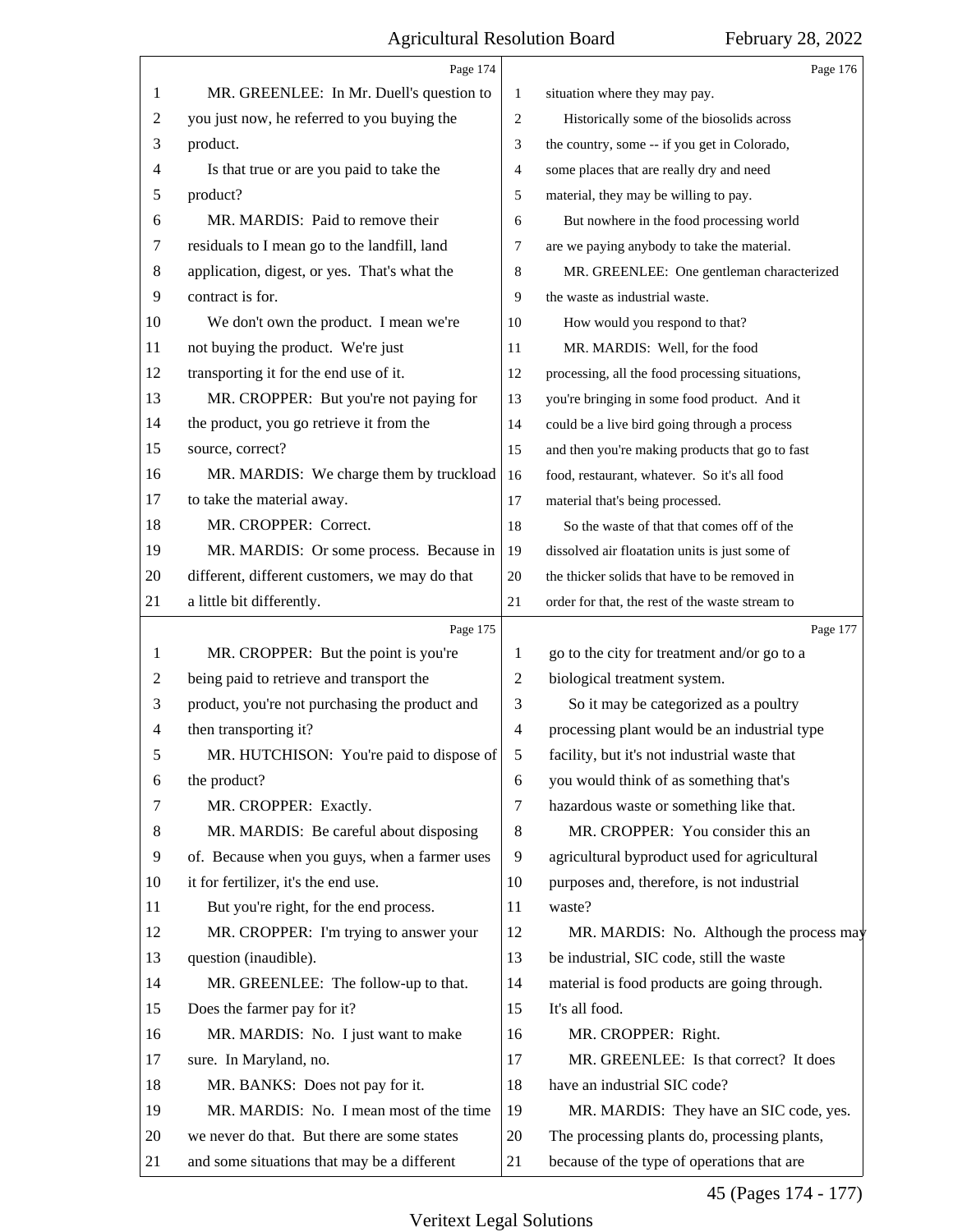Page 174

MR. GREENLEE: In Mr. Duell's question to you just now, he referred to you buying the product.

Is that true or are you paid to take the product?

MR. MARDIS: Paid to remove their residuals to I mean go to the landfill, land application, digest, or yes. That's what the contract is for.

We don't own the product. I mean we're not buying the product. We're just transporting it for the end use of it.

MR. CROPPER: But you're not paying for the product, you go retrieve it from the source, correct?

MR. MARDIS: We charge them by truckload to take the material away.

MR. CROPPER: Correct.

MR. MARDIS: Or some process. Because in different, different customers, we may do that a little bit differently.

Page 175

MR. CROPPER: But the point is you're being paid to retrieve and transport the product, you're not purchasing the product and then transporting it?

MR. HUTCHISON: You're paid to dispose of the product?

MR. CROPPER: Exactly.

MR. MARDIS: Be careful about disposing of. Because when you guys, when a farmer uses it for fertilizer, it's the end use.

But you're right, for the end process.

MR. CROPPER: I'm trying to answer your question (inaudible).

MR. GREENLEE: The follow-up to that. Does the farmer pay for it?

MR. MARDIS: No. I just want to make sure. In Maryland, no.

MR. BANKS: Does not pay for it.

MR. MARDIS: No. I mean most of the time we never do that. But there are some states and some situations that may be a different

Page 176

situation where they may pay.

Historically some of the biosolids across the country, some -- if you get in Colorado, some places that are really dry and need material, they may be willing to pay.

But nowhere in the food processing world are we paying anybody to take the material.

MR. GREENLEE: One gentleman characterized the waste as industrial waste.

How would you respond to that?

MR. MARDIS: Well, for the food processing, all the food processing situations, you're bringing in some food product. And it could be a live bird going through a process and then you're making products that go to fast food, restaurant, whatever. So it's all food material that's being processed.

So the waste of that that comes off of the dissolved air floatation units is just some of the thicker solids that have to be removed in order for that, the rest of the waste stream to

Page 177

go to the city for treatment and/or go to a biological treatment system.

So it may be categorized as a poultry processing plant would be an industrial type facility, but it's not industrial waste that you would think of as something that's hazardous waste or something like that.

MR. CROPPER: You consider this an agricultural byproduct used for agricultural purposes and, therefore, is not industrial waste?

MR. MARDIS: No. Although the process may be industrial, SIC code, still the waste material is food products are going through. It's all food.

MR. CROPPER: Right.

MR. GREENLEE: Is that correct? It does have an industrial SIC code?

MR. MARDIS: They have an SIC code, yes. The processing plants do, processing plants, because of the type of operations that are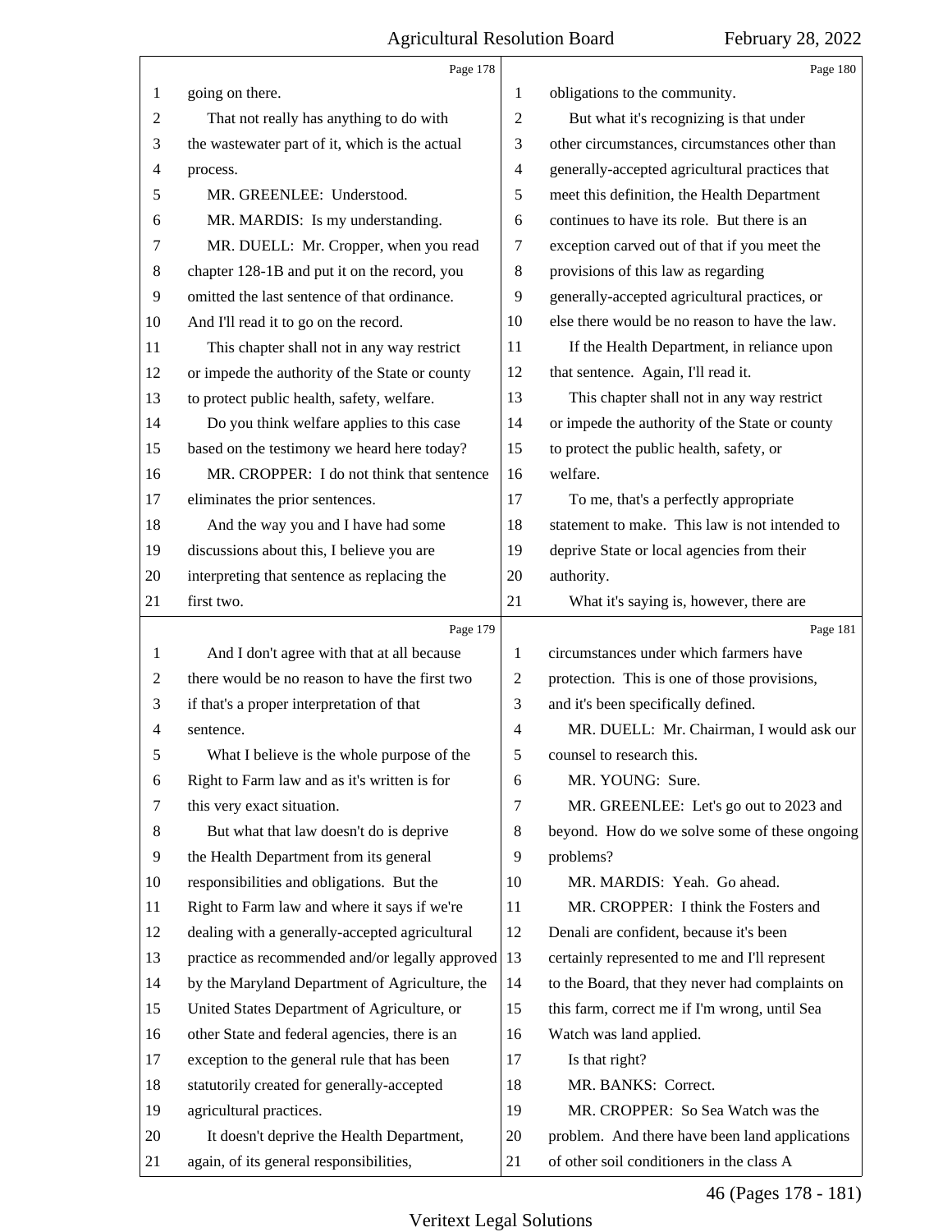going on there.

That not really has anything to do with the wastewater part of it, which is the actual process.

MR. GREENLEE: Understood.

MR. MARDIS: Is my understanding.

MR. DUELL: Mr. Cropper, when you read chapter 128-1B and put it on the record, you omitted the last sentence of that ordinance. And I'll read it to go on the record.

This chapter shall not in any way restrict or impede the authority of the State or county to protect public health, safety, welfare.

Do you think welfare applies to this case based on the testimony we heard here today?

MR. CROPPER: I do not think that sentence eliminates the prior sentences.

And the way you and I have had some discussions about this, I believe you are interpreting that sentence as replacing the first two.

And I don't agree with that at all because there would be no reason to have the first two if that's a proper interpretation of that sentence.

What I believe is the whole purpose of the Right to Farm law and as it's written is for this very exact situation.

But what that law doesn't do is deprive the Health Department from its general responsibilities and obligations. But the Right to Farm law and where it says if we're dealing with a generally-accepted agricultural practice as recommended and/or legally approved by the Maryland Department of Agriculture, the United States Department of Agriculture, or other State and federal agencies, there is an exception to the general rule that has been statutorily created for generally-accepted agricultural practices.

It doesn't deprive the Health Department, again, of its general responsibilities, obligations to the community.

But what it's recognizing is that under other circumstances, circumstances other than generally-accepted agricultural practices that meet this definition, the Health Department continues to have its role. But there is an exception carved out of that if you meet the provisions of this law as regarding generally-accepted agricultural practices, or else there would be no reason to have the law.

If the Health Department, in reliance upon that sentence. Again, I'll read it.

This chapter shall not in any way restrict or impede the authority of the State or county to protect the public health, safety, or welfare.

To me, that's a perfectly appropriate statement to make. This law is not intended to deprive State or local agencies from their authority.

What it's saying is, however, there are circumstances under which farmers have protection. This is one of those provisions, and it's been specifically defined.

MR. DUELL: Mr. Chairman, I would ask our counsel to research this.

MR. YOUNG: Sure.

MR. GREENLEE: Let's go out to 2023 and beyond. How do we solve some of these ongoing problems?

MR. MARDIS: Yeah. Go ahead.

MR. CROPPER: I think the Fosters and Denali are confident, because it's been certainly represented to me and I'll represent to the Board, that they never had complaints on this farm, correct me if I'm wrong, until Sea Watch was land applied.

Is that right?

MR. BANKS: Correct.

MR. CROPPER: So Sea Watch was the problem. And there have been land applications of other soil conditioners in the class A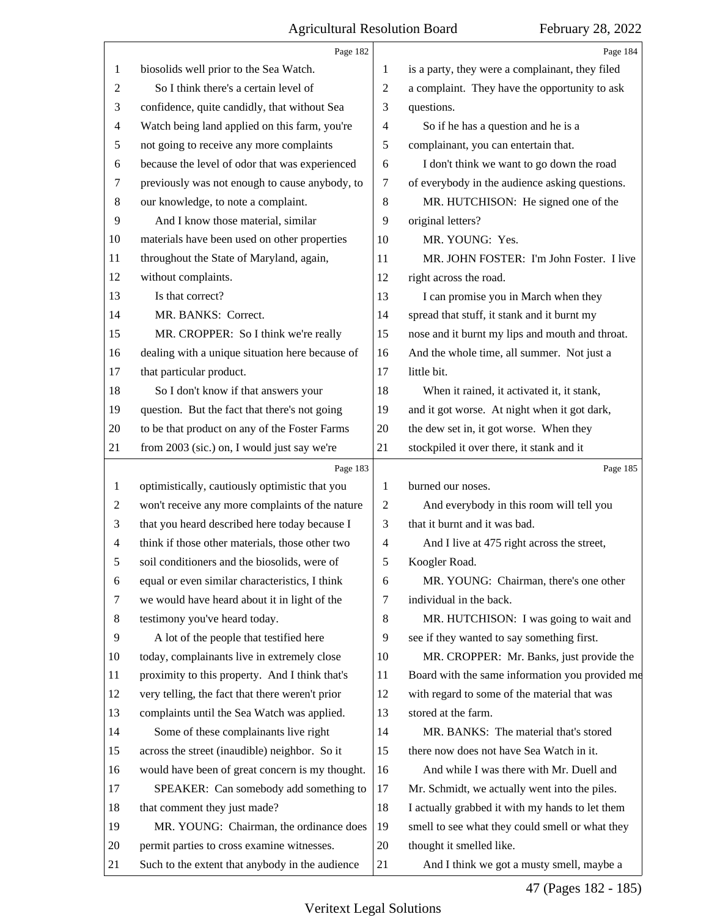Page 182

1 biosolids well prior to the Sea Watch.
2 So I think there's a certain level of
3 confidence, quite candidly, that without Sea
4 Watch being land applied on this farm, you're
5 not going to receive any more complaints
6 because the level of odor that was experienced
7 previously was not enough to cause anybody, to
8 our knowledge, to note a complaint.
9 And I know those material, similar
10 materials have been used on other properties
11 throughout the State of Maryland, again,
12 without complaints.
13 Is that correct?
14 MR. BANKS: Correct.
15 MR. CROPPER: So I think we're really
16 dealing with a unique situation here because of
17 that particular product.
18 So I don't know if that answers your
19 question. But the fact that there's not going
20 to be that product on any of the Foster Farms
21 from 2003 (sic.) on, I would just say we're

Page 183

1 optimistically, cautiously optimistic that you
2 won't receive any more complaints of the nature
3 that you heard described here today because I
4 think if those other materials, those other two
5 soil conditioners and the biosolids, were of
6 equal or even similar characteristics, I think
7 we would have heard about it in light of the
8 testimony you've heard today.
9 A lot of the people that testified here
10 today, complainants live in extremely close
11 proximity to this property. And I think that's
12 very telling, the fact that there weren't prior
13 complaints until the Sea Watch was applied.
14 Some of these complainants live right
15 across the street (inaudible) neighbor. So it
16 would have been of great concern is my thought.
17 SPEAKER: Can somebody add something to
18 that comment they just made?
19 MR. YOUNG: Chairman, the ordinance does
20 permit parties to cross examine witnesses.
21 Such to the extent that anybody in the audience

Page 184

1 is a party, they were a complainant, they filed
2 a complaint. They have the opportunity to ask
3 questions.
4 So if he has a question and he is a
5 complainant, you can entertain that.
6 I don't think we want to go down the road
7 of everybody in the audience asking questions.
8 MR. HUTCHISON: He signed one of the
9 original letters?
10 MR. YOUNG: Yes.
11 MR. JOHN FOSTER: I'm John Foster. I live
12 right across the road.
13 I can promise you in March when they
14 spread that stuff, it stank and it burnt my
15 nose and it burnt my lips and mouth and throat.
16 And the whole time, all summer. Not just a
17 little bit.
18 When it rained, it activated it, it stank,
19 and it got worse. At night when it got dark,
20 the dew set in, it got worse. When they
21 stockpiled it over there, it stank and it

Page 185

1 burned our noses.
2 And everybody in this room will tell you
3 that it burnt and it was bad.
4 And I live at 475 right across the street,
5 Koogler Road.
6 MR. YOUNG: Chairman, there's one other
7 individual in the back.
8 MR. HUTCHISON: I was going to wait and
9 see if they wanted to say something first.
10 MR. CROPPER: Mr. Banks, just provide the
11 Board with the same information you provided me
12 with regard to some of the material that was
13 stored at the farm.
14 MR. BANKS: The material that's stored
15 there now does not have Sea Watch in it.
16 And while I was there with Mr. Duell and
17 Mr. Schmidt, we actually went into the piles.
18 I actually grabbed it with my hands to let them
19 smell to see what they could smell or what they
20 thought it smelled like.
21 And I think we got a musty smell, maybe a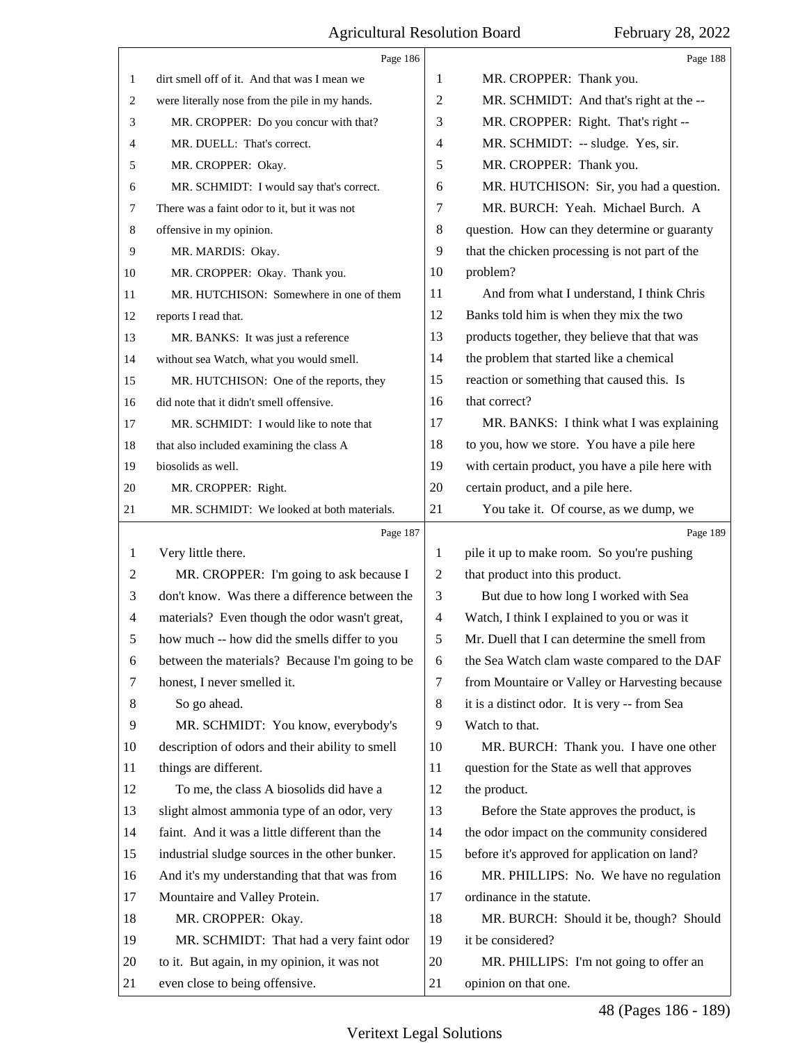Page 186

dirt smell off of it. And that was I mean we were literally nose from the pile in my hands.

MR. CROPPER: Do you concur with that?

MR. DUELL: That's correct.

MR. CROPPER: Okay.

MR. SCHMIDT: I would say that's correct. There was a faint odor to it, but it was not offensive in my opinion.

MR. MARDIS: Okay.

MR. CROPPER: Okay. Thank you.

MR. HUTCHISON: Somewhere in one of them reports I read that.

MR. BANKS: It was just a reference without sea Watch, what you would smell.

MR. HUTCHISON: One of the reports, they did note that it didn't smell offensive.

MR. SCHMIDT: I would like to note that that also included examining the class A biosolids as well.

MR. CROPPER: Right.

MR. SCHMIDT: We looked at both materials.

Page 187

Very little there.

MR. CROPPER: I'm going to ask because I don't know. Was there a difference between the materials? Even though the odor wasn't great, how much -- how did the smells differ to you between the materials? Because I'm going to be honest, I never smelled it.

So go ahead.

MR. SCHMIDT: You know, everybody's description of odors and their ability to smell things are different.

To me, the class A biosolids did have a slight almost ammonia type of an odor, very faint. And it was a little different than the industrial sludge sources in the other bunker. And it's my understanding that that was from Mountaire and Valley Protein.

MR. CROPPER: Okay.

MR. SCHMIDT: That had a very faint odor to it. But again, in my opinion, it was not even close to being offensive.

Page 188

MR. CROPPER: Thank you.

MR. SCHMIDT: And that's right at the --

MR. CROPPER: Right. That's right --

MR. SCHMIDT: -- sludge. Yes, sir.

MR. CROPPER: Thank you.

MR. HUTCHISON: Sir, you had a question.

MR. BURCH: Yeah. Michael Burch. A question. How can they determine or guaranty that the chicken processing is not part of the problem?

And from what I understand, I think Chris Banks told him is when they mix the two products together, they believe that that was the problem that started like a chemical reaction or something that caused this. Is that correct?

MR. BANKS: I think what I was explaining to you, how we store. You have a pile here with certain product, you have a pile here with certain product, and a pile here.

You take it. Of course, as we dump, we

Page 189

pile it up to make room. So you're pushing that product into this product.

But due to how long I worked with Sea Watch, I think I explained to you or was it Mr. Duell that I can determine the smell from the Sea Watch clam waste compared to the DAF from Mountaire or Valley or Harvesting because it is a distinct odor. It is very -- from Sea Watch to that.

MR. BURCH: Thank you. I have one other question for the State as well that approves the product.

Before the State approves the product, is the odor impact on the community considered before it's approved for application on land?

MR. PHILLIPS: No. We have no regulation ordinance in the statute.

MR. BURCH: Should it be, though? Should it be considered?

MR. PHILLIPS: I'm not going to offer an opinion on that one.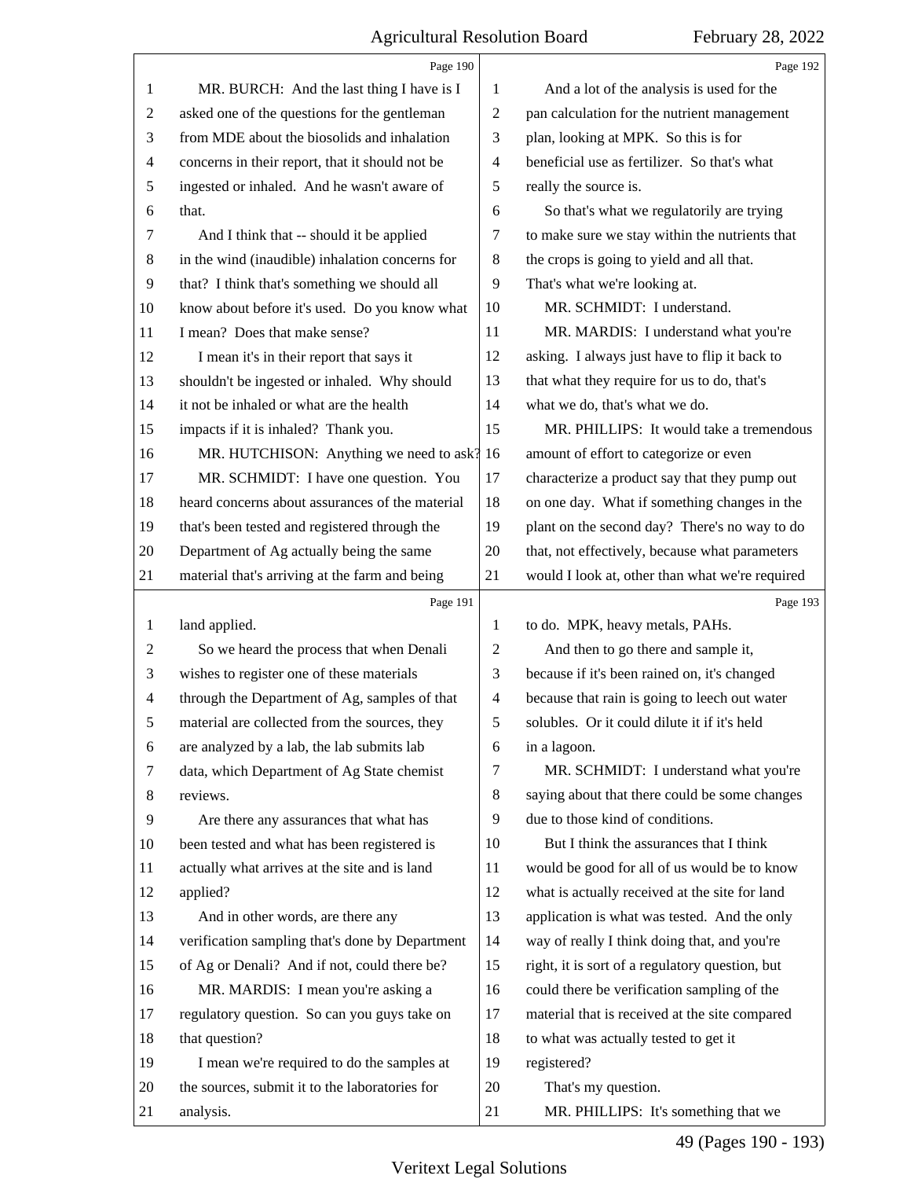MR. BURCH: And the last thing I have is I asked one of the questions for the gentleman from MDE about the biosolids and inhalation concerns in their report, that it should not be ingested or inhaled. And he wasn't aware of that.

And I think that -- should it be applied in the wind (inaudible) inhalation concerns for that? I think that's something we should all know about before it's used. Do you know what I mean? Does that make sense?

I mean it's in their report that says it shouldn't be ingested or inhaled. Why should it not be inhaled or what are the health impacts if it is inhaled? Thank you.

MR. HUTCHISON: Anything we need to ask?

MR. SCHMIDT: I have one question. You heard concerns about assurances of the material that's been tested and registered through the Department of Ag actually being the same material that's arriving at the farm and being land applied.

So we heard the process that when Denali wishes to register one of these materials through the Department of Ag, samples of that material are collected from the sources, they are analyzed by a lab, the lab submits lab data, which Department of Ag State chemist reviews.

Are there any assurances that what has been tested and what has been registered is actually what arrives at the site and is land applied?

And in other words, are there any verification sampling that's done by Department of Ag or Denali? And if not, could there be?

MR. MARDIS: I mean you're asking a regulatory question. So can you guys take on that question?

I mean we're required to do the samples at the sources, submit it to the laboratories for analysis.

And a lot of the analysis is used for the pan calculation for the nutrient management plan, looking at MPK. So this is for beneficial use as fertilizer. So that's what really the source is.

So that's what we regulatorily are trying to make sure we stay within the nutrients that the crops is going to yield and all that. That's what we're looking at.

MR. SCHMIDT: I understand.

MR. MARDIS: I understand what you're asking. I always just have to flip it back to that what they require for us to do, that's what we do, that's what we do.

MR. PHILLIPS: It would take a tremendous amount of effort to categorize or even characterize a product say that they pump out on one day. What if something changes in the plant on the second day? There's no way to do that, not effectively, because what parameters would I look at, other than what we're required to do. MPK, heavy metals, PAHs.

And then to go there and sample it, because if it's been rained on, it's changed because that rain is going to leech out water solubles. Or it could dilute it if it's held in a lagoon.

MR. SCHMIDT: I understand what you're saying about that there could be some changes due to those kind of conditions.

But I think the assurances that I think would be good for all of us would be to know what is actually received at the site for land application is what was tested. And the only way of really I think doing that, and you're right, it is sort of a regulatory question, but could there be verification sampling of the material that is received at the site compared to what was actually tested to get it registered?

That's my question.

MR. PHILLIPS: It's something that we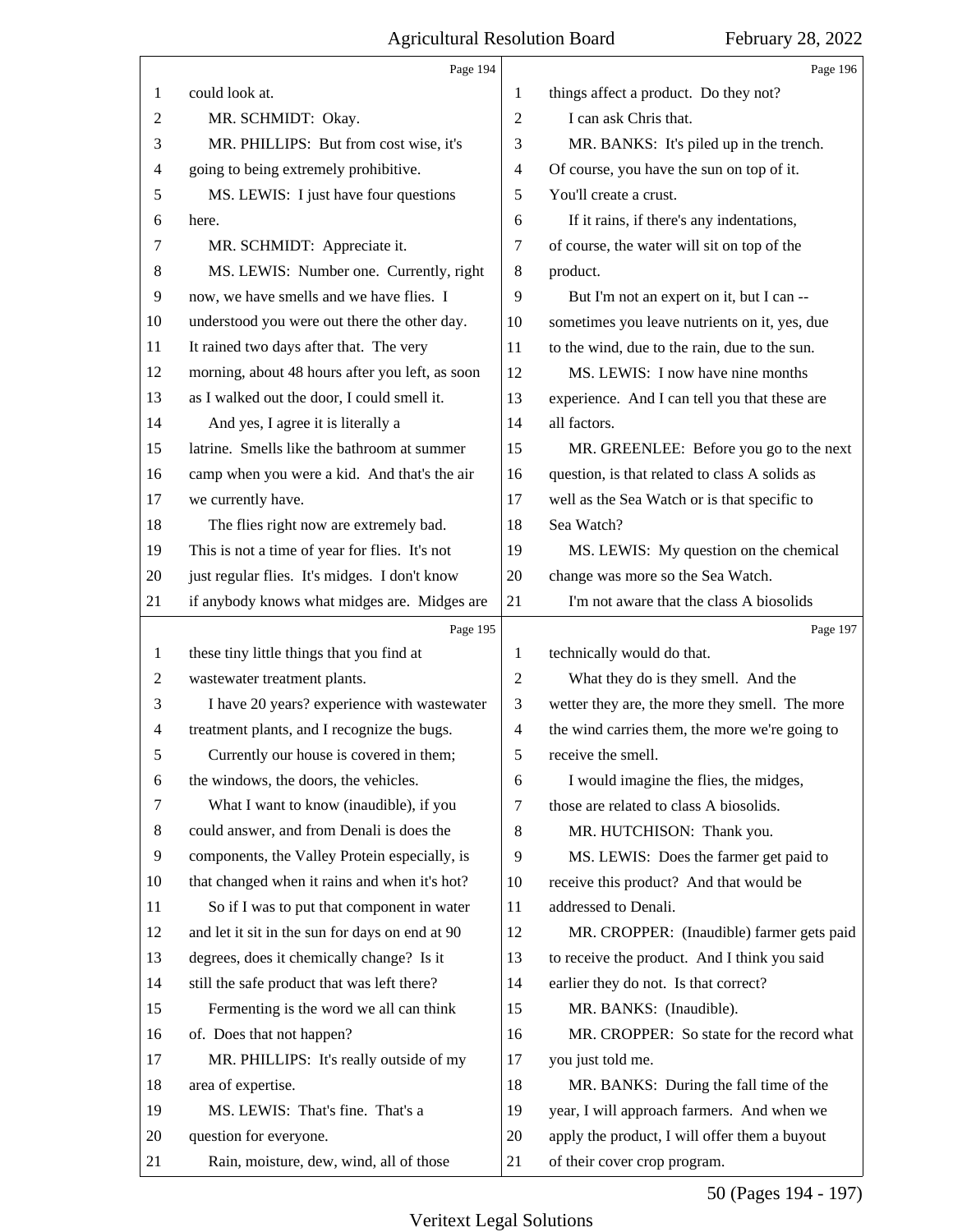could look at.

MR. SCHMIDT: Okay.

MR. PHILLIPS: But from cost wise, it's going to being extremely prohibitive.

MS. LEWIS: I just have four questions here.

MR. SCHMIDT: Appreciate it.

MS. LEWIS: Number one. Currently, right now, we have smells and we have flies. I understood you were out there the other day. It rained two days after that. The very morning, about 48 hours after you left, as soon as I walked out the door, I could smell it.

And yes, I agree it is literally a latrine. Smells like the bathroom at summer camp when you were a kid. And that's the air we currently have.

The flies right now are extremely bad. This is not a time of year for flies. It's not just regular flies. It's midges. I don't know if anybody knows what midges are. Midges are these tiny little things that you find at wastewater treatment plants.

I have 20 years? experience with wastewater treatment plants, and I recognize the bugs.

Currently our house is covered in them; the windows, the doors, the vehicles.

What I want to know (inaudible), if you could answer, and from Denali is does the components, the Valley Protein especially, is that changed when it rains and when it's hot?

So if I was to put that component in water and let it sit in the sun for days on end at 90 degrees, does it chemically change? Is it still the safe product that was left there?

Fermenting is the word we all can think of. Does that not happen?

MR. PHILLIPS: It's really outside of my area of expertise.

MS. LEWIS: That's fine. That's a question for everyone.

Rain, moisture, dew, wind, all of those things affect a product. Do they not?

I can ask Chris that.

MR. BANKS: It's piled up in the trench. Of course, you have the sun on top of it. You'll create a crust.

If it rains, if there's any indentations, of course, the water will sit on top of the product.

But I'm not an expert on it, but I can -- sometimes you leave nutrients on it, yes, due to the wind, due to the rain, due to the sun.

MS. LEWIS: I now have nine months experience. And I can tell you that these are all factors.

MR. GREENLEE: Before you go to the next question, is that related to class A solids as well as the Sea Watch or is that specific to Sea Watch?

MS. LEWIS: My question on the chemical change was more so the Sea Watch.

I'm not aware that the class A biosolids technically would do that.

What they do is they smell. And the wetter they are, the more they smell. The more the wind carries them, the more we're going to receive the smell.

I would imagine the flies, the midges, those are related to class A biosolids.

MR. HUTCHISON: Thank you.

MS. LEWIS: Does the farmer get paid to receive this product? And that would be addressed to Denali.

MR. CROPPER: (Inaudible) farmer gets paid to receive the product. And I think you said earlier they do not. Is that correct?

MR. BANKS: (Inaudible).

MR. CROPPER: So state for the record what you just told me.

MR. BANKS: During the fall time of the year, I will approach farmers. And when we apply the product, I will offer them a buyout of their cover crop program.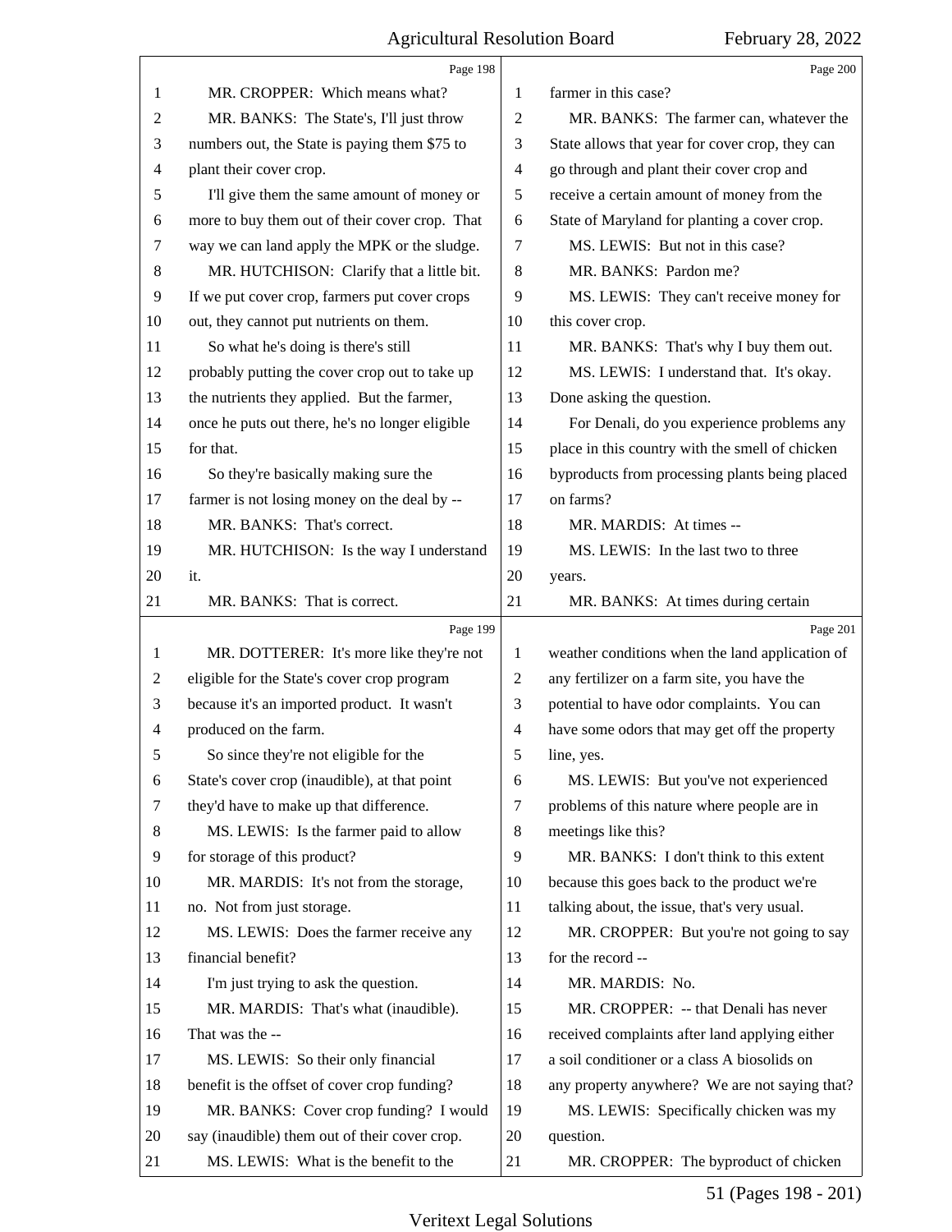Page 198

MR. CROPPER: Which means what?

MR. BANKS: The State's, I'll just throw numbers out, the State is paying them $75 to plant their cover crop.

I'll give them the same amount of money or more to buy them out of their cover crop. That way we can land apply the MPK or the sludge.

MR. HUTCHISON: Clarify that a little bit. If we put cover crop, farmers put cover crops out, they cannot put nutrients on them.

So what he's doing is there's still probably putting the cover crop out to take up the nutrients they applied. But the farmer, once he puts out there, he's no longer eligible for that.

So they're basically making sure the farmer is not losing money on the deal by --

MR. BANKS: That's correct.

MR. HUTCHISON: Is the way I understand it.

MR. BANKS: That is correct.

Page 199

MR. DOTTERER: It's more like they're not eligible for the State's cover crop program because it's an imported product. It wasn't produced on the farm.

So since they're not eligible for the State's cover crop (inaudible), at that point they'd have to make up that difference.

MS. LEWIS: Is the farmer paid to allow for storage of this product?

MR. MARDIS: It's not from the storage, no. Not from just storage.

MS. LEWIS: Does the farmer receive any financial benefit?

I'm just trying to ask the question.

MR. MARDIS: That's what (inaudible). That was the --

MS. LEWIS: So their only financial benefit is the offset of cover crop funding?

MR. BANKS: Cover crop funding? I would say (inaudible) them out of their cover crop.

MS. LEWIS: What is the benefit to the farmer in this case?

Page 200

MR. BANKS: The farmer can, whatever the State allows that year for cover crop, they can go through and plant their cover crop and receive a certain amount of money from the State of Maryland for planting a cover crop.

MS. LEWIS: But not in this case?

MR. BANKS: Pardon me?

MS. LEWIS: They can't receive money for this cover crop.

MR. BANKS: That's why I buy them out.

MS. LEWIS: I understand that. It's okay. Done asking the question.

For Denali, do you experience problems any place in this country with the smell of chicken byproducts from processing plants being placed on farms?

MR. MARDIS: At times --

MS. LEWIS: In the last two to three years.

MR. BANKS: At times during certain weather conditions when the land application of any fertilizer on a farm site, you have the potential to have odor complaints. You can have some odors that may get off the property line, yes.

Page 201

MS. LEWIS: But you've not experienced problems of this nature where people are in meetings like this?

MR. BANKS: I don't think to this extent because this goes back to the product we're talking about, the issue, that's very usual.

MR. CROPPER: But you're not going to say for the record --

MR. MARDIS: No.

MR. CROPPER: -- that Denali has never received complaints after land applying either a soil conditioner or a class A biosolids on any property anywhere? We are not saying that?

MS. LEWIS: Specifically chicken was my question.

MR. CROPPER: The byproduct of chicken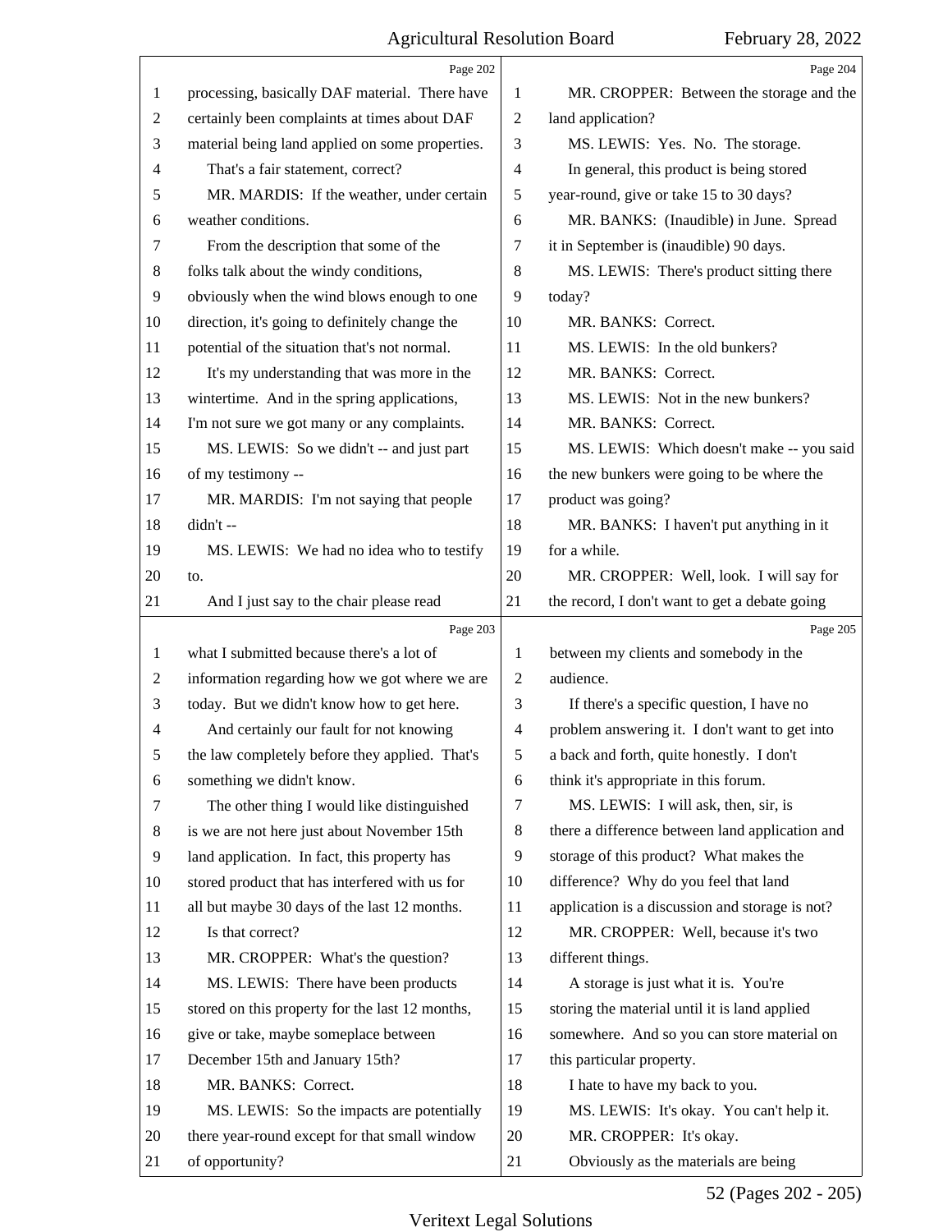Page 202

processing, basically DAF material. There have certainly been complaints at times about DAF material being land applied on some properties.

That's a fair statement, correct?

MR. MARDIS: If the weather, under certain weather conditions.

From the description that some of the folks talk about the windy conditions, obviously when the wind blows enough to one direction, it's going to definitely change the potential of the situation that's not normal.

It's my understanding that was more in the wintertime. And in the spring applications, I'm not sure we got many or any complaints.

MS. LEWIS: So we didn't -- and just part of my testimony --

MR. MARDIS: I'm not saying that people didn't --

MS. LEWIS: We had no idea who to testify to.

And I just say to the chair please read

Page 203

what I submitted because there's a lot of information regarding how we got where we are today. But we didn't know how to get here.

And certainly our fault for not knowing the law completely before they applied. That's something we didn't know.

The other thing I would like distinguished is we are not here just about November 15th land application. In fact, this property has stored product that has interfered with us for all but maybe 30 days of the last 12 months.

Is that correct?

MR. CROPPER: What's the question?

MS. LEWIS: There have been products stored on this property for the last 12 months, give or take, maybe someplace between December 15th and January 15th?

MR. BANKS: Correct.

MS. LEWIS: So the impacts are potentially there year-round except for that small window of opportunity?

Page 204

MR. CROPPER: Between the storage and the land application?

MS. LEWIS: Yes. No. The storage.

In general, this product is being stored year-round, give or take 15 to 30 days?

MR. BANKS: (Inaudible) in June. Spread it in September is (inaudible) 90 days.

MS. LEWIS: There's product sitting there today?

MR. BANKS: Correct.

MS. LEWIS: In the old bunkers?

MR. BANKS: Correct.

MS. LEWIS: Not in the new bunkers?

MR. BANKS: Correct.

MS. LEWIS: Which doesn't make -- you said the new bunkers were going to be where the product was going?

MR. BANKS: I haven't put anything in it for a while.

MR. CROPPER: Well, look. I will say for the record, I don't want to get a debate going

Page 205

between my clients and somebody in the audience.

If there's a specific question, I have no problem answering it. I don't want to get into a back and forth, quite honestly. I don't think it's appropriate in this forum.

MS. LEWIS: I will ask, then, sir, is there a difference between land application and storage of this product? What makes the difference? Why do you feel that land application is a discussion and storage is not?

MR. CROPPER: Well, because it's two different things.

A storage is just what it is. You're storing the material until it is land applied somewhere. And so you can store material on this particular property.

I hate to have my back to you.

MS. LEWIS: It's okay. You can't help it.

MR. CROPPER: It's okay.

Obviously as the materials are being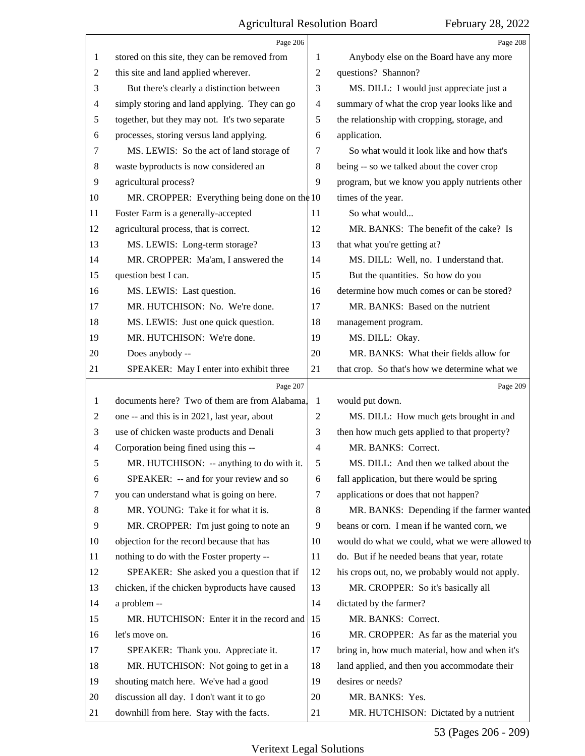Page 206

1 stored on this site, they can be removed from
2 this site and land applied wherever.
3 But there's clearly a distinction between
4 simply storing and land applying. They can go
5 together, but they may not. It's two separate
6 processes, storing versus land applying.
7 MS. LEWIS: So the act of land storage of
8 waste byproducts is now considered an
9 agricultural process?
10 MR. CROPPER: Everything being done on the
11 Foster Farm is a generally-accepted
12 agricultural process, that is correct.
13 MS. LEWIS: Long-term storage?
14 MR. CROPPER: Ma'am, I answered the
15 question best I can.
16 MS. LEWIS: Last question.
17 MR. HUTCHISON: No. We're done.
18 MS. LEWIS: Just one quick question.
19 MR. HUTCHISON: We're done.
20 Does anybody --
21 SPEAKER: May I enter into exhibit three

Page 207

1 documents here? Two of them are from Alabama,
2 one -- and this is in 2021, last year, about
3 use of chicken waste products and Denali
4 Corporation being fined using this --
5 MR. HUTCHISON: -- anything to do with it.
6 SPEAKER: -- and for your review and so
7 you can understand what is going on here.
8 MR. YOUNG: Take it for what it is.
9 MR. CROPPER: I'm just going to note an
10 objection for the record because that has
11 nothing to do with the Foster property --
12 SPEAKER: She asked you a question that if
13 chicken, if the chicken byproducts have caused
14 a problem --
15 MR. HUTCHISON: Enter it in the record and
16 let's move on.
17 SPEAKER: Thank you. Appreciate it.
18 MR. HUTCHISON: Not going to get in a
19 shouting match here. We've had a good
20 discussion all day. I don't want it to go
21 downhill from here. Stay with the facts.

Page 208

1 Anybody else on the Board have any more
2 questions? Shannon?
3 MS. DILL: I would just appreciate just a
4 summary of what the crop year looks like and
5 the relationship with cropping, storage, and
6 application.
7 So what would it look like and how that's
8 being -- so we talked about the cover crop
9 program, but we know you apply nutrients other
10 times of the year.
11 So what would...
12 MR. BANKS: The benefit of the cake? Is
13 that what you're getting at?
14 MS. DILL: Well, no. I understand that.
15 But the quantities. So how do you
16 determine how much comes or can be stored?
17 MR. BANKS: Based on the nutrient
18 management program.
19 MS. DILL: Okay.
20 MR. BANKS: What their fields allow for
21 that crop. So that's how we determine what we

Page 209

1 would put down.
2 MS. DILL: How much gets brought in and
3 then how much gets applied to that property?
4 MR. BANKS: Correct.
5 MS. DILL: And then we talked about the
6 fall application, but there would be spring
7 applications or does that not happen?
8 MR. BANKS: Depending if the farmer wanted
9 beans or corn. I mean if he wanted corn, we
10 would do what we could, what we were allowed to
11 do. But if he needed beans that year, rotate
12 his crops out, no, we probably would not apply.
13 MR. CROPPER: So it's basically all
14 dictated by the farmer?
15 MR. BANKS: Correct.
16 MR. CROPPER: As far as the material you
17 bring in, how much material, how and when it's
18 land applied, and then you accommodate their
19 desires or needs?
20 MR. BANKS: Yes.
21 MR. HUTCHISON: Dictated by a nutrient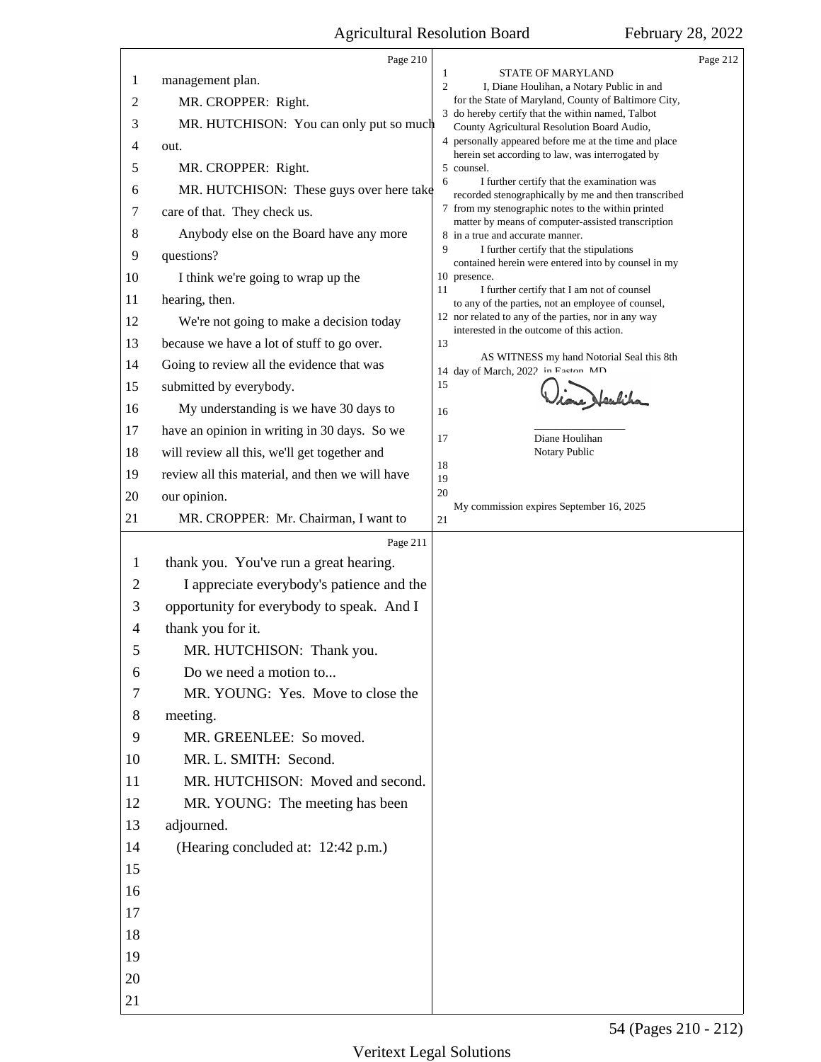Page 210

1 management plan.
2 MR. CROPPER: Right.
3 MR. HUTCHISON: You can only put so much
4 out.
5 MR. CROPPER: Right.
6 MR. HUTCHISON: These guys over here take
7 care of that. They check us.
8 Anybody else on the Board have any more
9 questions?
10 I think we're going to wrap up the
11 hearing, then.
12 We're not going to make a decision today
13 because we have a lot of stuff to go over.
14 Going to review all the evidence that was
15 submitted by everybody.
16 My understanding is we have 30 days to
17 have an opinion in writing in 30 days. So we
18 will review all this, we'll get together and
19 review all this material, and then we will have
20 our opinion.
21 MR. CROPPER: Mr. Chairman, I want to

Page 211

1 thank you. You've run a great hearing.
2 I appreciate everybody's patience and the
3 opportunity for everybody to speak. And I
4 thank you for it.
5 MR. HUTCHISON: Thank you.
6 Do we need a motion to...
7 MR. YOUNG: Yes. Move to close the
8 meeting.
9 MR. GREENLEE: So moved.
10 MR. L. SMITH: Second.
11 MR. HUTCHISON: Moved and second.
12 MR. YOUNG: The meeting has been
13 adjourned.
14 (Hearing concluded at: 12:42 p.m.)
15
16
17
18
19
20
21

Page 212

1 STATE OF MARYLAND
2 I, Diane Houlihan, a Notary Public in and for the State of Maryland, County of Baltimore City,
3 do hereby certify that the within named, Talbot County Agricultural Resolution Board Audio,
4 personally appeared before me at the time and place herein set according to law, was interrogated by
5 counsel.
6 I further certify that the examination was recorded stenographically by me and then transcribed
7 from my stenographic notes to the within printed matter by means of computer-assisted transcription
8 in a true and accurate manner.
9 I further certify that the stipulations contained herein were entered into by counsel in my
10 presence.
11 I further certify that I am not of counsel to any of the parties, not an employee of counsel,
12 nor related to any of the parties, nor in any way interested in the outcome of this action.
13
AS WITNESS my hand Notorial Seal this 8th
14 day of March, 2022, in Easton, MD.
15
16
17 Diane Houlihan
Notary Public
18
19
20
My commission expires September 16, 2025
21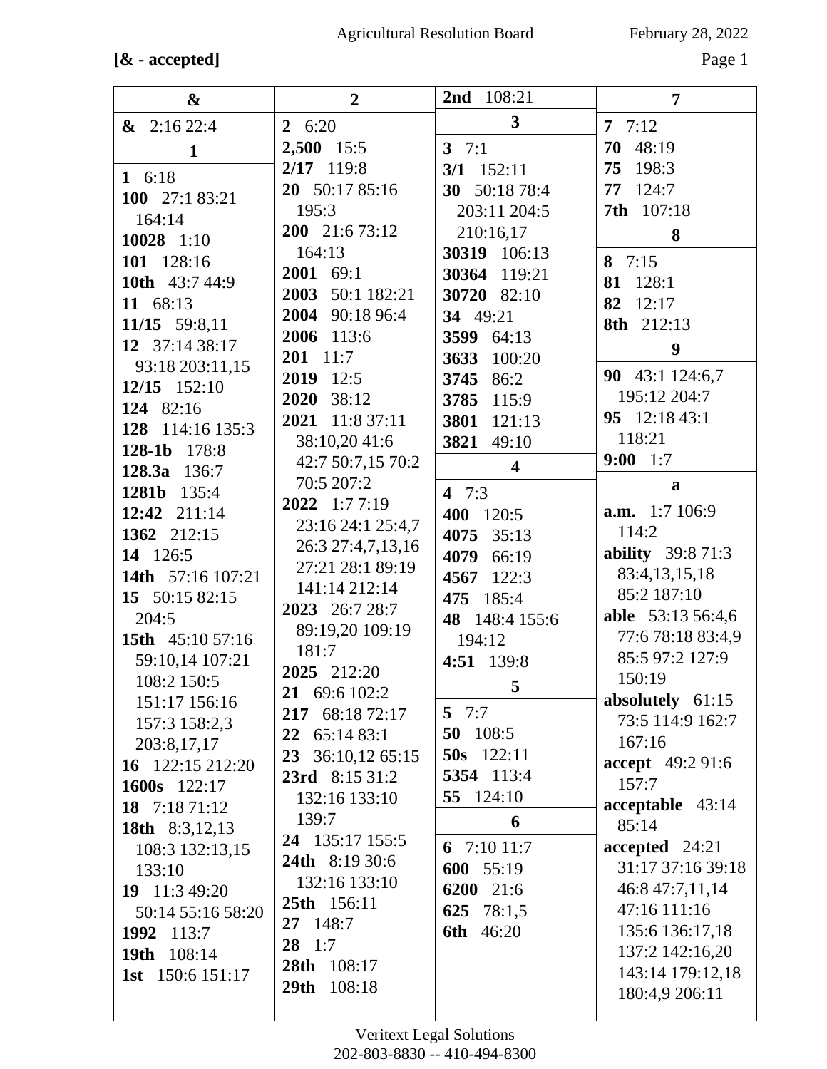[& - accepted]

**&**

**&** 2:16 22:4

**1**

**1** 6:18
**100** 27:1 83:21 164:14
**10028** 1:10
**101** 128:16
**10th** 43:7 44:9
**11** 68:13
**11/15** 59:8,11
**12** 37:14 38:17 93:18 203:11,15
**12/15** 152:10
**124** 82:16
**128** 114:16 135:3
**128-1b** 178:8
**128.3a** 136:7
**1281b** 135:4
**12:42** 211:14
**1362** 212:15
**14** 126:5
**14th** 57:16 107:21
**15** 50:15 82:15 204:5
**15th** 45:10 57:16 59:10,14 107:21 108:2 150:5 151:17 156:16 157:3 158:2,3 203:8,17,17
**16** 122:15 212:20
**1600s** 122:17
**18** 7:18 71:12
**18th** 8:3,12,13 108:3 132:13,15 133:10
**19** 11:3 49:20 50:14 55:16 58:20
**1992** 113:7
**19th** 108:14
**1st** 150:6 151:17

**2**

**2** 6:20
**2,500** 15:5
**2/17** 119:8
**20** 50:17 85:16 195:3
**200** 21:6 73:12 164:13
**2001** 69:1
**2003** 50:1 182:21
**2004** 90:18 96:4
**2006** 113:6
**201** 11:7
**2019** 12:5
**2020** 38:12
**2021** 11:8 37:11 38:10,20 41:6 42:7 50:7,15 70:2 70:5 207:2
**2022** 1:7 7:19 23:16 24:1 25:4,7 26:3 27:4,7,13,16 27:21 28:1 89:19 141:14 212:14
**2023** 26:7 28:7 89:19,20 109:19 181:7
**2025** 212:20
**21** 69:6 102:2
**217** 68:18 72:17
**22** 65:14 83:1
**23** 36:10,12 65:15
**23rd** 8:15 31:2 132:16 133:10 139:7
**24** 135:17 155:5
**24th** 8:19 30:6 132:16 133:10
**25th** 156:11
**27** 148:7
**28** 1:7
**28th** 108:17
**29th** 108:18
**2nd** 108:21

**3**

**3** 7:1
**3/1** 152:11
**30** 50:18 78:4 203:11 204:5 210:16,17
**30319** 106:13
**30364** 119:21
**30720** 82:10
**34** 49:21
**3599** 64:13
**3633** 100:20
**3745** 86:2
**3785** 115:9
**3801** 121:13
**3821** 49:10

**4**

**4** 7:3
**400** 120:5
**4075** 35:13
**4079** 66:19
**4567** 122:3
**475** 185:4
**48** 148:4 155:6 194:12
**4:51** 139:8

**5**

**5** 7:7
**50** 108:5
**50s** 122:11
**5354** 113:4
**55** 124:10

**6**

**6** 7:10 11:7
**600** 55:19
**6200** 21:6
**625** 78:1,5
**6th** 46:20

**7**

**7** 7:12
**70** 48:19
**75** 198:3
**77** 124:7
**7th** 107:18

**8**

**8** 7:15
**81** 128:1
**82** 12:17
**8th** 212:13

**9**

**90** 43:1 124:6,7 195:12 204:7
**95** 12:18 43:1 118:21
**9:00** 1:7

**a**

**a.m.** 1:7 106:9 114:2
**ability** 39:8 71:3 83:4,13,15,18 85:2 187:10
**able** 53:13 56:4,6 77:6 78:18 83:4,9 85:5 97:2 127:9 150:19
**absolutely** 61:15 73:5 114:9 162:7 167:16
**accept** 49:2 91:6 157:7
**acceptable** 43:14 85:14
**accepted** 24:21 31:17 37:16 39:18 46:8 47:7,11,14 47:16 111:16 135:6 136:17,18 137:2 142:16,20 143:14 179:12,18 180:4,9 206:11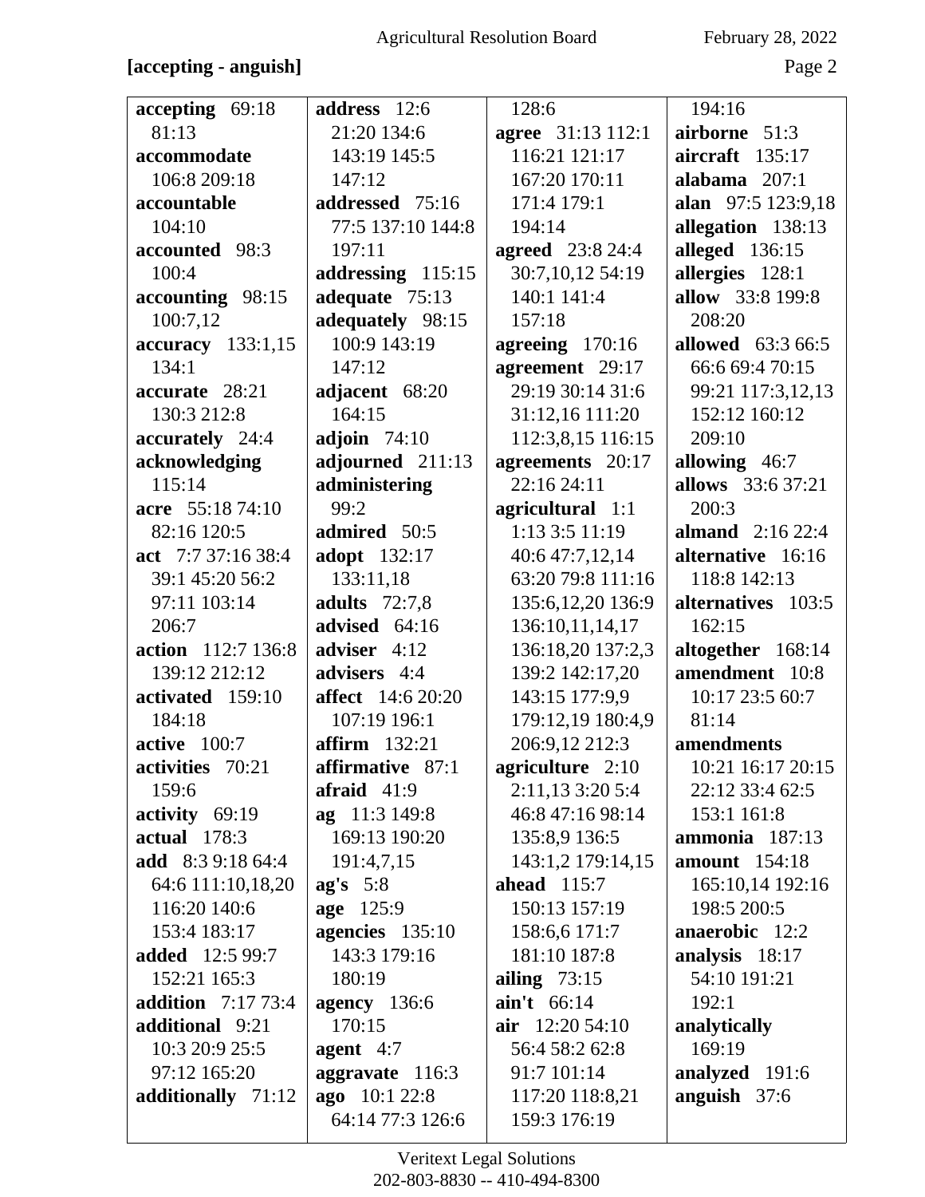[accepting - anguish]

**accepting** 69:18 81:13
**accommodate** 106:8 209:18
**accountable** 104:10
**accounted** 98:3 100:4
**accounting** 98:15 100:7,12
**accuracy** 133:1,15 134:1
**accurate** 28:21 130:3 212:8
**accurately** 24:4
**acknowledging** 115:14
**acre** 55:18 74:10 82:16 120:5
**act** 7:7 37:16 38:4 39:1 45:20 56:2 97:11 103:14 206:7
**action** 112:7 136:8 139:12 212:12
**activated** 159:10 184:18
**active** 100:7
**activities** 70:21 159:6
**activity** 69:19
**actual** 178:3
**add** 8:3 9:18 64:4 64:6 111:10,18,20 116:20 140:6 153:4 183:17
**added** 12:5 99:7 152:21 165:3
**addition** 7:17 73:4
**additional** 9:21 10:3 20:9 25:5 97:12 165:20
**additionally** 71:12
**address** 12:6 21:20 134:6 143:19 145:5 147:12
**addressed** 75:16 77:5 137:10 144:8 197:11
**addressing** 115:15
**adequate** 75:13
**adequately** 98:15 100:9 143:19 147:12
**adjacent** 68:20 164:15
**adjoin** 74:10
**adjourned** 211:13
**administering** 99:2
**admired** 50:5
**adopt** 132:17 133:11,18
**adults** 72:7,8
**advised** 64:16
**adviser** 4:12
**advisers** 4:4
**affect** 14:6 20:20 107:19 196:1
**affirm** 132:21
**affirmative** 87:1
**afraid** 41:9
**ag** 11:3 149:8 169:13 190:20 191:4,7,15
**ag's** 5:8
**age** 125:9
**agencies** 135:10 143:3 179:16 180:19
**agency** 136:6 170:15
**agent** 4:7
**aggravate** 116:3
**ago** 10:1 22:8 64:14 77:3 126:6 128:6
**agree** 31:13 112:1 116:21 121:17 167:20 170:11 171:4 179:1 194:14
**agreed** 23:8 24:4 30:7,10,12 54:19 140:1 141:4 157:18
**agreeing** 170:16
**agreement** 29:17 29:19 30:14 31:6 31:12,16 111:20 112:3,8,15 116:15
**agreements** 20:17 22:16 24:11
**agricultural** 1:1 1:13 3:5 11:19 40:6 47:7,12,14 63:20 79:8 111:16 135:6,12,20 136:9 136:10,11,14,17 136:18,20 137:2,3 139:2 142:17,20 143:15 177:9,9 179:12,19 180:4,9 206:9,12 212:3
**agriculture** 2:10 2:11,13 3:20 5:4 46:8 47:16 98:14 135:8,9 136:5 143:1,2 179:14,15
**ahead** 115:7 150:13 157:19 158:6,6 171:7 181:10 187:8
**ailing** 73:15
**ain't** 66:14
**air** 12:20 54:10 56:4 58:2 62:8 91:7 101:14 117:20 118:8,21 159:3 176:19 194:16
**airborne** 51:3
**aircraft** 135:17
**alabama** 207:1
**alan** 97:5 123:9,18
**allegation** 138:13
**alleged** 136:15
**allergies** 128:1
**allow** 33:8 199:8 208:20
**allowed** 63:3 66:5 66:6 69:4 70:15 99:21 117:3,12,13 152:12 160:12 209:10
**allowing** 46:7
**allows** 33:6 37:21 200:3
**almand** 2:16 22:4
**alternative** 16:16 118:8 142:13
**alternatives** 103:5 162:15
**altogether** 168:14
**amendment** 10:8 10:17 23:5 60:7 81:14
**amendments** 10:21 16:17 20:15 22:12 33:4 62:5 153:1 161:8
**ammonia** 187:13
**amount** 154:18 165:10,14 192:16 198:5 200:5
**anaerobic** 12:2
**analysis** 18:17 54:10 191:21 192:1
**analytically** 169:19
**analyzed** 191:6
**anguish** 37:6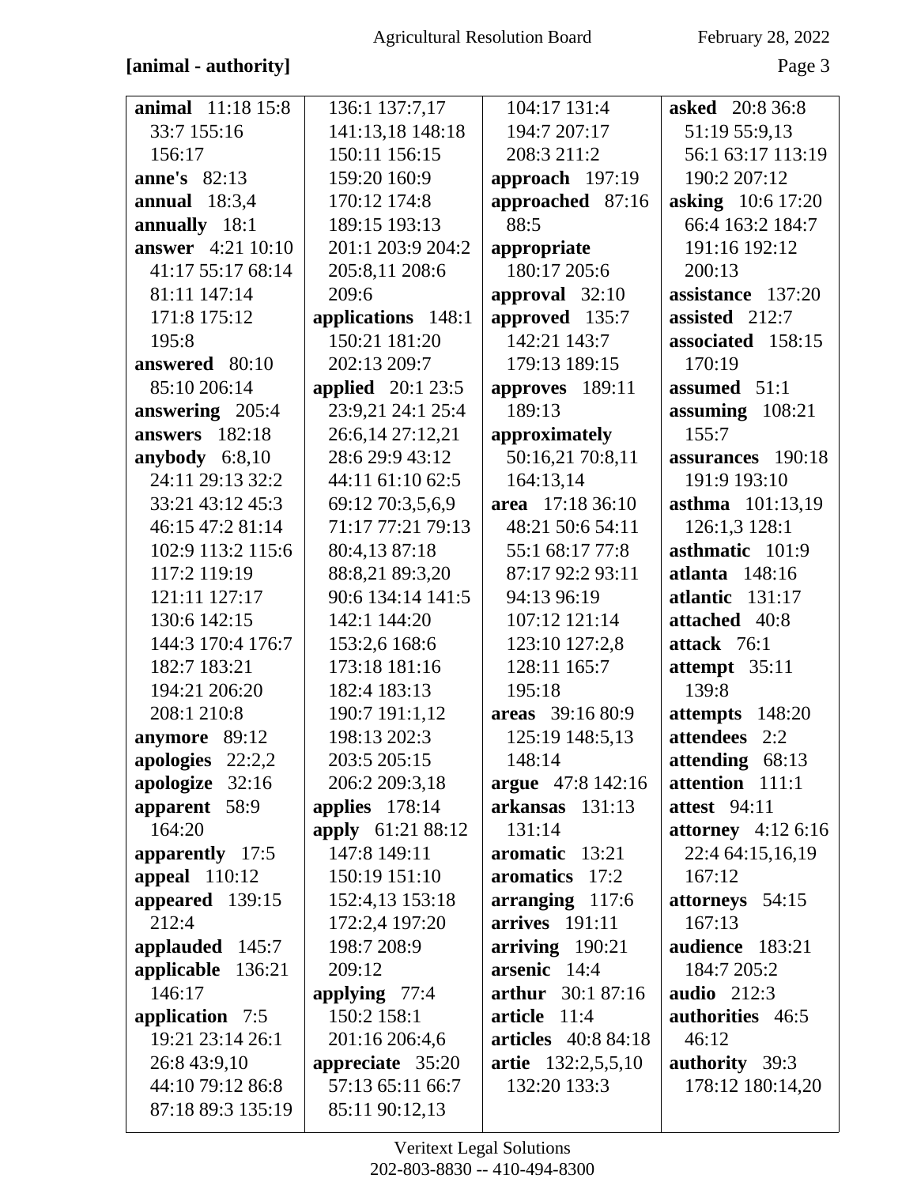**[animal - authority]**

**animal** 11:18 15:8 33:7 155:16 156:17
**anne's** 82:13
**annual** 18:3,4
**annually** 18:1
**answer** 4:21 10:10 41:17 55:17 68:14 81:11 147:14 171:8 175:12 195:8
**answered** 80:10 85:10 206:14
**answering** 205:4
**answers** 182:18
**anybody** 6:8,10 24:11 29:13 32:2 33:21 43:12 45:3 46:15 47:2 81:14 102:9 113:2 115:6 117:2 119:19 121:11 127:17 130:6 142:15 144:3 170:4 176:7 182:7 183:21 194:21 206:20 208:1 210:8
**anymore** 89:12
**apologies** 22:2,2
**apologize** 32:16
**apparent** 58:9 164:20
**apparently** 17:5
**appeal** 110:12
**appeared** 139:15 212:4
**applauded** 145:7
**applicable** 136:21 146:17
**application** 7:5 19:21 23:14 26:1 26:8 43:9,10 44:10 79:12 86:8 87:18 89:3 135:19 136:1 137:7,17 141:13,18 148:18 150:11 156:15 159:20 160:9 170:12 174:8 189:15 193:13 201:1 203:9 204:2 205:8,11 208:6 209:6
**applications** 148:1 150:21 181:20 202:13 209:7
**applied** 20:1 23:5 23:9,21 24:1 25:4 26:6,14 27:12,21 28:6 29:9 43:12 44:11 61:10 62:5 69:12 70:3,5,6,9 71:17 77:21 79:13 80:4,13 87:18 88:8,21 89:3,20 90:6 134:14 141:5 142:1 144:20 153:2,6 168:6 173:18 181:16 182:4 183:13 190:7 191:1,12 198:13 202:3 203:5 205:15 206:2 209:3,18
**applies** 178:14
**apply** 61:21 88:12 147:8 149:11 150:19 151:10 152:4,13 153:18 172:2,4 197:20 198:7 208:9 209:12
**applying** 77:4 150:2 158:1 201:16 206:4,6
**appreciate** 35:20 57:13 65:11 66:7 85:11 90:12,13 104:17 131:4 194:7 207:17 208:3 211:2
**approach** 197:19
**approached** 87:16 88:5
**appropriate** 180:17 205:6
**approval** 32:10
**approved** 135:7 142:21 143:7 179:13 189:15
**approves** 189:11 189:13
**approximately** 50:16,21 70:8,11 164:13,14
**area** 17:18 36:10 48:21 50:6 54:11 55:1 68:17 77:8 87:17 92:2 93:11 94:13 96:19 107:12 121:14 123:10 127:2,8 128:11 165:7 195:18
**areas** 39:16 80:9 125:19 148:5,13 148:14
**argue** 47:8 142:16
**arkansas** 131:13 131:14
**aromatic** 13:21
**aromatics** 17:2
**arranging** 117:6
**arrives** 191:11
**arriving** 190:21
**arsenic** 14:4
**arthur** 30:1 87:16
**article** 11:4
**articles** 40:8 84:18
**artie** 132:2,5,5,10 132:20 133:3
**asked** 20:8 36:8 51:19 55:9,13 56:1 63:17 113:19 190:2 207:12
**asking** 10:6 17:20 66:4 163:2 184:7 191:16 192:12 200:13
**assistance** 137:20
**assisted** 212:7
**associated** 158:15 170:19
**assumed** 51:1
**assuming** 108:21 155:7
**assurances** 190:18 191:9 193:10
**asthma** 101:13,19 126:1,3 128:1
**asthmatic** 101:9
**atlanta** 148:16
**atlantic** 131:17
**attached** 40:8
**attack** 76:1
**attempt** 35:11 139:8
**attempts** 148:20
**attendees** 2:2
**attending** 68:13
**attention** 111:1
**attest** 94:11
**attorney** 4:12 6:16 22:4 64:15,16,19 167:12
**attorneys** 54:15 167:13
**audience** 183:21 184:7 205:2
**audio** 212:3
**authorities** 46:5 46:12
**authority** 39:3 178:12 180:14,20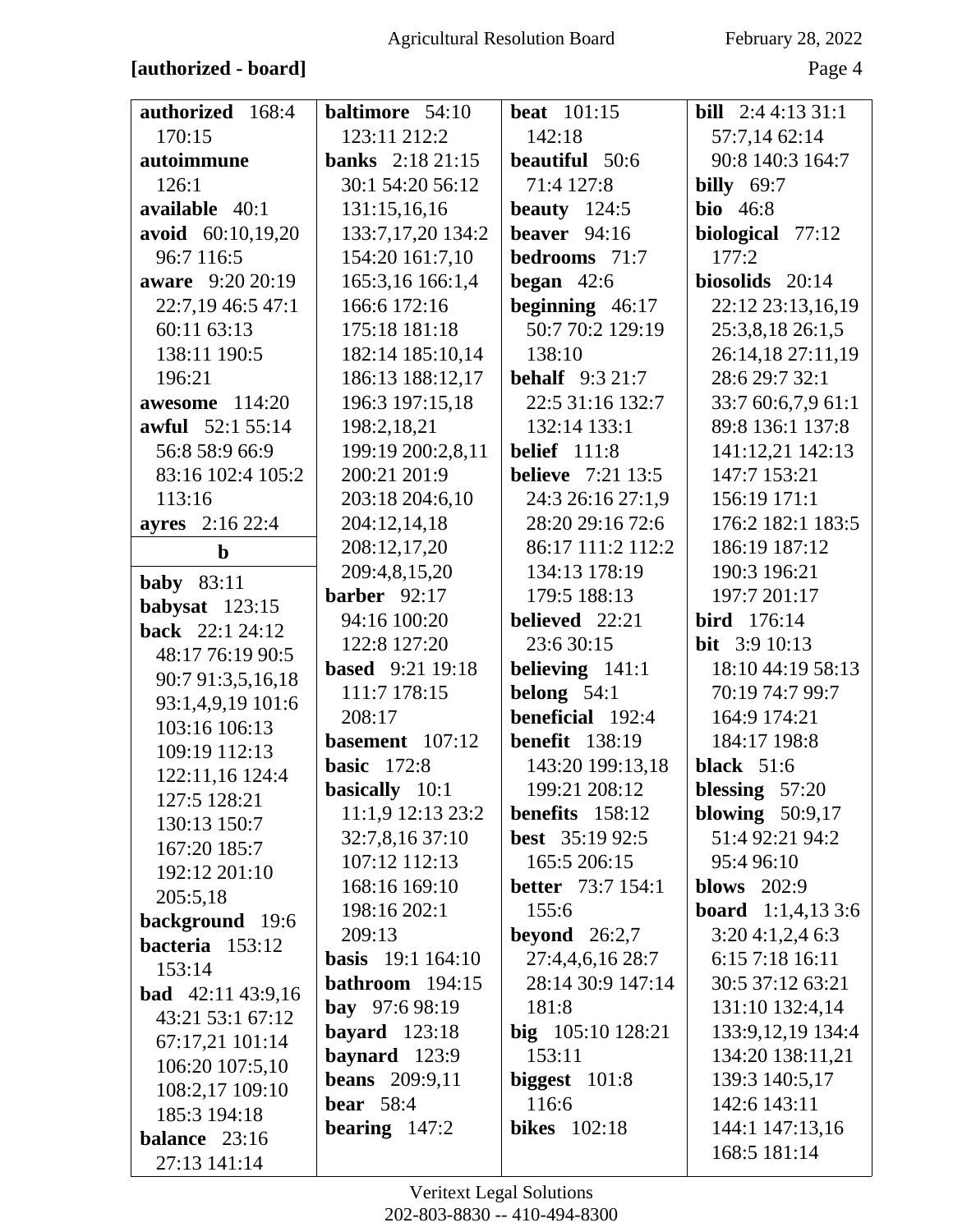**[authorized - board]**

**authorized** 168:4 170:15
**autoimmune** 126:1
**available** 40:1
**avoid** 60:10,19,20 96:7 116:5
**aware** 9:20 20:19 22:7,19 46:5 47:1 60:11 63:13 138:11 190:5 196:21
**awesome** 114:20
**awful** 52:1 55:14 56:8 58:9 66:9 83:16 102:4 105:2 113:16
**ayres** 2:16 22:4

**b**

**baby** 83:11
**babysat** 123:15
**back** 22:1 24:12 48:17 76:19 90:5 90:7 91:3,5,16,18 93:1,4,9,19 101:6 103:16 106:13 109:19 112:13 122:11,16 124:4 127:5 128:21 130:13 150:7 167:20 185:7 192:12 201:10 205:5,18
**background** 19:6
**bacteria** 153:12 153:14
**bad** 42:11 43:9,16 43:21 53:1 67:12 67:17,21 101:14 106:20 107:5,10 108:2,17 109:10 185:3 194:18
**balance** 23:16 27:13 141:14
**baltimore** 54:10 123:11 212:2
**banks** 2:18 21:15 30:1 54:20 56:12 131:15,16,16 133:7,17,20 134:2 154:20 161:7,10 165:3,16 166:1,4 166:6 172:16 175:18 181:18 182:14 185:10,14 186:13 188:12,17 196:3 197:15,18 198:2,18,21 199:19 200:2,8,11 200:21 201:9 203:18 204:6,10 204:12,14,18 208:12,17,20 209:4,8,15,20
**barber** 92:17 94:16 100:20 122:8 127:20
**based** 9:21 19:18 111:7 178:15 208:17
**basement** 107:12
**basic** 172:8
**basically** 10:1 11:1,9 12:13 23:2 32:7,8,16 37:10 107:12 112:13 168:16 169:10 198:16 202:1 209:13
**basis** 19:1 164:10
**bathroom** 194:15
**bay** 97:6 98:19
**bayard** 123:18
**baynard** 123:9
**beans** 209:9,11
**bear** 58:4
**bearing** 147:2
**beat** 101:15 142:18
**beautiful** 50:6 71:4 127:8
**beauty** 124:5
**beaver** 94:16
**bedrooms** 71:7
**began** 42:6
**beginning** 46:17 50:7 70:2 129:19 138:10
**behalf** 9:3 21:7 22:5 31:16 132:7 132:14 133:1
**belief** 111:8
**believe** 7:21 13:5 24:3 26:16 27:1,9 28:20 29:16 72:6 86:17 111:2 112:2 134:13 178:19 179:5 188:13
**believed** 22:21 23:6 30:15
**believing** 141:1
**belong** 54:1
**beneficial** 192:4
**benefit** 138:19 143:20 199:13,18 199:21 208:12
**benefits** 158:12
**best** 35:19 92:5 165:5 206:15
**better** 73:7 154:1 155:6
**beyond** 26:2,7 27:4,4,6,16 28:7 28:14 30:9 147:14 181:8
**big** 105:10 128:21 153:11
**biggest** 101:8 116:6
**bikes** 102:18
**bill** 2:4 4:13 31:1 57:7,14 62:14 90:8 140:3 164:7
**billy** 69:7
**bio** 46:8
**biological** 77:12 177:2
**biosolids** 20:14 22:12 23:13,16,19 25:3,8,18 26:1,5 26:14,18 27:11,19 28:6 29:7 32:1 33:7 60:6,7,9 61:1 89:8 136:1 137:8 141:12,21 142:13 147:7 153:21 156:19 171:1 176:2 182:1 183:5 186:19 187:12 190:3 196:21 197:7 201:17
**bird** 176:14
**bit** 3:9 10:13 18:10 44:19 58:13 70:19 74:7 99:7 164:9 174:21 184:17 198:8
**black** 51:6
**blessing** 57:20
**blowing** 50:9,17 51:4 92:21 94:2 95:4 96:10
**blows** 202:9
**board** 1:1,4,13 3:6 3:20 4:1,2,4 6:3 6:15 7:18 16:11 30:5 37:12 63:21 131:10 132:4,14 133:9,12,19 134:4 134:20 138:11,21 139:3 140:5,17 142:6 143:11 144:1 147:13,16 168:5 181:14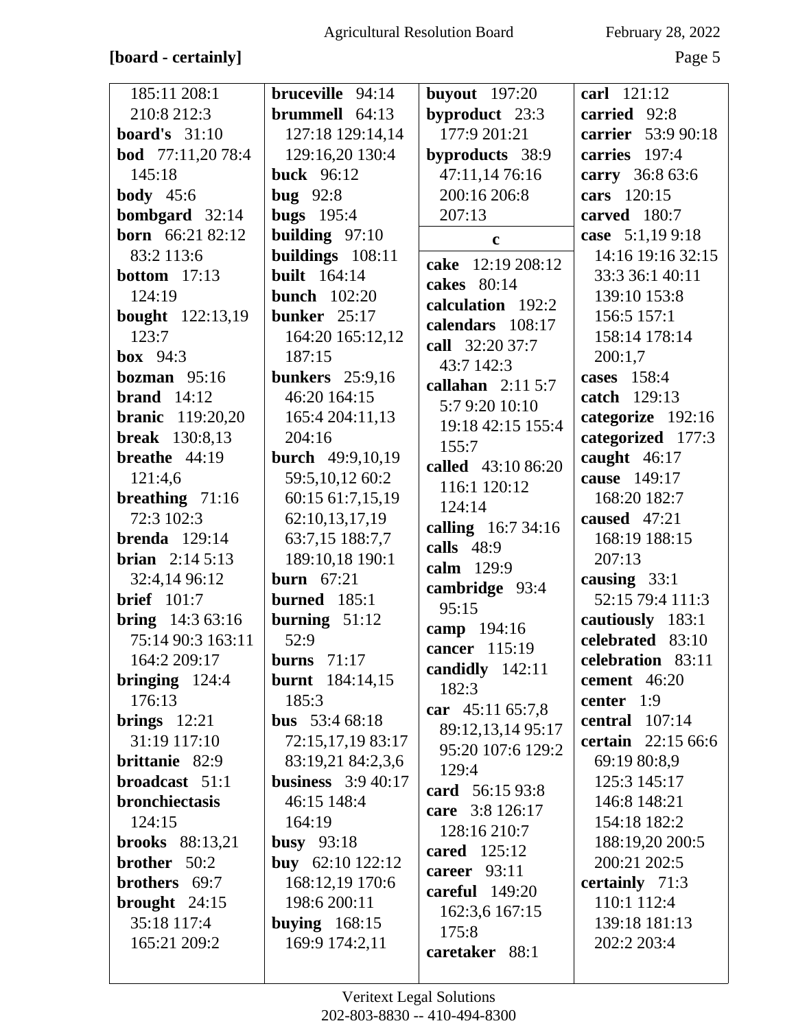**[board - certainly]**

185:11 208:1 210:8 212:3
**board's** 31:10
**bod** 77:11,20 78:4 145:18
**body** 45:6
**bombgard** 32:14
**born** 66:21 82:12 83:2 113:6
**bottom** 17:13 124:19
**bought** 122:13,19 123:7
**box** 94:3
**bozman** 95:16
**brand** 14:12
**branic** 119:20,20
**break** 130:8,13
**breathe** 44:19 121:4,6
**breathing** 71:16 72:3 102:3
**brenda** 129:14
**brian** 2:14 5:13 32:4,14 96:12
**brief** 101:7
**bring** 14:3 63:16 75:14 90:3 163:11 164:2 209:17
**bringing** 124:4 176:13
**brings** 12:21 31:19 117:10
**brittanie** 82:9
**broadcast** 51:1
**bronchiectasis** 124:15
**brooks** 88:13,21
**brother** 50:2
**brothers** 69:7
**brought** 24:15 35:18 117:4 165:21 209:2

**bruceville** 94:14
**brummell** 64:13 127:18 129:14,14 129:16,20 130:4
**buck** 96:12
**bug** 92:8
**bugs** 195:4
**building** 97:10
**buildings** 108:11
**built** 164:14
**bunch** 102:20
**bunker** 25:17 164:20 165:12,12 187:15
**bunkers** 25:9,16 46:20 164:15 165:4 204:11,13 204:16
**burch** 49:9,10,19 59:5,10,12 60:2 60:15 61:7,15,19 62:10,13,17,19 63:7,15 188:7,7 189:10,18 190:1
**burn** 67:21
**burned** 185:1
**burning** 51:12 52:9
**burns** 71:17
**burnt** 184:14,15 185:3
**bus** 53:4 68:18 72:15,17,19 83:17 83:19,21 84:2,3,6
**business** 3:9 40:17 46:15 148:4 164:19
**busy** 93:18
**buy** 62:10 122:12 168:12,19 170:6 198:6 200:11
**buying** 168:15 169:9 174:2,11

**buyout** 197:20
**byproduct** 23:3 177:9 201:21
**byproducts** 38:9 47:11,14 76:16 200:16 206:8 207:13

**c**

**cake** 12:19 208:12
**cakes** 80:14
**calculation** 192:2
**calendars** 108:17
**call** 32:20 37:7 43:7 142:3
**callahan** 2:11 5:7 5:7 9:20 10:10 19:18 42:15 155:4 155:7
**called** 43:10 86:20 116:1 120:12 124:14
**calling** 16:7 34:16
**calls** 48:9
**calm** 129:9
**cambridge** 93:4 95:15
**camp** 194:16
**cancer** 115:19
**candidly** 142:11 182:3
**car** 45:11 65:7,8 89:12,13,14 95:17 95:20 107:6 129:2 129:4
**card** 56:15 93:8
**care** 3:8 126:17 128:16 210:7
**cared** 125:12
**career** 93:11
**careful** 149:20 162:3,6 167:15 175:8
**caretaker** 88:1

**carl** 121:12
**carried** 92:8
**carrier** 53:9 90:18
**carries** 197:4
**carry** 36:8 63:6
**cars** 120:15
**carved** 180:7
**case** 5:1,19 9:18 14:16 19:16 32:15 33:3 36:1 40:11 139:10 153:8 156:5 157:1 158:14 178:14 200:1,7
**cases** 158:4
**catch** 129:13
**categorize** 192:16
**categorized** 177:3
**caught** 46:17
**cause** 149:17 168:20 182:7
**caused** 47:21 168:19 188:15 207:13
**causing** 33:1 52:15 79:4 111:3
**cautiously** 183:1
**celebrated** 83:10
**celebration** 83:11
**cement** 46:20
**center** 1:9
**central** 107:14
**certain** 22:15 66:6 69:19 80:8,9 125:3 145:17 146:8 148:21 154:18 182:2 188:19,20 200:5 200:21 202:5
**certainly** 71:3 110:1 112:4 139:18 181:13 202:2 203:4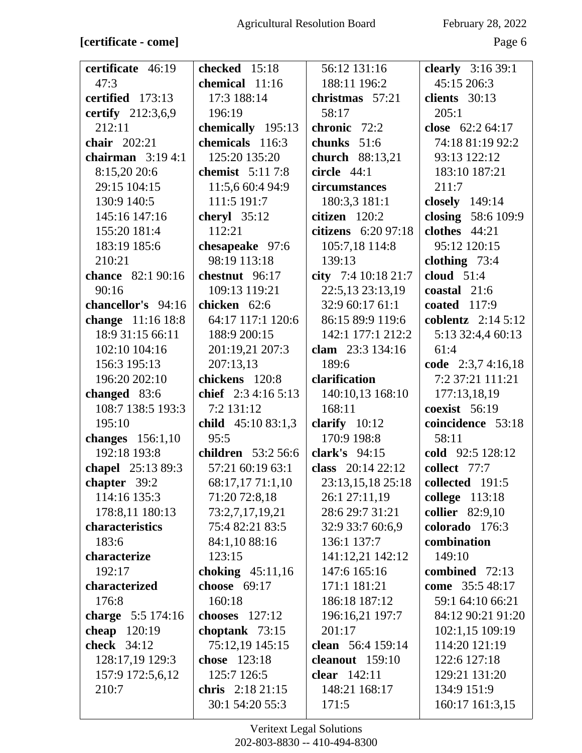**[certificate - come]**

**certificate** 46:19 47:3
**certified** 173:13
**certify** 212:3,6,9 212:11
**chair** 202:21
**chairman** 3:19 4:1 8:15,20 20:6 29:15 104:15 130:9 140:5 145:16 147:16 155:20 181:4 183:19 185:6 210:21
**chance** 82:1 90:16 90:16
**chancellor's** 94:16
**change** 11:16 18:8 18:9 31:15 66:11 102:10 104:16 156:3 195:13 196:20 202:10
**changed** 83:6 108:7 138:5 193:3 195:10
**changes** 156:1,10 192:18 193:8
**chapel** 25:13 89:3
**chapter** 39:2 114:16 135:3 178:8,11 180:13
**characteristics** 183:6
**characterize** 192:17
**characterized** 176:8
**charge** 5:5 174:16
**cheap** 120:19
**check** 34:12 128:17,19 129:3 157:9 172:5,6,12 210:7
**checked** 15:18
**chemical** 11:16 17:3 188:14 196:19
**chemically** 195:13
**chemicals** 116:3 125:20 135:20
**chemist** 5:11 7:8 11:5,6 60:4 94:9 111:5 191:7
**cheryl** 35:12 112:21
**chesapeake** 97:6 98:19 113:18
**chestnut** 96:17 109:13 119:21
**chicken** 62:6 64:17 117:1 120:6 188:9 200:15 201:19,21 207:3 207:13,13
**chickens** 120:8
**chief** 2:3 4:16 5:13 7:2 131:12
**child** 45:10 83:1,3 95:5
**children** 53:2 56:6 57:21 60:19 63:1 68:17,17 71:1,10 71:20 72:8,18 73:2,7,17,19,21 75:4 82:21 83:5 84:1,10 88:16 123:15
**choking** 45:11,16
**choose** 69:17 160:18
**chooses** 127:12
**choptank** 73:15 75:12,19 145:15
**chose** 123:18 125:7 126:5
**chris** 2:18 21:15 30:1 54:20 55:3 56:12 131:16 188:11 196:2
**christmas** 57:21 58:17
**chronic** 72:2
**chunks** 51:6
**church** 88:13,21
**circle** 44:1
**circumstances** 180:3,3 181:1
**citizen** 120:2
**citizens** 6:20 97:18 105:7,18 114:8 139:13
**city** 7:4 10:18 21:7 22:5,13 23:13,19 32:9 60:17 61:1 86:15 89:9 119:6 142:1 177:1 212:2
**clam** 23:3 134:16 189:6
**clarification** 140:10,13 168:10 168:11
**clarify** 10:12 170:9 198:8
**clark's** 94:15
**class** 20:14 22:12 23:13,15,18 25:18 26:1 27:11,19 28:6 29:7 31:21 32:9 33:7 60:6,9 136:1 137:7 141:12,21 142:12 147:6 165:16 171:1 181:21 186:18 187:12 196:16,21 197:7 201:17
**clean** 56:4 159:14
**cleanout** 159:10
**clear** 142:11 148:21 168:17 171:5
**clearly** 3:16 39:1 45:15 206:3
**clients** 30:13 205:1
**close** 62:2 64:17 74:18 81:19 92:2 93:13 122:12 183:10 187:21 211:7
**closely** 149:14
**closing** 58:6 109:9
**clothes** 44:21 95:12 120:15
**clothing** 73:4
**cloud** 51:4
**coastal** 21:6
**coated** 117:9
**coblentz** 2:14 5:12 5:13 32:4,4 60:13 61:4
**code** 2:3,7 4:16,18 7:2 37:21 111:21 177:13,18,19
**coexist** 56:19
**coincidence** 53:18 58:11
**cold** 92:5 128:12
**collect** 77:7
**collected** 191:5
**college** 113:18
**collier** 82:9,10
**colorado** 176:3
**combination** 149:10
**combined** 72:13
**come** 35:5 48:17 59:1 64:10 66:21 84:12 90:21 91:20 102:1,15 109:19 114:20 121:19 122:6 127:18 129:21 131:20 134:9 151:9 160:17 161:3,15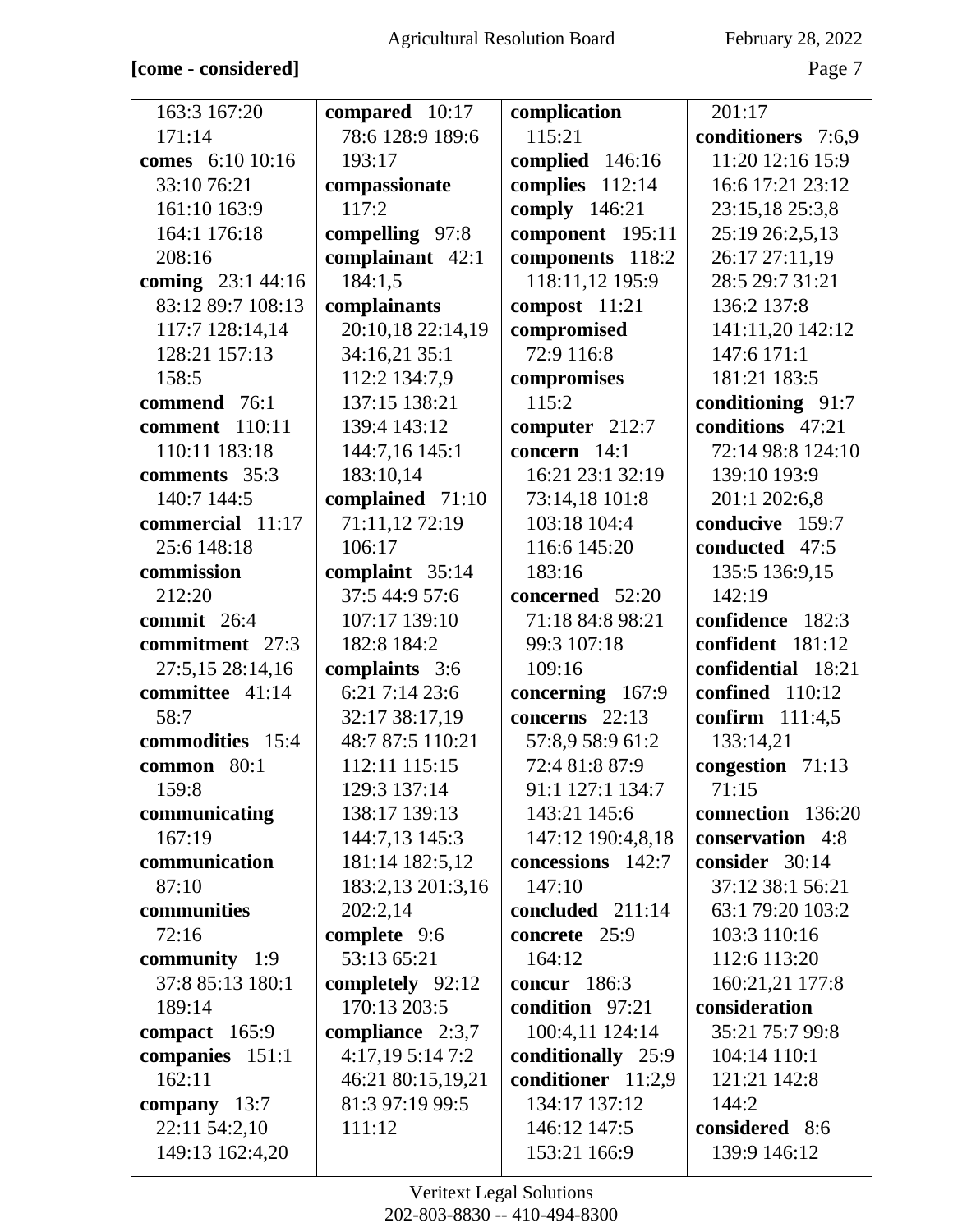**[come - considered]**

163:3 167:20 171:14
**comes** 6:10 10:16 33:10 76:21 161:10 163:9 164:1 176:18 208:16
**coming** 23:1 44:16 83:12 89:7 108:13 117:7 128:14,14 128:21 157:13 158:5
**commend** 76:1
**comment** 110:11 110:11 183:18
**comments** 35:3 140:7 144:5
**commercial** 11:17 25:6 148:18
**commission** 212:20
**commit** 26:4
**commitment** 27:3 27:5,15 28:14,16
**committee** 41:14 58:7
**commodities** 15:4
**common** 80:1 159:8
**communicating** 167:19
**communication** 87:10
**communities** 72:16
**community** 1:9 37:8 85:13 180:1 189:14
**compact** 165:9
**companies** 151:1 162:11
**company** 13:7 22:11 54:2,10 149:13 162:4,20

**compared** 10:17 78:6 128:9 189:6 193:17
**compassionate** 117:2
**compelling** 97:8
**complainant** 42:1 184:1,5
**complainants** 20:10,18 22:14,19 34:16,21 35:1 112:2 134:7,9 137:15 138:21 139:4 143:12 144:7,16 145:1 183:10,14
**complained** 71:10 71:11,12 72:19 106:17
**complaint** 35:14 37:5 44:9 57:6 107:17 139:10 182:8 184:2
**complaints** 3:6 6:21 7:14 23:6 32:17 38:17,19 48:7 87:5 110:21 112:11 115:15 129:3 137:14 138:17 139:13 144:7,13 145:3 181:14 182:5,12 183:2,13 201:3,16 202:2,14
**complete** 9:6 53:13 65:21
**completely** 92:12 170:13 203:5
**compliance** 2:3,7 4:17,19 5:14 7:2 46:21 80:15,19,21 81:3 97:19 99:5 111:12

**complication** 115:21
**complied** 146:16
**complies** 112:14
**comply** 146:21
**component** 195:11
**components** 118:2 118:11,12 195:9
**compost** 11:21
**compromised** 72:9 116:8
**compromises** 115:2
**computer** 212:7
**concern** 14:1 16:21 23:1 32:19 73:14,18 101:8 103:18 104:4 116:6 145:20 183:16
**concerned** 52:20 71:18 84:8 98:21 99:3 107:18 109:16
**concerning** 167:9
**concerns** 22:13 57:8,9 58:9 61:2 72:4 81:8 87:9 91:1 127:1 134:7 143:21 145:6 147:12 190:4,8,18
**concessions** 142:7 147:10
**concluded** 211:14
**concrete** 25:9 164:12
**concur** 186:3
**condition** 97:21 100:4,11 124:14
**conditionally** 25:9
**conditioner** 11:2,9 134:17 137:12 146:12 147:5 153:21 166:9

201:17
**conditioners** 7:6,9 11:20 12:16 15:9 16:6 17:21 23:12 23:15,18 25:3,8 25:19 26:2,5,13 26:17 27:11,19 28:5 29:7 31:21 136:2 137:8 141:11,20 142:12 147:6 171:1 181:21 183:5
**conditioning** 91:7
**conditions** 47:21 72:14 98:8 124:10 139:10 193:9 201:1 202:6,8
**conducive** 159:7
**conducted** 47:5 135:5 136:9,15 142:19
**confidence** 182:3
**confident** 181:12
**confidential** 18:21
**confined** 110:12
**confirm** 111:4,5 133:14,21
**congestion** 71:13 71:15
**connection** 136:20
**conservation** 4:8
**consider** 30:14 37:12 38:1 56:21 63:1 79:20 103:2 103:3 110:16 112:6 113:20 160:21,21 177:8
**consideration** 35:21 75:7 99:8 104:14 110:1 121:21 142:8 144:2
**considered** 8:6 139:9 146:12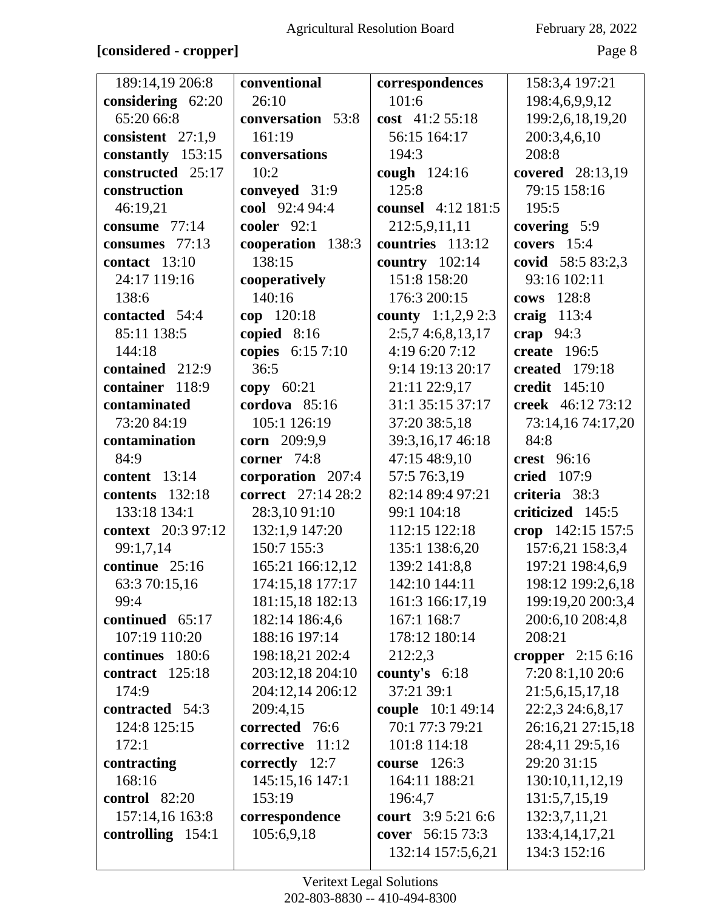**[considered - cropper]**

189:14,19 206:8
**considering** 62:20 65:20 66:8
**consistent** 27:1,9
**constantly** 153:15
**constructed** 25:17
**construction** 46:19,21
**consume** 77:14
**consumes** 77:13
**contact** 13:10 24:17 119:16 138:6
**contacted** 54:4 85:11 138:5 144:18
**contained** 212:9
**container** 118:9
**contaminated** 73:20 84:19
**contamination** 84:9
**content** 13:14
**contents** 132:18 133:18 134:1
**context** 20:3 97:12 99:1,7,14
**continue** 25:16 63:3 70:15,16 99:4
**continued** 65:17 107:19 110:20
**continues** 180:6
**contract** 125:18 174:9
**contracted** 54:3 124:8 125:15 172:1
**contracting** 168:16
**control** 82:20 157:14,16 163:8
**controlling** 154:1

**conventional** 26:10
**conversation** 53:8 161:19
**conversations** 10:2
**conveyed** 31:9
**cool** 92:4 94:4
**cooler** 92:1
**cooperation** 138:3 138:15
**cooperatively** 140:16
**cop** 120:18
**copied** 8:16
**copies** 6:15 7:10 36:5
**copy** 60:21
**cordova** 85:16 105:1 126:19
**corn** 209:9,9
**corner** 74:8
**corporation** 207:4
**correct** 27:14 28:2 28:3,10 91:10 132:1,9 147:20 150:7 155:3 165:21 166:12,12 174:15,18 177:17 181:15,18 182:13 182:14 186:4,6 188:16 197:14 198:18,21 202:4 203:12,18 204:10 204:12,14 206:12 209:4,15
**corrected** 76:6
**corrective** 11:12
**correctly** 12:7 145:15,16 147:1 153:19
**correspondence** 105:6,9,18

**correspondences** 101:6
**cost** 41:2 55:18 56:15 164:17 194:3
**cough** 124:16 125:8
**counsel** 4:12 181:5 212:5,9,11,11
**countries** 113:12
**country** 102:14 151:8 158:20 176:3 200:15
**county** 1:1,2,9 2:3 2:5,7 4:6,8,13,17 4:19 6:20 7:12 9:14 19:13 20:17 21:11 22:9,17 31:1 35:15 37:17 37:20 38:5,18 39:3,16,17 46:18 47:15 48:9,10 57:5 76:3,19 82:14 89:4 97:21 99:1 104:18 112:15 122:18 135:1 138:6,20 139:2 141:8,8 142:10 144:11 161:3 166:17,19 167:1 168:7 178:12 180:14 212:2,3
**county's** 6:18 37:21 39:1
**couple** 10:1 49:14 70:1 77:3 79:21 101:8 114:18
**course** 126:3 164:11 188:21 196:4,7
**court** 3:9 5:21 6:6
**cover** 56:15 73:3 132:14 157:5,6,21

158:3,4 197:21 198:4,6,9,9,12 199:2,6,18,19,20 200:3,4,6,10 208:8
**covered** 28:13,19 79:15 158:16 195:5
**covering** 5:9
**covers** 15:4
**covid** 58:5 83:2,3 93:16 102:11
**cows** 128:8
**craig** 113:4
**crap** 94:3
**create** 196:5
**created** 179:18
**credit** 145:10
**creek** 46:12 73:12 73:14,16 74:17,20 84:8
**crest** 96:16
**cried** 107:9
**criteria** 38:3
**criticized** 145:5
**crop** 142:15 157:5 157:6,21 158:3,4 197:21 198:4,6,9 198:12 199:2,6,18 199:19,20 200:3,4 200:6,10 208:4,8 208:21
**cropper** 2:15 6:16 7:20 8:1,10 20:6 21:5,6,15,17,18 22:2,3 24:6,8,17 26:16,21 27:15,18 28:4,11 29:5,16 29:20 31:15 130:10,11,12,19 131:5,7,15,19 132:3,7,11,21 133:4,14,17,21 134:3 152:16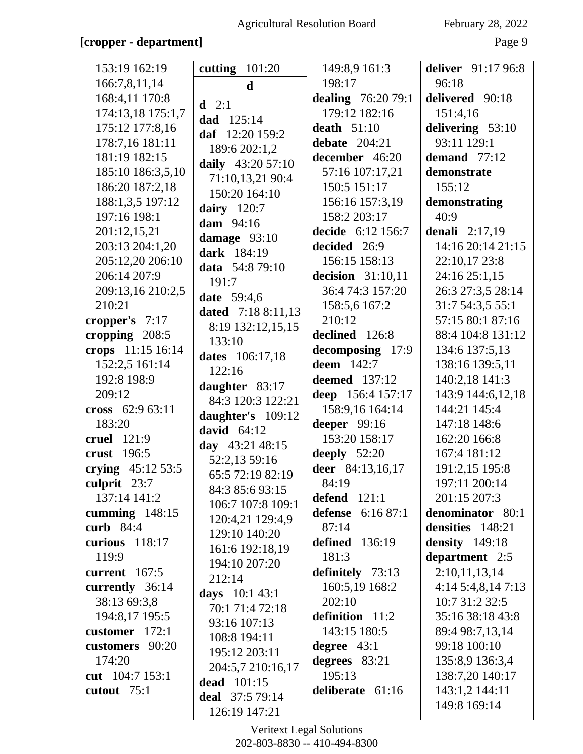**[cropper - department]**

153:19 162:19
166:7,8,11,14
168:4,11 170:8
174:13,18 175:1,7
175:12 177:8,16
178:7,16 181:11
181:19 182:15
185:10 186:3,5,10
186:20 187:2,18
188:1,3,5 197:12
197:16 198:1
201:12,15,21
203:13 204:1,20
205:12,20 206:10
206:14 207:9
209:13,16 210:2,5
210:21

**cropper's** 7:17
**cropping** 208:5
**crops** 11:15 16:14
152:2,5 161:14
192:8 198:9
209:12
**cross** 62:9 63:11
183:20
**cruel** 121:9
**crust** 196:5
**crying** 45:12 53:5
**culprit** 23:7
137:14 141:2
**cumming** 148:15
**curb** 84:4
**curious** 118:17
119:9
**current** 167:5
**currently** 36:14
38:13 69:3,8
194:8,17 195:5
**customer** 172:1
**customers** 90:20
174:20
**cut** 104:7 153:1
**cutout** 75:1
**cutting** 101:20

## d

**d** 2:1
**dad** 125:14
**daf** 12:20 159:2
189:6 202:1,2
**daily** 43:20 57:10
71:10,13,21 90:4
150:20 164:10
**dairy** 120:7
**dam** 94:16
**damage** 93:10
**dark** 184:19
**data** 54:8 79:10
191:7
**date** 59:4,6
**dated** 7:18 8:11,13
8:19 132:12,15,15
133:10
**dates** 106:17,18
122:16
**daughter** 83:17
84:3 120:3 122:21
**daughter's** 109:12
**david** 64:12
**day** 43:21 48:15
52:2,13 59:16
65:5 72:19 82:19
84:3 85:6 93:15
106:7 107:8 109:1
120:4,21 129:4,9
129:10 140:20
161:6 192:18,19
194:10 207:20
212:14
**days** 10:1 43:1
70:1 71:4 72:18
93:16 107:13
108:8 194:11
195:12 203:11
204:5,7 210:16,17
**dead** 101:15
**deal** 37:5 79:14
126:19 147:21
149:8,9 161:3
198:17
**dealing** 76:20 79:1
179:12 182:16
**death** 51:10
**debate** 204:21
**december** 46:20
57:16 107:17,21
150:5 151:17
156:16 157:3,19
158:2 203:17
**decide** 6:12 156:7
**decided** 26:9
156:15 158:13
**decision** 31:10,11
36:4 74:3 157:20
158:5,6 167:2
210:12
**declined** 126:8
**decomposing** 17:9
**deem** 142:7
**deemed** 137:12
**deep** 156:4 157:17
158:9,16 164:14
**deeper** 99:16
153:20 158:17
**deeply** 52:20
**deer** 84:13,16,17
84:19
**defend** 121:1
**defense** 6:16 87:1
87:14
**defined** 136:19
181:3
**definitely** 73:13
160:5,19 168:2
202:10
**definition** 11:2
143:15 180:5
**degree** 43:1
**degrees** 83:21
195:13
**deliberate** 61:16
**deliver** 91:17 96:8
96:18
**delivered** 90:18
151:4,16
**delivering** 53:10
93:11 129:1
**demand** 77:12
**demonstrate**
155:12
**demonstrating**
40:9
**denali** 2:17,19
14:16 20:14 21:15
22:10,17 23:8
24:16 25:1,15
26:3 27:3,5 28:14
31:7 54:3,5 55:1
57:15 80:1 87:16
88:4 104:8 131:12
134:6 137:5,13
138:16 139:5,11
140:2,18 141:3
143:9 144:6,12,18
144:21 145:4
147:18 148:6
162:20 166:8
167:4 181:12
191:2,15 195:8
197:11 200:14
201:15 207:3
**denominator** 80:1
**densities** 148:21
**density** 149:18
**department** 2:5
2:10,11,13,14
4:14 5:4,8,14 7:13
10:7 31:2 32:5
35:16 38:18 43:8
89:4 98:7,13,14
99:18 100:10
135:8,9 136:3,4
138:7,20 140:17
143:1,2 144:11
149:8 169:14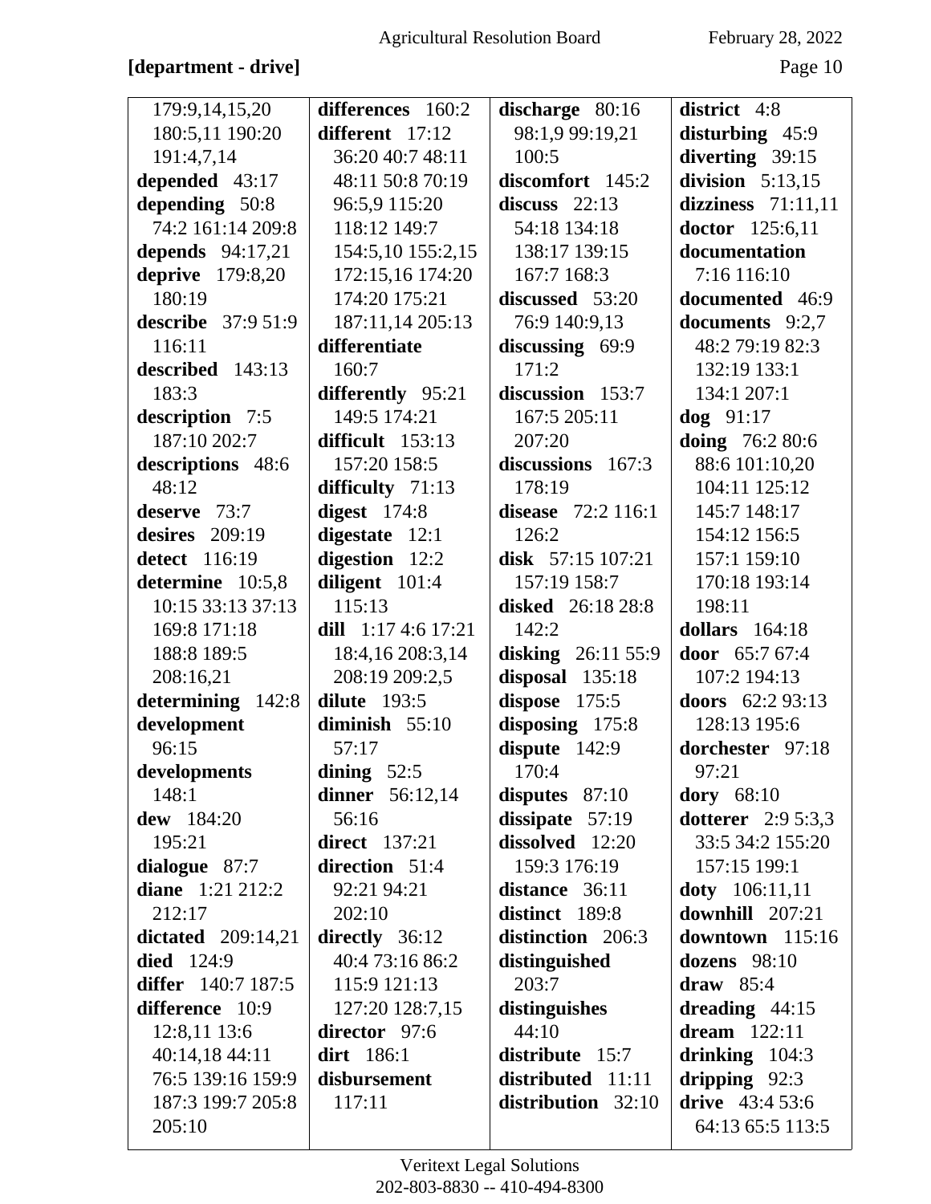**[department - drive]**

179:9,14,15,20
180:5,11 190:20
191:4,7,14

**depended** 43:17

**depending** 50:8
74:2 161:14 209:8

**depends** 94:17,21

**deprive** 179:8,20
180:19

**describe** 37:9 51:9
116:11

**described** 143:13
183:3

**description** 7:5
187:10 202:7

**descriptions** 48:6
48:12

**deserve** 73:7

**desires** 209:19

**detect** 116:19

**determine** 10:5,8
10:15 33:13 37:13
169:8 171:18
188:8 189:5
208:16,21

**determining** 142:8

**development**
96:15

**developments**
148:1

**dew** 184:20
195:21

**dialogue** 87:7

**diane** 1:21 212:2
212:17

**dictated** 209:14,21

**died** 124:9

**differ** 140:7 187:5

**difference** 10:9
12:8,11 13:6
40:14,18 44:11
76:5 139:16 159:9
187:3 199:7 205:8
205:10

**differences** 160:2

**different** 17:12
36:20 40:7 48:11
48:11 50:8 70:19
96:5,9 115:20
118:12 149:7
154:5,10 155:2,15
172:15,16 174:20
174:20 175:21
187:11,14 205:13

**differentiate**
160:7

**differently** 95:21
149:5 174:21

**difficult** 153:13
157:20 158:5

**difficulty** 71:13

**digest** 174:8

**digestate** 12:1

**digestion** 12:2

**diligent** 101:4
115:13

**dill** 1:17 4:6 17:21
18:4,16 208:3,14
208:19 209:2,5

**dilute** 193:5

**diminish** 55:10
57:17

**dining** 52:5

**dinner** 56:12,14
56:16

**direct** 137:21

**direction** 51:4
92:21 94:21
202:10

**directly** 36:12
40:4 73:16 86:2
115:9 121:13
127:20 128:7,15

**director** 97:6

**dirt** 186:1

**disbursement**
117:11

**discharge** 80:16
98:1,9 99:19,21
100:5

**discomfort** 145:2

**discuss** 22:13
54:18 134:18
138:17 139:15
167:7 168:3

**discussed** 53:20
76:9 140:9,13

**discussing** 69:9
171:2

**discussion** 153:7
167:5 205:11
207:20

**discussions** 167:3
178:19

**disease** 72:2 116:1
126:2

**disk** 57:15 107:21
157:19 158:7

**disked** 26:18 28:8
142:2

**disking** 26:11 55:9

**disposal** 135:18

**dispose** 175:5

**disposing** 175:8

**dispute** 142:9
170:4

**disputes** 87:10

**dissipate** 57:19

**dissolved** 12:20
159:3 176:19

**distance** 36:11

**distinct** 189:8

**distinction** 206:3

**distinguished**
203:7

**distinguishes**
44:10

**distribute** 15:7

**distributed** 11:11

**distribution** 32:10

**district** 4:8

**disturbing** 45:9

**diverting** 39:15

**division** 5:13,15

**dizziness** 71:11,11

**doctor** 125:6,11

**documentation**
7:16 116:10

**documented** 46:9

**documents** 9:2,7
48:2 79:19 82:3
132:19 133:1
134:1 207:1

**dog** 91:17

**doing** 76:2 80:6
88:6 101:10,20
104:11 125:12
145:7 148:17
154:12 156:5
157:1 159:10
170:18 193:14
198:11

**dollars** 164:18

**door** 65:7 67:4
107:2 194:13

**doors** 62:2 93:13
128:13 195:6

**dorchester** 97:18
97:21

**dory** 68:10

**dotterer** 2:9 5:3,3
33:5 34:2 155:20
157:15 199:1

**doty** 106:11,11

**downhill** 207:21

**downtown** 115:16

**dozens** 98:10

**draw** 85:4

**dreading** 44:15

**dream** 122:11

**drinking** 104:3

**dripping** 92:3

**drive** 43:4 53:6
64:13 65:5 113:5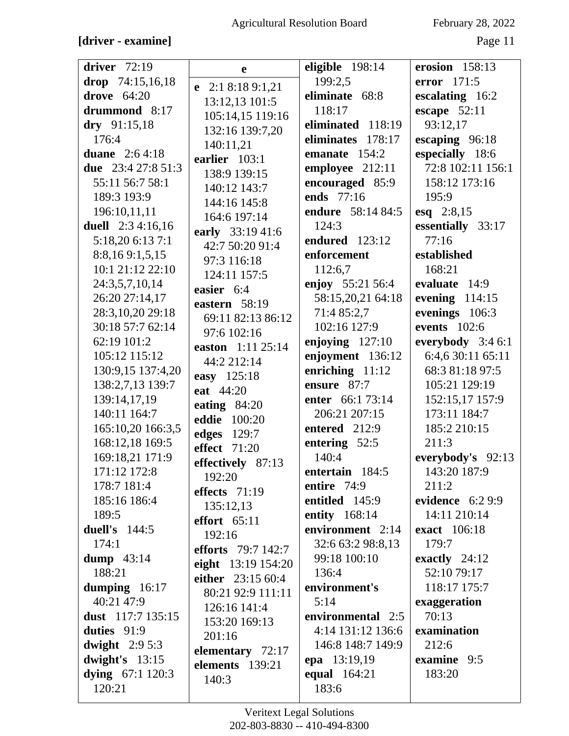**[driver - examine]**

**driver** 72:19
**drop** 74:15,16,18
**drove** 64:20
**drummond** 8:17
**dry** 91:15,18 176:4
**duane** 2:6 4:18
**due** 23:4 27:8 51:3 55:11 56:7 58:1 189:3 193:9 196:10,11,11
**duell** 2:3 4:16,16 5:18,20 6:13 7:1 8:8,16 9:1,5,15 10:1 21:12 22:10 24:3,5,7,10,14 26:20 27:14,17 28:3,10,20 29:18 30:18 57:7 62:14 62:19 101:2 105:12 115:12 130:9,15 137:4,20 138:2,7,13 139:7 139:14,17,19 140:11 164:7 165:10,20 166:3,5 168:12,18 169:5 169:18,21 171:9 171:12 172:8 178:7 181:4 185:16 186:4 189:5
**duell's** 144:5 174:1
**dump** 43:14 188:21
**dumping** 16:17 40:21 47:9
**dust** 117:7 135:15
**duties** 91:9
**dwight** 2:9 5:3
**dwight's** 13:15
**dying** 67:1 120:3 120:21

**e**

**e** 2:1 8:18 9:1,21 13:12,13 101:5 105:14,15 119:16 132:16 139:7,20 140:11,21
**earlier** 103:1 138:9 139:15 140:12 143:7 144:16 145:8 164:6 197:14
**early** 33:19 41:6 42:7 50:20 91:4 97:3 116:18 124:11 157:5
**easier** 6:4
**eastern** 58:19 69:11 82:13 86:12 97:6 102:16
**easton** 1:11 25:14 44:2 212:14
**easy** 125:18
**eat** 44:20
**eating** 84:20
**eddie** 100:20
**edges** 129:7
**effect** 71:20
**effectively** 87:13 192:20
**effects** 71:19 135:12,13
**effort** 65:11 192:16
**efforts** 79:7 142:7
**eight** 13:19 154:20
**either** 23:15 60:4 80:21 92:9 111:11 126:16 141:4 153:20 169:13 201:16
**elementary** 72:17
**elements** 139:21 140:3

**eligible** 198:14 199:2,5
**eliminate** 68:8 118:17
**eliminated** 118:19
**eliminates** 178:17
**emanate** 154:2
**employee** 212:11
**encouraged** 85:9
**ends** 77:16
**endure** 58:14 84:5 124:3
**endured** 123:12
**enforcement** 112:6,7
**enjoy** 55:21 56:4 58:15,20,21 64:18 71:4 85:2,7 102:16 127:9
**enjoying** 127:10
**enjoyment** 136:12
**enriching** 11:12
**ensure** 87:7
**enter** 66:1 73:14 206:21 207:15
**entered** 212:9
**entering** 52:5 140:4
**entertain** 184:5
**entire** 74:9
**entitled** 145:9
**entity** 168:14
**environment** 2:14 32:6 63:2 98:8,13 99:18 100:10 136:4
**environment's** 5:14
**environmental** 2:5 4:14 131:12 136:6 146:8 148:7 149:9
**epa** 13:19,19
**equal** 164:21 183:6

**erosion** 158:13
**error** 171:5
**escalating** 16:2
**escape** 52:11 93:12,17
**escaping** 96:18
**especially** 18:6 72:8 102:11 156:1 158:12 173:16 195:9
**esq** 2:8,15
**essentially** 33:17 77:16
**established** 168:21
**evaluate** 14:9
**evening** 114:15
**evenings** 106:3
**events** 102:6
**everybody** 3:4 6:1 6:4,6 30:11 65:11 68:3 81:18 97:5 105:21 129:19 152:15,17 157:9 173:11 184:7 185:2 210:15 211:3
**everybody's** 92:13 143:20 187:9 211:2
**evidence** 6:2 9:9 14:11 210:14
**exact** 106:18 179:7
**exactly** 24:12 52:10 79:17 118:17 175:7
**exaggeration** 70:13
**examination** 212:6
**examine** 9:5 183:20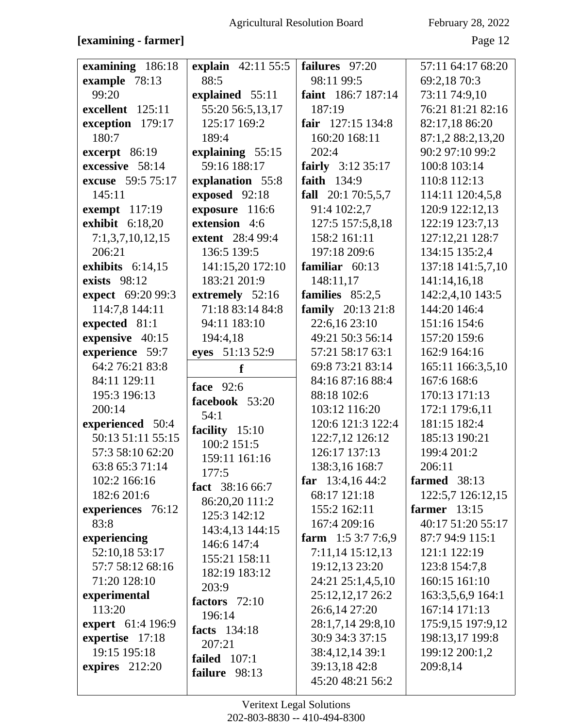**[examining - farmer]**

**examining** 186:18
**example** 78:13 99:20
**excellent** 125:11
**exception** 179:17 180:7
**excerpt** 86:19
**excessive** 58:14
**excuse** 59:5 75:17 145:11
**exempt** 117:19
**exhibit** 6:18,20 7:1,3,7,10,12,15 206:21
**exhibits** 6:14,15
**exists** 98:12
**expect** 69:20 99:3 114:7,8 144:11
**expected** 81:1
**expensive** 40:15
**experience** 59:7 64:2 76:21 83:8 84:11 129:11 195:3 196:13 200:14
**experienced** 50:4 50:13 51:11 55:15 57:3 58:10 62:20 63:8 65:3 71:14 102:2 166:16 182:6 201:6
**experiences** 76:12 83:8
**experiencing** 52:10,18 53:17 57:7 58:12 68:16 71:20 128:10
**experimental** 113:20
**expert** 61:4 196:9
**expertise** 17:18 19:15 195:18
**expires** 212:20
**explain** 42:11 55:5 88:5
**explained** 55:11 55:20 56:5,13,17 125:17 169:2 189:4
**explaining** 55:15 59:16 188:17
**explanation** 55:8
**exposed** 92:18
**exposure** 116:6
**extension** 4:6
**extent** 28:4 99:4 136:5 139:5 141:15,20 172:10 183:21 201:9
**extremely** 52:16 71:18 83:14 84:8 94:11 183:10 194:4,18
**eyes** 51:13 52:9

**f**

**face** 92:6
**facebook** 53:20 54:1
**facility** 15:10 100:2 151:5 159:11 161:16 177:5
**fact** 38:16 66:7 86:20,20 111:2 125:3 142:12 143:4,13 144:15 146:6 147:4 155:21 158:11 182:19 183:12 203:9
**factors** 72:10 196:14
**facts** 134:18 207:21
**failed** 107:1
**failure** 98:13
**failures** 97:20 98:11 99:5
**faint** 186:7 187:14 187:19
**fair** 127:15 134:8 160:20 168:11 202:4
**fairly** 3:12 35:17
**faith** 134:9
**fall** 20:1 70:5,5,7 91:4 102:2,7 127:5 157:5,8,18 158:2 161:11 197:18 209:6
**familiar** 60:13 148:11,17
**families** 85:2,5
**family** 20:13 21:8 22:6,16 23:10 49:21 50:3 56:14 57:21 58:17 63:1 69:8 73:21 83:14 84:16 87:16 88:4 88:18 102:6 103:12 116:20 120:6 121:3 122:4 122:7,12 126:12 126:17 137:13 138:3,16 168:7
**far** 13:4,16 44:2 68:17 121:18 155:2 162:11 167:4 209:16
**farm** 1:5 3:7 7:6,9 7:11,14 15:12,13 19:12,13 23:20 24:21 25:1,4,5,10 25:12,12,17 26:2 26:6,14 27:20 28:1,7,14 29:8,10 30:9 34:3 37:15 38:4,12,14 39:1 39:13,18 42:8 45:20 48:21 56:2 57:11 64:17 68:20 69:2,18 70:3 73:11 74:9,10 76:21 81:21 82:16 82:17,18 86:20 87:1,2 88:2,13,20 90:2 97:10 99:2 100:8 103:14 110:8 112:13 114:11 120:4,5,8 120:9 122:12,13 122:19 123:7,13 127:12,21 128:7 134:15 135:2,4 137:18 141:5,7,10 141:14,16,18 142:2,4,10 143:5 144:20 146:4 151:16 154:6 157:20 159:6 162:9 164:16 165:11 166:3,5,10 167:6 168:6 170:13 171:13 172:1 179:6,11 181:15 182:4 185:13 190:21 199:4 201:2 206:11
**farmed** 38:13 122:5,7 126:12,15
**farmer** 13:15 40:17 51:20 55:17 87:7 94:9 115:1 121:1 122:19 123:8 154:7,8 160:15 161:10 163:3,5,6,9 164:1 167:14 171:13 175:9,15 197:9,12 198:13,17 199:8 199:12 200:1,2 209:8,14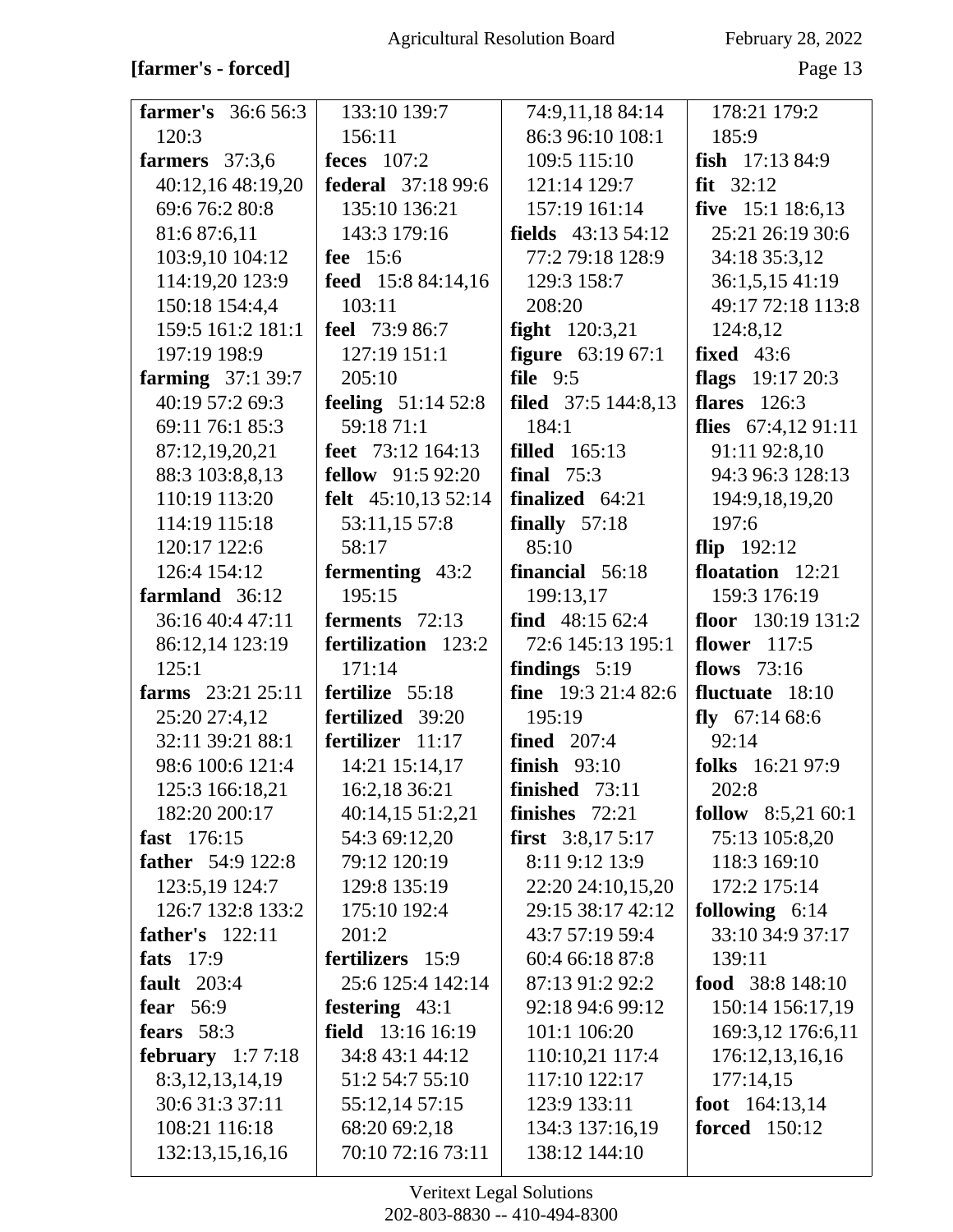**[farmer's - forced]**

**farmer's** 36:6 56:3 120:3
**farmers** 37:3,6 40:12,16 48:19,20 69:6 76:2 80:8 81:6 87:6,11 103:9,10 104:12 114:19,20 123:9 150:18 154:4,4 159:5 161:2 181:1 197:19 198:9
**farming** 37:1 39:7 40:19 57:2 69:3 69:11 76:1 85:3 87:12,19,20,21 88:3 103:8,8,13 110:19 113:20 114:19 115:18 120:17 122:6 126:4 154:12
**farmland** 36:12 36:16 40:4 47:11 86:12,14 123:19 125:1
**farms** 23:21 25:11 25:20 27:4,12 32:11 39:21 88:1 98:6 100:6 121:4 125:3 166:18,21 182:20 200:17
**fast** 176:15
**father** 54:9 122:8 123:5,19 124:7 126:7 132:8 133:2 133:10 139:7 156:11
**father's** 122:11
**fats** 17:9
**fault** 203:4
**fear** 56:9
**fears** 58:3
**february** 1:7 7:18 8:3,12,13,14,19 30:6 31:3 37:11 108:21 116:18 132:13,15,16,16
**feces** 107:2
**federal** 37:18 99:6 135:10 136:21 143:3 179:16
**fee** 15:6
**feed** 15:8 84:14,16 103:11
**feel** 73:9 86:7 127:19 151:1 205:10
**feeling** 51:14 52:8 59:18 71:1
**feet** 73:12 164:13
**fellow** 91:5 92:20
**felt** 45:10,13 52:14 53:11,15 57:8 58:17
**fermenting** 43:2 195:15
**ferments** 72:13
**fertilization** 123:2 171:14
**fertilize** 55:18
**fertilized** 39:20
**fertilizer** 11:17 14:21 15:14,17 16:2,18 36:21 40:14,15 51:2,21 54:3 69:12,20 79:12 120:19 129:8 135:19 175:10 192:4 201:2
**fertilizers** 15:9 25:6 125:4 142:14
**festering** 43:1
**field** 13:16 16:19 34:8 43:1 44:12 51:2 54:7 55:10 55:12,14 57:15 68:20 69:2,18 70:10 72:16 73:11 74:9,11,18 84:14 86:3 96:10 108:1 109:5 115:10 121:14 129:7 157:19 161:14
**fields** 43:13 54:12 77:2 79:18 128:9 129:3 158:7 208:20
**fight** 120:3,21
**figure** 63:19 67:1
**file** 9:5
**filed** 37:5 144:8,13 184:1
**filled** 165:13
**final** 75:3
**finalized** 64:21
**finally** 57:18 85:10
**financial** 56:18 199:13,17
**find** 48:15 62:4 72:6 145:13 195:1
**findings** 5:19
**fine** 19:3 21:4 82:6 195:19
**fined** 207:4
**finish** 93:10
**finished** 73:11
**finishes** 72:21
**first** 3:8,17 5:17 8:11 9:12 13:9 22:20 24:10,15,20 29:15 38:17 42:12 43:7 57:19 59:4 60:4 66:18 87:8 87:13 91:2 92:2 92:18 94:6 99:12 101:1 106:20 110:10,21 117:4 117:10 122:17 123:9 133:11 134:3 137:16,19 138:12 144:10 178:21 179:2 185:9
**fish** 17:13 84:9
**fit** 32:12
**five** 15:1 18:6,13 25:21 26:19 30:6 34:18 35:3,12 36:1,5,15 41:19 49:17 72:18 113:8 124:8,12
**fixed** 43:6
**flags** 19:17 20:3
**flares** 126:3
**flies** 67:4,12 91:11 91:11 92:8,10 94:3 96:3 128:13 194:9,18,19,20 197:6
**flip** 192:12
**floatation** 12:21 159:3 176:19
**floor** 130:19 131:2
**flower** 117:5
**flows** 73:16
**fluctuate** 18:10
**fly** 67:14 68:6 92:14
**folks** 16:21 97:9 202:8
**follow** 8:5,21 60:1 75:13 105:8,20 118:3 169:10 172:2 175:14
**following** 6:14 33:10 34:9 37:17 139:11
**food** 38:8 148:10 150:14 156:17,19 169:3,12 176:6,11 176:12,13,16,16 177:14,15
**foot** 164:13,14
**forced** 150:12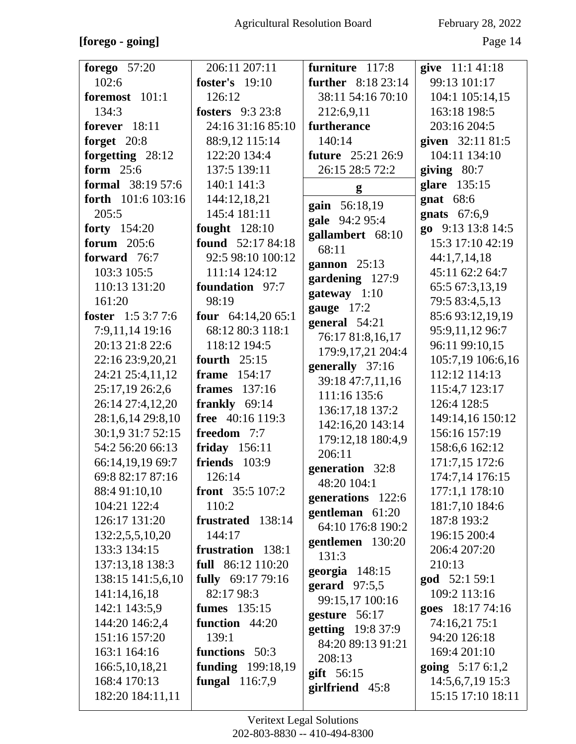**[forego - going]**

**forego** 57:20 102:6
**foremost** 101:1 134:3
**forever** 18:11
**forget** 20:8
**forgetting** 28:12
**form** 25:6
**formal** 38:19 57:6
**forth** 101:6 103:16 205:5
**forty** 154:20
**forum** 205:6
**forward** 76:7 103:3 105:5 110:13 131:20 161:20
**foster** 1:5 3:7 7:6 7:9,11,14 19:16 20:13 21:8 22:6 22:16 23:9,20,21 24:21 25:4,11,12 25:17,19 26:2,6 26:14 27:4,12,20 28:1,6,14 29:8,10 30:1,9 31:7 52:15 54:2 56:20 66:13 66:14,19,19 69:7 69:8 82:17 87:16 88:4 91:10,10 104:21 122:4 126:17 131:20 132:2,5,5,10,20 133:3 134:15 137:13,18 138:3 138:15 141:5,6,10 141:14,16,18 142:1 143:5,9 144:20 146:2,4 151:16 157:20 163:1 164:16 166:5,10,18,21 168:4 170:13 182:20 184:11,11 206:11 207:11
**foster's** 19:10 126:12
**fosters** 9:3 23:8 24:16 31:16 85:10 88:9,12 115:14 122:20 134:4 137:5 139:11 140:1 141:3 144:12,18,21 145:4 181:11
**fought** 128:10
**found** 52:17 84:18 92:5 98:10 100:12 111:14 124:12
**foundation** 97:7 98:19
**four** 64:14,20 65:1 68:12 80:3 118:1 118:12 194:5
**fourth** 25:15
**frame** 154:17
**frames** 137:16
**frankly** 69:14
**free** 40:16 119:3
**freedom** 7:7
**friday** 156:11
**friends** 103:9 126:14
**front** 35:5 107:2 110:2
**frustrated** 138:14 144:17
**frustration** 138:1
**full** 86:12 110:20
**fully** 69:17 79:16 82:17 98:3
**fumes** 135:15
**function** 44:20 139:1
**functions** 50:3
**funding** 199:18,19
**fungal** 116:7,9
**furniture** 117:8
**further** 8:18 23:14 38:11 54:16 70:10 212:6,9,11
**furtherance** 140:14
**future** 25:21 26:9 26:15 28:5 72:2

**g**

**gain** 56:18,19
**gale** 94:2 95:4
**gallambert** 68:10 68:11
**gannon** 25:13
**gardening** 127:9
**gateway** 1:10
**gauge** 17:2
**general** 54:21 76:17 81:8,16,17 179:9,17,21 204:4
**generally** 37:16 39:18 47:7,11,16 111:16 135:6 136:17,18 137:2 142:16,20 143:14 179:12,18 180:4,9 206:11
**generation** 32:8 48:20 104:1
**generations** 122:6
**gentleman** 61:20 64:10 176:8 190:2
**gentlemen** 130:20 131:3
**georgia** 148:15
**gerard** 97:5,5 99:15,17 100:16
**gesture** 56:17
**getting** 19:8 37:9 84:20 89:13 91:21 208:13
**gift** 56:15
**girlfriend** 45:8
**give** 11:1 41:18 99:13 101:17 104:1 105:14,15 163:18 198:5 203:16 204:5
**given** 32:11 81:5 104:11 134:10
**giving** 80:7
**glare** 135:15
**gnat** 68:6
**gnats** 67:6,9
**go** 9:13 13:8 14:5 15:3 17:10 42:19 44:1,7,14,18 45:11 62:2 64:7 65:5 67:3,13,19 79:5 83:4,5,13 85:6 93:12,19,19 95:9,11,12 96:7 96:11 99:10,15 105:7,19 106:6,16 112:12 114:13 115:4,7 123:17 126:4 128:5 149:14,16 150:12 156:16 157:19 158:6,6 162:12 171:7,15 172:6 174:7,14 176:15 177:1,1 178:10 181:7,10 184:6 187:8 193:2 196:15 200:4 206:4 207:20 210:13
**god** 52:1 59:1 109:2 113:16
**goes** 18:17 74:16 74:16,21 75:1 94:20 126:18 169:4 201:10
**going** 5:17 6:1,2 14:5,6,7,19 15:3 15:15 17:10 18:11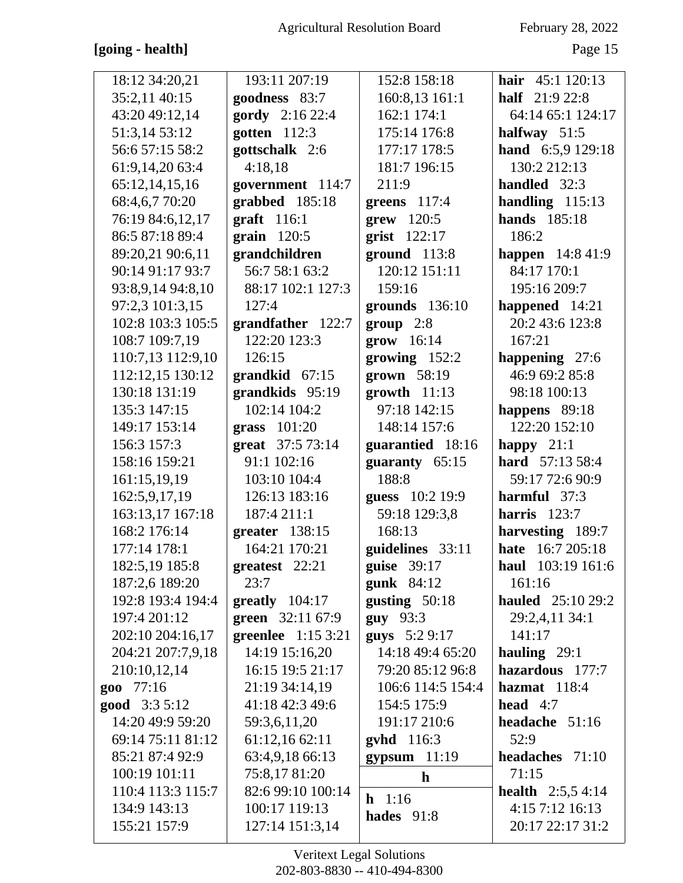**[going - health]**

18:12 34:20,21 35:2,11 40:15 43:20 49:12,14 51:3,14 53:12 56:6 57:15 58:2 61:9,14,20 63:4 65:12,14,15,16 68:4,6,7 70:20 76:19 84:6,12,17 86:5 87:18 89:4 89:20,21 90:6,11 90:14 91:17 93:7 93:8,9,14 94:8,10 97:2,3 101:3,15 102:8 103:3 105:5 108:7 109:7,19 110:7,13 112:9,10 112:12,15 130:12 130:18 131:19 135:3 147:15 149:17 153:14 156:3 157:3 158:16 159:21 161:15,19,19 162:5,9,17,19 163:13,17 167:18 168:2 176:14 177:14 178:1 182:5,19 185:8 187:2,6 189:20 192:8 193:4 194:4 197:4 201:12 202:10 204:16,17 204:21 207:7,9,18 210:10,12,14

**goo** 77:16

**good** 3:3 5:12 14:20 49:9 59:20 69:14 75:11 81:12 85:21 87:4 92:9 100:19 101:11 110:4 113:3 115:7 134:9 143:13 155:21 157:9 193:11 207:19

**goodness** 83:7

**gordy** 2:16 22:4

**gotten** 112:3

**gottschalk** 2:6 4:18,18

**government** 114:7

**grabbed** 185:18

**graft** 116:1

**grain** 120:5

**grandchildren** 56:7 58:1 63:2 88:17 102:1 127:3 127:4

**grandfather** 122:7 122:20 123:3 126:15

**grandkid** 67:15

**grandkids** 95:19 102:14 104:2

**grass** 101:20

**great** 37:5 73:14 91:1 102:16 103:10 104:4 126:13 183:16 187:4 211:1

**greater** 138:15 164:21 170:21

**greatest** 22:21 23:7

**greatly** 104:17

**green** 32:11 67:9

**greenlee** 1:15 3:21 14:19 15:16,20 16:15 19:5 21:17 21:19 34:14,19 41:18 42:3 49:6 59:3,6,11,20 61:12,16 62:11 63:4,9,18 66:13 75:8,17 81:20 82:6 99:10 100:14 100:17 119:13 127:14 151:3,14 152:8 158:18 160:8,13 161:1 162:1 174:1 175:14 176:8 177:17 178:5 181:7 196:15 211:9

**greens** 117:4

**grew** 120:5

**grist** 122:17

**ground** 113:8 120:12 151:11 159:16

**grounds** 136:10

**group** 2:8

**grow** 16:14

**growing** 152:2

**grown** 58:19

**growth** 11:13 97:18 142:15 148:14 157:6

**guarantied** 18:16

**guaranty** 65:15 188:8

**guess** 10:2 19:9 59:18 129:3,8 168:13

**guidelines** 33:11

**guise** 39:17

**gunk** 84:12

**gusting** 50:18

**guy** 93:3

**guys** 5:2 9:17 14:18 49:4 65:20 79:20 85:12 96:8 106:6 114:5 154:4 154:5 175:9 191:17 210:6

**gvhd** 116:3

**gypsum** 11:19

**h**

**h** 1:16

**hades** 91:8

**hair** 45:1 120:13

**half** 21:9 22:8 64:14 65:1 124:17

**halfway** 51:5

**hand** 6:5,9 129:18 130:2 212:13

**handled** 32:3

**handling** 115:13

**hands** 185:18 186:2

**happen** 14:8 41:9 84:17 170:1 195:16 209:7

**happened** 14:21 20:2 43:6 123:8 167:21

**happening** 27:6 46:9 69:2 85:8 98:18 100:13

**happens** 89:18 122:20 152:10

**happy** 21:1

**hard** 57:13 58:4 59:17 72:6 90:9

**harmful** 37:3

**harris** 123:7

**harvesting** 189:7

**hate** 16:7 205:18

**haul** 103:19 161:6 161:16

**hauled** 25:10 29:2 29:2,4,11 34:1 141:17

**hauling** 29:1

**hazardous** 177:7

**hazmat** 118:4

**head** 4:7

**headache** 51:16 52:9

**headaches** 71:10 71:15

**health** 2:5,5 4:14 4:15 7:12 16:13 20:17 22:17 31:2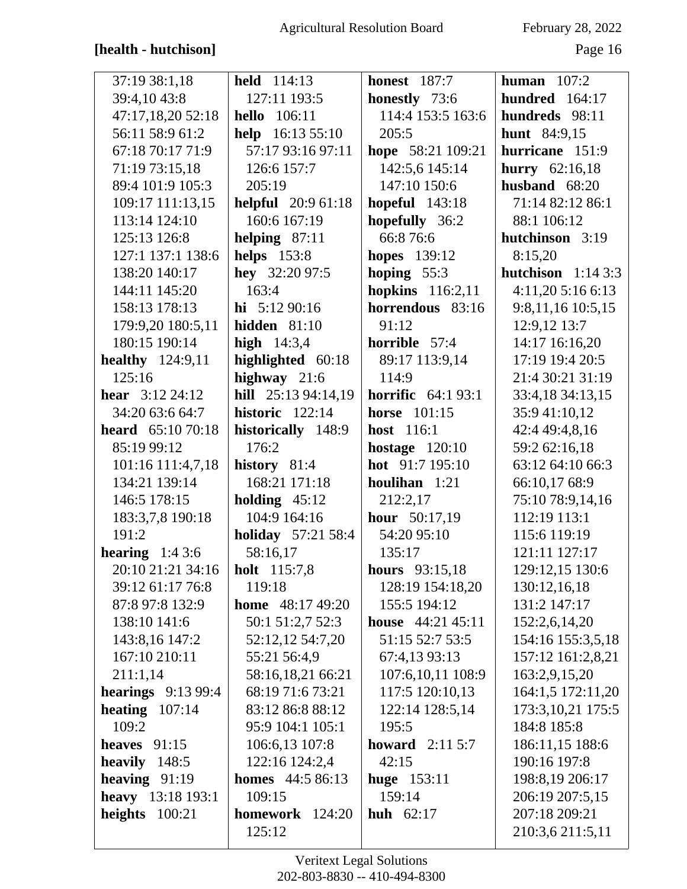**[health - hutchison]**

37:19 38:1,18 39:4,10 43:8 47:17,18,20 52:18 56:11 58:9 61:2 67:18 70:17 71:9 71:19 73:15,18 89:4 101:9 105:3 109:17 111:13,15 113:14 124:10 125:13 126:8 127:1 137:1 138:6 138:20 140:17 144:11 145:20 158:13 178:13 179:9,20 180:5,11 180:15 190:14

**healthy** 124:9,11 125:16

**hear** 3:12 24:12 34:20 63:6 64:7

**heard** 65:10 70:18 85:19 99:12 101:16 111:4,7,18 134:21 139:14 146:5 178:15 183:3,7,8 190:18 191:2

**hearing** 1:4 3:6 20:10 21:21 34:16 39:12 61:17 76:8 87:8 97:8 132:9 138:10 141:6 143:8,16 147:2 167:10 210:11 211:1,14

**hearings** 9:13 99:4

**heating** 107:14 109:2

**heaves** 91:15

**heavily** 148:5

**heaving** 91:19

**heavy** 13:18 193:1

**heights** 100:21

**held** 114:13 127:11 193:5

**hello** 106:11

**help** 16:13 55:10 57:17 93:16 97:11 126:6 157:7 205:19

**helpful** 20:9 61:18 160:6 167:19

**helping** 87:11

**helps** 153:8

**hey** 32:20 97:5 163:4

**hi** 5:12 90:16

**hidden** 81:10

**high** 14:3,4

**highlighted** 60:18

**highway** 21:6

**hill** 25:13 94:14,19

**historic** 122:14

**historically** 148:9 176:2

**history** 81:4 168:21 171:18

**holding** 45:12 104:9 164:16

**holiday** 57:21 58:4 58:16,17

**holt** 115:7,8 119:18

**home** 48:17 49:20 50:1 51:2,7 52:3 52:12,12 54:7,20 55:21 56:4,9 58:16,18,21 66:21 68:19 71:6 73:21 83:12 86:8 88:12 95:9 104:1 105:1 106:6,13 107:8 122:16 124:2,4

**homes** 44:5 86:13 109:15

**homework** 124:20 125:12

**honest** 187:7

**honestly** 73:6 114:4 153:5 163:6 205:5

**hope** 58:21 109:21 142:5,6 145:14 147:10 150:6

**hopeful** 143:18

**hopefully** 36:2 66:8 76:6

**hopes** 139:12

**hoping** 55:3

**hopkins** 116:2,11

**horrendous** 83:16 91:12

**horrible** 57:4 89:17 113:9,14 114:9

**horrific** 64:1 93:1

**horse** 101:15

**host** 116:1

**hostage** 120:10

**hot** 91:7 195:10

**houlihan** 1:21 212:2,17

**hour** 50:17,19 54:20 95:10 135:17

**hours** 93:15,18 128:19 154:18,20 155:5 194:12

**house** 44:21 45:11 51:15 52:7 53:5 67:4,13 93:13 107:6,10,11 108:9 117:5 120:10,13 122:14 128:5,14 195:5

**howard** 2:11 5:7 42:15

**huge** 153:11 159:14

**huh** 62:17

**human** 107:2

**hundred** 164:17

**hundreds** 98:11

**hunt** 84:9,15

**hurricane** 151:9

**hurry** 62:16,18

**husband** 68:20 71:14 82:12 86:1 88:1 106:12

**hutchinson** 3:19 8:15,20

**hutchison** 1:14 3:3 4:11,20 5:16 6:13 9:8,11,16 10:5,15 12:9,12 13:7 14:17 16:16,20 17:19 19:4 20:5 21:4 30:21 31:19 33:4,18 34:13,15 35:9 41:10,12 42:4 49:4,8,16 59:2 62:16,18 63:12 64:10 66:3 66:10,17 68:9 75:10 78:9,14,16 112:19 113:1 115:6 119:19 121:11 127:17 129:12,15 130:6 130:12,16,18 131:2 147:17 152:2,6,14,20 154:16 155:3,5,18 157:12 161:2,8,21 163:2,9,15,20 164:1,5 172:11,20 173:3,10,21 175:5 184:8 185:8 186:11,15 188:6 190:16 197:8 198:8,19 206:17 206:19 207:5,15 207:18 209:21 210:3,6 211:5,11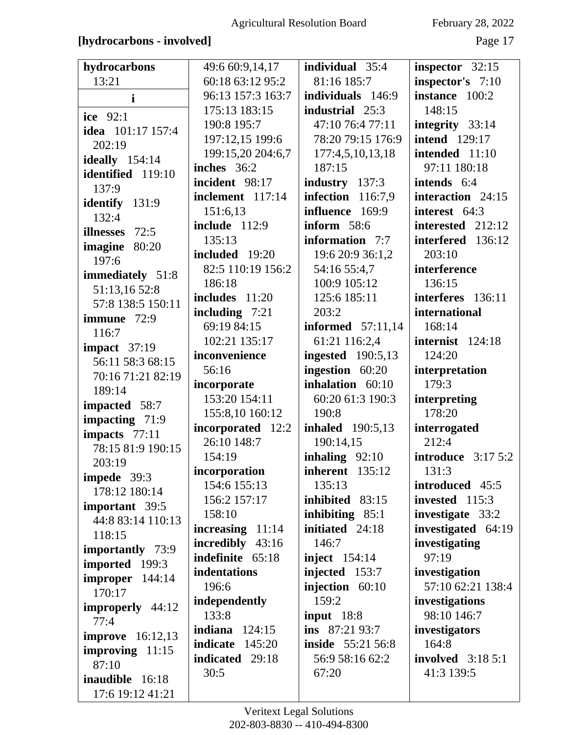**[hydrocarbons - involved]**

**hydrocarbons** 13:21

**i**

**ice** 92:1
**idea** 101:17 157:4 202:19
**ideally** 154:14
**identified** 119:10 137:9
**identify** 131:9 132:4
**illnesses** 72:5
**imagine** 80:20 197:6
**immediately** 51:8 51:13,16 52:8 57:8 138:5 150:11
**immune** 72:9 116:7
**impact** 37:19 56:11 58:3 68:15 70:16 71:21 82:19 189:14
**impacted** 58:7
**impacting** 71:9
**impacts** 77:11 78:15 81:9 190:15 203:19
**impede** 39:3 178:12 180:14
**important** 39:5 44:8 83:14 110:13 118:15
**importantly** 73:9
**imported** 199:3
**improper** 144:14 170:17
**improperly** 44:12 77:4
**improve** 16:12,13
**improving** 11:15 87:10
**inaudible** 16:18 17:6 19:12 41:21 49:6 60:9,14,17 60:18 63:12 95:2 96:13 157:3 163:7 175:13 183:15 190:8 195:7 197:12,15 199:6 199:15,20 204:6,7
**inches** 36:2
**incident** 98:17
**inclement** 117:14 151:6,13
**include** 112:9 135:13
**included** 19:20 82:5 110:19 156:2 186:18
**includes** 11:20
**including** 7:21 69:19 84:15 102:21 135:17
**inconvenience** 56:16
**incorporate** 153:20 154:11 155:8,10 160:12
**incorporated** 12:2 26:10 148:7 154:19
**incorporation** 154:6 155:13 156:2 157:17 158:10
**increasing** 11:14
**incredibly** 43:16
**indefinite** 65:18
**indentations** 196:6
**independently** 133:8
**indiana** 124:15
**indicate** 145:20
**indicated** 29:18 30:5
**individual** 35:4 81:16 185:7
**individuals** 146:9
**industrial** 25:3 47:10 76:4 77:11 78:20 79:15 176:9 177:4,5,10,13,18 187:15
**industry** 137:3
**infection** 116:7,9
**influence** 169:9
**inform** 58:6
**information** 7:7 19:6 20:9 36:1,2 54:16 55:4,7 100:9 105:12 125:6 185:11 203:2
**informed** 57:11,14 61:21 116:2,4
**ingested** 190:5,13
**ingestion** 60:20
**inhalation** 60:10 60:20 61:3 190:3 190:8
**inhaled** 190:5,13 190:14,15
**inhaling** 92:10
**inherent** 135:12 135:13
**inhibited** 83:15
**inhibiting** 85:1
**initiated** 24:18 146:7
**inject** 154:14
**injected** 153:7
**injection** 60:10 159:2
**input** 18:8
**ins** 87:21 93:7
**inside** 55:21 56:8 56:9 58:16 62:2 67:20
**inspector** 32:15
**inspector's** 7:10
**instance** 100:2 148:15
**integrity** 33:14
**intend** 129:17
**intended** 11:10 97:11 180:18
**intends** 6:4
**interaction** 24:15
**interest** 64:3
**interested** 212:12
**interfered** 136:12 203:10
**interference** 136:15
**interferes** 136:11
**international** 168:14
**internist** 124:18 124:20
**interpretation** 179:3
**interpreting** 178:20
**interrogated** 212:4
**introduce** 3:17 5:2 131:3
**introduced** 45:5
**invested** 115:3
**investigate** 33:2
**investigated** 64:19
**investigating** 97:19
**investigation** 57:10 62:21 138:4
**investigations** 98:10 146:7
**investigators** 164:8
**involved** 3:18 5:1 41:3 139:5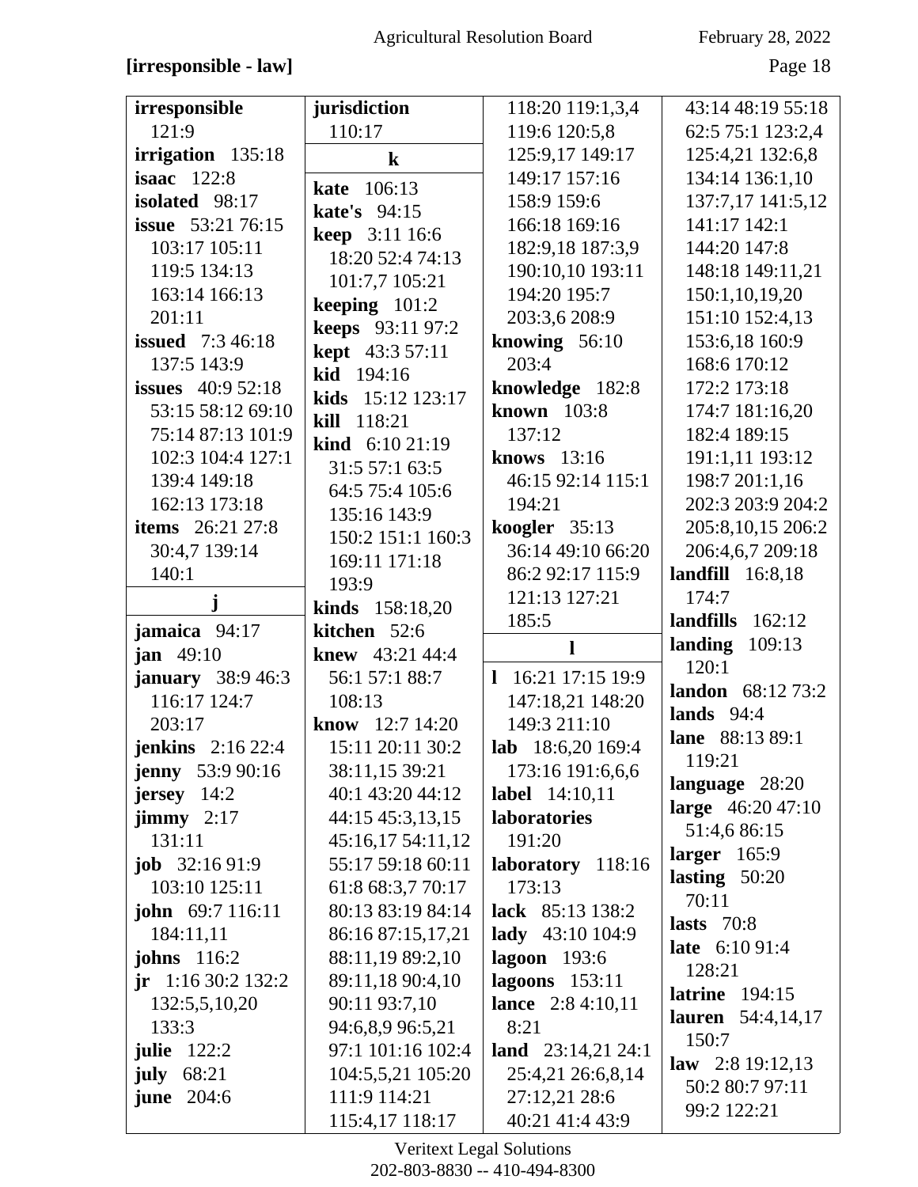**[irresponsible - law]**

**irresponsible** 121:9
**irrigation** 135:18
**isaac** 122:8
**isolated** 98:17
**issue** 53:21 76:15 103:17 105:11 119:5 134:13 163:14 166:13 201:11
**issued** 7:3 46:18 137:5 143:9
**issues** 40:9 52:18 53:15 58:12 69:10 75:14 87:13 101:9 102:3 104:4 127:1 139:4 149:18 162:13 173:18
**items** 26:21 27:8 30:4,7 139:14 140:1

**j**

**jamaica** 94:17
**jan** 49:10
**january** 38:9 46:3 116:17 124:7 203:17
**jenkins** 2:16 22:4
**jenny** 53:9 90:16
**jersey** 14:2
**jimmy** 2:17 131:11
**job** 32:16 91:9 103:10 125:11
**john** 69:7 116:11 184:11,11
**johns** 116:2
**jr** 1:16 30:2 132:2 132:5,5,10,20 133:3
**julie** 122:2
**july** 68:21
**june** 204:6
**jurisdiction** 110:17

**k**

**kate** 106:13
**kate's** 94:15
**keep** 3:11 16:6 18:20 52:4 74:13 101:7,7 105:21
**keeping** 101:2
**keeps** 93:11 97:2
**kept** 43:3 57:11
**kid** 194:16
**kids** 15:12 123:17
**kill** 118:21
**kind** 6:10 21:19 31:5 57:1 63:5 64:5 75:4 105:6 135:16 143:9 150:2 151:1 160:3 169:11 171:18 193:9
**kinds** 158:18,20
**kitchen** 52:6
**knew** 43:21 44:4 56:1 57:1 88:7 108:13
**know** 12:7 14:20 15:11 20:11 30:2 38:11,15 39:21 40:1 43:20 44:12 44:15 45:3,13,15 45:16,17 54:11,12 55:17 59:18 60:11 61:8 68:3,7 70:17 80:13 83:19 84:14 86:16 87:15,17,21 88:11,19 89:2,10 89:11,18 90:4,10 90:11 93:7,10 94:6,8,9 96:5,21 97:1 101:16 102:4 104:5,5,21 105:20 111:9 114:21 115:4,17 118:17 118:20 119:1,3,4 119:6 120:5,8 125:9,17 149:17 149:17 157:16 158:9 159:6 166:18 169:16 182:9,18 187:3,9 190:10,10 193:11 194:20 195:7 203:3,6 208:9
**knowing** 56:10 203:4
**knowledge** 182:8
**known** 103:8 137:12
**knows** 13:16 46:15 92:14 115:1 194:21
**koogler** 35:13 36:14 49:10 66:20 86:2 92:17 115:9 121:13 127:21 185:5

**l**

**l** 16:21 17:15 19:9 147:18,21 148:20 149:3 211:10
**lab** 18:6,20 169:4 173:16 191:6,6,6
**label** 14:10,11
**laboratories** 191:20
**laboratory** 118:16 173:13
**lack** 85:13 138:2
**lady** 43:10 104:9
**lagoon** 193:6
**lagoons** 153:11
**lance** 2:8 4:10,11 8:21
**land** 23:14,21 24:1 25:4,21 26:6,8,14 27:12,21 28:6 40:21 41:4 43:9 43:14 48:19 55:18 62:5 75:1 123:2,4 125:4,21 132:6,8 134:14 136:1,10 137:7,17 141:5,12 141:17 142:1 144:20 147:8 148:18 149:11,21 150:1,10,19,20 151:10 152:4,13 153:6,18 160:9 168:6 170:12 172:2 173:18 174:7 181:16,20 182:4 189:15 191:1,11 193:12 198:7 201:1,16 202:3 203:9 204:2 205:8,10,15 206:2 206:4,6,7 209:18
**landfill** 16:8,18 174:7
**landfills** 162:12
**landing** 109:13 120:1
**landon** 68:12 73:2
**lands** 94:4
**lane** 88:13 89:1 119:21
**language** 28:20
**large** 46:20 47:10 51:4,6 86:15
**larger** 165:9
**lasting** 50:20 70:11
**lasts** 70:8
**late** 6:10 91:4 128:21
**latrine** 194:15
**lauren** 54:4,14,17 150:7
**law** 2:8 19:12,13 50:2 80:7 97:11 99:2 122:21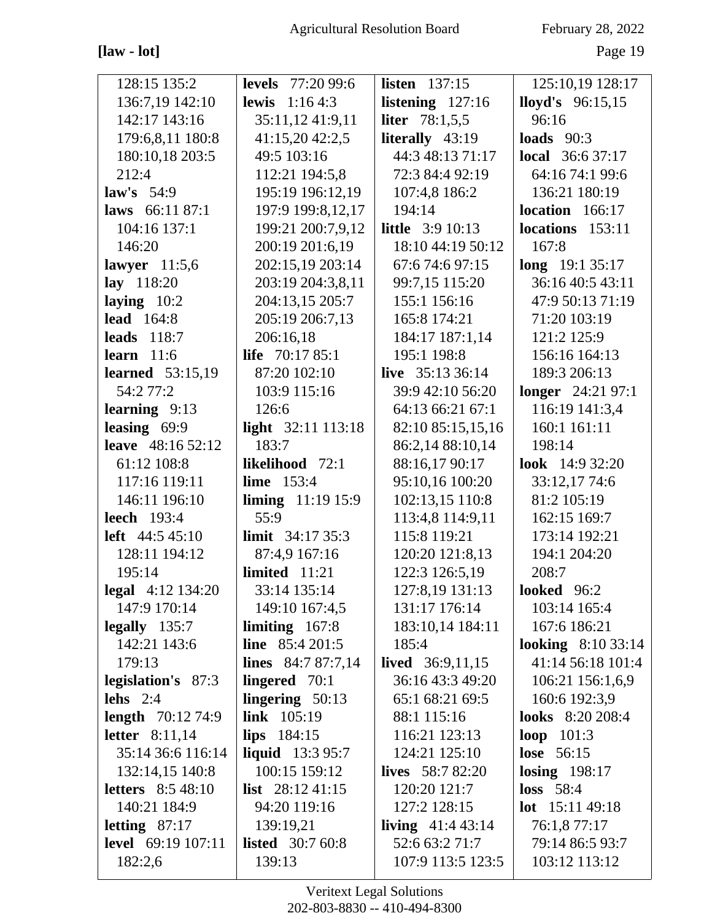**[law - lot]**

128:15 135:2 136:7,19 142:10 142:17 143:16 179:6,8,11 180:8 180:10,18 203:5 212:4
**law's** 54:9
**laws** 66:11 87:1 104:16 137:1 146:20
**lawyer** 11:5,6
**lay** 118:20
**laying** 10:2
**lead** 164:8
**leads** 118:7
**learn** 11:6
**learned** 53:15,19 54:2 77:2
**learning** 9:13
**leasing** 69:9
**leave** 48:16 52:12 61:12 108:8 117:16 119:11 146:11 196:10
**leech** 193:4
**left** 44:5 45:10 128:11 194:12 195:14
**legal** 4:12 134:20 147:9 170:14
**legally** 135:7 142:21 143:6 179:13
**legislation's** 87:3
**lehs** 2:4
**length** 70:12 74:9
**letter** 8:11,14 35:14 36:6 116:14 132:14,15 140:8
**letters** 8:5 48:10 140:21 184:9
**letting** 87:17
**level** 69:19 107:11 182:2,6
**levels** 77:20 99:6
**lewis** 1:16 4:3 35:11,12 41:9,11 41:15,20 42:2,5 49:5 103:16 112:21 194:5,8 195:19 196:12,19 197:9 199:8,12,17 199:21 200:7,9,12 200:19 201:6,19 202:15,19 203:14 203:19 204:3,8,11 204:13,15 205:7 205:19 206:7,13 206:16,18
**life** 70:17 85:1 87:20 102:10 103:9 115:16 126:6
**light** 32:11 113:18 183:7
**likelihood** 72:1
**lime** 153:4
**liming** 11:19 15:9 55:9
**limit** 34:17 35:3 87:4,9 167:16
**limited** 11:21 33:14 135:14 149:10 167:4,5
**limiting** 167:8
**line** 85:4 201:5
**lines** 84:7 87:7,14
**lingered** 70:1
**lingering** 50:13
**link** 105:19
**lips** 184:15
**liquid** 13:3 95:7 100:15 159:12
**list** 28:12 41:15 94:20 119:16 139:19,21
**listed** 30:7 60:8 139:13
**listen** 137:15
**listening** 127:16
**liter** 78:1,5,5
**literally** 43:19 44:3 48:13 71:17 72:3 84:4 92:19 107:4,8 186:2 194:14
**little** 3:9 10:13 18:10 44:19 50:12 67:6 74:6 97:15 99:7,15 115:20 155:1 156:16 165:8 174:21 184:17 187:1,14 195:1 198:8
**live** 35:13 36:14 39:9 42:10 56:20 64:13 66:21 67:1 82:10 85:15,15,16 86:2,14 88:10,14 88:16,17 90:17 95:10,16 100:20 102:13,15 110:8 113:4,8 114:9,11 115:8 119:21 120:20 121:8,13 122:3 126:5,19 127:8,19 131:13 131:17 176:14 183:10,14 184:11 185:4
**lived** 36:9,11,15 36:16 43:3 49:20 65:1 68:21 69:5 88:1 115:16 116:21 123:13 124:21 125:10
**lives** 58:7 82:20 120:20 121:7 127:2 128:15
**living** 41:4 43:14 52:6 63:2 71:7 107:9 113:5 123:5 125:10,19 128:17
**lloyd's** 96:15,15 96:16
**loads** 90:3
**local** 36:6 37:17 64:16 74:1 99:6 136:21 180:19
**location** 166:17
**locations** 153:11 167:8
**long** 19:1 35:17 36:16 40:5 43:11 47:9 50:13 71:19 71:20 103:19 121:2 125:9 156:16 164:13 189:3 206:13
**longer** 24:21 97:1 116:19 141:3,4 160:1 161:11 198:14
**look** 14:9 32:20 33:12,17 74:6 81:2 105:19 162:15 169:7 173:14 192:21 194:1 204:20 208:7
**looked** 96:2 103:14 165:4 167:6 186:21
**looking** 8:10 33:14 41:14 56:18 101:4 106:21 156:1,6,9 160:6 192:3,9
**looks** 8:20 208:4
**loop** 101:3
**lose** 56:15
**losing** 198:17
**loss** 58:4
**lot** 15:11 49:18 76:1,8 77:17 79:14 86:5 93:7 103:12 113:12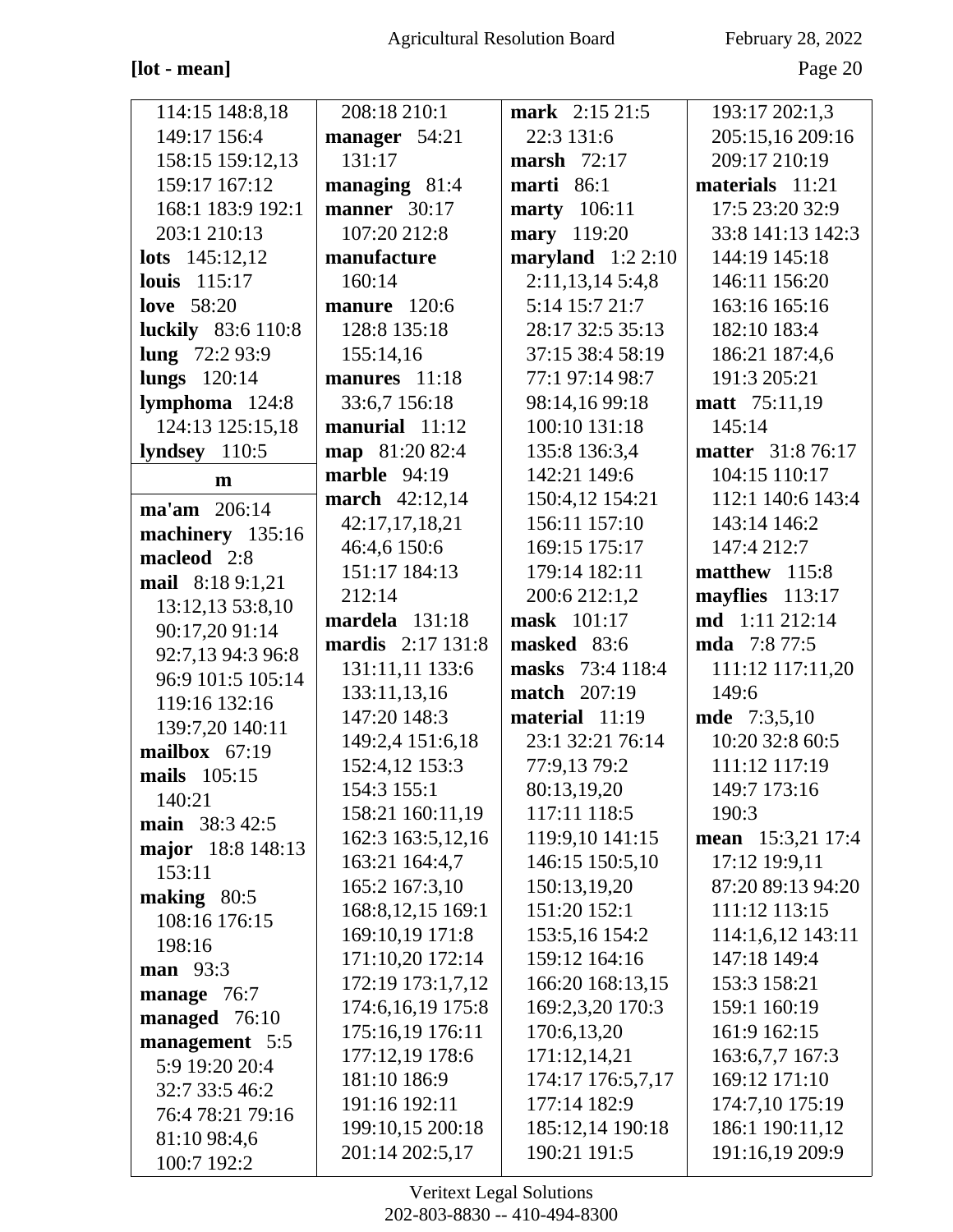**[lot - mean]**

114:15 148:8,18
149:17 156:4
158:15 159:12,13
159:17 167:12
168:1 183:9 192:1
203:1 210:13

**lots** 145:12,12

**louis** 115:17

**love** 58:20

**luckily** 83:6 110:8

**lung** 72:2 93:9

**lungs** 120:14

**lymphoma** 124:8
124:13 125:15,18

**lyndsey** 110:5

**m**

**ma'am** 206:14

**machinery** 135:16

**macleod** 2:8

**mail** 8:18 9:1,21
13:12,13 53:8,10
90:17,20 91:14
92:7,13 94:3 96:8
96:9 101:5 105:14
119:16 132:16
139:7,20 140:11

**mailbox** 67:19

**mails** 105:15
140:21

**main** 38:3 42:5

**major** 18:8 148:13
153:11

**making** 80:5
108:16 176:15
198:16

**man** 93:3

**manage** 76:7

**managed** 76:10

**management** 5:5
5:9 19:20 20:4
32:7 33:5 46:2
76:4 78:21 79:16
81:10 98:4,6
100:7 192:2

208:18 210:1

**manager** 54:21
131:17

**managing** 81:4

**manner** 30:17
107:20 212:8

**manufacture**
160:14

**manure** 120:6
128:8 135:18
155:14,16

**manures** 11:18
33:6,7 156:18

**manurial** 11:12

**map** 81:20 82:4

**marble** 94:19

**march** 42:12,14
42:17,17,18,21
46:4,6 150:6
151:17 184:13
212:14

**mardela** 131:18

**mardis** 2:17 131:8
131:11,11 133:6
133:11,13,16
147:20 148:3
149:2,4 151:6,18
152:4,12 153:3
154:3 155:1
158:21 160:11,19
162:3 163:5,12,16
163:21 164:4,7
165:2 167:3,10
168:8,12,15 169:1
169:10,19 171:8
171:10,20 172:14
172:19 173:1,7,12
174:6,16,19 175:8
175:16,19 176:11
177:12,19 178:6
181:10 186:9
191:16 192:11
199:10,15 200:18
201:14 202:5,17

**mark** 2:15 21:5
22:3 131:6

**marsh** 72:17

**marti** 86:1

**marty** 106:11

**mary** 119:20

**maryland** 1:2 2:10
2:11,13,14 5:4,8
5:14 15:7 21:7
28:17 32:5 35:13
37:15 38:4 58:19
77:1 97:14 98:7
98:14,16 99:18
100:10 131:18
135:8 136:3,4
142:21 149:6
150:4,12 154:21
156:11 157:10
169:15 175:17
179:14 182:11
200:6 212:1,2

**mask** 101:17

**masked** 83:6

**masks** 73:4 118:4

**match** 207:19

**material** 11:19
23:1 32:21 76:14
77:9,13 79:2
80:13,19,20
117:11 118:5
119:9,10 141:15
146:15 150:5,10
150:13,19,20
151:20 152:1
153:5,16 154:2
159:12 164:16
166:20 168:13,15
169:2,3,20 170:3
170:6,13,20
171:12,14,21
174:17 176:5,7,17
177:14 182:9
185:12,14 190:18
190:21 191:5

193:17 202:1,3
205:15,16 209:16
209:17 210:19

**materials** 11:21
17:5 23:20 32:9
33:8 141:13 142:3
144:19 145:18
146:11 156:20
163:16 165:16
182:10 183:4
186:21 187:4,6
191:3 205:21

**matt** 75:11,19
145:14

**matter** 31:8 76:17
104:15 110:17
112:1 140:6 143:4
143:14 146:2
147:4 212:7

**matthew** 115:8

**mayflies** 113:17

**md** 1:11 212:14

**mda** 7:8 77:5
111:12 117:11,20
149:6

**mde** 7:3,5,10
10:20 32:8 60:5
111:12 117:19
149:7 173:16
190:3

**mean** 15:3,21 17:4
17:12 19:9,11
87:20 89:13 94:20
111:12 113:15
114:1,6,12 143:11
147:18 149:4
153:3 158:21
159:1 160:19
161:9 162:15
163:6,7,7 167:3
169:12 171:10
174:7,10 175:19
186:1 190:11,12
191:16,19 209:9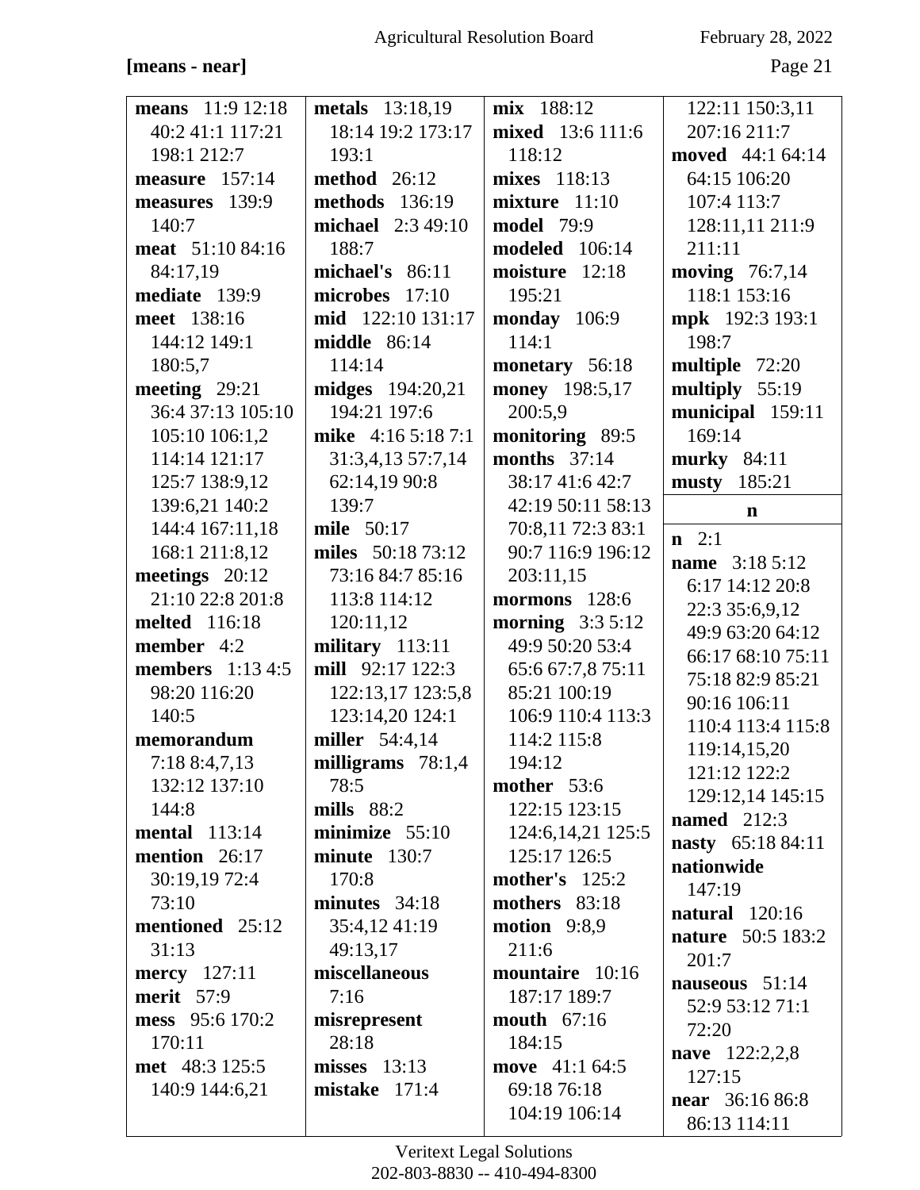**[means - near]**

**means** 11:9 12:18 40:2 41:1 117:21 198:1 212:7
**measure** 157:14
**measures** 139:9 140:7
**meat** 51:10 84:16 84:17,19
**mediate** 139:9
**meet** 138:16 144:12 149:1 180:5,7
**meeting** 29:21 36:4 37:13 105:10 105:10 106:1,2 114:14 121:17 125:7 138:9,12 139:6,21 140:2 144:4 167:11,18 168:1 211:8,12
**meetings** 20:12 21:10 22:8 201:8
**melted** 116:18
**member** 4:2
**members** 1:13 4:5 98:20 116:20 140:5
**memorandum** 7:18 8:4,7,13 132:12 137:10 144:8
**mental** 113:14
**mention** 26:17 30:19,19 72:4 73:10
**mentioned** 25:12 31:13
**mercy** 127:11
**merit** 57:9
**mess** 95:6 170:2 170:11
**met** 48:3 125:5 140:9 144:6,21
**metals** 13:18,19 18:14 19:2 173:17 193:1
**method** 26:12
**methods** 136:19
**michael** 2:3 49:10 188:7
**michael's** 86:11
**microbes** 17:10
**mid** 122:10 131:17
**middle** 86:14 114:14
**midges** 194:20,21 194:21 197:6
**mike** 4:16 5:18 7:1 31:3,4,13 57:7,14 62:14,19 90:8 139:7
**mile** 50:17
**miles** 50:18 73:12 73:16 84:7 85:16 113:8 114:12 120:11,12
**military** 113:11
**mill** 92:17 122:3 122:13,17 123:5,8 123:14,20 124:1
**miller** 54:4,14
**milligrams** 78:1,4 78:5
**mills** 88:2
**minimize** 55:10
**minute** 130:7 170:8
**minutes** 34:18 35:4,12 41:19 49:13,17
**miscellaneous** 7:16
**misrepresent** 28:18
**misses** 13:13
**mistake** 171:4
**mix** 188:12
**mixed** 13:6 111:6 118:12
**mixes** 118:13
**mixture** 11:10
**model** 79:9
**modeled** 106:14
**moisture** 12:18 195:21
**monday** 106:9 114:1
**monetary** 56:18
**money** 198:5,17 200:5,9
**monitoring** 89:5
**months** 37:14 38:17 41:6 42:7 42:19 50:11 58:13 70:8,11 72:3 83:1 90:7 116:9 196:12 203:11,15
**mormons** 128:6
**morning** 3:3 5:12 49:9 50:20 53:4 65:6 67:7,8 75:11 85:21 100:19 106:9 110:4 113:3 114:2 115:8 194:12
**mother** 53:6 122:15 123:15 124:6,14,21 125:5 125:17 126:5
**mother's** 125:2
**mothers** 83:18
**motion** 9:8,9 211:6
**mountaire** 10:16 187:17 189:7
**mouth** 67:16 184:15
**move** 41:1 64:5 69:18 76:18 104:19 106:14 122:11 150:3,11 207:16 211:7
**moved** 44:1 64:14 64:15 106:20 107:4 113:7 128:11,11 211:9 211:11
**moving** 76:7,14 118:1 153:16
**mpk** 192:3 193:1 198:7
**multiple** 72:20
**multiply** 55:19
**municipal** 159:11 169:14
**murky** 84:11
**musty** 185:21

**n**

**n** 2:1
**name** 3:18 5:12 6:17 14:12 20:8 22:3 35:6,9,12 49:9 63:20 64:12 66:17 68:10 75:11 75:18 82:9 85:21 90:16 106:11 110:4 113:4 115:8 119:14,15,20 121:12 122:2 129:12,14 145:15
**named** 212:3
**nasty** 65:18 84:11
**nationwide** 147:19
**natural** 120:16
**nature** 50:5 183:2 201:7
**nauseous** 51:14 52:9 53:12 71:1 72:20
**nave** 122:2,2,8 127:15
**near** 36:16 86:8 86:13 114:11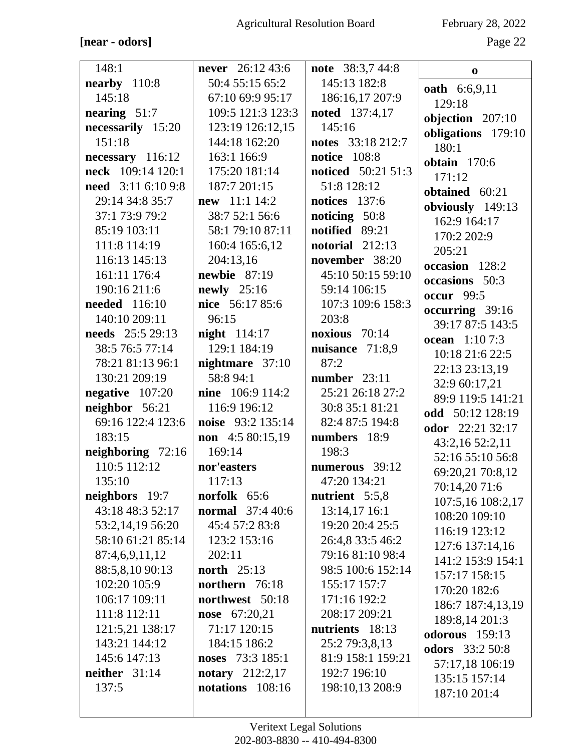**[near - odors]**

148:1
**nearby** 110:8 145:18
**nearing** 51:7
**necessarily** 15:20 151:18
**necessary** 116:12
**neck** 109:14 120:1
**need** 3:11 6:10 9:8 29:14 34:8 35:7 37:1 73:9 79:2 85:19 103:11 111:8 114:19 116:13 145:13 161:11 176:4 190:16 211:6
**needed** 116:10 140:10 209:11
**needs** 25:5 29:13 38:5 76:5 77:14 78:21 81:13 96:1 130:21 209:19
**negative** 107:20
**neighbor** 56:21 69:16 122:4 123:6 183:15
**neighboring** 72:16 110:5 112:12 135:10
**neighbors** 19:7 43:18 48:3 52:17 53:2,14,19 56:20 58:10 61:21 85:14 87:4,6,9,11,12 88:5,8,10 90:13 102:20 105:9 106:17 109:11 111:8 112:11 121:5,21 138:17 143:21 144:12 145:6 147:13
**neither** 31:14 137:5
**never** 26:12 43:6 50:4 55:15 65:2 67:10 69:9 95:17 109:5 121:3 123:3 123:19 126:12,15 144:18 162:20 163:1 166:9 175:20 181:14 187:7 201:15
**new** 11:1 14:2 38:7 52:1 56:6 58:1 79:10 87:11 160:4 165:6,12 204:13,16
**newbie** 87:19
**newly** 25:16
**nice** 56:17 85:6 96:15
**night** 114:17 129:1 184:19
**nightmare** 37:10 58:8 94:1
**nine** 106:9 114:2 116:9 196:12
**noise** 93:2 135:14
**non** 4:5 80:15,19 169:14
**nor'easters** 117:13
**norfolk** 65:6
**normal** 37:4 40:6 45:4 57:2 83:8 123:2 153:16 202:11
**north** 25:13
**northern** 76:18
**northwest** 50:18
**nose** 67:20,21 71:17 120:15 184:15 186:2
**noses** 73:3 185:1
**notary** 212:2,17
**notations** 108:16
**note** 38:3,7 44:8 145:13 182:8 186:16,17 207:9
**noted** 137:4,17 145:16
**notes** 33:18 212:7
**notice** 108:8
**noticed** 50:21 51:3 51:8 128:12
**notices** 137:6
**noticing** 50:8
**notified** 89:21
**notorial** 212:13
**november** 38:20 45:10 50:15 59:10 59:14 106:15 107:3 109:6 158:3 203:8
**noxious** 70:14
**nuisance** 71:8,9 87:2
**number** 23:11 25:21 26:18 27:2 30:8 35:1 81:21 82:4 87:5 194:8
**numbers** 18:9 198:3
**numerous** 39:12 47:20 134:21
**nutrient** 5:5,8 13:14,17 16:1 19:20 20:4 25:5 26:4,8 33:5 46:2 79:16 81:10 98:4 98:5 100:6 152:14 155:17 157:7 171:16 192:2 208:17 209:21
**nutrients** 18:13 25:2 79:3,8,13 81:9 158:1 159:21 192:7 196:10 198:10,13 208:9

**o**

**oath** 6:6,9,11 129:18
**objection** 207:10
**obligations** 179:10 180:1
**obtain** 170:6 171:12
**obtained** 60:21
**obviously** 149:13 162:9 164:17 170:2 202:9 205:21
**occasion** 128:2
**occasions** 50:3
**occur** 99:5
**occurring** 39:16 39:17 87:5 143:5
**ocean** 1:10 7:3 10:18 21:6 22:5 22:13 23:13,19 32:9 60:17,21 89:9 119:5 141:21
**odd** 50:12 128:19
**odor** 22:21 32:17 43:2,16 52:2,11 52:16 55:10 56:8 69:20,21 70:8,12 70:14,20 71:6 107:5,16 108:2,17 108:20 109:10 116:19 123:12 127:6 137:14,16 141:2 153:9 154:1 157:17 158:15 170:20 182:6 186:7 187:4,13,19 189:8,14 201:3
**odorous** 159:13
**odors** 33:2 50:8 57:17,18 106:19 135:15 157:14 187:10 201:4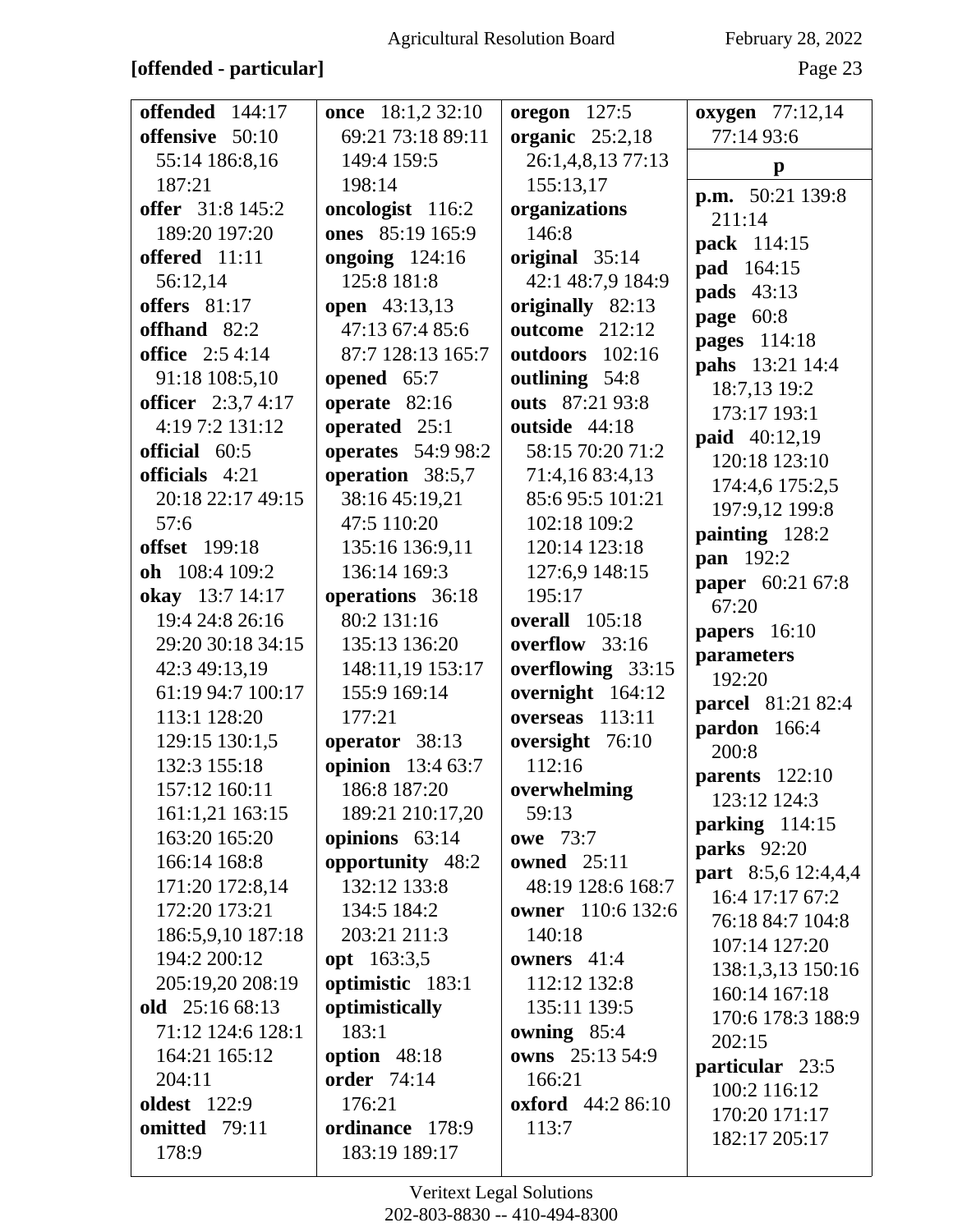**[offended - particular]**

**offended** 144:17
**offensive** 50:10 55:14 186:8,16 187:21
**offer** 31:8 145:2 189:20 197:20
**offered** 11:11 56:12,14
**offers** 81:17
**offhand** 82:2
**office** 2:5 4:14 91:18 108:5,10
**officer** 2:3,7 4:17 4:19 7:2 131:12
**official** 60:5
**officials** 4:21 20:18 22:17 49:15 57:6
**offset** 199:18
**oh** 108:4 109:2
**okay** 13:7 14:17 19:4 24:8 26:16 29:20 30:18 34:15 42:3 49:13,19 61:19 94:7 100:17 113:1 128:20 129:15 130:1,5 132:3 155:18 157:12 160:11 161:1,21 163:15 163:20 165:20 166:14 168:8 171:20 172:8,14 172:20 173:21 186:5,9,10 187:18 194:2 200:12 205:19,20 208:19
**old** 25:16 68:13 71:12 124:6 128:1 164:21 165:12 204:11
**oldest** 122:9
**omitted** 79:11 178:9
**once** 18:1,2 32:10 69:21 73:18 89:11 149:4 159:5 198:14
**oncologist** 116:2
**ones** 85:19 165:9
**ongoing** 124:16 125:8 181:8
**open** 43:13,13 47:13 67:4 85:6 87:7 128:13 165:7
**opened** 65:7
**operate** 82:16
**operated** 25:1
**operates** 54:9 98:2
**operation** 38:5,7 38:16 45:19,21 47:5 110:20 135:16 136:9,11 136:14 169:3
**operations** 36:18 80:2 131:16 135:13 136:20 148:11,19 153:17 155:9 169:14 177:21
**operator** 38:13
**opinion** 13:4 63:7 186:8 187:20 189:21 210:17,20
**opinions** 63:14
**opportunity** 48:2 132:12 133:8 134:5 184:2 203:21 211:3
**opt** 163:3,5
**optimistic** 183:1
**optimistically** 183:1
**option** 48:18
**order** 74:14 176:21
**ordinance** 178:9 183:19 189:17
**oregon** 127:5
**organic** 25:2,18 26:1,4,8,13 77:13 155:13,17
**organizations** 146:8
**original** 35:14 42:1 48:7,9 184:9
**originally** 82:13
**outcome** 212:12
**outdoors** 102:16
**outlining** 54:8
**outs** 87:21 93:8
**outside** 44:18 58:15 70:20 71:2 71:4,16 83:4,13 85:6 95:5 101:21 102:18 109:2 120:14 123:18 127:6,9 148:15 195:17
**overall** 105:18
**overflow** 33:16
**overflowing** 33:15
**overnight** 164:12
**overseas** 113:11
**oversight** 76:10 112:16
**overwhelming** 59:13
**owe** 73:7
**owned** 25:11 48:19 128:6 168:7
**owner** 110:6 132:6 140:18
**owners** 41:4 112:12 132:8 135:11 139:5
**owning** 85:4
**owns** 25:13 54:9 166:21
**oxford** 44:2 86:10 113:7
**oxygen** 77:12,14 77:14 93:6

**p**

**p.m.** 50:21 139:8 211:14
**pack** 114:15
**pad** 164:15
**pads** 43:13
**page** 60:8
**pages** 114:18
**pahs** 13:21 14:4 18:7,13 19:2 173:17 193:1
**paid** 40:12,19 120:18 123:10 174:4,6 175:2,5 197:9,12 199:8
**painting** 128:2
**pan** 192:2
**paper** 60:21 67:8 67:20
**papers** 16:10
**parameters** 192:20
**parcel** 81:21 82:4
**pardon** 166:4 200:8
**parents** 122:10 123:12 124:3
**parking** 114:15
**parks** 92:20
**part** 8:5,6 12:4,4,4 16:4 17:17 67:2 76:18 84:7 104:8 107:14 127:20 138:1,3,13 150:16 160:14 167:18 170:6 178:3 188:9 202:15
**particular** 23:5 100:2 116:12 170:20 171:17 182:17 205:17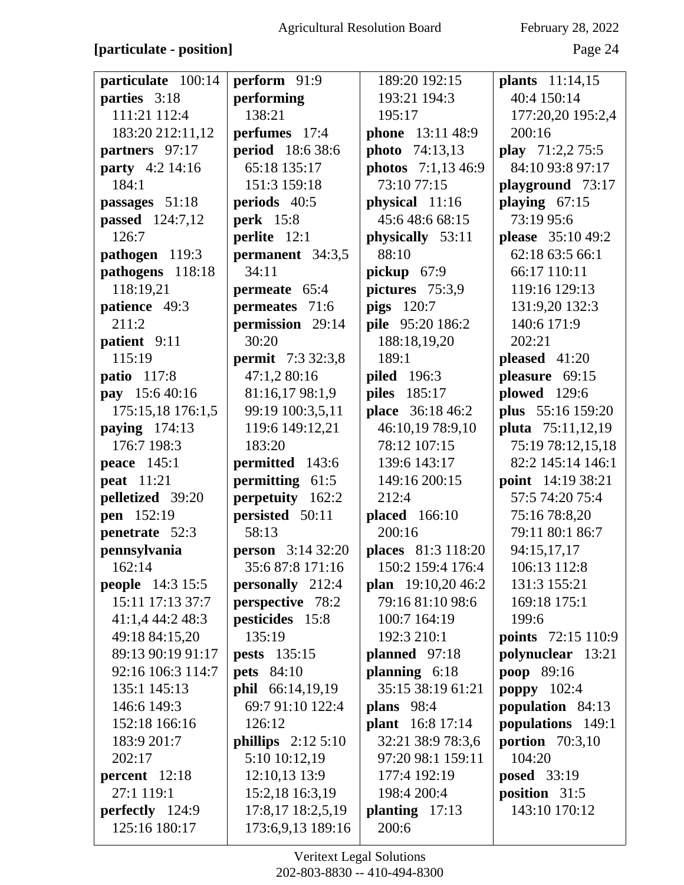**[particulate - position]**

**particulate** 100:14
**parties** 3:18 111:21 112:4 183:20 212:11,12
**partners** 97:17
**party** 4:2 14:16 184:1
**passages** 51:18
**passed** 124:7,12 126:7
**pathogen** 119:3
**pathogens** 118:18 118:19,21
**patience** 49:3 211:2
**patient** 9:11 115:19
**patio** 117:8
**pay** 15:6 40:16 175:15,18 176:1,5
**paying** 174:13 176:7 198:3
**peace** 145:1
**peat** 11:21
**pelletized** 39:20
**pen** 152:19
**penetrate** 52:3
**pennsylvania** 162:14
**people** 14:3 15:5 15:11 17:13 37:7 41:1,4 44:2 48:3 49:18 84:15,20 89:13 90:19 91:17 92:16 106:3 114:7 135:1 145:13 146:6 149:3 152:18 166:16 183:9 201:7 202:17
**percent** 12:18 27:1 119:1
**perfectly** 124:9 125:16 180:17
**perform** 91:9
**performing** 138:21
**perfumes** 17:4
**period** 18:6 38:6 65:18 135:17 151:3 159:18
**periods** 40:5
**perk** 15:8
**perlite** 12:1
**permanent** 34:3,5 34:11
**permeate** 65:4
**permeates** 71:6
**permission** 29:14 30:20
**permit** 7:3 32:3,8 47:1,2 80:16 81:16,17 98:1,9 99:19 100:3,5,11 119:6 149:12,21 183:20
**permitted** 143:6
**permitting** 61:5
**perpetuity** 162:2
**persisted** 50:11 58:13
**person** 3:14 32:20 35:6 87:8 171:16
**personally** 212:4
**perspective** 78:2
**pesticides** 15:8 135:19
**pests** 135:15
**pets** 84:10
**phil** 66:14,19,19 69:7 91:10 122:4 126:12
**phillips** 2:12 5:10 5:10 10:12,19 12:10,13 13:9 15:2,18 16:3,19 17:8,17 18:2,5,19 173:6,9,13 189:16 189:20 192:15 193:21 194:3 195:17
**phone** 13:11 48:9
**photo** 74:13,13
**photos** 7:1,13 46:9 73:10 77:15
**physical** 11:16 45:6 48:6 68:15
**physically** 53:11 88:10
**pickup** 67:9
**pictures** 75:3,9
**pigs** 120:7
**pile** 95:20 186:2 188:18,19,20 189:1
**piled** 196:3
**piles** 185:17
**place** 36:18 46:2 46:10,19 78:9,10 78:12 107:15 139:6 143:17 149:16 200:15 212:4
**placed** 166:10 200:16
**places** 81:3 118:20 150:2 159:4 176:4
**plan** 19:10,20 46:2 79:16 81:10 98:6 100:7 164:19 192:3 210:1
**planned** 97:18
**planning** 6:18 35:15 38:19 61:21
**plans** 98:4
**plant** 16:8 17:14 32:21 38:9 78:3,6 97:20 98:1 159:11 177:4 192:19 198:4 200:4
**planting** 17:13 200:6
**plants** 11:14,15 40:4 150:14 177:20,20 195:2,4 200:16
**play** 71:2,2 75:5 84:10 93:8 97:17
**playground** 73:17
**playing** 67:15 73:19 95:6
**please** 35:10 49:2 62:18 63:5 66:1 66:17 110:11 119:16 129:13 131:9,20 132:3 140:6 171:9 202:21
**pleased** 41:20
**pleasure** 69:15
**plowed** 129:6
**plus** 55:16 159:20
**pluta** 75:11,12,19 75:19 78:12,15,18 82:2 145:14 146:1
**point** 14:19 38:21 57:5 74:20 75:4 75:16 78:8,20 79:11 80:1 86:7 94:15,17,17 106:13 112:8 131:3 155:21 169:18 175:1 199:6
**points** 72:15 110:9
**polynuclear** 13:21
**poop** 89:16
**poppy** 102:4
**population** 84:13
**populations** 149:1
**portion** 70:3,10 104:20
**posed** 33:19
**position** 31:5 143:10 170:12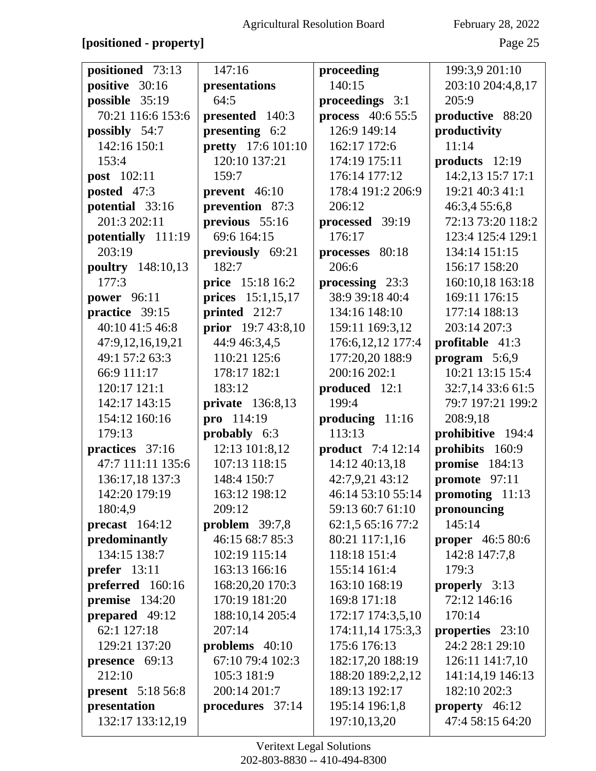**[positioned - property]**

**positioned** 73:13
**positive** 30:16
**possible** 35:19 70:21 116:6 153:6
**possibly** 54:7 142:16 150:1 153:4
**post** 102:11
**posted** 47:3
**potential** 33:16 201:3 202:11
**potentially** 111:19 203:19
**poultry** 148:10,13 177:3
**power** 96:11
**practice** 39:15 40:10 41:5 46:8 47:9,12,16,19,21 49:1 57:2 63:3 66:9 111:17 120:17 121:1 142:17 143:15 154:12 160:16 179:13
**practices** 37:16 47:7 111:11 135:6 136:17,18 137:3 142:20 179:19 180:4,9
**precast** 164:12
**predominantly** 134:15 138:7
**prefer** 13:11
**preferred** 160:16
**premise** 134:20
**prepared** 49:12 62:1 127:18 129:21 137:20
**presence** 69:13 212:10
**present** 5:18 56:8
**presentation** 132:17 133:12,19 147:16
**presentations** 64:5
**presented** 140:3
**presenting** 6:2
**pretty** 17:6 101:10 120:10 137:21 159:7
**prevent** 46:10
**prevention** 87:3
**previous** 55:16 69:6 164:15
**previously** 69:21 182:7
**price** 15:18 16:2
**prices** 15:1,15,17
**printed** 212:7
**prior** 19:7 43:8,10 44:9 46:3,4,5 110:21 125:6 178:17 182:1 183:12
**private** 136:8,13
**pro** 114:19
**probably** 6:3 12:13 101:8,12 107:13 118:15 148:4 150:7 163:12 198:12 209:12
**problem** 39:7,8 46:15 68:7 85:3 102:19 115:14 163:13 166:16 168:20,20 170:3 170:19 181:20 188:10,14 205:4 207:14
**problems** 40:10 67:10 79:4 102:3 105:3 181:9 200:14 201:7
**procedures** 37:14
**proceeding** 140:15
**proceedings** 3:1
**process** 40:6 55:5 126:9 149:14 162:17 172:6 174:19 175:11 176:14 177:12 178:4 191:2 206:9 206:12
**processed** 39:19 176:17
**processes** 80:18 206:6
**processing** 23:3 38:9 39:18 40:4 134:16 148:10 159:11 169:3,12 176:6,12,12 177:4 177:20,20 188:9 200:16 202:1
**produced** 12:1 199:4
**producing** 11:16 113:13
**product** 7:4 12:14 14:12 40:13,18 42:7,9,21 43:12 46:14 53:10 55:14 59:13 60:7 61:10 62:1,5 65:16 77:2 80:21 117:1,16 118:18 151:4 155:14 161:4 163:10 168:19 169:8 171:18 172:17 174:3,5,10 174:11,14 175:3,3 175:6 176:13 182:17,20 188:19 188:20 189:2,2,12 189:13 192:17 195:14 196:1,8 197:10,13,20 199:3,9 201:10 203:10 204:4,8,17 205:9
**productive** 88:20
**productivity** 11:14
**products** 12:19 14:2,13 15:7 17:1 19:21 40:3 41:1 46:3,4 55:6,8 72:13 73:20 118:2 123:4 125:4 129:1 134:14 151:15 156:17 158:20 160:10,18 163:18 169:11 176:15 177:14 188:13 203:14 207:3
**profitable** 41:3
**program** 5:6,9 10:21 13:15 15:4 32:7,14 33:6 61:5 79:7 197:21 199:2 208:9,18
**prohibitive** 194:4
**prohibits** 160:9
**promise** 184:13
**promote** 97:11
**promoting** 11:13
**pronouncing** 145:14
**proper** 46:5 80:6 142:8 147:7,8 179:3
**properly** 3:13 72:12 146:16 170:14
**properties** 23:10 24:2 28:1 29:10 126:11 141:7,10 141:14,19 146:13 182:10 202:3
**property** 46:12 47:4 58:15 64:20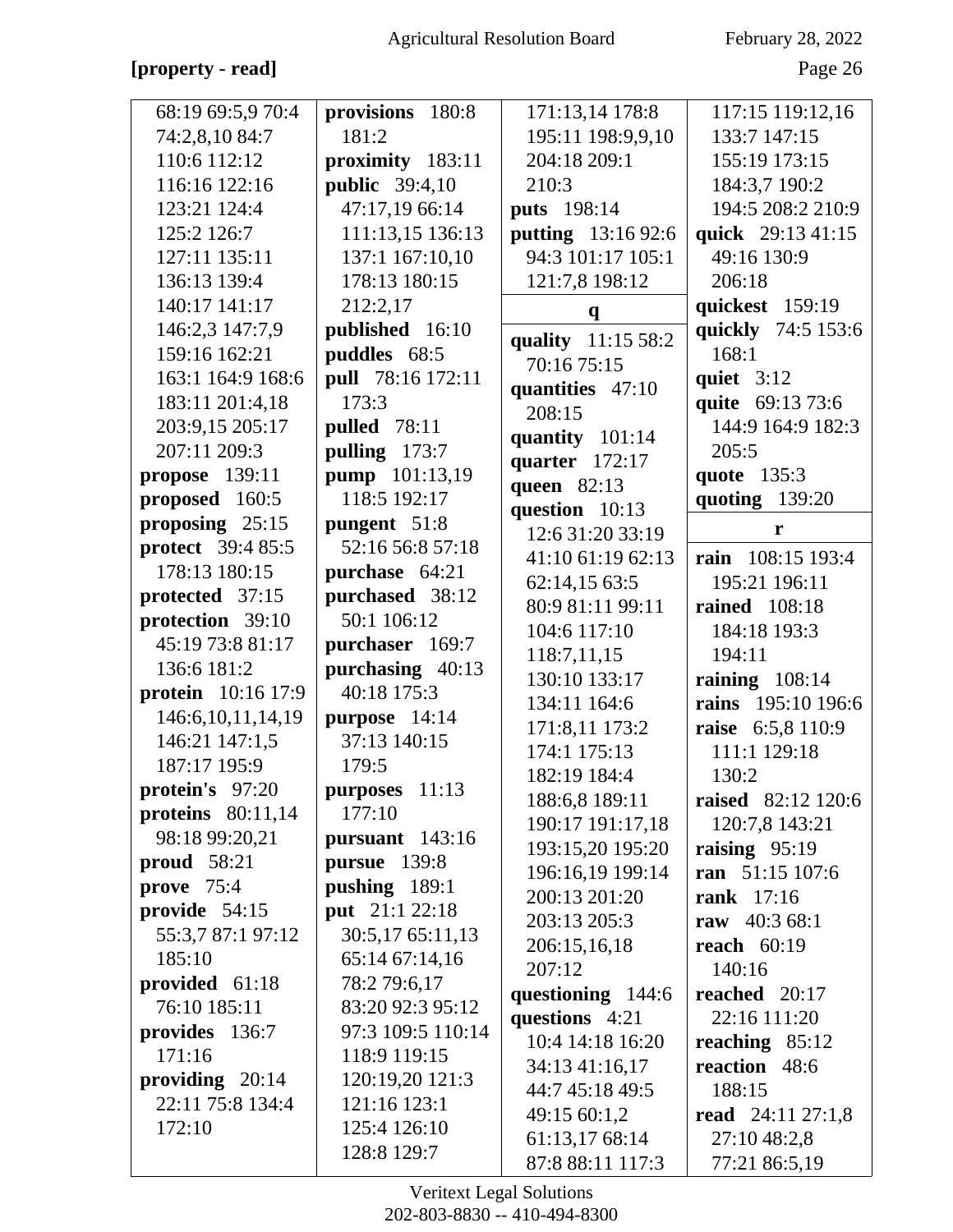**[property - read]**

68:19 69:5,9 70:4 74:2,8,10 84:7 110:6 112:12 116:16 122:16 123:21 124:4 125:2 126:7 127:11 135:11 136:13 139:4 140:17 141:17 146:2,3 147:7,9 159:16 162:21 163:1 164:9 168:6 183:11 201:4,18 203:9,15 205:17 207:11 209:3
**propose** 139:11
**proposed** 160:5
**proposing** 25:15
**protect** 39:4 85:5 178:13 180:15
**protected** 37:15
**protection** 39:10 45:19 73:8 81:17 136:6 181:2
**protein** 10:16 17:9 146:6,10,11,14,19 146:21 147:1,5 187:17 195:9
**protein's** 97:20
**proteins** 80:11,14 98:18 99:20,21
**proud** 58:21
**prove** 75:4
**provide** 54:15 55:3,7 87:1 97:12 185:10
**provided** 61:18 76:10 185:11
**provides** 136:7 171:16
**providing** 20:14 22:11 75:8 134:4 172:10

**provisions** 180:8 181:2
**proximity** 183:11
**public** 39:4,10 47:17,19 66:14 111:13,15 136:13 137:1 167:10,10 178:13 180:15 212:2,17
**published** 16:10
**puddles** 68:5
**pull** 78:16 172:11 173:3
**pulled** 78:11
**pulling** 173:7
**pump** 101:13,19 118:5 192:17
**pungent** 51:8 52:16 56:8 57:18
**purchase** 64:21
**purchased** 38:12 50:1 106:12
**purchaser** 169:7
**purchasing** 40:13 40:18 175:3
**purpose** 14:14 37:13 140:15 179:5
**purposes** 11:13 177:10
**pursuant** 143:16
**pursue** 139:8
**pushing** 189:1
**put** 21:1 22:18 30:5,17 65:11,13 65:14 67:14,16 78:2 79:6,17 83:20 92:3 95:12 97:3 109:5 110:14 118:9 119:15 120:19,20 121:3 121:16 123:1 125:4 126:10 128:8 129:7

171:13,14 178:8 195:11 198:9,9,10 204:18 209:1 210:3
**puts** 198:14
**putting** 13:16 92:6 94:3 101:17 105:1 121:7,8 198:12

**q**

**quality** 11:15 58:2 70:16 75:15
**quantities** 47:10 208:15
**quantity** 101:14
**quarter** 172:17
**queen** 82:13
**question** 10:13 12:6 31:20 33:19 41:10 61:19 62:13 62:14,15 63:5 80:9 81:11 99:11 104:6 117:10 118:7,11,15 130:10 133:17 134:11 164:6 171:8,11 173:2 174:1 175:13 182:19 184:4 188:6,8 189:11 190:17 191:17,18 193:15,20 195:20 196:16,19 199:14 200:13 201:20 203:13 205:3 206:15,16,18 207:12
**questioning** 144:6
**questions** 4:21 10:4 14:18 16:20 34:13 41:16,17 44:7 45:18 49:5 49:15 60:1,2 61:13,17 68:14 87:8 88:11 117:3

117:15 119:12,16 133:7 147:15 155:19 173:15 184:3,7 190:2 194:5 208:2 210:9
**quick** 29:13 41:15 49:16 130:9 206:18
**quickest** 159:19
**quickly** 74:5 153:6 168:1
**quiet** 3:12
**quite** 69:13 73:6 144:9 164:9 182:3 205:5
**quote** 135:3
**quoting** 139:20

**r**

**rain** 108:15 193:4 195:21 196:11
**rained** 108:18 184:18 193:3 194:11
**raining** 108:14
**rains** 195:10 196:6
**raise** 6:5,8 110:9 111:1 129:18 130:2
**raised** 82:12 120:6 120:7,8 143:21
**raising** 95:19
**ran** 51:15 107:6
**rank** 17:16
**raw** 40:3 68:1
**reach** 60:19 140:16
**reached** 20:17 22:16 111:20
**reaching** 85:12
**reaction** 48:6 188:15
**read** 24:11 27:1,8 27:10 48:2,8 77:21 86:5,19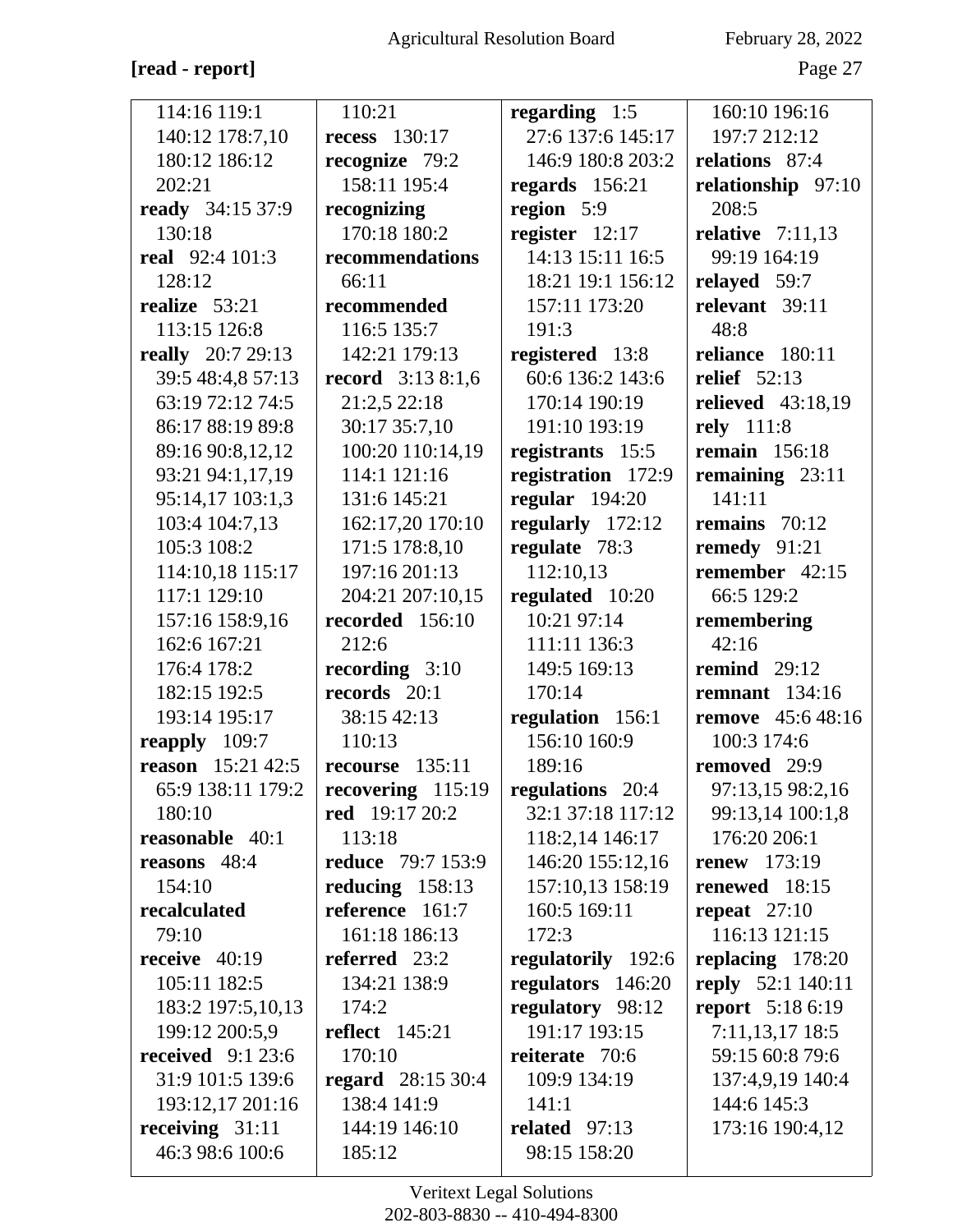**[read - report]**

114:16 119:1 140:12 178:7,10 180:12 186:12 202:21
**ready** 34:15 37:9 130:18
**real** 92:4 101:3 128:12
**realize** 53:21 113:15 126:8
**really** 20:7 29:13 39:5 48:4,8 57:13 63:19 72:12 74:5 86:17 88:19 89:8 89:16 90:8,12,12 93:21 94:1,17,19 95:14,17 103:1,3 103:4 104:7,13 105:3 108:2 114:10,18 115:17 117:1 129:10 157:16 158:9,16 162:6 167:21 176:4 178:2 182:15 192:5 193:14 195:17
**reapply** 109:7
**reason** 15:21 42:5 65:9 138:11 179:2 180:10
**reasonable** 40:1
**reasons** 48:4 154:10
**recalculated** 79:10
**receive** 40:19 105:11 182:5 183:2 197:5,10,13 199:12 200:5,9
**received** 9:1 23:6 31:9 101:5 139:6 193:12,17 201:16
**receiving** 31:11 46:3 98:6 100:6

110:21
**recess** 130:17
**recognize** 79:2 158:11 195:4
**recognizing** 170:18 180:2
**recommendations** 66:11
**recommended** 116:5 135:7 142:21 179:13
**record** 3:13 8:1,6 21:2,5 22:18 30:17 35:7,10 100:20 110:14,19 114:1 121:16 131:6 145:21 162:17,20 170:10 171:5 178:8,10 197:16 201:13 204:21 207:10,15
**recorded** 156:10 212:6
**recording** 3:10
**records** 20:1 38:15 42:13 110:13
**recourse** 135:11
**recovering** 115:19
**red** 19:17 20:2 113:18
**reduce** 79:7 153:9
**reducing** 158:13
**reference** 161:7 161:18 186:13
**referred** 23:2 134:21 138:9 174:2
**reflect** 145:21 170:10
**regard** 28:15 30:4 138:4 141:9 144:19 146:10 185:12

**regarding** 1:5 27:6 137:6 145:17 146:9 180:8 203:2
**regards** 156:21
**region** 5:9
**register** 12:17 14:13 15:11 16:5 18:21 19:1 156:12 157:11 173:20 191:3
**registered** 13:8 60:6 136:2 143:6 170:14 190:19 191:10 193:19
**registrants** 15:5
**registration** 172:9
**regular** 194:20
**regularly** 172:12
**regulate** 78:3 112:10,13
**regulated** 10:20 10:21 97:14 111:11 136:3 149:5 169:13 170:14
**regulation** 156:1 156:10 160:9 189:16
**regulations** 20:4 32:1 37:18 117:12 118:2,14 146:17 146:20 155:12,16 157:10,13 158:19 160:5 169:11 172:3
**regulatorily** 192:6
**regulators** 146:20
**regulatory** 98:12 191:17 193:15
**reiterate** 70:6 109:9 134:19 141:1
**related** 97:13 98:15 158:20

160:10 196:16 197:7 212:12
**relations** 87:4
**relationship** 97:10 208:5
**relative** 7:11,13 99:19 164:19
**relayed** 59:7
**relevant** 39:11 48:8
**reliance** 180:11
**relief** 52:13
**relieved** 43:18,19
**rely** 111:8
**remain** 156:18
**remaining** 23:11 141:11
**remains** 70:12
**remedy** 91:21
**remember** 42:15 66:5 129:2
**remembering** 42:16
**remind** 29:12
**remnant** 134:16
**remove** 45:6 48:16 100:3 174:6
**removed** 29:9 97:13,15 98:2,16 99:13,14 100:1,8 176:20 206:1
**renew** 173:19
**renewed** 18:15
**repeat** 27:10 116:13 121:15
**replacing** 178:20
**reply** 52:1 140:11
**report** 5:18 6:19 7:11,13,17 18:5 59:15 60:8 79:6 137:4,9,19 140:4 144:6 145:3 173:16 190:4,12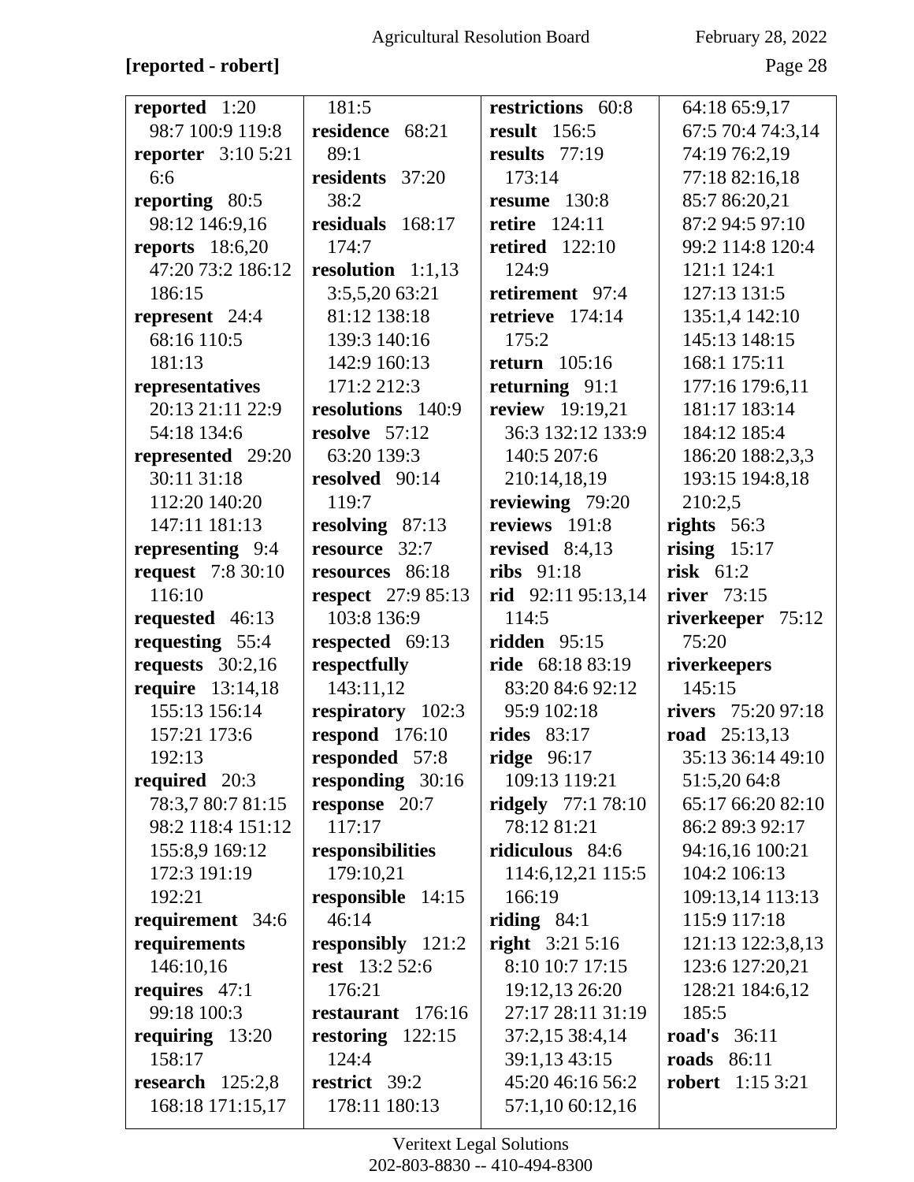**[reported - robert]**

**reported** 1:20 98:7 100:9 119:8
**reporter** 3:10 5:21 6:6
**reporting** 80:5 98:12 146:9,16
**reports** 18:6,20 47:20 73:2 186:12 186:15
**represent** 24:4 68:16 110:5 181:13
**representatives** 20:13 21:11 22:9 54:18 134:6
**represented** 29:20 30:11 31:18 112:20 140:20 147:11 181:13
**representing** 9:4
**request** 7:8 30:10 116:10
**requested** 46:13
**requesting** 55:4
**requests** 30:2,16
**require** 13:14,18 155:13 156:14 157:21 173:6 192:13
**required** 20:3 78:3,7 80:7 81:15 98:2 118:4 151:12 155:8,9 169:12 172:3 191:19 192:21
**requirement** 34:6
**requirements** 146:10,16
**requires** 47:1 99:18 100:3
**requiring** 13:20 158:17
**research** 125:2,8 168:18 171:15,17 181:5
**residence** 68:21 89:1
**residents** 37:20 38:2
**residuals** 168:17 174:7
**resolution** 1:1,13 3:5,5,20 63:21 81:12 138:18 139:3 140:16 142:9 160:13 171:2 212:3
**resolutions** 140:9
**resolve** 57:12 63:20 139:3
**resolved** 90:14 119:7
**resolving** 87:13
**resource** 32:7
**resources** 86:18
**respect** 27:9 85:13 103:8 136:9
**respected** 69:13
**respectfully** 143:11,12
**respiratory** 102:3
**respond** 176:10
**responded** 57:8
**responding** 30:16
**response** 20:7 117:17
**responsibilities** 179:10,21
**responsible** 14:15 46:14
**responsibly** 121:2
**rest** 13:2 52:6 176:21
**restaurant** 176:16
**restoring** 122:15 124:4
**restrict** 39:2 178:11 180:13
**restrictions** 60:8
**result** 156:5
**results** 77:19 173:14
**resume** 130:8
**retire** 124:11
**retired** 122:10 124:9
**retirement** 97:4
**retrieve** 174:14 175:2
**return** 105:16
**returning** 91:1
**review** 19:19,21 36:3 132:12 133:9 140:5 207:6 210:14,18,19
**reviewing** 79:20
**reviews** 191:8
**revised** 8:4,13
**ribs** 91:18
**rid** 92:11 95:13,14 114:5
**ridden** 95:15
**ride** 68:18 83:19 83:20 84:6 92:12 95:9 102:18
**rides** 83:17
**ridge** 96:17 109:13 119:21
**ridgely** 77:1 78:10 78:12 81:21
**ridiculous** 84:6 114:6,12,21 115:5 166:19
**riding** 84:1
**right** 3:21 5:16 8:10 10:7 17:15 19:12,13 26:20 27:17 28:11 31:19 37:2,15 38:4,14 39:1,13 43:15 45:20 46:16 56:2 57:1,10 60:12,16 64:18 65:9,17 67:5 70:4 74:3,14 74:19 76:2,19 77:18 82:16,18 85:7 86:20,21 87:2 94:5 97:10 99:2 114:8 120:4 121:1 124:1 127:13 131:5 135:1,4 142:10 145:13 148:15 168:1 175:11 177:16 179:6,11 181:17 183:14 184:12 185:4 186:20 188:2,3,3 193:15 194:8,18 210:2,5
**rights** 56:3
**rising** 15:17
**risk** 61:2
**river** 73:15
**riverkeeper** 75:12 75:20
**riverkeepers** 145:15
**rivers** 75:20 97:18
**road** 25:13,13 35:13 36:14 49:10 51:5,20 64:8 65:17 66:20 82:10 86:2 89:3 92:17 94:16,16 100:21 104:2 106:13 109:13,14 113:13 115:9 117:18 121:13 122:3,8,13 123:6 127:20,21 128:21 184:6,12 185:5
**road's** 36:11
**roads** 86:11
**robert** 1:15 3:21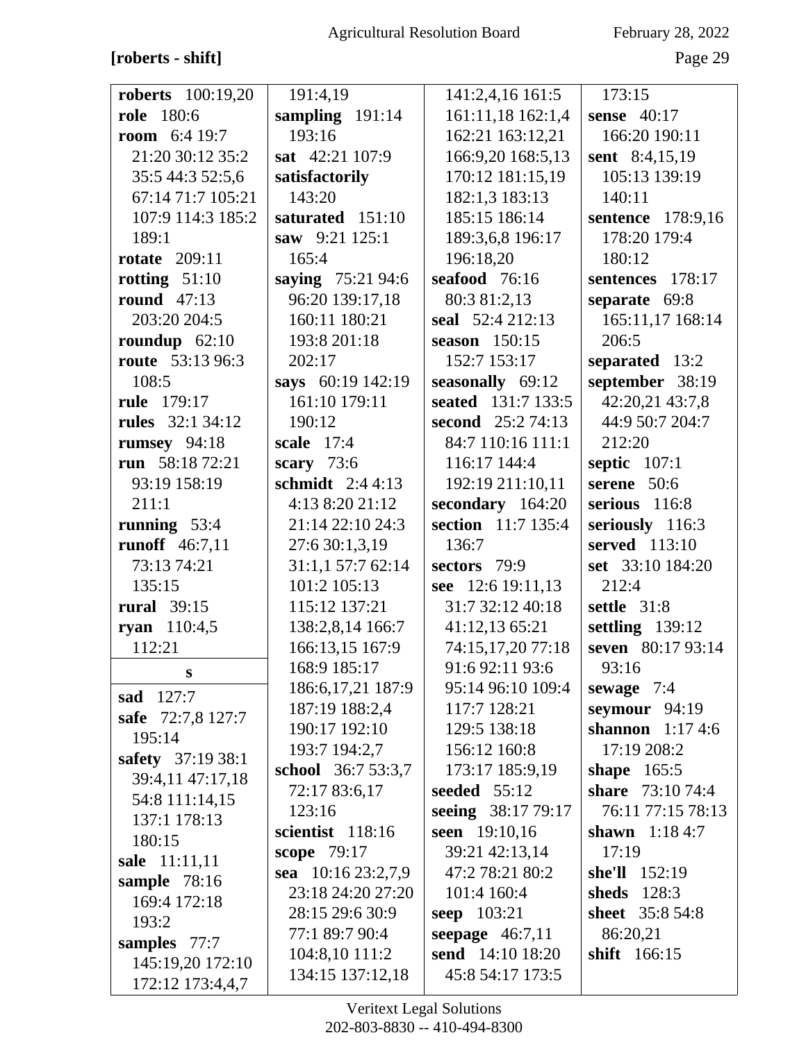**[roberts - shift]**

**roberts** 100:19,20
**role** 180:6
**room** 6:4 19:7 21:20 30:12 35:2 35:5 44:3 52:5,6 67:14 71:7 105:21 107:9 114:3 185:2 189:1
**rotate** 209:11
**rotting** 51:10
**round** 47:13 203:20 204:5
**roundup** 62:10
**route** 53:13 96:3 108:5
**rule** 179:17
**rules** 32:1 34:12
**rumsey** 94:18
**run** 58:18 72:21 93:19 158:19 211:1
**running** 53:4
**runoff** 46:7,11 73:13 74:21 135:15
**rural** 39:15
**ryan** 110:4,5 112:21

**s**

**sad** 127:7
**safe** 72:7,8 127:7 195:14
**safety** 37:19 38:1 39:4,11 47:17,18 54:8 111:14,15 137:1 178:13 180:15
**sale** 11:11,11
**sample** 78:16 169:4 172:18 193:2
**samples** 77:7 145:19,20 172:10 172:12 173:4,4,7 191:4,19
**sampling** 191:14 193:16
**sat** 42:21 107:9
**satisfactorily** 143:20
**saturated** 151:10
**saw** 9:21 125:1 165:4
**saying** 75:21 94:6 96:20 139:17,18 160:11 180:21 193:8 201:18 202:17
**says** 60:19 142:19 161:10 179:11 190:12
**scale** 17:4
**scary** 73:6
**schmidt** 2:4 4:13 4:13 8:20 21:12 21:14 22:10 24:3 27:6 30:1,3,19 31:1,1 57:7 62:14 101:2 105:13 115:12 137:21 138:2,8,14 166:7 166:13,15 167:9 168:9 185:17 186:6,17,21 187:9 187:19 188:2,4 190:17 192:10 193:7 194:2,7
**school** 36:7 53:3,7 72:17 83:6,17 123:16
**scientist** 118:16
**scope** 79:17
**sea** 10:16 23:2,7,9 23:18 24:20 27:20 28:15 29:6 30:9 77:1 89:7 90:4 104:8,10 111:2 134:15 137:12,18 141:2,4,16 161:5 161:11,18 162:1,4 162:21 163:12,21 166:9,20 168:5,13 170:12 181:15,19 182:1,3 183:13 185:15 186:14 189:3,6,8 196:17 196:18,20
**seafood** 76:16 80:3 81:2,13
**seal** 52:4 212:13
**season** 150:15 152:7 153:17
**seasonally** 69:12
**seated** 131:7 133:5
**second** 25:2 74:13 84:7 110:16 111:1 116:17 144:4 192:19 211:10,11
**secondary** 164:20
**section** 11:7 135:4 136:7
**sectors** 79:9
**see** 12:6 19:11,13 31:7 32:12 40:18 41:12,13 65:21 74:15,17,20 77:18 91:6 92:11 93:6 95:14 96:10 109:4 117:7 128:21 129:5 138:18 156:12 160:8 173:17 185:9,19
**seeded** 55:12
**seeing** 38:17 79:17
**seen** 19:10,16 39:21 42:13,14 47:2 78:21 80:2 101:4 160:4
**seep** 103:21
**seepage** 46:7,11
**send** 14:10 18:20 45:8 54:17 173:5 173:15
**sense** 40:17 166:20 190:11
**sent** 8:4,15,19 105:13 139:19 140:11
**sentence** 178:9,16 178:20 179:4 180:12
**sentences** 178:17
**separate** 69:8 165:11,17 168:14 206:5
**separated** 13:2
**september** 38:19 42:20,21 43:7,8 44:9 50:7 204:7 212:20
**septic** 107:1
**serene** 50:6
**serious** 116:8
**seriously** 116:3
**served** 113:10
**set** 33:10 184:20 212:4
**settle** 31:8
**settling** 139:12
**seven** 80:17 93:14 93:16
**sewage** 7:4
**seymour** 94:19
**shannon** 1:17 4:6 17:19 208:2
**shape** 165:5
**share** 73:10 74:4 76:11 77:15 78:13
**shawn** 1:18 4:7 17:19
**she'll** 152:19
**sheds** 128:3
**sheet** 35:8 54:8 86:20,21
**shift** 166:15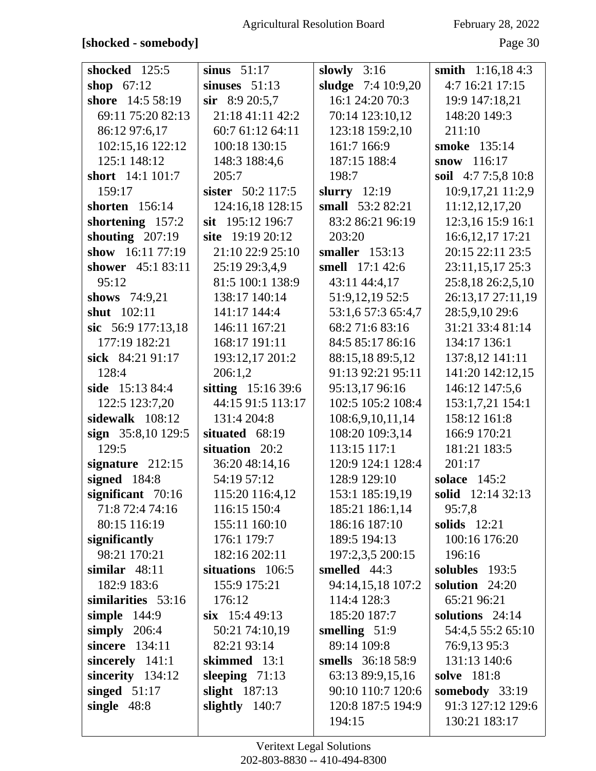**[shocked - somebody]**

**shocked** 125:5
**shop** 67:12
**shore** 14:5 58:19 69:11 75:20 82:13 86:12 97:6,17 102:15,16 122:12 125:1 148:12
**short** 14:1 101:7 159:17
**shorten** 156:14
**shortening** 157:2
**shouting** 207:19
**show** 16:11 77:19
**shower** 45:1 83:11 95:12
**shows** 74:9,21
**shut** 102:11
**sic** 56:9 177:13,18 177:19 182:21
**sick** 84:21 91:17 128:4
**side** 15:13 84:4 122:5 123:7,20
**sidewalk** 108:12
**sign** 35:8,10 129:5 129:5
**signature** 212:15
**signed** 184:8
**significant** 70:16 71:8 72:4 74:16 80:15 116:19
**significantly** 98:21 170:21
**similar** 48:11 182:9 183:6
**similarities** 53:16
**simple** 144:9
**simply** 206:4
**sincere** 134:11
**sincerely** 141:1
**sincerity** 134:12
**singed** 51:17
**single** 48:8
**sinus** 51:17
**sinuses** 51:13
**sir** 8:9 20:5,7 21:18 41:11 42:2 60:7 61:12 64:11 100:18 130:15 148:3 188:4,6 205:7
**sister** 50:2 117:5 124:16,18 128:15
**sit** 195:12 196:7
**site** 19:19 20:12 21:10 22:9 25:10 25:19 29:3,4,9 81:5 100:1 138:9 138:17 140:14 141:17 144:4 146:11 167:21 168:17 191:11 193:12,17 201:2 206:1,2
**sitting** 15:16 39:6 44:15 91:5 113:17 131:4 204:8
**situated** 68:19
**situation** 20:2 36:20 48:14,16 54:19 57:12 115:20 116:4,12 116:15 150:4 155:11 160:10 176:1 179:7 182:16 202:11
**situations** 106:5 155:9 175:21 176:12
**six** 15:4 49:13 50:21 74:10,19 82:21 93:14
**skimmed** 13:1
**sleeping** 71:13
**slight** 187:13
**slightly** 140:7
**slowly** 3:16
**sludge** 7:4 10:9,20 16:1 24:20 70:3 70:14 123:10,12 123:18 159:2,10 161:7 166:9 187:15 188:4 198:7
**slurry** 12:19
**small** 53:2 82:21 83:2 86:21 96:19 203:20
**smaller** 153:13
**smell** 17:1 42:6 43:11 44:4,17 51:9,12,19 52:5 53:1,6 57:3 65:4,7 68:2 71:6 83:16 84:5 85:17 86:16 88:15,18 89:5,12 91:13 92:21 95:11 95:13,17 96:16 102:5 105:2 108:4 108:6,9,10,11,14 108:20 109:3,14 113:15 117:1 120:9 124:1 128:4 128:9 129:10 153:1 185:19,19 185:21 186:1,14 186:16 187:10 189:5 194:13 197:2,3,5 200:15
**smelled** 44:3 94:14,15,18 107:2 114:4 128:3 185:20 187:7
**smelling** 51:9 89:14 109:8
**smells** 36:18 58:9 63:13 89:9,15,16 90:10 110:7 120:6 120:8 187:5 194:9 194:15
**smith** 1:16,18 4:3 4:7 16:21 17:15 19:9 147:18,21 148:20 149:3 211:10
**smoke** 135:14
**snow** 116:17
**soil** 4:7 7:5,8 10:8 10:9,17,21 11:2,9 11:12,12,17,20 12:3,16 15:9 16:1 16:6,12,17 17:21 20:15 22:11 23:5 23:11,15,17 25:3 25:8,18 26:2,5,10 26:13,17 27:11,19 28:5,9,10 29:6 31:21 33:4 81:14 134:17 136:1 137:8,12 141:11 141:20 142:12,15 146:12 147:5,6 153:1,7,21 154:1 158:12 161:8 166:9 170:21 181:21 183:5 201:17
**solace** 145:2
**solid** 12:14 32:13 95:7,8
**solids** 12:21 100:16 176:20 196:16
**solubles** 193:5
**solution** 24:20 65:21 96:21
**solutions** 24:14 54:4,5 55:2 65:10 76:9,13 95:3 131:13 140:6
**solve** 181:8
**somebody** 33:19 91:3 127:12 129:6 130:21 183:17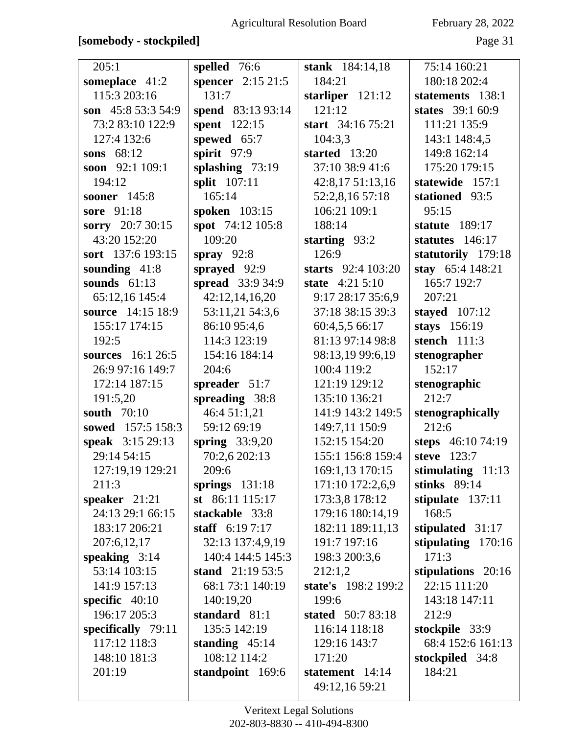**[somebody - stockpiled]**

205:1
**someplace** 41:2 115:3 203:16
**son** 45:8 53:3 54:9 73:2 83:10 122:9 127:4 132:6
**sons** 68:12
**soon** 92:1 109:1 194:12
**sooner** 145:8
**sore** 91:18
**sorry** 20:7 30:15 43:20 152:20
**sort** 137:6 193:15
**sounding** 41:8
**sounds** 61:13 65:12,16 145:4
**source** 14:15 18:9 155:17 174:15 192:5
**sources** 16:1 26:5 26:9 97:16 149:7 172:14 187:15 191:5,20
**south** 70:10
**sowed** 157:5 158:3
**speak** 3:15 29:13 29:14 54:15 127:19,19 129:21 211:3
**speaker** 21:21 24:13 29:1 66:15 183:17 206:21 207:6,12,17
**speaking** 3:14 53:14 103:15 141:9 157:13
**specific** 40:10 196:17 205:3
**specifically** 79:11 117:12 118:3 148:10 181:3 201:19
**spelled** 76:6
**spencer** 2:15 21:5 131:7
**spend** 83:13 93:14
**spent** 122:15
**spewed** 65:7
**spirit** 97:9
**splashing** 73:19
**split** 107:11 165:14
**spoken** 103:15
**spot** 74:12 105:8 109:20
**spray** 92:8
**sprayed** 92:9
**spread** 33:9 34:9 42:12,14,16,20 53:11,21 54:3,6 86:10 95:4,6 114:3 123:19 154:16 184:14 204:6
**spreader** 51:7
**spreading** 38:8 46:4 51:1,21 59:12 69:19
**spring** 33:9,20 70:2,6 202:13 209:6
**springs** 131:18
**st** 86:11 115:17
**stackable** 33:8
**staff** 6:19 7:17 32:13 137:4,9,19 140:4 144:5 145:3
**stand** 21:19 53:5 68:1 73:1 140:19 140:19,20
**standard** 81:1 135:5 142:19
**standing** 45:14 108:12 114:2
**standpoint** 169:6
**stank** 184:14,18 184:21
**starliper** 121:12 121:12
**start** 34:16 75:21 104:3,3
**started** 13:20 37:10 38:9 41:6 42:8,17 51:13,16 52:2,8,16 57:18 106:21 109:1 188:14
**starting** 93:2 126:9
**starts** 92:4 103:20
**state** 4:21 5:10 9:17 28:17 35:6,9 37:18 38:15 39:3 60:4,5,5 66:17 81:13 97:14 98:8 98:13,19 99:6,19 100:4 119:2 121:19 129:12 135:10 136:21 141:9 143:2 149:5 149:7,11 150:9 152:15 154:20 155:1 156:8 159:4 169:1,13 170:15 171:10 172:2,6,9 173:3,8 178:12 179:16 180:14,19 182:11 189:11,13 191:7 197:16 198:3 200:3,6 212:1,2
**state's** 198:2 199:2 199:6
**stated** 50:7 83:18 116:14 118:18 129:16 143:7 171:20
**statement** 14:14 49:12,16 59:21 75:14 160:21 180:18 202:4
**statements** 138:1
**states** 39:1 60:9 111:21 135:9 143:1 148:4,5 149:8 162:14 175:20 179:15
**statewide** 157:1
**stationed** 93:5 95:15
**statute** 189:17
**statutes** 146:17
**statutorily** 179:18
**stay** 65:4 148:21 165:7 192:7 207:21
**stayed** 107:12
**stays** 156:19
**stench** 111:3
**stenographer** 152:17
**stenographic** 212:7
**stenographically** 212:6
**steps** 46:10 74:19
**steve** 123:7
**stimulating** 11:13
**stinks** 89:14
**stipulate** 137:11 168:5
**stipulated** 31:17
**stipulating** 170:16 171:3
**stipulations** 20:16 22:15 111:20 143:18 147:11 212:9
**stockpile** 33:9 68:4 152:6 161:13
**stockpiled** 34:8 184:21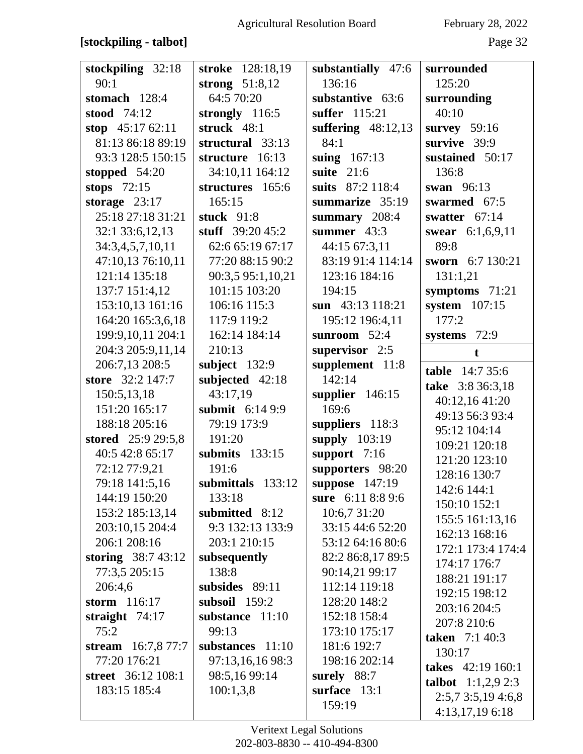**[stockpiling - talbot]**

**stockpiling** 32:18 90:1
**stomach** 128:4
**stood** 74:12
**stop** 45:17 62:11 81:13 86:18 89:19 93:3 128:5 150:15
**stopped** 54:20
**stops** 72:15
**storage** 23:17 25:18 27:18 31:21 32:1 33:6,12,13 34:3,4,5,7,10,11 47:10,13 76:10,11 121:14 135:18 137:7 151:4,12 153:10,13 161:16 164:20 165:3,6,18 199:9,10,11 204:1 204:3 205:9,11,14 206:7,13 208:5
**store** 32:2 147:7 150:5,13,18 151:20 165:17 188:18 205:16
**stored** 25:9 29:5,8 40:5 42:8 65:17 72:12 77:9,21 79:18 141:5,16 144:19 150:20 153:2 185:13,14 203:10,15 204:4 206:1 208:16
**storing** 38:7 43:12 77:3,5 205:15 206:4,6
**storm** 116:17
**straight** 74:17 75:2
**stream** 16:7,8 77:7 77:20 176:21
**street** 36:12 108:1 183:15 185:4
**stroke** 128:18,19
**strong** 51:8,12 64:5 70:20
**strongly** 116:5
**struck** 48:1
**structural** 33:13
**structure** 16:13 34:10,11 164:12
**structures** 165:6 165:15
**stuck** 91:8
**stuff** 39:20 45:2 62:6 65:19 67:17 77:20 88:15 90:2 90:3,5 95:1,10,21 101:15 103:20 106:16 115:3 117:9 119:2 162:14 184:14 210:13
**subject** 132:9
**subjected** 42:18 43:17,19
**submit** 6:14 9:9 79:19 173:9 191:20
**submits** 133:15 191:6
**submittals** 133:12 133:18
**submitted** 8:12 9:3 132:13 133:9 203:1 210:15
**subsequently** 138:8
**subsides** 89:11
**subsoil** 159:2
**substance** 11:10 99:13
**substances** 11:10 97:13,16,16 98:3 98:5,16 99:14 100:1,3,8
**substantially** 47:6 136:16
**substantive** 63:6
**suffer** 115:21
**suffering** 48:12,13 84:1
**suing** 167:13
**suite** 21:6
**suits** 87:2 118:4
**summarize** 35:19
**summary** 208:4
**summer** 43:3 44:15 67:3,11 83:19 91:4 114:14 123:16 184:16 194:15
**sun** 43:13 118:21 195:12 196:4,11
**sunroom** 52:4
**supervisor** 2:5
**supplement** 11:8 142:14
**supplier** 146:15 169:6
**suppliers** 118:3
**supply** 103:19
**support** 7:16
**supporters** 98:20
**suppose** 147:19
**sure** 6:11 8:8 9:6 10:6,7 31:20 33:15 44:6 52:20 53:12 64:16 80:6 82:2 86:8,17 89:5 90:14,21 99:17 112:14 119:18 128:20 148:2 152:18 158:4 173:10 175:17 181:6 192:7 198:16 202:14
**surely** 88:7
**surface** 13:1 159:19
**surrounded** 125:20
**surrounding** 40:10
**survey** 59:16
**survive** 39:9
**sustained** 50:17 136:8
**swan** 96:13
**swarmed** 67:5
**swatter** 67:14
**swear** 6:1,6,9,11 89:8
**sworn** 6:7 130:21 131:1,21
**symptoms** 71:21
**system** 107:15 177:2
**systems** 72:9

**t**

**table** 14:7 35:6
**take** 3:8 36:3,18 40:12,16 41:20 49:13 56:3 93:4 95:12 104:14 109:21 120:18 121:20 123:10 128:16 130:7 142:6 144:1 150:10 152:1 155:5 161:13,16 162:13 168:16 172:1 173:4 174:4 174:17 176:7 188:21 191:17 192:15 198:12 203:16 204:5 207:8 210:6
**taken** 7:1 40:3 130:17
**takes** 42:19 160:1
**talbot** 1:1,2,9 2:3 2:5,7 3:5,19 4:6,8 4:13,17,19 6:18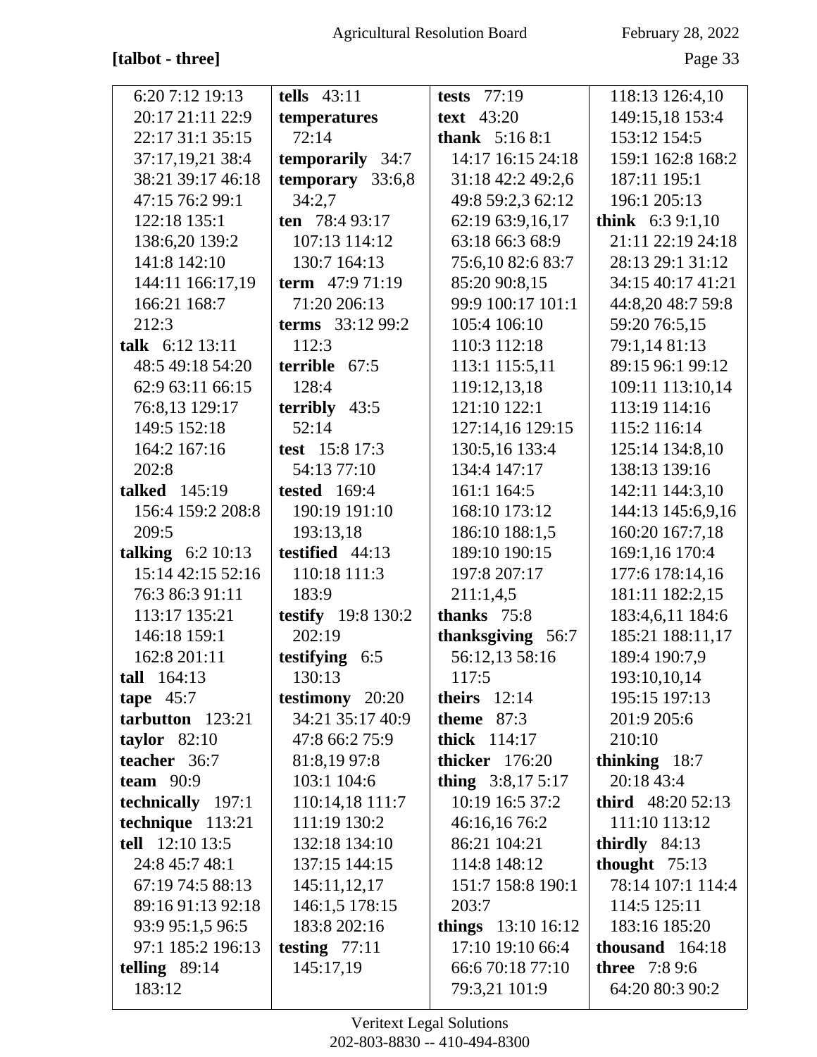**[talbot - three]**

6:20 7:12 19:13 20:17 21:11 22:9 22:17 31:1 35:15 37:17,19,21 38:4 38:21 39:17 46:18 47:15 76:2 99:1 122:18 135:1 138:6,20 139:2 141:8 142:10 144:11 166:17,19 166:21 168:7 212:3

**talk** 6:12 13:11 48:5 49:18 54:20 62:9 63:11 66:15 76:8,13 129:17 149:5 152:18 164:2 167:16 202:8

**talked** 145:19 156:4 159:2 208:8 209:5

**talking** 6:2 10:13 15:14 42:15 52:16 76:3 86:3 91:11 113:17 135:21 146:18 159:1 162:8 201:11

**tall** 164:13

**tape** 45:7

**tarbutton** 123:21

**taylor** 82:10

**teacher** 36:7

**team** 90:9

**technically** 197:1

**technique** 113:21

**tell** 12:10 13:5 24:8 45:7 48:1 67:19 74:5 88:13 89:16 91:13 92:18 93:9 95:1,5 96:5 97:1 185:2 196:13

**telling** 89:14 183:12

**tells** 43:11

**temperatures** 72:14

**temporarily** 34:7

**temporary** 33:6,8 34:2,7

**ten** 78:4 93:17 107:13 114:12 130:7 164:13

**term** 47:9 71:19 71:20 206:13

**terms** 33:12 99:2 112:3

**terrible** 67:5 128:4

**terribly** 43:5 52:14

**test** 15:8 17:3 54:13 77:10

**tested** 169:4 190:19 191:10 193:13,18

**testified** 44:13 110:18 111:3 183:9

**testify** 19:8 130:2 202:19

**testifying** 6:5 130:13

**testimony** 20:20 34:21 35:17 40:9 47:8 66:2 75:9 81:8,19 97:8 103:1 104:6 110:14,18 111:7 111:19 130:2 132:18 134:10 137:15 144:15 145:11,12,17 146:1,5 178:15 183:8 202:16

**testing** 77:11 145:17,19

**tests** 77:19

**text** 43:20

**thank** 5:16 8:1 14:17 16:15 24:18 31:18 42:2 49:2,6 49:8 59:2,3 62:12 62:19 63:9,16,17 63:18 66:3 68:9 75:6,10 82:6 83:7 85:20 90:8,15 99:9 100:17 101:1 105:4 106:10 110:3 112:18 113:1 115:5,11 119:12,13,18 121:10 122:1 127:14,16 129:15 130:5,16 133:4 134:4 147:17 161:1 164:5 168:10 173:12 186:10 188:1,5 189:10 190:15 197:8 207:17 211:1,4,5

**thanks** 75:8

**thanksgiving** 56:7 56:12,13 58:16 117:5

**theirs** 12:14

**theme** 87:3

**thick** 114:17

**thicker** 176:20

**thing** 3:8,17 5:17 10:19 16:5 37:2 46:16,16 76:2 86:21 104:21 114:8 148:12 151:7 158:8 190:1 203:7

**things** 13:10 16:12 17:10 19:10 66:4 66:6 70:18 77:10 79:3,21 101:9 118:13 126:4,10 149:15,18 153:4 153:12 154:5 159:1 162:8 168:2 187:11 195:1 196:1 205:13

**think** 6:3 9:1,10 21:11 22:19 24:18 28:13 29:1 31:12 34:15 40:17 41:21 44:8,20 48:7 59:8 59:20 76:5,15 79:1,14 81:13 89:15 96:1 99:12 109:11 113:10,14 113:19 114:16 115:2 116:14 125:14 134:8,10 138:13 139:16 142:11 144:3,10 144:13 145:6,9,16 160:20 167:7,18 169:1,16 170:4 177:6 178:14,16 181:11 182:2,15 183:4,6,11 184:6 185:21 188:11,17 189:4 190:7,9 193:10,10,14 195:15 197:13 201:9 205:6 210:10

**thinking** 18:7 20:18 43:4

**third** 48:20 52:13 111:10 113:12

**thirdly** 84:13

**thought** 75:13 78:14 107:1 114:4 114:5 125:11 183:16 185:20

**thousand** 164:18

**three** 7:8 9:6 64:20 80:3 90:2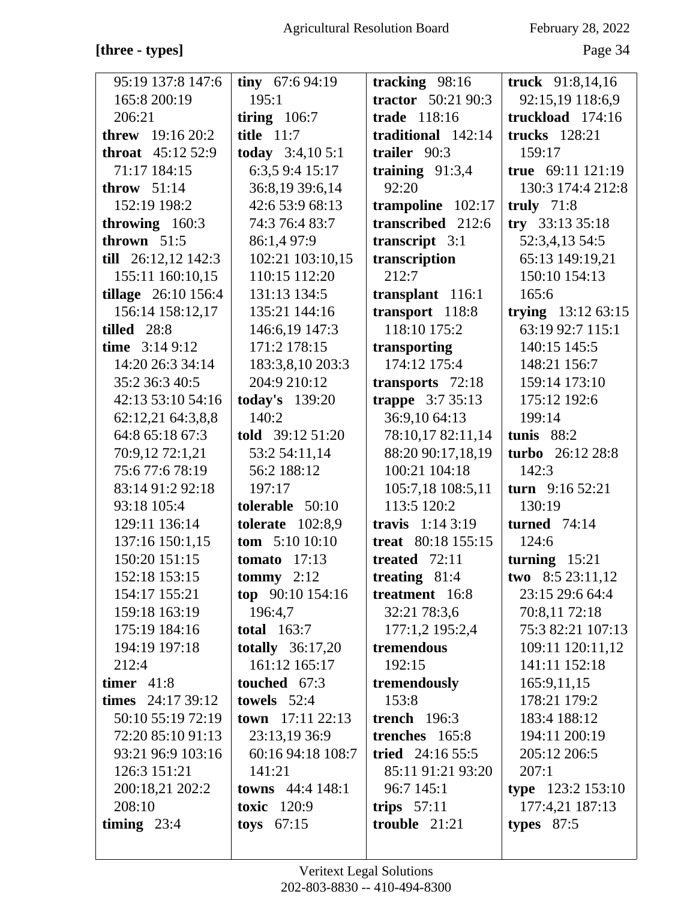**[three - types]**

95:19 137:8 147:6 165:8 200:19 206:21
**threw** 19:16 20:2
**throat** 45:12 52:9 71:17 184:15
**throw** 51:14 152:19 198:2
**throwing** 160:3
**thrown** 51:5
**till** 26:12,12 142:3 155:11 160:10,15
**tillage** 26:10 156:4 156:14 158:12,17
**tilled** 28:8
**time** 3:14 9:12 14:20 26:3 34:14 35:2 36:3 40:5 42:13 53:10 54:16 62:12,21 64:3,8,8 64:8 65:18 67:3 70:9,12 72:1,21 75:6 77:6 78:19 83:14 91:2 92:18 93:18 105:4 129:11 136:14 137:16 150:1,15 150:20 151:15 152:18 153:15 154:17 155:21 159:18 163:19 175:19 184:16 194:19 197:18 212:4
**timer** 41:8
**times** 24:17 39:12 50:10 55:19 72:19 72:20 85:10 91:13 93:21 96:9 103:16 126:3 151:21 200:18,21 202:2 208:10
**timing** 23:4
**tiny** 67:6 94:19 195:1
**tiring** 106:7
**title** 11:7
**today** 3:4,10 5:1 6:3,5 9:4 15:17 36:8,19 39:6,14 42:6 53:9 68:13 74:3 76:4 83:7 86:1,4 97:9 102:21 103:10,15 110:15 112:20 131:13 134:5 135:21 144:16 146:6,19 147:3 171:2 178:15 183:3,8,10 203:3 204:9 210:12
**today's** 139:20 140:2
**told** 39:12 51:20 53:2 54:11,14 56:2 188:12 197:17
**tolerable** 50:10
**tolerate** 102:8,9
**tom** 5:10 10:10
**tomato** 17:13
**tommy** 2:12
**top** 90:10 154:16 196:4,7
**total** 163:7
**totally** 36:17,20 161:12 165:17
**touched** 67:3
**towels** 52:4
**town** 17:11 22:13 23:13,19 36:9 60:16 94:18 108:7 141:21
**towns** 44:4 148:1
**toxic** 120:9
**toys** 67:15
**tracking** 98:16
**tractor** 50:21 90:3
**trade** 118:16
**traditional** 142:14
**trailer** 90:3
**training** 91:3,4 92:20
**trampoline** 102:17
**transcribed** 212:6
**transcript** 3:1
**transcription** 212:7
**transplant** 116:1
**transport** 118:8 118:10 175:2
**transporting** 174:12 175:4
**transports** 72:18
**trappe** 3:7 35:13 36:9,10 64:13 78:10,17 82:11,14 88:20 90:17,18,19 100:21 104:18 105:7,18 108:5,11 113:5 120:2
**travis** 1:14 3:19
**treat** 80:18 155:15
**treated** 72:11
**treating** 81:4
**treatment** 16:8 32:21 78:3,6 177:1,2 195:2,4
**tremendous** 192:15
**tremendously** 153:8
**trench** 196:3
**trenches** 165:8
**tried** 24:16 55:5 85:11 91:21 93:20 96:7 145:1
**trips** 57:11
**trouble** 21:21
**truck** 91:8,14,16 92:15,19 118:6,9
**truckload** 174:16
**trucks** 128:21 159:17
**true** 69:11 121:19 130:3 174:4 212:8
**truly** 71:8
**try** 33:13 35:18 52:3,4,13 54:5 65:13 149:19,21 150:10 154:13 165:6
**trying** 13:12 63:15 63:19 92:7 115:1 140:15 145:5 148:21 156:7 159:14 173:10 175:12 192:6 199:14
**tunis** 88:2
**turbo** 26:12 28:8 142:3
**turn** 9:16 52:21 130:19
**turned** 74:14 124:6
**turning** 15:21
**two** 8:5 23:11,12 23:15 29:6 64:4 70:8,11 72:18 75:3 82:21 107:13 109:11 120:11,12 141:11 152:18 165:9,11,15 178:21 179:2 183:4 188:12 194:11 200:19 205:12 206:5 207:1
**type** 123:2 153:10 177:4,21 187:13
**types** 87:5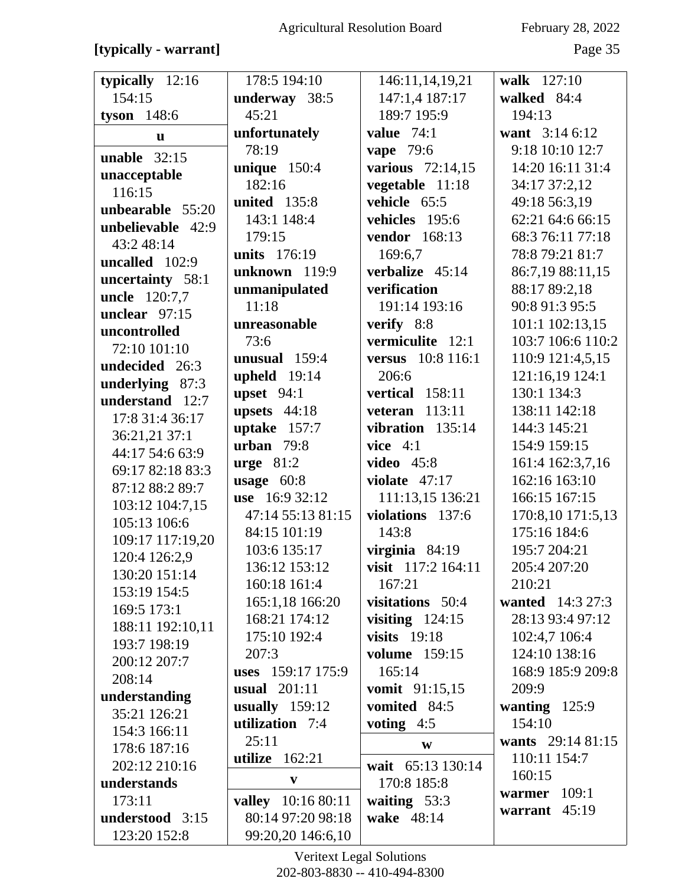**[typically - warrant]**

**typically** 12:16 154:15
**tyson** 148:6

**u**

**unable** 32:15
**unacceptable** 116:15
**unbearable** 55:20
**unbelievable** 42:9 43:2 48:14
**uncalled** 102:9
**uncertainty** 58:1
**uncle** 120:7,7
**unclear** 97:15
**uncontrolled** 72:10 101:10
**undecided** 26:3
**underlying** 87:3
**understand** 12:7 17:8 31:4 36:17 36:21,21 37:1 44:17 54:6 63:9 69:17 82:18 83:3 87:12 88:2 89:7 103:12 104:7,15 105:13 106:6 109:17 117:19,20 120:4 126:2,9 130:20 151:14 153:19 154:5 169:5 173:1 188:11 192:10,11 193:7 198:19 200:12 207:7 208:14
**understanding** 35:21 126:21 154:3 166:11 178:6 187:16 202:12 210:16
**understands** 173:11
**understood** 3:15 123:20 152:8
178:5 194:10
**underway** 38:5 45:21
**unfortunately** 78:19
**unique** 150:4 182:16
**united** 135:8 143:1 148:4 179:15
**units** 176:19
**unknown** 119:9
**unmanipulated** 11:18
**unreasonable** 73:6
**unusual** 159:4
**upheld** 19:14
**upset** 94:1
**upsets** 44:18
**uptake** 157:7
**urban** 79:8
**urge** 81:2
**usage** 60:8
**use** 16:9 32:12 47:14 55:13 81:15 84:15 101:19 103:6 135:17 136:12 153:12 160:18 161:4 165:1,18 166:20 168:21 174:12 175:10 192:4 207:3
**uses** 159:17 175:9
**usual** 201:11
**usually** 159:12
**utilization** 7:4 25:11
**utilize** 162:21

**v**

**valley** 10:16 80:11 80:14 97:20 98:18 99:20,20 146:6,10 146:11,14,19,21 147:1,4 187:17 189:7 195:9
**value** 74:1
**vape** 79:6
**various** 72:14,15
**vegetable** 11:18
**vehicle** 65:5
**vehicles** 195:6
**vendor** 168:13 169:6,7
**verbalize** 45:14
**verification** 191:14 193:16
**verify** 8:8
**vermiculite** 12:1
**versus** 10:8 116:1 206:6
**vertical** 158:11
**veteran** 113:11
**vibration** 135:14
**vice** 4:1
**video** 45:8
**violate** 47:17 111:13,15 136:21
**violations** 137:6 143:8
**virginia** 84:19
**visit** 117:2 164:11 167:21
**visitations** 50:4
**visiting** 124:15
**visits** 19:18
**volume** 159:15 165:14
**vomit** 91:15,15
**vomited** 84:5
**voting** 4:5

**w**

**wait** 65:13 130:14 170:8 185:8
**waiting** 53:3
**wake** 48:14
**walk** 127:10
**walked** 84:4 194:13
**want** 3:14 6:12 9:18 10:10 12:7 14:20 16:11 31:4 34:17 37:2,12 49:18 56:3,19 62:21 64:6 66:15 68:3 76:11 77:18 78:8 79:21 81:7 86:7,19 88:11,15 88:17 89:2,18 90:8 91:3 95:5 101:1 102:13,15 103:7 106:6 110:2 110:9 121:4,5,15 121:16,19 124:1 130:1 134:3 138:11 142:18 144:3 145:21 154:9 159:15 161:4 162:3,7,16 162:16 163:10 166:15 167:15 170:8,10 171:5,13 175:16 184:6 195:7 204:21 205:4 207:20 210:21
**wanted** 14:3 27:3 28:13 93:4 97:12 102:4,7 106:4 124:10 138:16 168:9 185:9 209:8 209:9
**wanting** 125:9 154:10
**wants** 29:14 81:15 110:11 154:7 160:15
**warmer** 109:1
**warrant** 45:19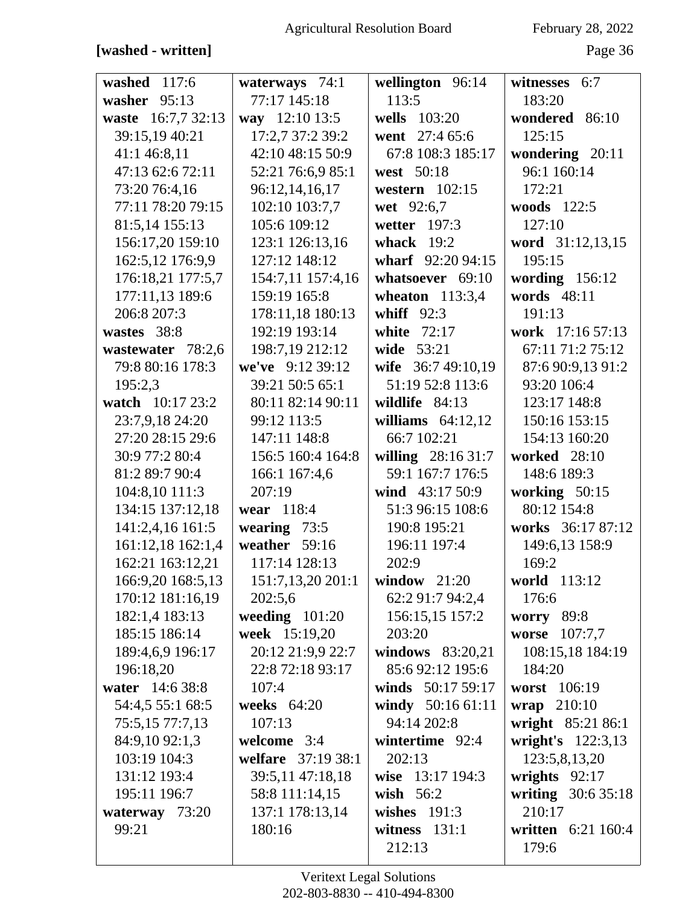**[washed - written]**

**washed** 117:6
**washer** 95:13
**waste** 16:7,7 32:13 39:15,19 40:21 41:1 46:8,11 47:13 62:6 72:11 73:20 76:4,16 77:11 78:20 79:15 81:5,14 155:13 156:17,20 159:10 162:5,12 176:9,9 176:18,21 177:5,7 177:11,13 189:6 206:8 207:3
**wastes** 38:8
**wastewater** 78:2,6 79:8 80:16 178:3 195:2,3
**watch** 10:17 23:2 23:7,9,18 24:20 27:20 28:15 29:6 30:9 77:2 80:4 81:2 89:7 90:4 104:8,10 111:3 134:15 137:12,18 141:2,4,16 161:5 161:12,18 162:1,4 162:21 163:12,21 166:9,20 168:5,13 170:12 181:16,19 182:1,4 183:13 185:15 186:14 189:4,6,9 196:17 196:18,20
**water** 14:6 38:8 54:4,5 55:1 68:5 75:5,15 77:7,13 84:9,10 92:1,3 103:19 104:3 131:12 193:4 195:11 196:7
**waterway** 73:20 99:21
**waterways** 74:1 77:17 145:18
**way** 12:10 13:5 17:2,7 37:2 39:2 42:10 48:15 50:9 52:21 76:6,9 85:1 96:12,14,16,17 102:10 103:7,7 105:6 109:12 123:1 126:13,16 127:12 148:12 154:7,11 157:4,16 159:19 165:8 178:11,18 180:13 192:19 193:14 198:7,19 212:12
**we've** 9:12 39:12 39:21 50:5 65:1 80:11 82:14 90:11 99:12 113:5 147:11 148:8 156:5 160:4 164:8 166:1 167:4,6 207:19
**wear** 118:4
**wearing** 73:5
**weather** 59:16 117:14 128:13 151:7,13,20 201:1 202:5,6
**weeding** 101:20
**week** 15:19,20 20:12 21:9,9 22:7 22:8 72:18 93:17 107:4
**weeks** 64:20 107:13
**welcome** 3:4
**welfare** 37:19 38:1 39:5,11 47:18,18 58:8 111:14,15 137:1 178:13,14 180:16
**wellington** 96:14 113:5
**wells** 103:20
**went** 27:4 65:6 67:8 108:3 185:17
**west** 50:18
**western** 102:15
**wet** 92:6,7
**wetter** 197:3
**whack** 19:2
**wharf** 92:20 94:15
**whatsoever** 69:10
**wheaton** 113:3,4
**whiff** 92:3
**white** 72:17
**wide** 53:21
**wife** 36:7 49:10,19 51:19 52:8 113:6
**wildlife** 84:13
**williams** 64:12,12 66:7 102:21
**willing** 28:16 31:7 59:1 167:7 176:5
**wind** 43:17 50:9 51:3 96:15 108:6 190:8 195:21 196:11 197:4 202:9
**window** 21:20 62:2 91:7 94:2,4 156:15,15 157:2 203:20
**windows** 83:20,21 85:6 92:12 195:6
**winds** 50:17 59:17
**windy** 50:16 61:11 94:14 202:8
**wintertime** 92:4 202:13
**wise** 13:17 194:3
**wish** 56:2
**wishes** 191:3
**witness** 131:1 212:13
**witnesses** 6:7 183:20
**wondered** 86:10 125:15
**wondering** 20:11 96:1 160:14 172:21
**woods** 122:5 127:10
**word** 31:12,13,15 195:15
**wording** 156:12
**words** 48:11 191:13
**work** 17:16 57:13 67:11 71:2 75:12 87:6 90:9,13 91:2 93:20 106:4 123:17 148:8 150:16 153:15 154:13 160:20
**worked** 28:10 148:6 189:3
**working** 50:15 80:12 154:8
**works** 36:17 87:12 149:6,13 158:9 169:2
**world** 113:12 176:6
**worry** 89:8
**worse** 107:7,7 108:15,18 184:19 184:20
**worst** 106:19
**wrap** 210:10
**wright** 85:21 86:1
**wright's** 122:3,13 123:5,8,13,20
**wrights** 92:17
**writing** 30:6 35:18 210:17
**written** 6:21 160:4 179:6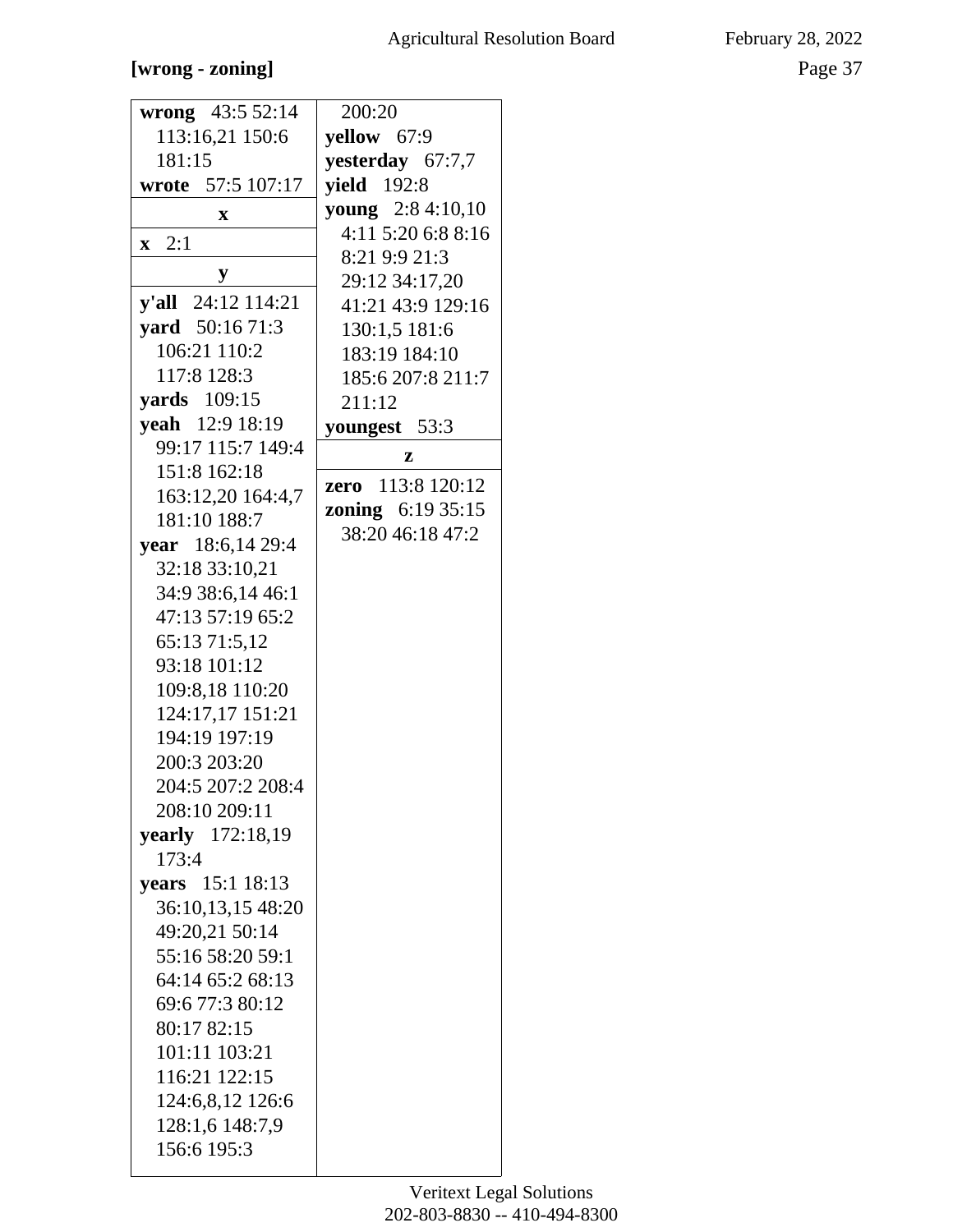**[wrong - zoning]**

**wrong** 43:5 52:14 113:16,21 150:6 181:15

**wrote** 57:5 107:17

**x**

**x** 2:1

**y**

**y'all** 24:12 114:21

**yard** 50:16 71:3 106:21 110:2 117:8 128:3

**yards** 109:15

**yeah** 12:9 18:19 99:17 115:7 149:4 151:8 162:18 163:12,20 164:4,7 181:10 188:7

**year** 18:6,14 29:4 32:18 33:10,21 34:9 38:6,14 46:1 47:13 57:19 65:2 65:13 71:5,12 93:18 101:12 109:8,18 110:20 124:17,17 151:21 194:19 197:19 200:3 203:20 204:5 207:2 208:4 208:10 209:11

**yearly** 172:18,19 173:4

**years** 15:1 18:13 36:10,13,15 48:20 49:20,21 50:14 55:16 58:20 59:1 64:14 65:2 68:13 69:6 77:3 80:12 80:17 82:15 101:11 103:21 116:21 122:15 124:6,8,12 126:6 128:1,6 148:7,9 156:6 195:3 200:20

**yellow** 67:9

**yesterday** 67:7,7

**yield** 192:8

**young** 2:8 4:10,10 4:11 5:20 6:8 8:16 8:21 9:9 21:3 29:12 34:17,20 41:21 43:9 129:16 130:1,5 181:6 183:19 184:10 185:6 207:8 211:7 211:12

**youngest** 53:3

**z**

**zero** 113:8 120:12

**zoning** 6:19 35:15 38:20 46:18 47:2